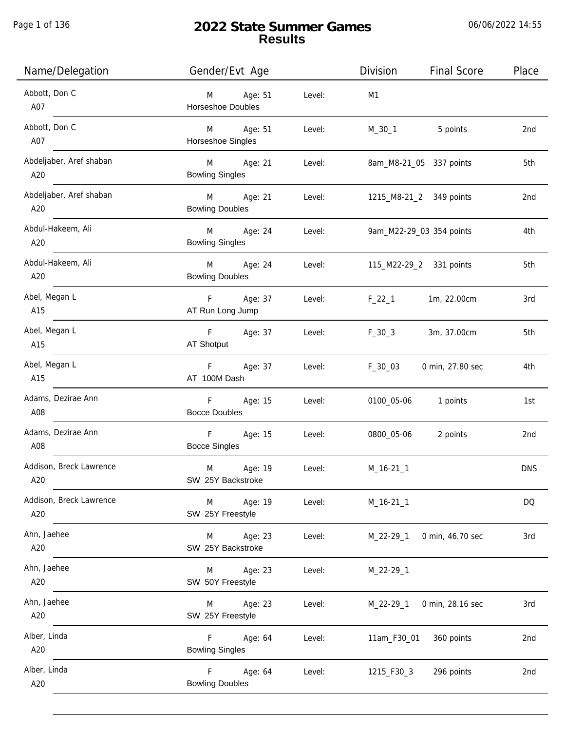# 2022 State Summer Games
## Results

| Name/Delegation | Gender/Evt Age | | Level: | Division | Final Score | Place |
|---|---|---|---|---|---|---|
| Abbott, Don C<br>A07 | M<br>Horseshoe Doubles | Age: 51 | Level: | M1 | | |
| Abbott, Don C<br>A07 | M<br>Horseshoe Singles | Age: 51 | Level: | M_30_1 | 5 points | 2nd |
| Abdeljaber, Aref shaban<br>A20 | M<br>Bowling Singles | Age: 21 | Level: | 8am_M8-21_05 | 337 points | 5th |
| Abdeljaber, Aref shaban<br>A20 | M<br>Bowling Doubles | Age: 21 | Level: | 1215_M8-21_2 | 349 points | 2nd |
| Abdul-Hakeem, Ali<br>A20 | M<br>Bowling Singles | Age: 24 | Level: | 9am_M22-29_03 | 354 points | 4th |
| Abdul-Hakeem, Ali<br>A20 | M<br>Bowling Doubles | Age: 24 | Level: | 115_M22-29_2 | 331 points | 5th |
| Abel, Megan L<br>A15 | F<br>AT Run Long Jump | Age: 37 | Level: | F_22_1 | 1m, 22.00cm | 3rd |
| Abel, Megan L<br>A15 | F<br>AT Shotput | Age: 37 | Level: | F_30_3 | 3m, 37.00cm | 5th |
| Abel, Megan L<br>A15 | F<br>AT 100M Dash | Age: 37 | Level: | F_30_03 | 0 min, 27.80 sec | 4th |
| Adams, Dezirae Ann<br>A08 | F<br>Bocce Doubles | Age: 15 | Level: | 0100_05-06 | 1 points | 1st |
| Adams, Dezirae Ann<br>A08 | F<br>Bocce Singles | Age: 15 | Level: | 0800_05-06 | 2 points | 2nd |
| Addison, Breck Lawrence<br>A20 | M<br>SW 25Y Backstroke | Age: 19 | Level: | M_16-21_1 | | DNS |
| Addison, Breck Lawrence<br>A20 | M<br>SW 25Y Freestyle | Age: 19 | Level: | M_16-21_1 | | DQ |
| Ahn, Jaehee<br>A20 | M<br>SW 25Y Backstroke | Age: 23 | Level: | M_22-29_1 | 0 min, 46.70 sec | 3rd |
| Ahn, Jaehee<br>A20 | M<br>SW 50Y Freestyle | Age: 23 | Level: | M_22-29_1 | | |
| Ahn, Jaehee<br>A20 | M<br>SW 25Y Freestyle | Age: 23 | Level: | M_22-29_1 | 0 min, 28.16 sec | 3rd |
| Alber, Linda<br>A20 | F<br>Bowling Singles | Age: 64 | Level: | 11am_F30_01 | 360 points | 2nd |
| Alber, Linda<br>A20 | F<br>Bowling Doubles | Age: 64 | Level: | 1215_F30_3 | 296 points | 2nd |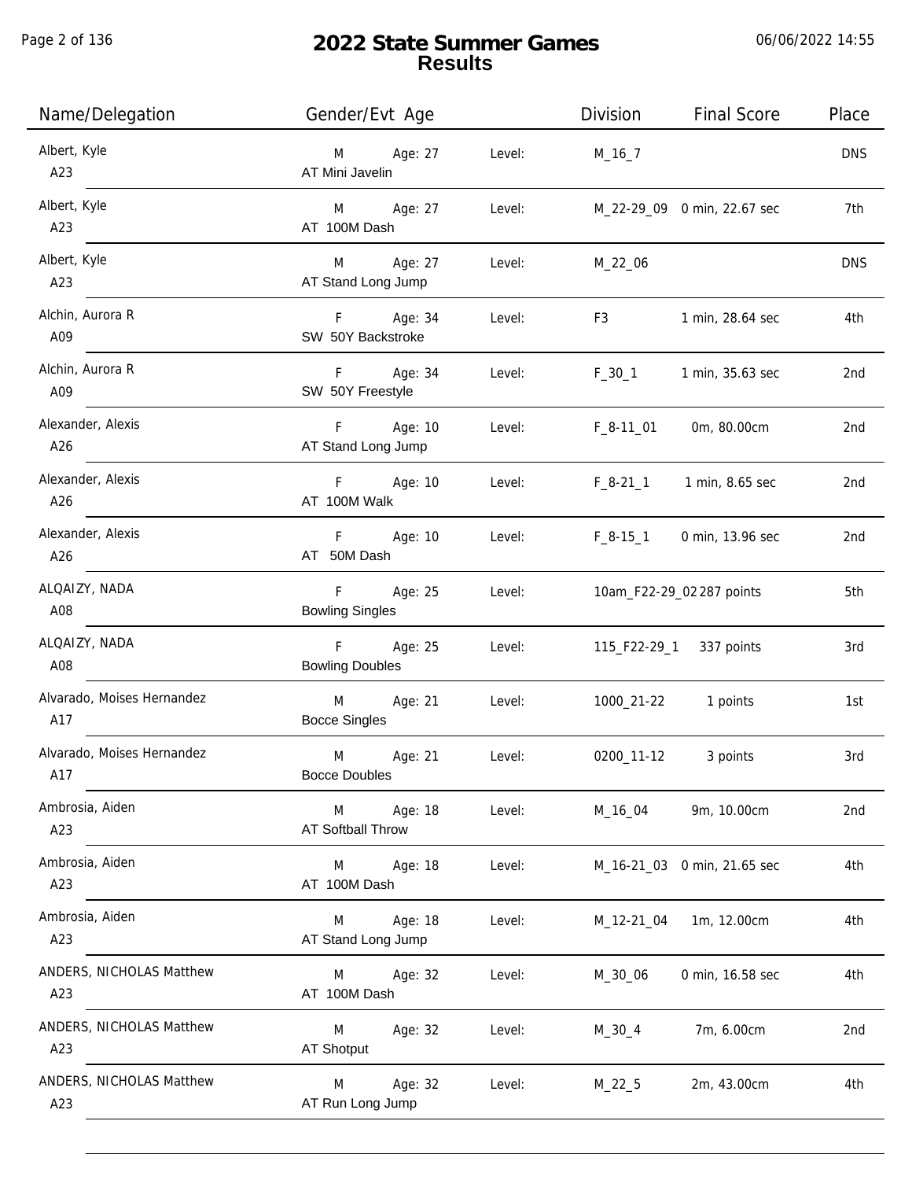# 2022 State Summer Games
## Results

06/06/2022 14:55

| Name/Delegation | Gender/Evt Age | | Division | Final Score | Place |
|---|---|---|---|---|---|
| Albert, Kyle<br>A23 | M Age: 27<br>AT Mini Javelin | Level: | M_16_7 | | DNS |
| Albert, Kyle<br>A23 | M Age: 27<br>AT 100M Dash | Level: | M_22-29_09 | 0 min, 22.67 sec | 7th |
| Albert, Kyle<br>A23 | M Age: 27<br>AT Stand Long Jump | Level: | M_22_06 | | DNS |
| Alchin, Aurora R<br>A09 | F Age: 34<br>SW 50Y Backstroke | Level: | F3 | 1 min, 28.64 sec | 4th |
| Alchin, Aurora R<br>A09 | F Age: 34<br>SW 50Y Freestyle | Level: | F_30_1 | 1 min, 35.63 sec | 2nd |
| Alexander, Alexis<br>A26 | F Age: 10<br>AT Stand Long Jump | Level: | F_8-11_01 | 0m, 80.00cm | 2nd |
| Alexander, Alexis<br>A26 | F Age: 10<br>AT 100M Walk | Level: | F_8-21_1 | 1 min, 8.65 sec | 2nd |
| Alexander, Alexis<br>A26 | F Age: 10<br>AT 50M Dash | Level: | F_8-15_1 | 0 min, 13.96 sec | 2nd |
| ALQAIZY, NADA<br>A08 | F Age: 25<br>Bowling Singles | Level: | 10am_F22-29_02 | 287 points | 5th |
| ALQAIZY, NADA<br>A08 | F Age: 25<br>Bowling Doubles | Level: | 115_F22-29_1 | 337 points | 3rd |
| Alvarado, Moises Hernandez<br>A17 | M Age: 21<br>Bocce Singles | Level: | 1000_21-22 | 1 points | 1st |
| Alvarado, Moises Hernandez<br>A17 | M Age: 21<br>Bocce Doubles | Level: | 0200_11-12 | 3 points | 3rd |
| Ambrosia, Aiden<br>A23 | M Age: 18<br>AT Softball Throw | Level: | M_16_04 | 9m, 10.00cm | 2nd |
| Ambrosia, Aiden<br>A23 | M Age: 18<br>AT 100M Dash | Level: | M_16-21_03 | 0 min, 21.65 sec | 4th |
| Ambrosia, Aiden<br>A23 | M Age: 18<br>AT Stand Long Jump | Level: | M_12-21_04 | 1m, 12.00cm | 4th |
| ANDERS, NICHOLAS Matthew<br>A23 | M Age: 32<br>AT 100M Dash | Level: | M_30_06 | 0 min, 16.58 sec | 4th |
| ANDERS, NICHOLAS Matthew<br>A23 | M Age: 32<br>AT Shotput | Level: | M_30_4 | 7m, 6.00cm | 2nd |
| ANDERS, NICHOLAS Matthew<br>A23 | M Age: 32<br>AT Run Long Jump | Level: | M_22_5 | 2m, 43.00cm | 4th |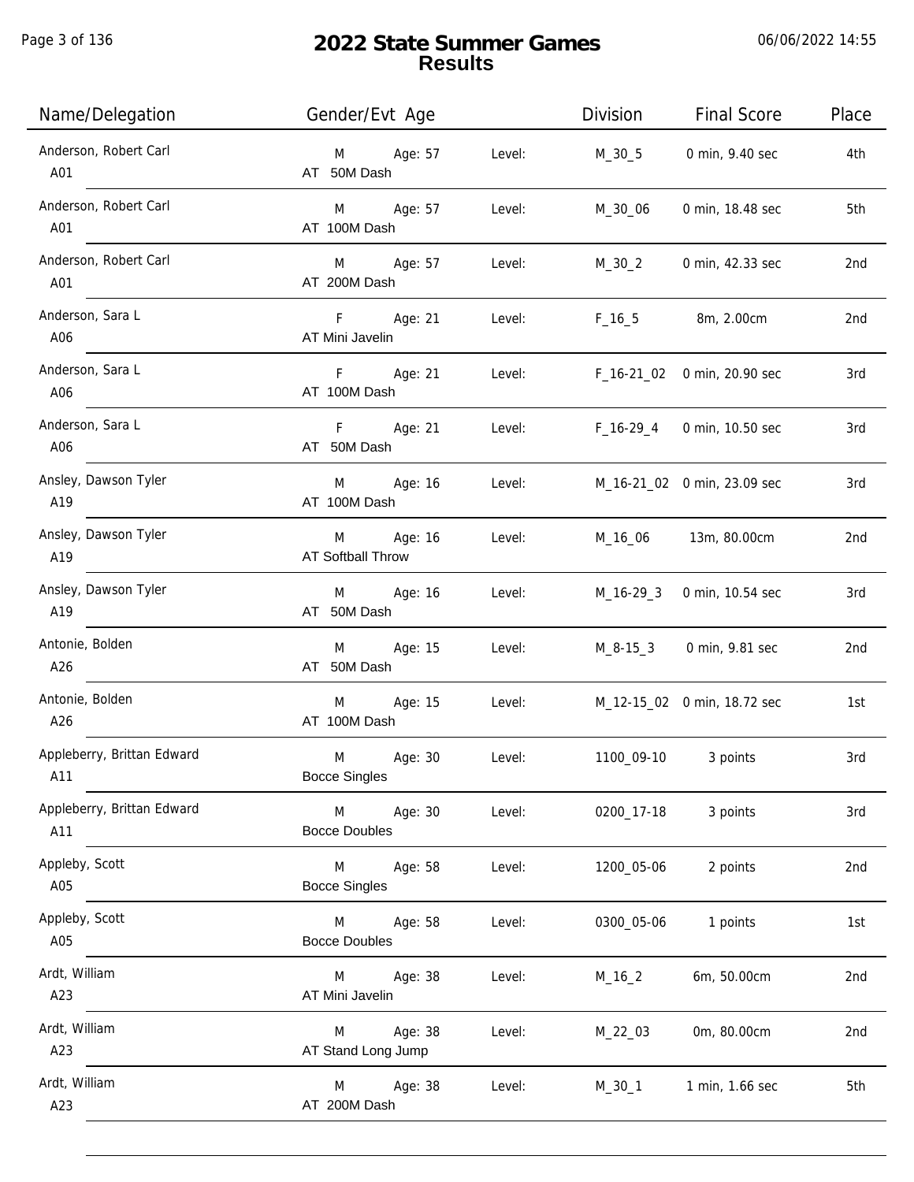# 2022 State Summer Games
## Results

06/06/2022 14:55

| Name/Delegation | Gender/Evt Age | | Level: | Division | Final Score | Place |
|---|---|---|---|---|---|---|
| Anderson, Robert Carl A01 | M AT 50M Dash | Age: 57 | Level: | M_30_5 | 0 min, 9.40 sec | 4th |
| Anderson, Robert Carl A01 | M AT 100M Dash | Age: 57 | Level: | M_30_06 | 0 min, 18.48 sec | 5th |
| Anderson, Robert Carl A01 | M AT 200M Dash | Age: 57 | Level: | M_30_2 | 0 min, 42.33 sec | 2nd |
| Anderson, Sara L A06 | F AT Mini Javelin | Age: 21 | Level: | F_16_5 | 8m, 2.00cm | 2nd |
| Anderson, Sara L A06 | F AT 100M Dash | Age: 21 | Level: | F_16-21_02 | 0 min, 20.90 sec | 3rd |
| Anderson, Sara L A06 | F AT 50M Dash | Age: 21 | Level: | F_16-29_4 | 0 min, 10.50 sec | 3rd |
| Ansley, Dawson Tyler A19 | M AT 100M Dash | Age: 16 | Level: | M_16-21_02 | 0 min, 23.09 sec | 3rd |
| Ansley, Dawson Tyler A19 | M AT Softball Throw | Age: 16 | Level: | M_16_06 | 13m, 80.00cm | 2nd |
| Ansley, Dawson Tyler A19 | M AT 50M Dash | Age: 16 | Level: | M_16-29_3 | 0 min, 10.54 sec | 3rd |
| Antonie, Bolden A26 | M AT 50M Dash | Age: 15 | Level: | M_8-15_3 | 0 min, 9.81 sec | 2nd |
| Antonie, Bolden A26 | M AT 100M Dash | Age: 15 | Level: | M_12-15_02 | 0 min, 18.72 sec | 1st |
| Appleberry, Brittan Edward A11 | M Bocce Singles | Age: 30 | Level: | 1100_09-10 | 3 points | 3rd |
| Appleberry, Brittan Edward A11 | M Bocce Doubles | Age: 30 | Level: | 0200_17-18 | 3 points | 3rd |
| Appleby, Scott A05 | M Bocce Singles | Age: 58 | Level: | 1200_05-06 | 2 points | 2nd |
| Appleby, Scott A05 | M Bocce Doubles | Age: 58 | Level: | 0300_05-06 | 1 points | 1st |
| Ardt, William A23 | M AT Mini Javelin | Age: 38 | Level: | M_16_2 | 6m, 50.00cm | 2nd |
| Ardt, William A23 | M AT Stand Long Jump | Age: 38 | Level: | M_22_03 | 0m, 80.00cm | 2nd |
| Ardt, William A23 | M AT 200M Dash | Age: 38 | Level: | M_30_1 | 1 min, 1.66 sec | 5th |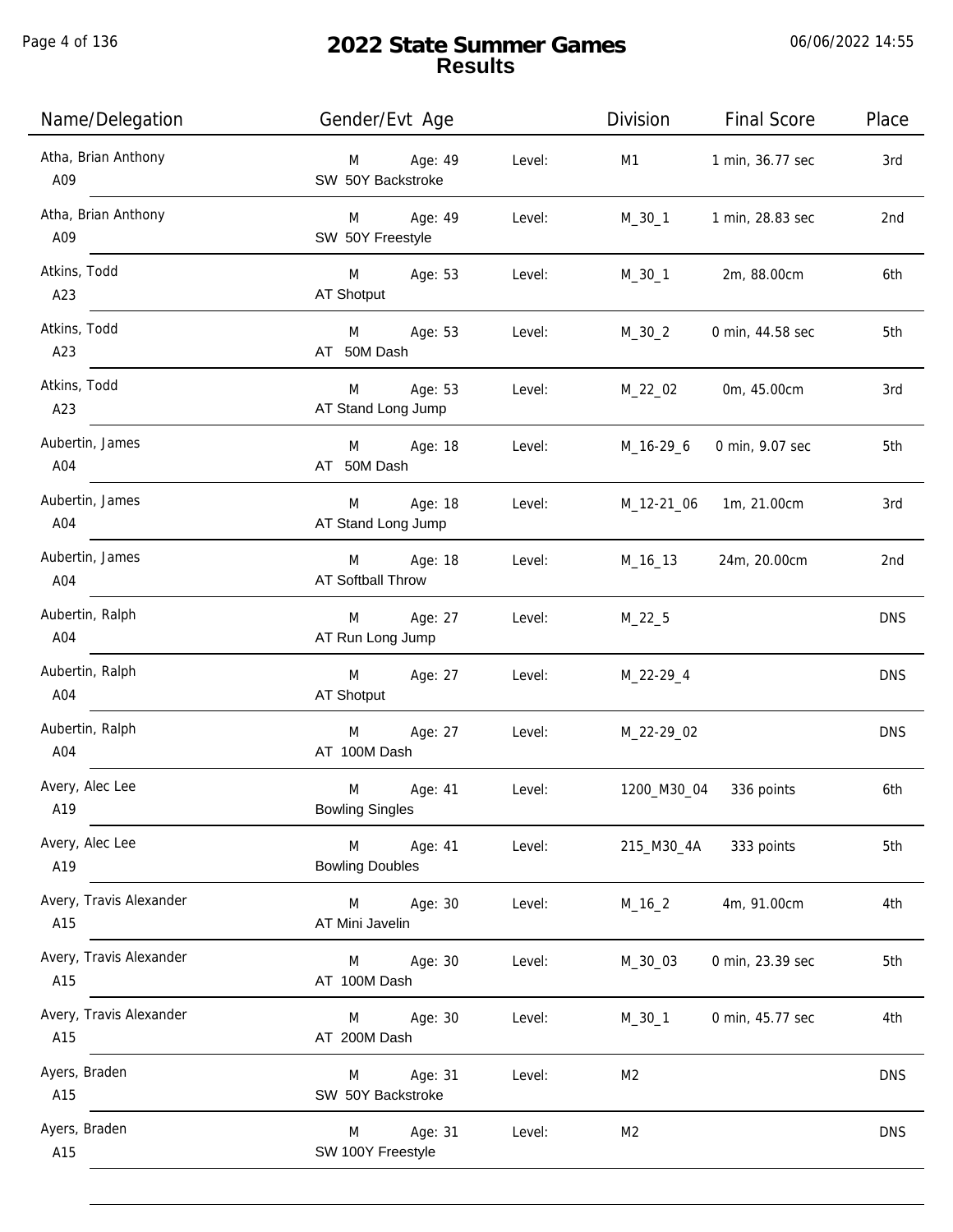# 2022 State Summer Games
## Results

| Name/Delegation | Gender/Evt Age | | Level: | Division | Final Score | Place |
|---|---|---|---|---|---|---|
| Atha, Brian Anthony<br>A09 | M<br>SW 50Y Backstroke | Age: 49 | Level: | M1 | 1 min, 36.77 sec | 3rd |
| Atha, Brian Anthony<br>A09 | M<br>SW 50Y Freestyle | Age: 49 | Level: | M_30_1 | 1 min, 28.83 sec | 2nd |
| Atkins, Todd<br>A23 | M<br>AT Shotput | Age: 53 | Level: | M_30_1 | 2m, 88.00cm | 6th |
| Atkins, Todd<br>A23 | M<br>AT 50M Dash | Age: 53 | Level: | M_30_2 | 0 min, 44.58 sec | 5th |
| Atkins, Todd<br>A23 | M<br>AT Stand Long Jump | Age: 53 | Level: | M_22_02 | 0m, 45.00cm | 3rd |
| Aubertin, James<br>A04 | M<br>AT 50M Dash | Age: 18 | Level: | M_16-29_6 | 0 min, 9.07 sec | 5th |
| Aubertin, James<br>A04 | M<br>AT Stand Long Jump | Age: 18 | Level: | M_12-21_06 | 1m, 21.00cm | 3rd |
| Aubertin, James<br>A04 | M<br>AT Softball Throw | Age: 18 | Level: | M_16_13 | 24m, 20.00cm | 2nd |
| Aubertin, Ralph<br>A04 | M<br>AT Run Long Jump | Age: 27 | Level: | M_22_5 | | DNS |
| Aubertin, Ralph<br>A04 | M<br>AT Shotput | Age: 27 | Level: | M_22-29_4 | | DNS |
| Aubertin, Ralph<br>A04 | M<br>AT 100M Dash | Age: 27 | Level: | M_22-29_02 | | DNS |
| Avery, Alec Lee<br>A19 | M<br>Bowling Singles | Age: 41 | Level: | 1200_M30_04 | 336 points | 6th |
| Avery, Alec Lee<br>A19 | M<br>Bowling Doubles | Age: 41 | Level: | 215_M30_4A | 333 points | 5th |
| Avery, Travis Alexander<br>A15 | M<br>AT Mini Javelin | Age: 30 | Level: | M_16_2 | 4m, 91.00cm | 4th |
| Avery, Travis Alexander<br>A15 | M<br>AT 100M Dash | Age: 30 | Level: | M_30_03 | 0 min, 23.39 sec | 5th |
| Avery, Travis Alexander<br>A15 | M<br>AT 200M Dash | Age: 30 | Level: | M_30_1 | 0 min, 45.77 sec | 4th |
| Ayers, Braden<br>A15 | M<br>SW 50Y Backstroke | Age: 31 | Level: | M2 | | DNS |
| Ayers, Braden<br>A15 | M<br>SW 100Y Freestyle | Age: 31 | Level: | M2 | | DNS |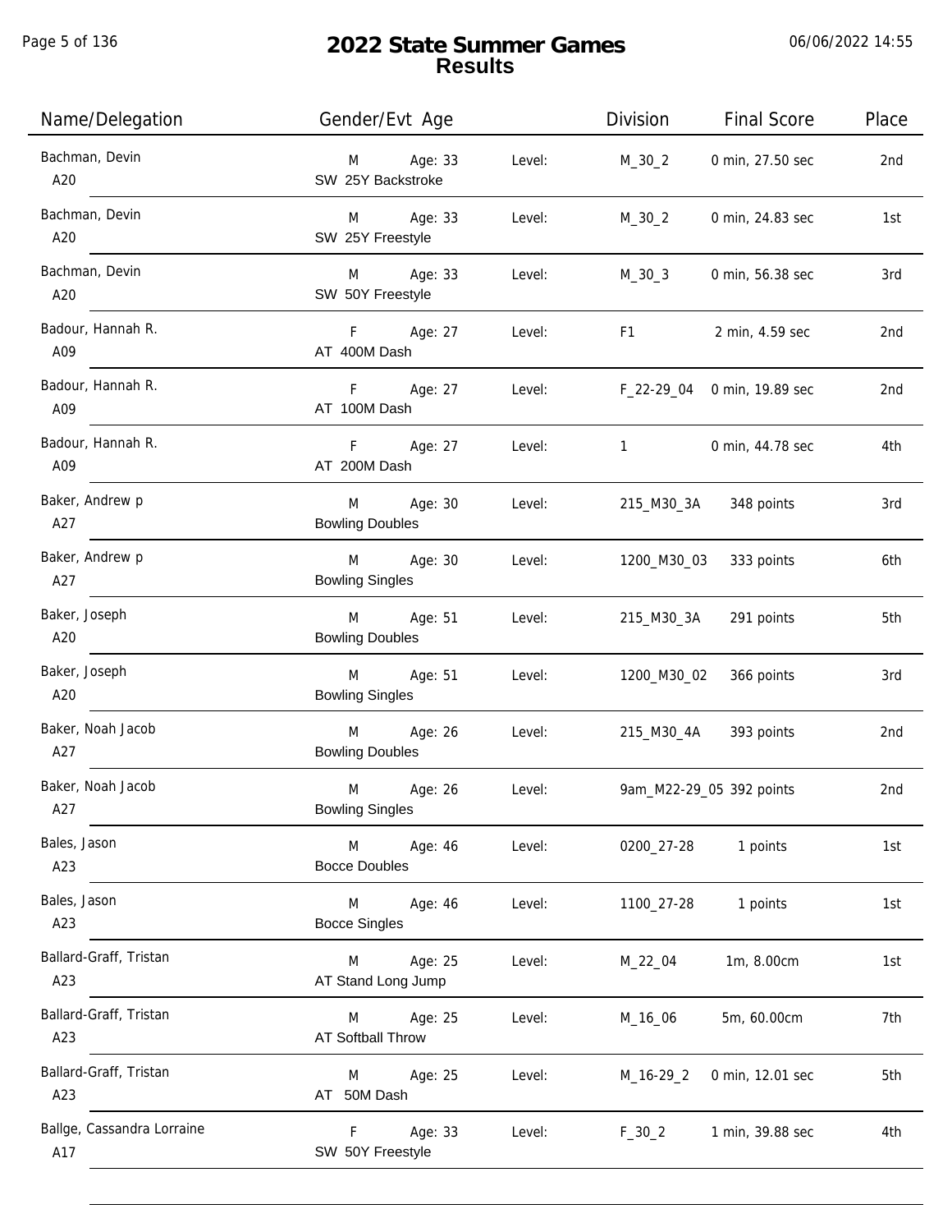# 2022 State Summer Games
## Results

06/06/2022 14:55

| Name/Delegation | Gender/Evt Age | | Level: | Division | Final Score | Place |
|---|---|---|---|---|---|---|
| Bachman, Devin<br>A20 | M<br>SW 25Y Backstroke | Age: 33 | Level: | M_30_2 | 0 min, 27.50 sec | 2nd |
| Bachman, Devin<br>A20 | M<br>SW 25Y Freestyle | Age: 33 | Level: | M_30_2 | 0 min, 24.83 sec | 1st |
| Bachman, Devin<br>A20 | M<br>SW 50Y Freestyle | Age: 33 | Level: | M_30_3 | 0 min, 56.38 sec | 3rd |
| Badour, Hannah R.<br>A09 | F<br>AT 400M Dash | Age: 27 | Level: | F1 | 2 min, 4.59 sec | 2nd |
| Badour, Hannah R.<br>A09 | F<br>AT 100M Dash | Age: 27 | Level: | F_22-29_04 | 0 min, 19.89 sec | 2nd |
| Badour, Hannah R.<br>A09 | F<br>AT 200M Dash | Age: 27 | Level: | 1 | 0 min, 44.78 sec | 4th |
| Baker, Andrew p<br>A27 | M<br>Bowling Doubles | Age: 30 | Level: | 215_M30_3A | 348 points | 3rd |
| Baker, Andrew p<br>A27 | M<br>Bowling Singles | Age: 30 | Level: | 1200_M30_03 | 333 points | 6th |
| Baker, Joseph<br>A20 | M<br>Bowling Doubles | Age: 51 | Level: | 215_M30_3A | 291 points | 5th |
| Baker, Joseph<br>A20 | M<br>Bowling Singles | Age: 51 | Level: | 1200_M30_02 | 366 points | 3rd |
| Baker, Noah Jacob<br>A27 | M<br>Bowling Doubles | Age: 26 | Level: | 215_M30_4A | 393 points | 2nd |
| Baker, Noah Jacob<br>A27 | M<br>Bowling Singles | Age: 26 | Level: | 9am_M22-29_05 | 392 points | 2nd |
| Bales, Jason<br>A23 | M<br>Bocce Doubles | Age: 46 | Level: | 0200_27-28 | 1 points | 1st |
| Bales, Jason<br>A23 | M<br>Bocce Singles | Age: 46 | Level: | 1100_27-28 | 1 points | 1st |
| Ballard-Graff, Tristan<br>A23 | M<br>AT Stand Long Jump | Age: 25 | Level: | M_22_04 | 1m, 8.00cm | 1st |
| Ballard-Graff, Tristan<br>A23 | M<br>AT Softball Throw | Age: 25 | Level: | M_16_06 | 5m, 60.00cm | 7th |
| Ballard-Graff, Tristan<br>A23 | M<br>AT 50M Dash | Age: 25 | Level: | M_16-29_2 | 0 min, 12.01 sec | 5th |
| Ballge, Cassandra Lorraine<br>A17 | F<br>SW 50Y Freestyle | Age: 33 | Level: | F_30_2 | 1 min, 39.88 sec | 4th |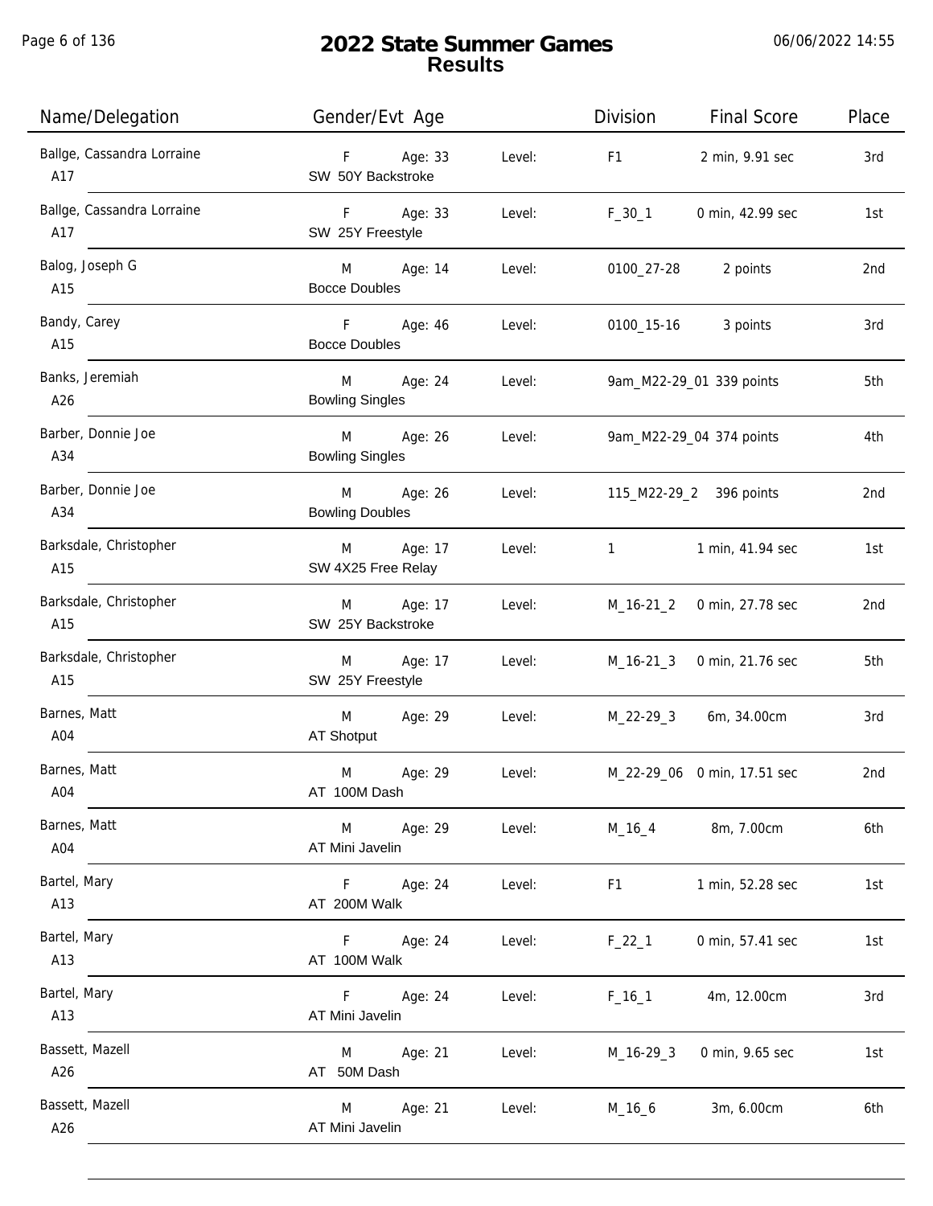# 2022 State Summer Games
## Results

| Name/Delegation | Gender/Evt Age | | Division | Final Score | Place |
|---|---|---|---|---|---|
| Ballge, Cassandra Lorraine<br>A17 | F Age: 33<br>SW 50Y Backstroke | Level: | F1 | 2 min, 9.91 sec | 3rd |
| Ballge, Cassandra Lorraine<br>A17 | F Age: 33<br>SW 25Y Freestyle | Level: | F_30_1 | 0 min, 42.99 sec | 1st |
| Balog, Joseph G<br>A15 | M Age: 14<br>Bocce Doubles | Level: | 0100_27-28 | 2 points | 2nd |
| Bandy, Carey<br>A15 | F Age: 46<br>Bocce Doubles | Level: | 0100_15-16 | 3 points | 3rd |
| Banks, Jeremiah<br>A26 | M Age: 24<br>Bowling Singles | Level: | 9am_M22-29_01 | 339 points | 5th |
| Barber, Donnie Joe<br>A34 | M Age: 26<br>Bowling Singles | Level: | 9am_M22-29_04 | 374 points | 4th |
| Barber, Donnie Joe<br>A34 | M Age: 26<br>Bowling Doubles | Level: | 115_M22-29_2 | 396 points | 2nd |
| Barksdale, Christopher<br>A15 | M Age: 17<br>SW 4X25 Free Relay | Level: | 1 | 1 min, 41.94 sec | 1st |
| Barksdale, Christopher<br>A15 | M Age: 17<br>SW 25Y Backstroke | Level: | M_16-21_2 | 0 min, 27.78 sec | 2nd |
| Barksdale, Christopher<br>A15 | M Age: 17<br>SW 25Y Freestyle | Level: | M_16-21_3 | 0 min, 21.76 sec | 5th |
| Barnes, Matt<br>A04 | M Age: 29<br>AT Shotput | Level: | M_22-29_3 | 6m, 34.00cm | 3rd |
| Barnes, Matt<br>A04 | M Age: 29<br>AT 100M Dash | Level: | M_22-29_06 | 0 min, 17.51 sec | 2nd |
| Barnes, Matt<br>A04 | M Age: 29<br>AT Mini Javelin | Level: | M_16_4 | 8m, 7.00cm | 6th |
| Bartel, Mary<br>A13 | F Age: 24<br>AT 200M Walk | Level: | F1 | 1 min, 52.28 sec | 1st |
| Bartel, Mary<br>A13 | F Age: 24<br>AT 100M Walk | Level: | F_22_1 | 0 min, 57.41 sec | 1st |
| Bartel, Mary<br>A13 | F Age: 24<br>AT Mini Javelin | Level: | F_16_1 | 4m, 12.00cm | 3rd |
| Bassett, Mazell<br>A26 | M Age: 21<br>AT 50M Dash | Level: | M_16-29_3 | 0 min, 9.65 sec | 1st |
| Bassett, Mazell<br>A26 | M Age: 21<br>AT Mini Javelin | Level: | M_16_6 | 3m, 6.00cm | 6th |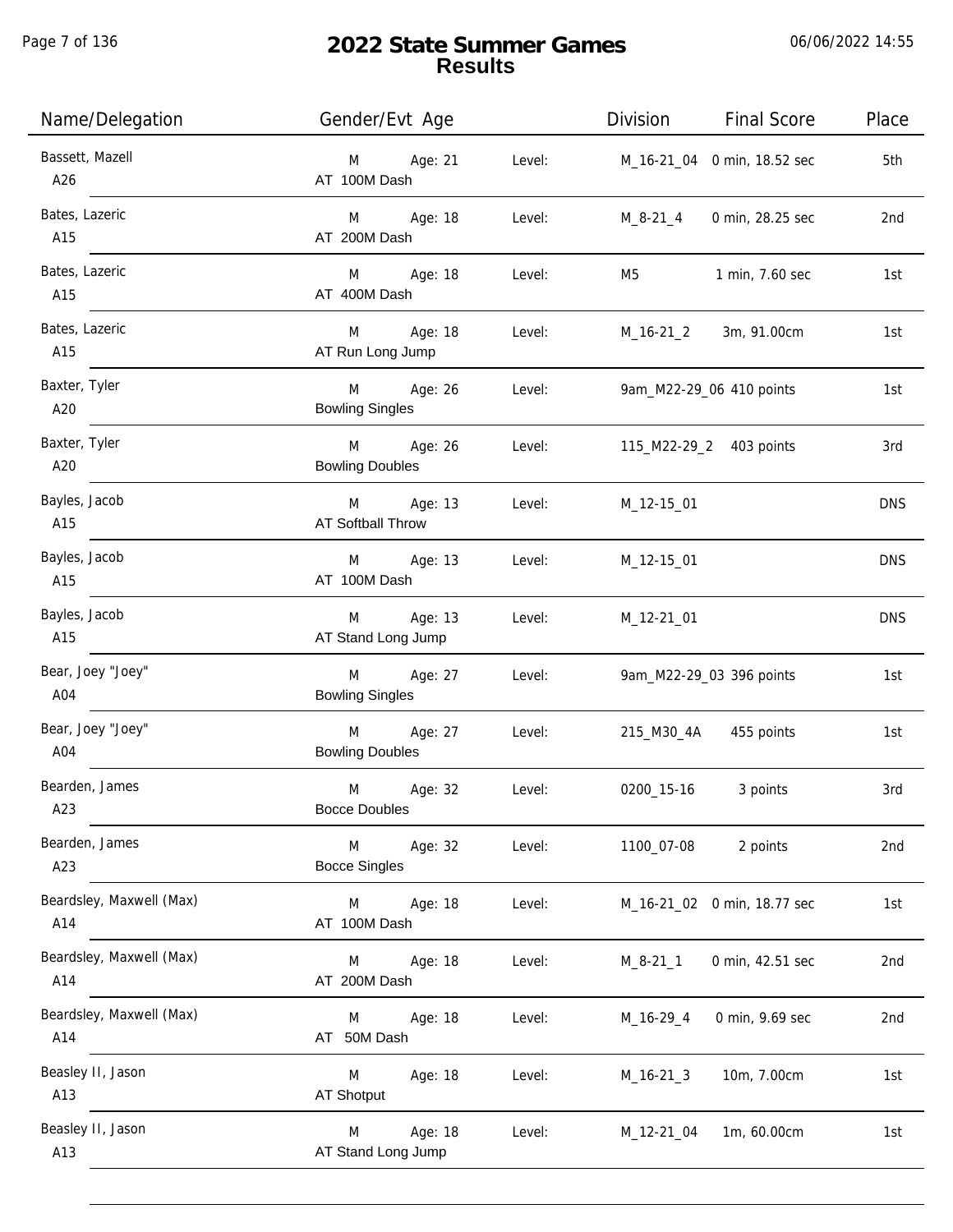# 2022 State Summer Games
## Results

06/06/2022 14:55

| Name/Delegation | Gender/Evt Age | | Division | Final Score | Place |
|---|---|---|---|---|---|
| Bassett, Mazell A26 | M Age: 21 AT 100M Dash | Level: | M_16-21_04 | 0 min, 18.52 sec | 5th |
| Bates, Lazeric A15 | M Age: 18 AT 200M Dash | Level: | M_8-21_4 | 0 min, 28.25 sec | 2nd |
| Bates, Lazeric A15 | M Age: 18 AT 400M Dash | Level: | M5 | 1 min, 7.60 sec | 1st |
| Bates, Lazeric A15 | M Age: 18 AT Run Long Jump | Level: | M_16-21_2 | 3m, 91.00cm | 1st |
| Baxter, Tyler A20 | M Age: 26 Bowling Singles | Level: | 9am_M22-29_06 | 410 points | 1st |
| Baxter, Tyler A20 | M Age: 26 Bowling Doubles | Level: | 115_M22-29_2 | 403 points | 3rd |
| Bayles, Jacob A15 | M Age: 13 AT Softball Throw | Level: | M_12-15_01 | | DNS |
| Bayles, Jacob A15 | M Age: 13 AT 100M Dash | Level: | M_12-15_01 | | DNS |
| Bayles, Jacob A15 | M Age: 13 AT Stand Long Jump | Level: | M_12-21_01 | | DNS |
| Bear, Joey "Joey" A04 | M Age: 27 Bowling Singles | Level: | 9am_M22-29_03 | 396 points | 1st |
| Bear, Joey "Joey" A04 | M Age: 27 Bowling Doubles | Level: | 215_M30_4A | 455 points | 1st |
| Bearden, James A23 | M Age: 32 Bocce Doubles | Level: | 0200_15-16 | 3 points | 3rd |
| Bearden, James A23 | M Age: 32 Bocce Singles | Level: | 1100_07-08 | 2 points | 2nd |
| Beardsley, Maxwell (Max) A14 | M Age: 18 AT 100M Dash | Level: | M_16-21_02 | 0 min, 18.77 sec | 1st |
| Beardsley, Maxwell (Max) A14 | M Age: 18 AT 200M Dash | Level: | M_8-21_1 | 0 min, 42.51 sec | 2nd |
| Beardsley, Maxwell (Max) A14 | M Age: 18 AT 50M Dash | Level: | M_16-29_4 | 0 min, 9.69 sec | 2nd |
| Beasley II, Jason A13 | M Age: 18 AT Shotput | Level: | M_16-21_3 | 10m, 7.00cm | 1st |
| Beasley II, Jason A13 | M Age: 18 AT Stand Long Jump | Level: | M_12-21_04 | 1m, 60.00cm | 1st |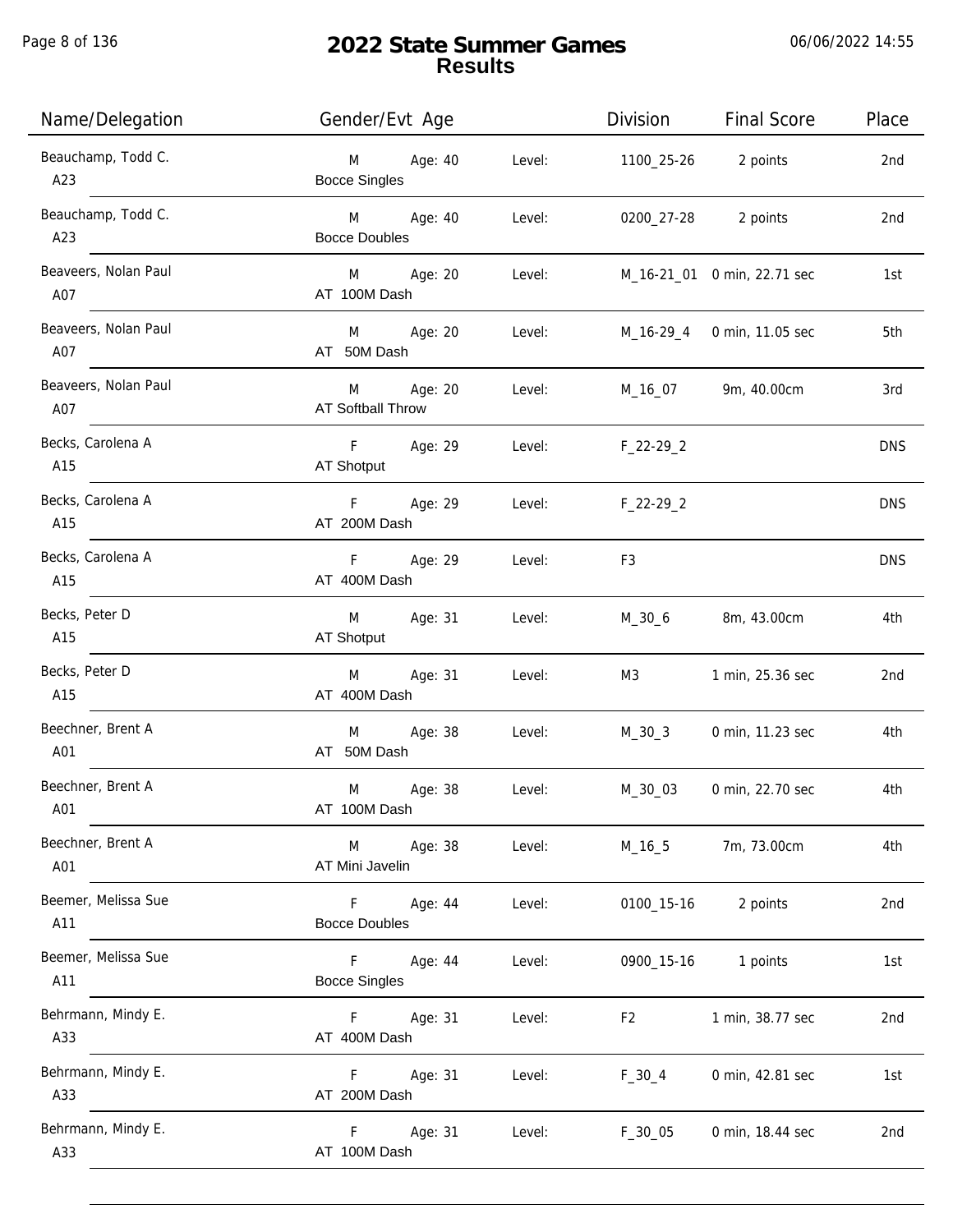# 2022 State Summer Games
## Results

06/06/2022 14:55

| Name/Delegation | Gender/Evt Age | | Division | Final Score | Place |
|---|---|---|---|---|---|
| Beauchamp, Todd C.<br>A23 | M Age: 40<br>Bocce Singles | Level: | 1100_25-26 | 2 points | 2nd |
| Beauchamp, Todd C.<br>A23 | M Age: 40<br>Bocce Doubles | Level: | 0200_27-28 | 2 points | 2nd |
| Beaveers, Nolan Paul<br>A07 | M Age: 20<br>AT 100M Dash | Level: | M_16-21_01 | 0 min, 22.71 sec | 1st |
| Beaveers, Nolan Paul<br>A07 | M Age: 20<br>AT 50M Dash | Level: | M_16-29_4 | 0 min, 11.05 sec | 5th |
| Beaveers, Nolan Paul<br>A07 | M Age: 20<br>AT Softball Throw | Level: | M_16_07 | 9m, 40.00cm | 3rd |
| Becks, Carolena A<br>A15 | F Age: 29<br>AT Shotput | Level: | F_22-29_2 | | DNS |
| Becks, Carolena A<br>A15 | F Age: 29<br>AT 200M Dash | Level: | F_22-29_2 | | DNS |
| Becks, Carolena A<br>A15 | F Age: 29<br>AT 400M Dash | Level: | F3 | | DNS |
| Becks, Peter D<br>A15 | M Age: 31<br>AT Shotput | Level: | M_30_6 | 8m, 43.00cm | 4th |
| Becks, Peter D<br>A15 | M Age: 31<br>AT 400M Dash | Level: | M3 | 1 min, 25.36 sec | 2nd |
| Beechner, Brent A<br>A01 | M Age: 38<br>AT 50M Dash | Level: | M_30_3 | 0 min, 11.23 sec | 4th |
| Beechner, Brent A<br>A01 | M Age: 38<br>AT 100M Dash | Level: | M_30_03 | 0 min, 22.70 sec | 4th |
| Beechner, Brent A<br>A01 | M Age: 38<br>AT Mini Javelin | Level: | M_16_5 | 7m, 73.00cm | 4th |
| Beemer, Melissa Sue<br>A11 | F Age: 44<br>Bocce Doubles | Level: | 0100_15-16 | 2 points | 2nd |
| Beemer, Melissa Sue<br>A11 | F Age: 44<br>Bocce Singles | Level: | 0900_15-16 | 1 points | 1st |
| Behrmann, Mindy E.<br>A33 | F Age: 31<br>AT 400M Dash | Level: | F2 | 1 min, 38.77 sec | 2nd |
| Behrmann, Mindy E.<br>A33 | F Age: 31<br>AT 200M Dash | Level: | F_30_4 | 0 min, 42.81 sec | 1st |
| Behrmann, Mindy E.<br>A33 | F Age: 31<br>AT 100M Dash | Level: | F_30_05 | 0 min, 18.44 sec | 2nd |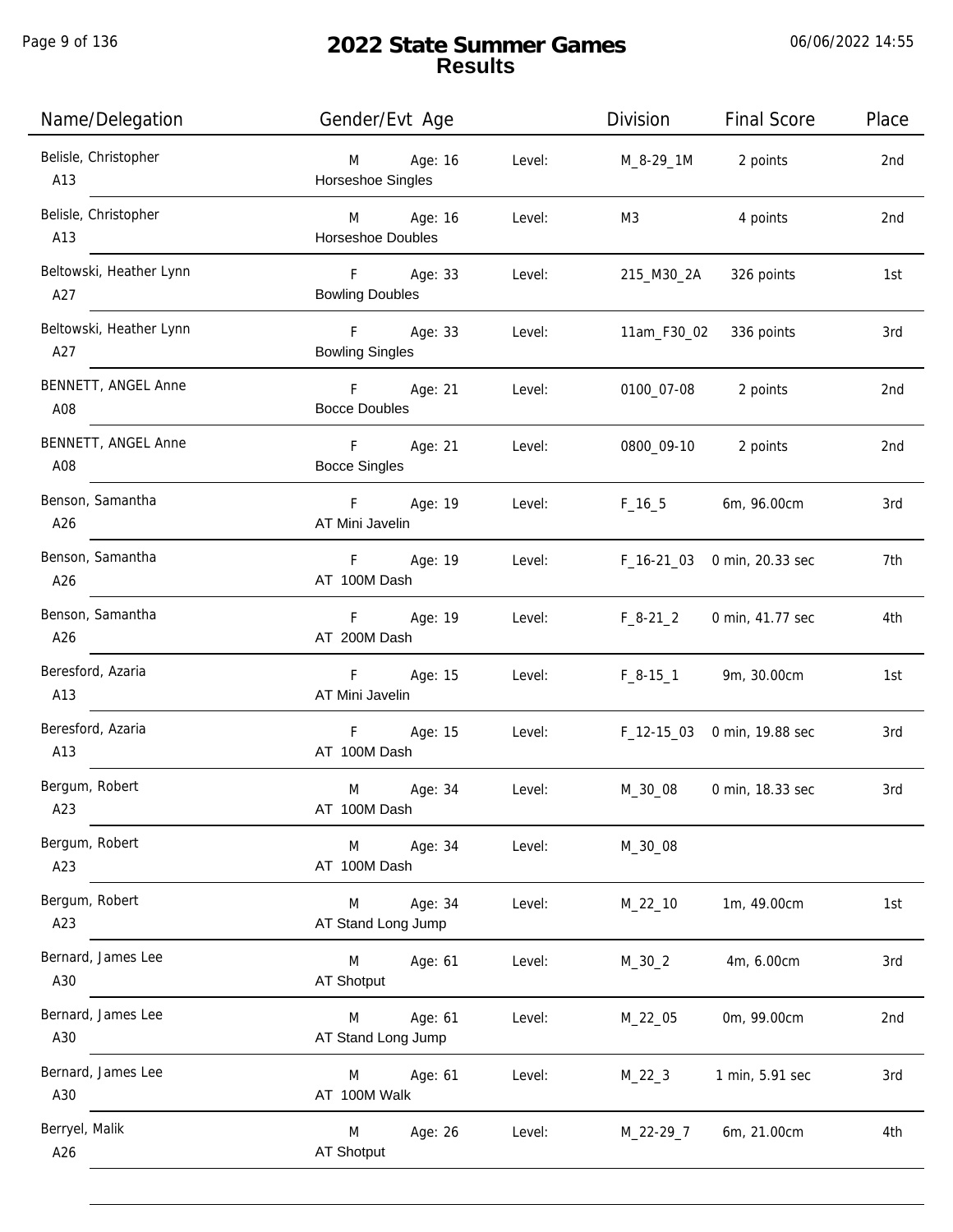# 2022 State Summer Games
## Results

06/06/2022 14:55

| Name/Delegation | Gender/Evt Age | | Division | Final Score | Place |
|---|---|---|---|---|---|
| Belisle, Christopher A13 | M Age: 16 Horseshoe Singles | Level: | M_8-29_1M | 2 points | 2nd |
| Belisle, Christopher A13 | M Age: 16 Horseshoe Doubles | Level: | M3 | 4 points | 2nd |
| Beltowski, Heather Lynn A27 | F Age: 33 Bowling Doubles | Level: | 215_M30_2A | 326 points | 1st |
| Beltowski, Heather Lynn A27 | F Age: 33 Bowling Singles | Level: | 11am_F30_02 | 336 points | 3rd |
| BENNETT, ANGEL Anne A08 | F Age: 21 Bocce Doubles | Level: | 0100_07-08 | 2 points | 2nd |
| BENNETT, ANGEL Anne A08 | F Age: 21 Bocce Singles | Level: | 0800_09-10 | 2 points | 2nd |
| Benson, Samantha A26 | F Age: 19 AT Mini Javelin | Level: | F_16_5 | 6m, 96.00cm | 3rd |
| Benson, Samantha A26 | F Age: 19 AT 100M Dash | Level: | F_16-21_03 | 0 min, 20.33 sec | 7th |
| Benson, Samantha A26 | F Age: 19 AT 200M Dash | Level: | F_8-21_2 | 0 min, 41.77 sec | 4th |
| Beresford, Azaria A13 | F Age: 15 AT Mini Javelin | Level: | F_8-15_1 | 9m, 30.00cm | 1st |
| Beresford, Azaria A13 | F Age: 15 AT 100M Dash | Level: | F_12-15_03 | 0 min, 19.88 sec | 3rd |
| Bergum, Robert A23 | M Age: 34 AT 100M Dash | Level: | M_30_08 | 0 min, 18.33 sec | 3rd |
| Bergum, Robert A23 | M Age: 34 AT 100M Dash | Level: | M_30_08 | | |
| Bergum, Robert A23 | M Age: 34 AT Stand Long Jump | Level: | M_22_10 | 1m, 49.00cm | 1st |
| Bernard, James Lee A30 | M Age: 61 AT Shotput | Level: | M_30_2 | 4m, 6.00cm | 3rd |
| Bernard, James Lee A30 | M Age: 61 AT Stand Long Jump | Level: | M_22_05 | 0m, 99.00cm | 2nd |
| Bernard, James Lee A30 | M Age: 61 AT 100M Walk | Level: | M_22_3 | 1 min, 5.91 sec | 3rd |
| Berryel, Malik A26 | M Age: 26 AT Shotput | Level: | M_22-29_7 | 6m, 21.00cm | 4th |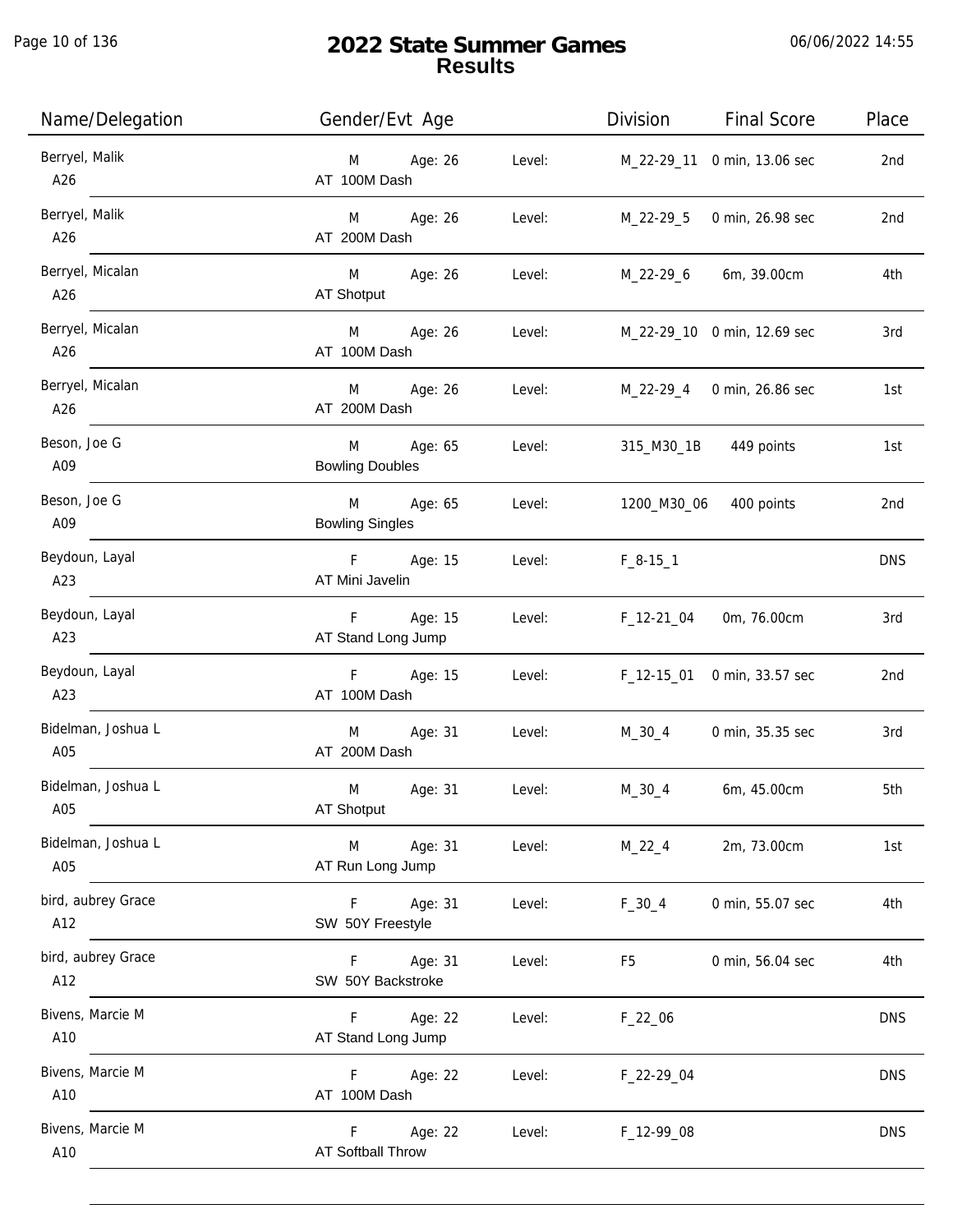# 2022 State Summer Games
## Results

06/06/2022 14:55

| Name/Delegation | Gender/Evt Age | | Level: | Division | Final Score | Place |
|---|---|---|---|---|---|---|
| Berryel, Malik A26 | M AT 100M Dash | Age: 26 | Level: | M_22-29_11 | 0 min, 13.06 sec | 2nd |
| Berryel, Malik A26 | M AT 200M Dash | Age: 26 | Level: | M_22-29_5 | 0 min, 26.98 sec | 2nd |
| Berryel, Micalan A26 | M AT Shotput | Age: 26 | Level: | M_22-29_6 | 6m, 39.00cm | 4th |
| Berryel, Micalan A26 | M AT 100M Dash | Age: 26 | Level: | M_22-29_10 | 0 min, 12.69 sec | 3rd |
| Berryel, Micalan A26 | M AT 200M Dash | Age: 26 | Level: | M_22-29_4 | 0 min, 26.86 sec | 1st |
| Beson, Joe G A09 | M Bowling Doubles | Age: 65 | Level: | 315_M30_1B | 449 points | 1st |
| Beson, Joe G A09 | M Bowling Singles | Age: 65 | Level: | 1200_M30_06 | 400 points | 2nd |
| Beydoun, Layal A23 | F AT Mini Javelin | Age: 15 | Level: | F_8-15_1 | | DNS |
| Beydoun, Layal A23 | F AT Stand Long Jump | Age: 15 | Level: | F_12-21_04 | 0m, 76.00cm | 3rd |
| Beydoun, Layal A23 | F AT 100M Dash | Age: 15 | Level: | F_12-15_01 | 0 min, 33.57 sec | 2nd |
| Bidelman, Joshua L A05 | M AT 200M Dash | Age: 31 | Level: | M_30_4 | 0 min, 35.35 sec | 3rd |
| Bidelman, Joshua L A05 | M AT Shotput | Age: 31 | Level: | M_30_4 | 6m, 45.00cm | 5th |
| Bidelman, Joshua L A05 | M AT Run Long Jump | Age: 31 | Level: | M_22_4 | 2m, 73.00cm | 1st |
| bird, aubrey Grace A12 | F SW 50Y Freestyle | Age: 31 | Level: | F_30_4 | 0 min, 55.07 sec | 4th |
| bird, aubrey Grace A12 | F SW 50Y Backstroke | Age: 31 | Level: | F5 | 0 min, 56.04 sec | 4th |
| Bivens, Marcie M A10 | F AT Stand Long Jump | Age: 22 | Level: | F_22_06 | | DNS |
| Bivens, Marcie M A10 | F AT 100M Dash | Age: 22 | Level: | F_22-29_04 | | DNS |
| Bivens, Marcie M A10 | F AT Softball Throw | Age: 22 | Level: | F_12-99_08 | | DNS |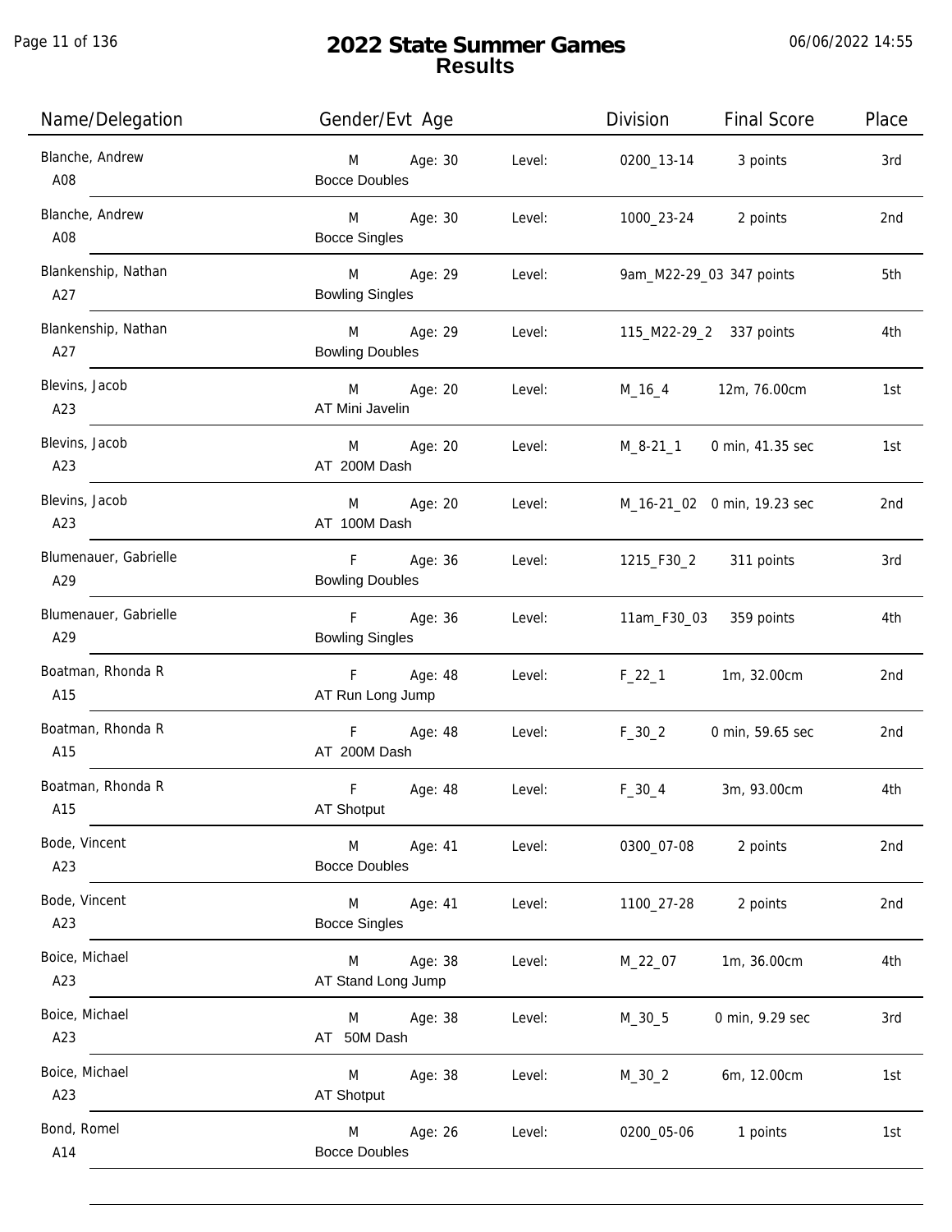# 2022 State Summer Games
## Results

06/06/2022 14:55

| Name/Delegation | Gender/Evt Age | | Level: | Division | Final Score | Place |
|---|---|---|---|---|---|---|
| Blanche, Andrew<br>A08 | M<br>Bocce Doubles | Age: 30 | Level: | 0200_13-14 | 3 points | 3rd |
| Blanche, Andrew<br>A08 | M<br>Bocce Singles | Age: 30 | Level: | 1000_23-24 | 2 points | 2nd |
| Blankenship, Nathan<br>A27 | M<br>Bowling Singles | Age: 29 | Level: | 9am_M22-29_03 | 347 points | 5th |
| Blankenship, Nathan<br>A27 | M<br>Bowling Doubles | Age: 29 | Level: | 115_M22-29_2 | 337 points | 4th |
| Blevins, Jacob<br>A23 | M<br>AT Mini Javelin | Age: 20 | Level: | M_16_4 | 12m, 76.00cm | 1st |
| Blevins, Jacob<br>A23 | M<br>AT 200M Dash | Age: 20 | Level: | M_8-21_1 | 0 min, 41.35 sec | 1st |
| Blevins, Jacob<br>A23 | M<br>AT 100M Dash | Age: 20 | Level: | M_16-21_02 | 0 min, 19.23 sec | 2nd |
| Blumenauer, Gabrielle<br>A29 | F<br>Bowling Doubles | Age: 36 | Level: | 1215_F30_2 | 311 points | 3rd |
| Blumenauer, Gabrielle<br>A29 | F<br>Bowling Singles | Age: 36 | Level: | 11am_F30_03 | 359 points | 4th |
| Boatman, Rhonda R<br>A15 | F<br>AT Run Long Jump | Age: 48 | Level: | F_22_1 | 1m, 32.00cm | 2nd |
| Boatman, Rhonda R<br>A15 | F<br>AT 200M Dash | Age: 48 | Level: | F_30_2 | 0 min, 59.65 sec | 2nd |
| Boatman, Rhonda R<br>A15 | F<br>AT Shotput | Age: 48 | Level: | F_30_4 | 3m, 93.00cm | 4th |
| Bode, Vincent<br>A23 | M<br>Bocce Doubles | Age: 41 | Level: | 0300_07-08 | 2 points | 2nd |
| Bode, Vincent<br>A23 | M<br>Bocce Singles | Age: 41 | Level: | 1100_27-28 | 2 points | 2nd |
| Boice, Michael<br>A23 | M<br>AT Stand Long Jump | Age: 38 | Level: | M_22_07 | 1m, 36.00cm | 4th |
| Boice, Michael<br>A23 | M<br>AT 50M Dash | Age: 38 | Level: | M_30_5 | 0 min, 9.29 sec | 3rd |
| Boice, Michael<br>A23 | M<br>AT Shotput | Age: 38 | Level: | M_30_2 | 6m, 12.00cm | 1st |
| Bond, Romel<br>A14 | M<br>Bocce Doubles | Age: 26 | Level: | 0200_05-06 | 1 points | 1st |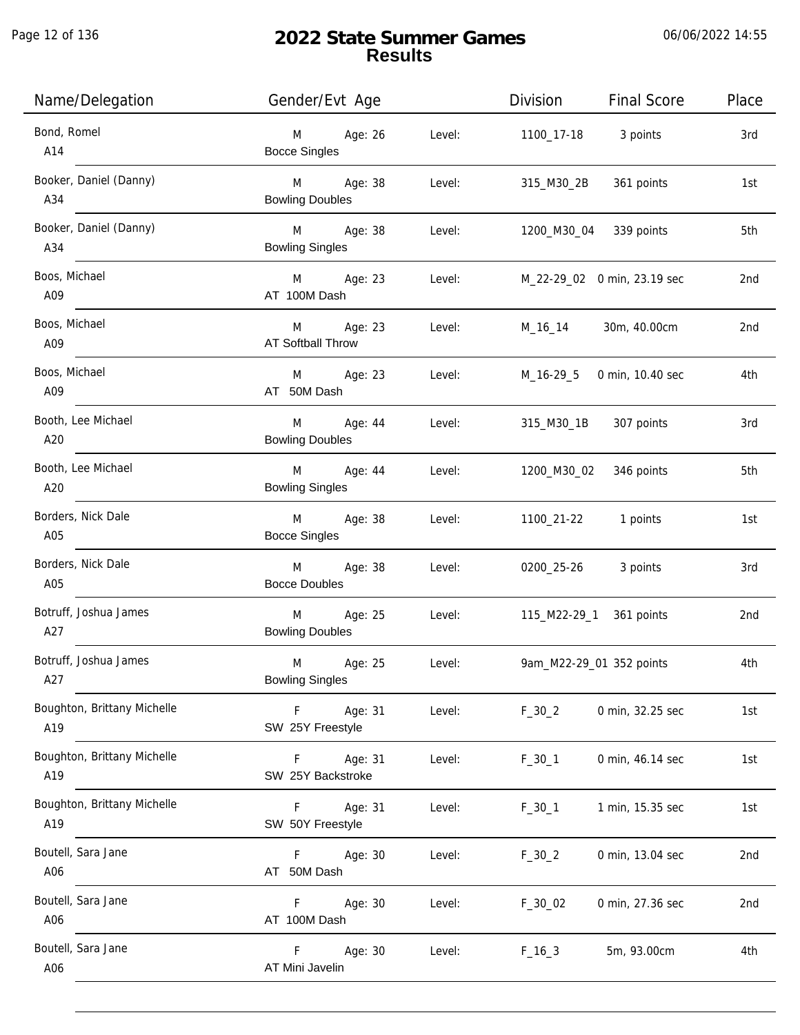# 2022 State Summer Games

## Results

06/06/2022 14:55

| Name/Delegation | Gender/Evt Age | | Level: | Division | Final Score | Place |
|---|---|---|---|---|---|---|
| Bond, Romel<br>A14 | M<br>Bocce Singles | Age: 26 | Level: | 1100_17-18 | 3 points | 3rd |
| Booker, Daniel (Danny)<br>A34 | M<br>Bowling Doubles | Age: 38 | Level: | 315_M30_2B | 361 points | 1st |
| Booker, Daniel (Danny)<br>A34 | M<br>Bowling Singles | Age: 38 | Level: | 1200_M30_04 | 339 points | 5th |
| Boos, Michael<br>A09 | M<br>AT 100M Dash | Age: 23 | Level: | M_22-29_02 | 0 min, 23.19 sec | 2nd |
| Boos, Michael<br>A09 | M<br>AT Softball Throw | Age: 23 | Level: | M_16_14 | 30m, 40.00cm | 2nd |
| Boos, Michael<br>A09 | M<br>AT 50M Dash | Age: 23 | Level: | M_16-29_5 | 0 min, 10.40 sec | 4th |
| Booth, Lee Michael<br>A20 | M<br>Bowling Doubles | Age: 44 | Level: | 315_M30_1B | 307 points | 3rd |
| Booth, Lee Michael<br>A20 | M<br>Bowling Singles | Age: 44 | Level: | 1200_M30_02 | 346 points | 5th |
| Borders, Nick Dale<br>A05 | M<br>Bocce Singles | Age: 38 | Level: | 1100_21-22 | 1 points | 1st |
| Borders, Nick Dale<br>A05 | M<br>Bocce Doubles | Age: 38 | Level: | 0200_25-26 | 3 points | 3rd |
| Botruff, Joshua James<br>A27 | M<br>Bowling Doubles | Age: 25 | Level: | 115_M22-29_1 | 361 points | 2nd |
| Botruff, Joshua James<br>A27 | M<br>Bowling Singles | Age: 25 | Level: | 9am_M22-29_01 | 352 points | 4th |
| Boughton, Brittany Michelle<br>A19 | F<br>SW 25Y Freestyle | Age: 31 | Level: | F_30_2 | 0 min, 32.25 sec | 1st |
| Boughton, Brittany Michelle<br>A19 | F<br>SW 25Y Backstroke | Age: 31 | Level: | F_30_1 | 0 min, 46.14 sec | 1st |
| Boughton, Brittany Michelle<br>A19 | F<br>SW 50Y Freestyle | Age: 31 | Level: | F_30_1 | 1 min, 15.35 sec | 1st |
| Boutell, Sara Jane<br>A06 | F<br>AT 50M Dash | Age: 30 | Level: | F_30_2 | 0 min, 13.04 sec | 2nd |
| Boutell, Sara Jane<br>A06 | F<br>AT 100M Dash | Age: 30 | Level: | F_30_02 | 0 min, 27.36 sec | 2nd |
| Boutell, Sara Jane<br>A06 | F<br>AT Mini Javelin | Age: 30 | Level: | F_16_3 | 5m, 93.00cm | 4th |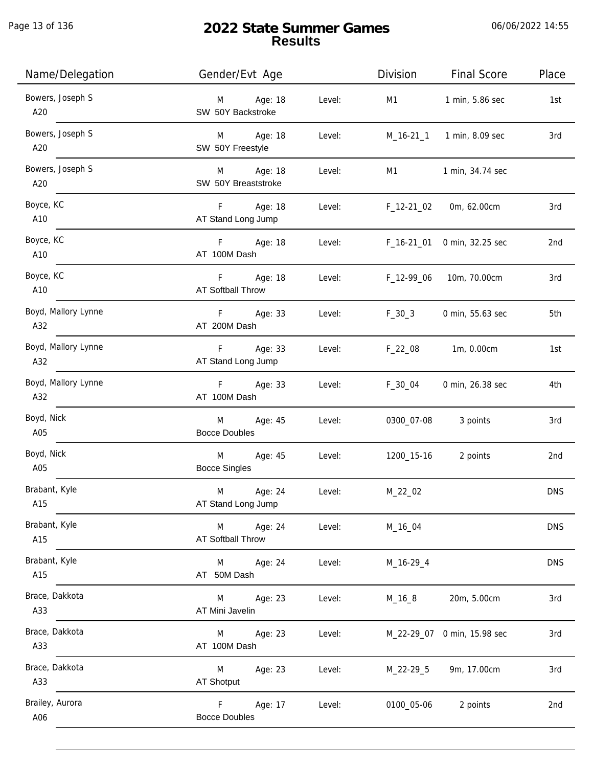# 2022 State Summer Games
## Results

| Name/Delegation | Gender/Evt Age | | Division | Final Score | Place |
|---|---|---|---|---|---|
| Bowers, Joseph S<br>A20 | M Age: 18<br>SW 50Y Backstroke | Level: | M1 | 1 min, 5.86 sec | 1st |
| Bowers, Joseph S<br>A20 | M Age: 18<br>SW 50Y Freestyle | Level: | M_16-21_1 | 1 min, 8.09 sec | 3rd |
| Bowers, Joseph S<br>A20 | M Age: 18<br>SW 50Y Breaststroke | Level: | M1 | 1 min, 34.74 sec | |
| Boyce, KC<br>A10 | F Age: 18<br>AT Stand Long Jump | Level: | F_12-21_02 | 0m, 62.00cm | 3rd |
| Boyce, KC<br>A10 | F Age: 18<br>AT 100M Dash | Level: | F_16-21_01 | 0 min, 32.25 sec | 2nd |
| Boyce, KC<br>A10 | F Age: 18<br>AT Softball Throw | Level: | F_12-99_06 | 10m, 70.00cm | 3rd |
| Boyd, Mallory Lynne<br>A32 | F Age: 33<br>AT 200M Dash | Level: | F_30_3 | 0 min, 55.63 sec | 5th |
| Boyd, Mallory Lynne<br>A32 | F Age: 33<br>AT Stand Long Jump | Level: | F_22_08 | 1m, 0.00cm | 1st |
| Boyd, Mallory Lynne<br>A32 | F Age: 33<br>AT 100M Dash | Level: | F_30_04 | 0 min, 26.38 sec | 4th |
| Boyd, Nick<br>A05 | M Age: 45<br>Bocce Doubles | Level: | 0300_07-08 | 3 points | 3rd |
| Boyd, Nick<br>A05 | M Age: 45<br>Bocce Singles | Level: | 1200_15-16 | 2 points | 2nd |
| Brabant, Kyle<br>A15 | M Age: 24<br>AT Stand Long Jump | Level: | M_22_02 | | DNS |
| Brabant, Kyle<br>A15 | M Age: 24<br>AT Softball Throw | Level: | M_16_04 | | DNS |
| Brabant, Kyle<br>A15 | M Age: 24<br>AT 50M Dash | Level: | M_16-29_4 | | DNS |
| Brace, Dakkota<br>A33 | M Age: 23<br>AT Mini Javelin | Level: | M_16_8 | 20m, 5.00cm | 3rd |
| Brace, Dakkota<br>A33 | M Age: 23<br>AT 100M Dash | Level: | M_22-29_07 | 0 min, 15.98 sec | 3rd |
| Brace, Dakkota<br>A33 | M Age: 23<br>AT Shotput | Level: | M_22-29_5 | 9m, 17.00cm | 3rd |
| Brailey, Aurora<br>A06 | F Age: 17<br>Bocce Doubles | Level: | 0100_05-06 | 2 points | 2nd |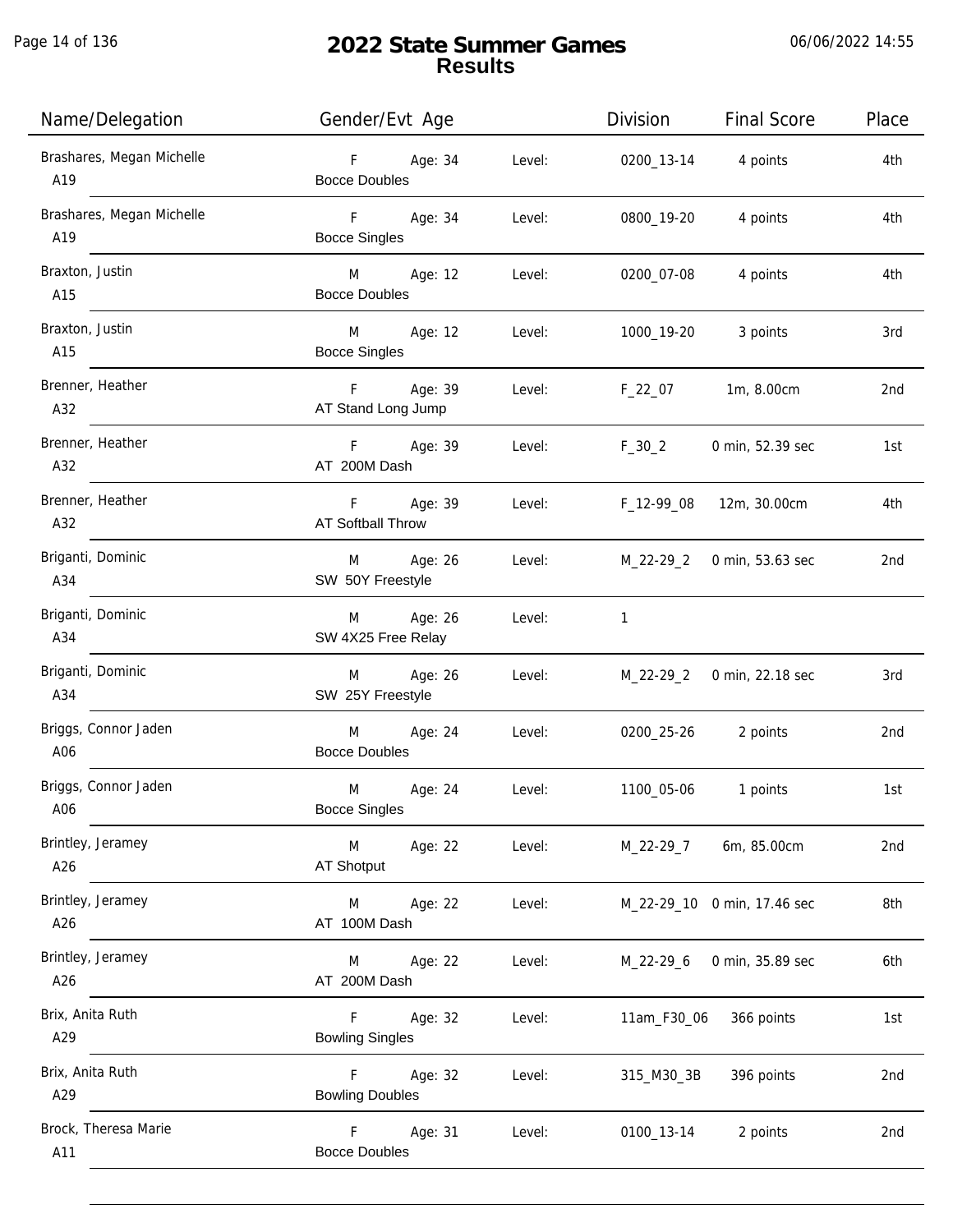# 2022 State Summer Games
## Results

06/06/2022 14:55

| Name/Delegation | Gender/Evt Age | | Level: | Division | Final Score | Place |
|---|---|---|---|---|---|---|
| Brashares, Megan Michelle A19 | F Bocce Doubles | Age: 34 | Level: | 0200_13-14 | 4 points | 4th |
| Brashares, Megan Michelle A19 | F Bocce Singles | Age: 34 | Level: | 0800_19-20 | 4 points | 4th |
| Braxton, Justin A15 | M Bocce Doubles | Age: 12 | Level: | 0200_07-08 | 4 points | 4th |
| Braxton, Justin A15 | M Bocce Singles | Age: 12 | Level: | 1000_19-20 | 3 points | 3rd |
| Brenner, Heather A32 | F AT Stand Long Jump | Age: 39 | Level: | F_22_07 | 1m, 8.00cm | 2nd |
| Brenner, Heather A32 | F AT 200M Dash | Age: 39 | Level: | F_30_2 | 0 min, 52.39 sec | 1st |
| Brenner, Heather A32 | F AT Softball Throw | Age: 39 | Level: | F_12-99_08 | 12m, 30.00cm | 4th |
| Briganti, Dominic A34 | M SW 50Y Freestyle | Age: 26 | Level: | M_22-29_2 | 0 min, 53.63 sec | 2nd |
| Briganti, Dominic A34 | M SW 4X25 Free Relay | Age: 26 | Level: | 1 | | |
| Briganti, Dominic A34 | M SW 25Y Freestyle | Age: 26 | Level: | M_22-29_2 | 0 min, 22.18 sec | 3rd |
| Briggs, Connor Jaden A06 | M Bocce Doubles | Age: 24 | Level: | 0200_25-26 | 2 points | 2nd |
| Briggs, Connor Jaden A06 | M Bocce Singles | Age: 24 | Level: | 1100_05-06 | 1 points | 1st |
| Brintley, Jeramey A26 | M AT Shotput | Age: 22 | Level: | M_22-29_7 | 6m, 85.00cm | 2nd |
| Brintley, Jeramey A26 | M AT 100M Dash | Age: 22 | Level: | M_22-29_10 | 0 min, 17.46 sec | 8th |
| Brintley, Jeramey A26 | M AT 200M Dash | Age: 22 | Level: | M_22-29_6 | 0 min, 35.89 sec | 6th |
| Brix, Anita Ruth A29 | F Bowling Singles | Age: 32 | Level: | 11am_F30_06 | 366 points | 1st |
| Brix, Anita Ruth A29 | F Bowling Doubles | Age: 32 | Level: | 315_M30_3B | 396 points | 2nd |
| Brock, Theresa Marie A11 | F Bocce Doubles | Age: 31 | Level: | 0100_13-14 | 2 points | 2nd |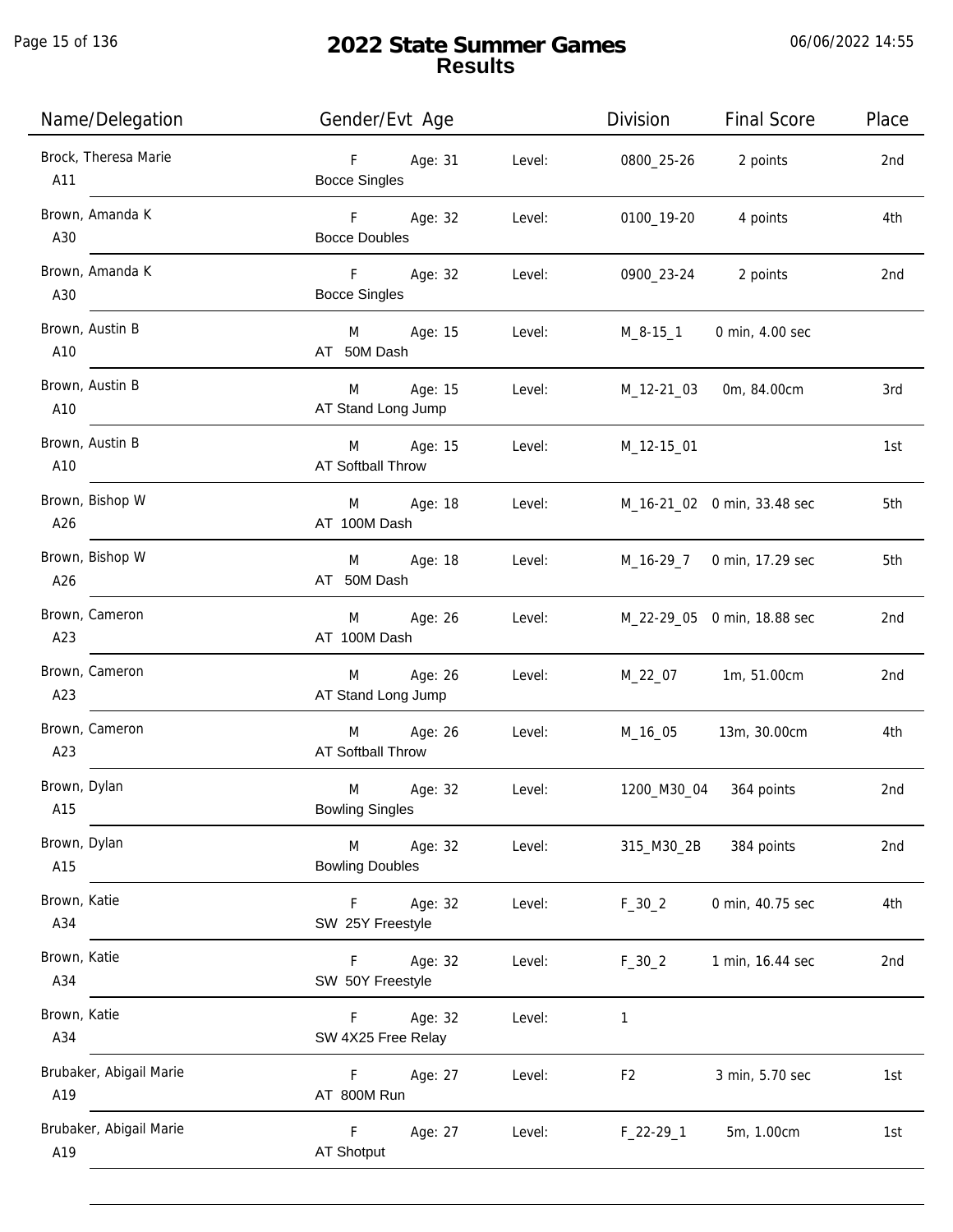# 2022 State Summer Games
## Results

| Name/Delegation | Gender/Evt Age | | Level: | Division | Final Score | Place |
|---|---|---|---|---|---|---|
| Brock, Theresa Marie A11 | F Bocce Singles | Age: 31 | Level: | 0800_25-26 | 2 points | 2nd |
| Brown, Amanda K A30 | F Bocce Doubles | Age: 32 | Level: | 0100_19-20 | 4 points | 4th |
| Brown, Amanda K A30 | F Bocce Singles | Age: 32 | Level: | 0900_23-24 | 2 points | 2nd |
| Brown, Austin B A10 | M AT 50M Dash | Age: 15 | Level: | M_8-15_1 | 0 min, 4.00 sec | |
| Brown, Austin B A10 | M AT Stand Long Jump | Age: 15 | Level: | M_12-21_03 | 0m, 84.00cm | 3rd |
| Brown, Austin B A10 | M AT Softball Throw | Age: 15 | Level: | M_12-15_01 | | 1st |
| Brown, Bishop W A26 | M AT 100M Dash | Age: 18 | Level: | M_16-21_02 | 0 min, 33.48 sec | 5th |
| Brown, Bishop W A26 | M AT 50M Dash | Age: 18 | Level: | M_16-29_7 | 0 min, 17.29 sec | 5th |
| Brown, Cameron A23 | M AT 100M Dash | Age: 26 | Level: | M_22-29_05 | 0 min, 18.88 sec | 2nd |
| Brown, Cameron A23 | M AT Stand Long Jump | Age: 26 | Level: | M_22_07 | 1m, 51.00cm | 2nd |
| Brown, Cameron A23 | M AT Softball Throw | Age: 26 | Level: | M_16_05 | 13m, 30.00cm | 4th |
| Brown, Dylan A15 | M Bowling Singles | Age: 32 | Level: | 1200_M30_04 | 364 points | 2nd |
| Brown, Dylan A15 | M Bowling Doubles | Age: 32 | Level: | 315_M30_2B | 384 points | 2nd |
| Brown, Katie A34 | F SW 25Y Freestyle | Age: 32 | Level: | F_30_2 | 0 min, 40.75 sec | 4th |
| Brown, Katie A34 | F SW 50Y Freestyle | Age: 32 | Level: | F_30_2 | 1 min, 16.44 sec | 2nd |
| Brown, Katie A34 | F SW 4X25 Free Relay | Age: 32 | Level: | 1 | | |
| Brubaker, Abigail Marie A19 | F AT 800M Run | Age: 27 | Level: | F2 | 3 min, 5.70 sec | 1st |
| Brubaker, Abigail Marie A19 | F AT Shotput | Age: 27 | Level: | F_22-29_1 | 5m, 1.00cm | 1st |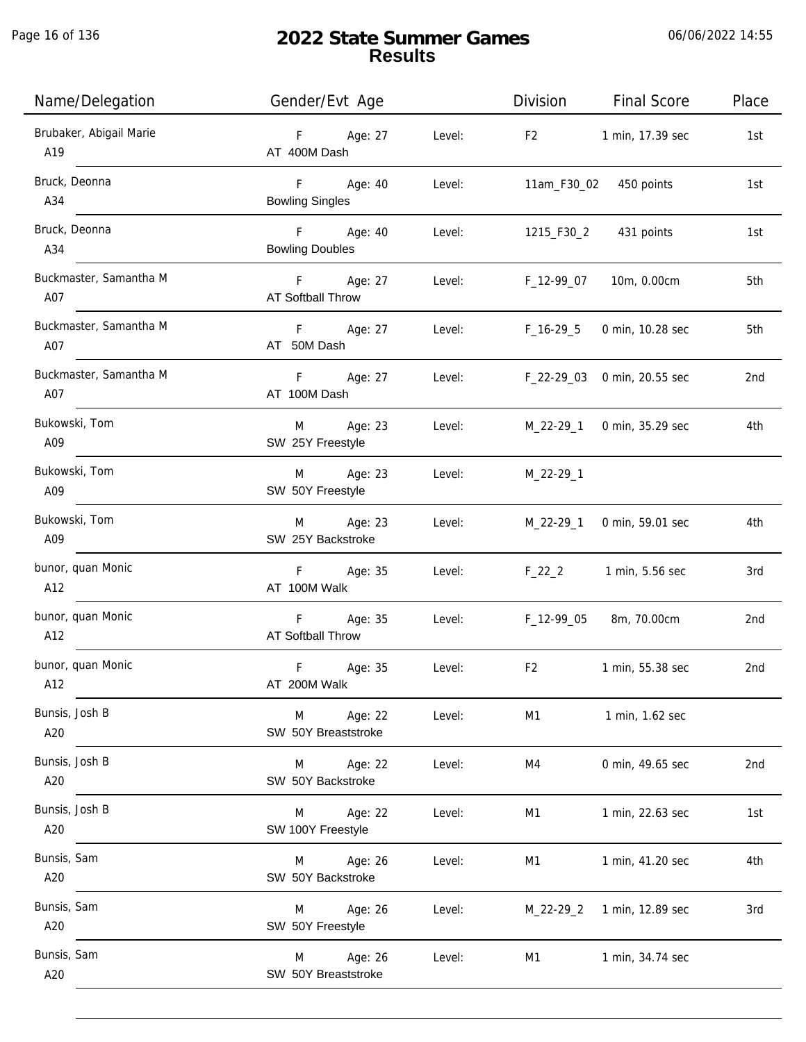# 2022 State Summer Games
## Results

06/06/2022 14:55

| Name/Delegation | Gender/Evt Age | | Division | Final Score | Place |
|---|---|---|---|---|---|
| Brubaker, Abigail Marie<br>A19 | F Age: 27<br>AT 400M Dash | Level: | F2 | 1 min, 17.39 sec | 1st |
| Bruck, Deonna<br>A34 | F Age: 40<br>Bowling Singles | Level: | 11am_F30_02 | 450 points | 1st |
| Bruck, Deonna<br>A34 | F Age: 40<br>Bowling Doubles | Level: | 1215_F30_2 | 431 points | 1st |
| Buckmaster, Samantha M<br>A07 | F Age: 27<br>AT Softball Throw | Level: | F_12-99_07 | 10m, 0.00cm | 5th |
| Buckmaster, Samantha M<br>A07 | F Age: 27<br>AT 50M Dash | Level: | F_16-29_5 | 0 min, 10.28 sec | 5th |
| Buckmaster, Samantha M<br>A07 | F Age: 27<br>AT 100M Dash | Level: | F_22-29_03 | 0 min, 20.55 sec | 2nd |
| Bukowski, Tom<br>A09 | M Age: 23<br>SW 25Y Freestyle | Level: | M_22-29_1 | 0 min, 35.29 sec | 4th |
| Bukowski, Tom<br>A09 | M Age: 23<br>SW 50Y Freestyle | Level: | M_22-29_1 | | |
| Bukowski, Tom<br>A09 | M Age: 23<br>SW 25Y Backstroke | Level: | M_22-29_1 | 0 min, 59.01 sec | 4th |
| bunor, quan Monic<br>A12 | F Age: 35<br>AT 100M Walk | Level: | F_22_2 | 1 min, 5.56 sec | 3rd |
| bunor, quan Monic<br>A12 | F Age: 35<br>AT Softball Throw | Level: | F_12-99_05 | 8m, 70.00cm | 2nd |
| bunor, quan Monic<br>A12 | F Age: 35<br>AT 200M Walk | Level: | F2 | 1 min, 55.38 sec | 2nd |
| Bunsis, Josh B<br>A20 | M Age: 22<br>SW 50Y Breaststroke | Level: | M1 | 1 min, 1.62 sec | |
| Bunsis, Josh B<br>A20 | M Age: 22<br>SW 50Y Backstroke | Level: | M4 | 0 min, 49.65 sec | 2nd |
| Bunsis, Josh B<br>A20 | M Age: 22<br>SW 100Y Freestyle | Level: | M1 | 1 min, 22.63 sec | 1st |
| Bunsis, Sam<br>A20 | M Age: 26<br>SW 50Y Backstroke | Level: | M1 | 1 min, 41.20 sec | 4th |
| Bunsis, Sam<br>A20 | M Age: 26<br>SW 50Y Freestyle | Level: | M_22-29_2 | 1 min, 12.89 sec | 3rd |
| Bunsis, Sam<br>A20 | M Age: 26<br>SW 50Y Breaststroke | Level: | M1 | 1 min, 34.74 sec | |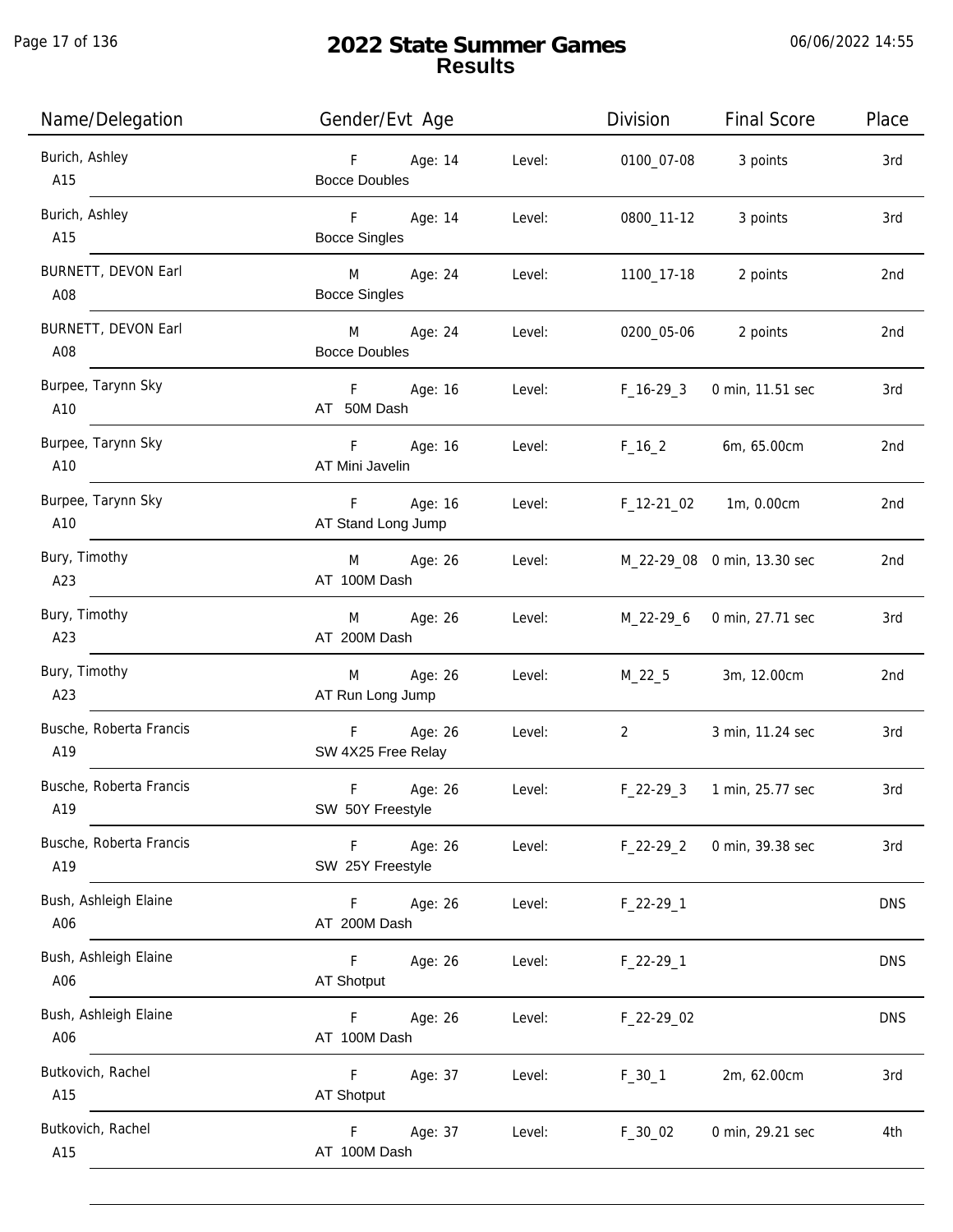# 2022 State Summer Games
## Results

06/06/2022 14:55

| Name/Delegation | Gender/Evt Age | | | Division | Final Score | Place |
|---|---|---|---|---|---|---|
| Burich, Ashley<br>A15 | F<br>Bocce Doubles | Age: 14 | Level: | 0100_07-08 | 3 points | 3rd |
| Burich, Ashley<br>A15 | F<br>Bocce Singles | Age: 14 | Level: | 0800_11-12 | 3 points | 3rd |
| BURNETT, DEVON Earl<br>A08 | M<br>Bocce Singles | Age: 24 | Level: | 1100_17-18 | 2 points | 2nd |
| BURNETT, DEVON Earl<br>A08 | M<br>Bocce Doubles | Age: 24 | Level: | 0200_05-06 | 2 points | 2nd |
| Burpee, Tarynn Sky<br>A10 | F<br>AT 50M Dash | Age: 16 | Level: | F_16-29_3 | 0 min, 11.51 sec | 3rd |
| Burpee, Tarynn Sky<br>A10 | F<br>AT Mini Javelin | Age: 16 | Level: | F_16_2 | 6m, 65.00cm | 2nd |
| Burpee, Tarynn Sky<br>A10 | F<br>AT Stand Long Jump | Age: 16 | Level: | F_12-21_02 | 1m, 0.00cm | 2nd |
| Bury, Timothy<br>A23 | M<br>AT 100M Dash | Age: 26 | Level: | M_22-29_08 | 0 min, 13.30 sec | 2nd |
| Bury, Timothy<br>A23 | M<br>AT 200M Dash | Age: 26 | Level: | M_22-29_6 | 0 min, 27.71 sec | 3rd |
| Bury, Timothy<br>A23 | M<br>AT Run Long Jump | Age: 26 | Level: | M_22_5 | 3m, 12.00cm | 2nd |
| Busche, Roberta Francis<br>A19 | F<br>SW 4X25 Free Relay | Age: 26 | Level: | 2 | 3 min, 11.24 sec | 3rd |
| Busche, Roberta Francis<br>A19 | F<br>SW 50Y Freestyle | Age: 26 | Level: | F_22-29_3 | 1 min, 25.77 sec | 3rd |
| Busche, Roberta Francis<br>A19 | F<br>SW 25Y Freestyle | Age: 26 | Level: | F_22-29_2 | 0 min, 39.38 sec | 3rd |
| Bush, Ashleigh Elaine<br>A06 | F<br>AT 200M Dash | Age: 26 | Level: | F_22-29_1 | | DNS |
| Bush, Ashleigh Elaine<br>A06 | F<br>AT Shotput | Age: 26 | Level: | F_22-29_1 | | DNS |
| Bush, Ashleigh Elaine<br>A06 | F<br>AT 100M Dash | Age: 26 | Level: | F_22-29_02 | | DNS |
| Butkovich, Rachel<br>A15 | F<br>AT Shotput | Age: 37 | Level: | F_30_1 | 2m, 62.00cm | 3rd |
| Butkovich, Rachel<br>A15 | F<br>AT 100M Dash | Age: 37 | Level: | F_30_02 | 0 min, 29.21 sec | 4th |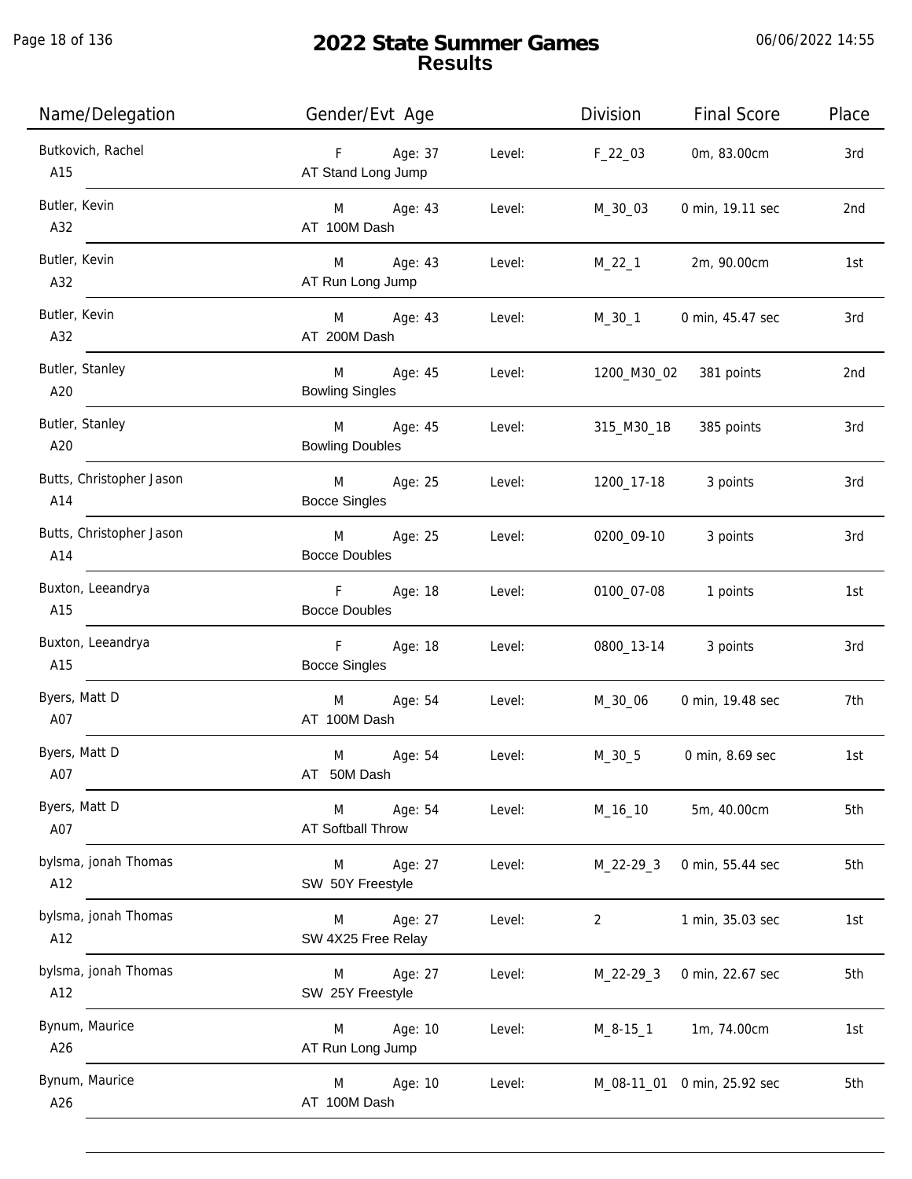# 2022 State Summer Games
## Results

06/06/2022 14:55

| Name/Delegation | Gender/Evt Age | | Division | Final Score | Place |
|---|---|---|---|---|---|
| Butkovich, Rachel<br>A15 | F Age: 37<br>AT Stand Long Jump | Level: | F_22_03 | 0m, 83.00cm | 3rd |
| Butler, Kevin<br>A32 | M Age: 43<br>AT 100M Dash | Level: | M_30_03 | 0 min, 19.11 sec | 2nd |
| Butler, Kevin<br>A32 | M Age: 43<br>AT Run Long Jump | Level: | M_22_1 | 2m, 90.00cm | 1st |
| Butler, Kevin<br>A32 | M Age: 43<br>AT 200M Dash | Level: | M_30_1 | 0 min, 45.47 sec | 3rd |
| Butler, Stanley<br>A20 | M Age: 45<br>Bowling Singles | Level: | 1200_M30_02 | 381 points | 2nd |
| Butler, Stanley<br>A20 | M Age: 45<br>Bowling Doubles | Level: | 315_M30_1B | 385 points | 3rd |
| Butts, Christopher Jason<br>A14 | M Age: 25<br>Bocce Singles | Level: | 1200_17-18 | 3 points | 3rd |
| Butts, Christopher Jason<br>A14 | M Age: 25<br>Bocce Doubles | Level: | 0200_09-10 | 3 points | 3rd |
| Buxton, Leeandrya<br>A15 | F Age: 18<br>Bocce Doubles | Level: | 0100_07-08 | 1 points | 1st |
| Buxton, Leeandrya<br>A15 | F Age: 18<br>Bocce Singles | Level: | 0800_13-14 | 3 points | 3rd |
| Byers, Matt D<br>A07 | M Age: 54<br>AT 100M Dash | Level: | M_30_06 | 0 min, 19.48 sec | 7th |
| Byers, Matt D<br>A07 | M Age: 54<br>AT 50M Dash | Level: | M_30_5 | 0 min, 8.69 sec | 1st |
| Byers, Matt D<br>A07 | M Age: 54<br>AT Softball Throw | Level: | M_16_10 | 5m, 40.00cm | 5th |
| bylsma, jonah Thomas<br>A12 | M Age: 27<br>SW 50Y Freestyle | Level: | M_22-29_3 | 0 min, 55.44 sec | 5th |
| bylsma, jonah Thomas<br>A12 | M Age: 27<br>SW 4X25 Free Relay | Level: | 2 | 1 min, 35.03 sec | 1st |
| bylsma, jonah Thomas<br>A12 | M Age: 27<br>SW 25Y Freestyle | Level: | M_22-29_3 | 0 min, 22.67 sec | 5th |
| Bynum, Maurice<br>A26 | M Age: 10<br>AT Run Long Jump | Level: | M_8-15_1 | 1m, 74.00cm | 1st |
| Bynum, Maurice<br>A26 | M Age: 10<br>AT 100M Dash | Level: | M_08-11_01 | 0 min, 25.92 sec | 5th |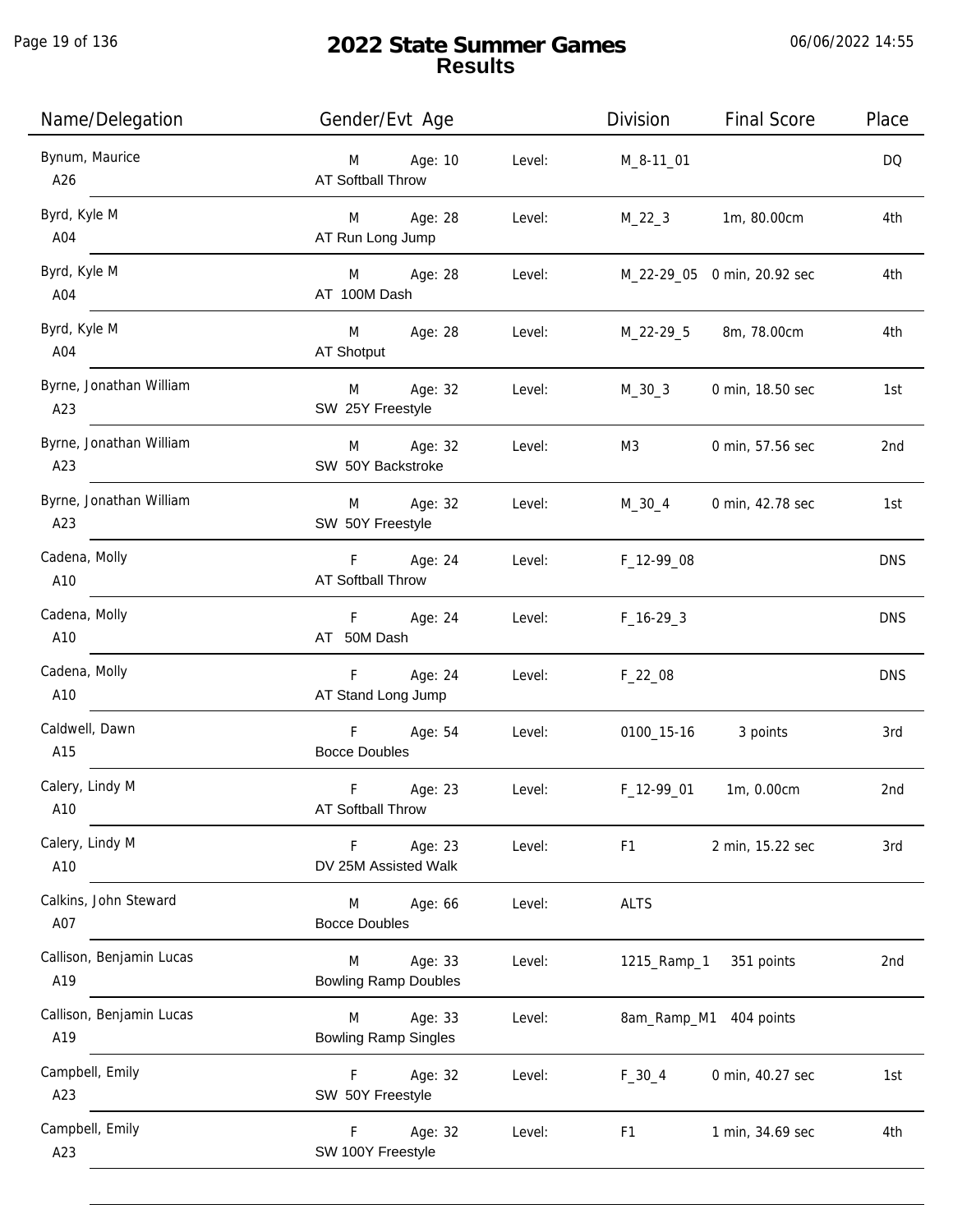# 2022 State Summer Games
## Results

| Name/Delegation | Gender/Evt Age | | Division | Final Score | Place |
|---|---|---|---|---|---|
| Bynum, Maurice<br>A26 | M Age: 10<br>AT Softball Throw | Level: | M_8-11_01 | | DQ |
| Byrd, Kyle M<br>A04 | M Age: 28<br>AT Run Long Jump | Level: | M_22_3 | 1m, 80.00cm | 4th |
| Byrd, Kyle M<br>A04 | M Age: 28<br>AT 100M Dash | Level: | M_22-29_05 | 0 min, 20.92 sec | 4th |
| Byrd, Kyle M<br>A04 | M Age: 28<br>AT Shotput | Level: | M_22-29_5 | 8m, 78.00cm | 4th |
| Byrne, Jonathan William<br>A23 | M Age: 32<br>SW 25Y Freestyle | Level: | M_30_3 | 0 min, 18.50 sec | 1st |
| Byrne, Jonathan William<br>A23 | M Age: 32<br>SW 50Y Backstroke | Level: | M3 | 0 min, 57.56 sec | 2nd |
| Byrne, Jonathan William<br>A23 | M Age: 32<br>SW 50Y Freestyle | Level: | M_30_4 | 0 min, 42.78 sec | 1st |
| Cadena, Molly<br>A10 | F Age: 24<br>AT Softball Throw | Level: | F_12-99_08 | | DNS |
| Cadena, Molly<br>A10 | F Age: 24<br>AT 50M Dash | Level: | F_16-29_3 | | DNS |
| Cadena, Molly<br>A10 | F Age: 24<br>AT Stand Long Jump | Level: | F_22_08 | | DNS |
| Caldwell, Dawn<br>A15 | F Age: 54<br>Bocce Doubles | Level: | 0100_15-16 | 3 points | 3rd |
| Calery, Lindy M<br>A10 | F Age: 23<br>AT Softball Throw | Level: | F_12-99_01 | 1m, 0.00cm | 2nd |
| Calery, Lindy M<br>A10 | F Age: 23<br>DV 25M Assisted Walk | Level: | F1 | 2 min, 15.22 sec | 3rd |
| Calkins, John Steward<br>A07 | M Age: 66<br>Bocce Doubles | Level: | ALTS | | |
| Callison, Benjamin Lucas<br>A19 | M Age: 33<br>Bowling Ramp Doubles | Level: | 1215_Ramp_1 | 351 points | 2nd |
| Callison, Benjamin Lucas<br>A19 | M Age: 33<br>Bowling Ramp Singles | Level: | 8am_Ramp_M1 | 404 points | |
| Campbell, Emily<br>A23 | F Age: 32<br>SW 50Y Freestyle | Level: | F_30_4 | 0 min, 40.27 sec | 1st |
| Campbell, Emily<br>A23 | F Age: 32<br>SW 100Y Freestyle | Level: | F1 | 1 min, 34.69 sec | 4th |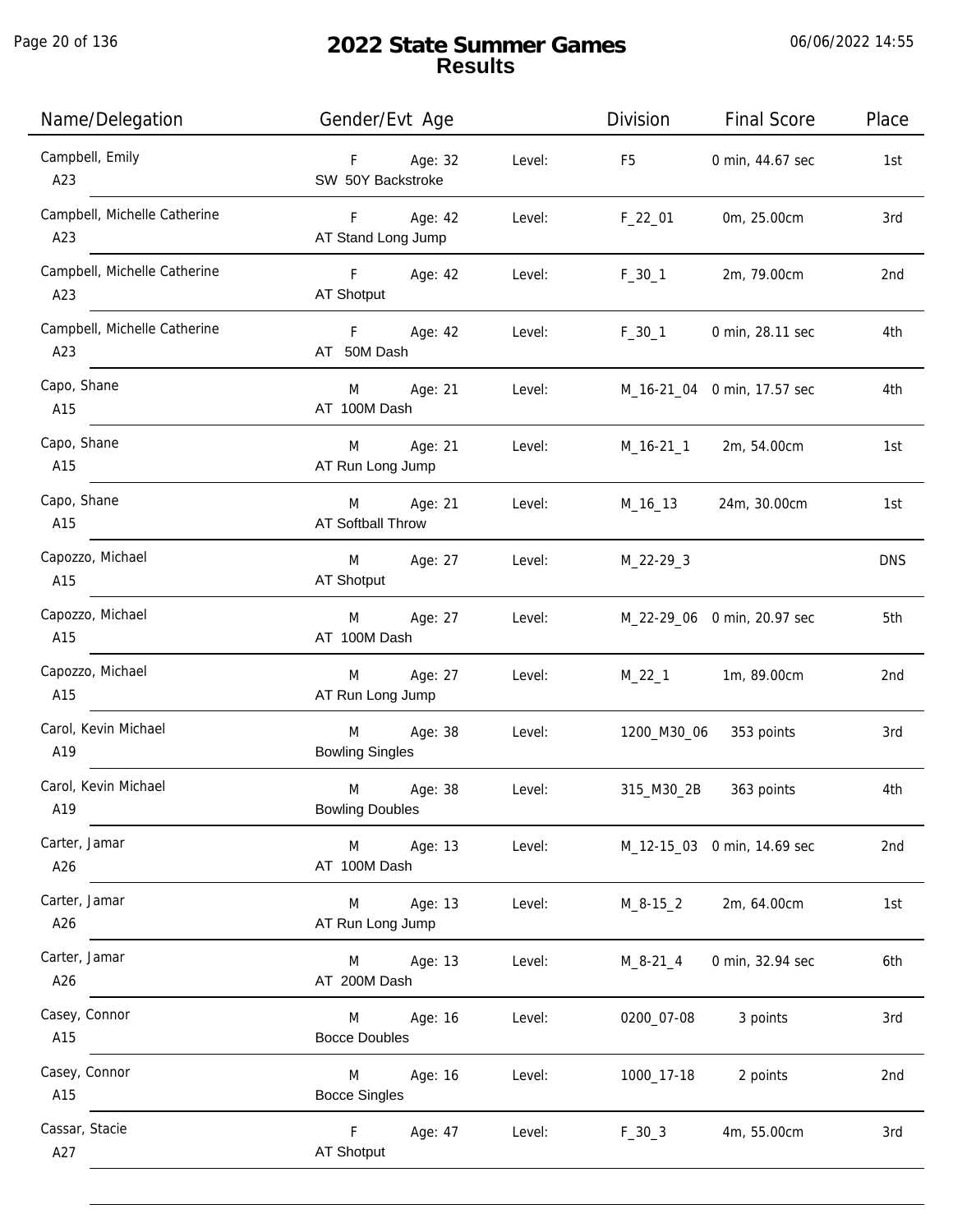# 2022 State Summer Games

## Results

06/06/2022 14:55

| Name/Delegation | Gender/Evt Age | | Division | Final Score | Place |
|---|---|---|---|---|---|
| Campbell, Emily<br>A23 | F Age: 32<br>SW 50Y Backstroke | Level: | F5 | 0 min, 44.67 sec | 1st |
| Campbell, Michelle Catherine<br>A23 | F Age: 42<br>AT Stand Long Jump | Level: | F_22_01 | 0m, 25.00cm | 3rd |
| Campbell, Michelle Catherine<br>A23 | F Age: 42<br>AT Shotput | Level: | F_30_1 | 2m, 79.00cm | 2nd |
| Campbell, Michelle Catherine<br>A23 | F Age: 42<br>AT 50M Dash | Level: | F_30_1 | 0 min, 28.11 sec | 4th |
| Capo, Shane<br>A15 | M Age: 21<br>AT 100M Dash | Level: | M_16-21_04 | 0 min, 17.57 sec | 4th |
| Capo, Shane<br>A15 | M Age: 21<br>AT Run Long Jump | Level: | M_16-21_1 | 2m, 54.00cm | 1st |
| Capo, Shane<br>A15 | M Age: 21<br>AT Softball Throw | Level: | M_16_13 | 24m, 30.00cm | 1st |
| Capozzo, Michael<br>A15 | M Age: 27<br>AT Shotput | Level: | M_22-29_3 | | DNS |
| Capozzo, Michael<br>A15 | M Age: 27<br>AT 100M Dash | Level: | M_22-29_06 | 0 min, 20.97 sec | 5th |
| Capozzo, Michael<br>A15 | M Age: 27<br>AT Run Long Jump | Level: | M_22_1 | 1m, 89.00cm | 2nd |
| Carol, Kevin Michael<br>A19 | M Age: 38<br>Bowling Singles | Level: | 1200_M30_06 | 353 points | 3rd |
| Carol, Kevin Michael<br>A19 | M Age: 38<br>Bowling Doubles | Level: | 315_M30_2B | 363 points | 4th |
| Carter, Jamar<br>A26 | M Age: 13<br>AT 100M Dash | Level: | M_12-15_03 | 0 min, 14.69 sec | 2nd |
| Carter, Jamar<br>A26 | M Age: 13<br>AT Run Long Jump | Level: | M_8-15_2 | 2m, 64.00cm | 1st |
| Carter, Jamar<br>A26 | M Age: 13<br>AT 200M Dash | Level: | M_8-21_4 | 0 min, 32.94 sec | 6th |
| Casey, Connor<br>A15 | M Age: 16<br>Bocce Doubles | Level: | 0200_07-08 | 3 points | 3rd |
| Casey, Connor<br>A15 | M Age: 16<br>Bocce Singles | Level: | 1000_17-18 | 2 points | 2nd |
| Cassar, Stacie<br>A27 | F Age: 47<br>AT Shotput | Level: | F_30_3 | 4m, 55.00cm | 3rd |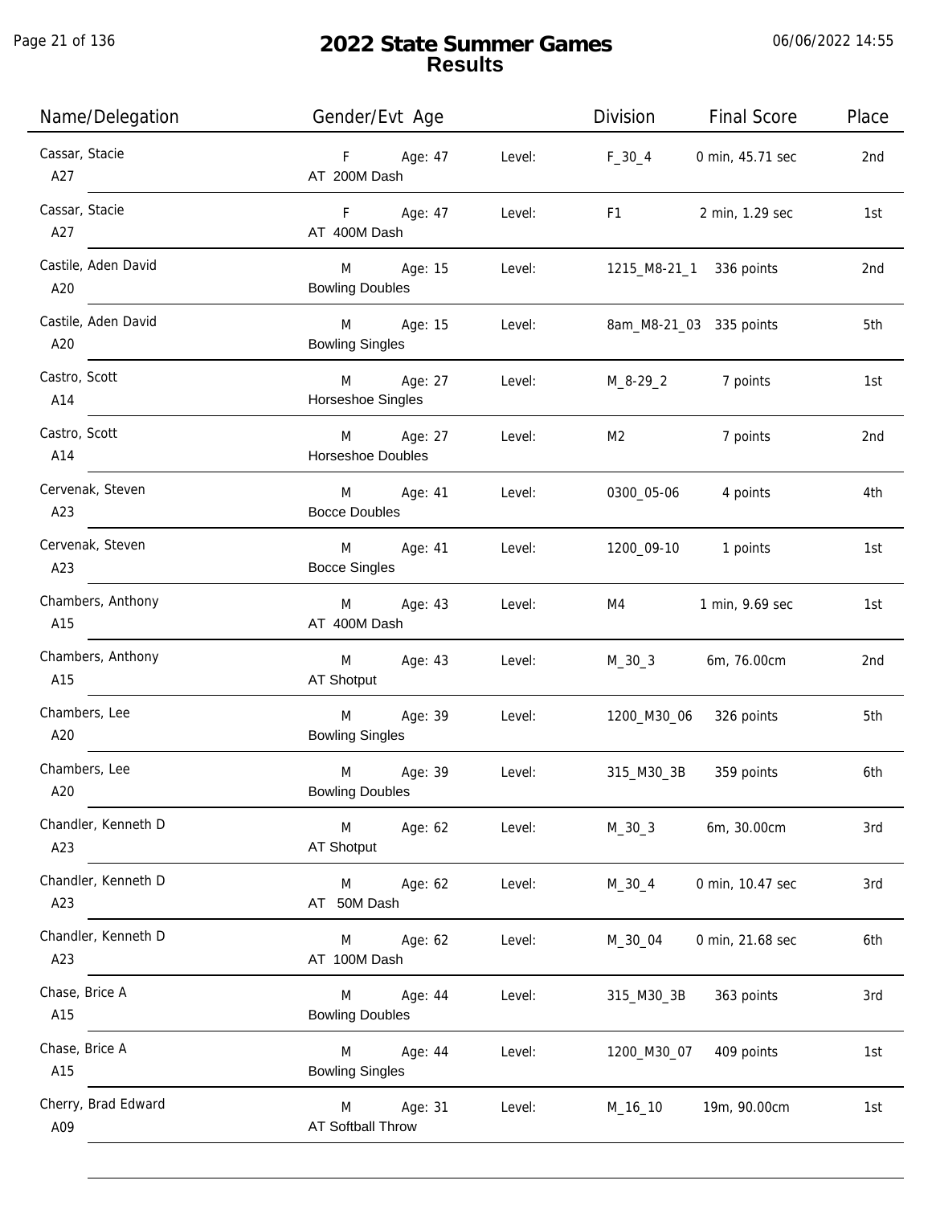# 2022 State Summer Games
## Results

06/06/2022 14:55

| Name/Delegation | Gender/Evt Age | | Division | Final Score | Place |
|---|---|---|---|---|---|
| Cassar, Stacie<br>A27 | F Age: 47<br>AT 200M Dash | Level: | F_30_4 | 0 min, 45.71 sec | 2nd |
| Cassar, Stacie<br>A27 | F Age: 47<br>AT 400M Dash | Level: | F1 | 2 min, 1.29 sec | 1st |
| Castile, Aden David<br>A20 | M Age: 15<br>Bowling Doubles | Level: | 1215_M8-21_1 | 336 points | 2nd |
| Castile, Aden David<br>A20 | M Age: 15<br>Bowling Singles | Level: | 8am_M8-21_03 | 335 points | 5th |
| Castro, Scott<br>A14 | M Age: 27<br>Horseshoe Singles | Level: | M_8-29_2 | 7 points | 1st |
| Castro, Scott<br>A14 | M Age: 27<br>Horseshoe Doubles | Level: | M2 | 7 points | 2nd |
| Cervenak, Steven<br>A23 | M Age: 41<br>Bocce Doubles | Level: | 0300_05-06 | 4 points | 4th |
| Cervenak, Steven<br>A23 | M Age: 41<br>Bocce Singles | Level: | 1200_09-10 | 1 points | 1st |
| Chambers, Anthony<br>A15 | M Age: 43<br>AT 400M Dash | Level: | M4 | 1 min, 9.69 sec | 1st |
| Chambers, Anthony<br>A15 | M Age: 43<br>AT Shotput | Level: | M_30_3 | 6m, 76.00cm | 2nd |
| Chambers, Lee<br>A20 | M Age: 39<br>Bowling Singles | Level: | 1200_M30_06 | 326 points | 5th |
| Chambers, Lee<br>A20 | M Age: 39<br>Bowling Doubles | Level: | 315_M30_3B | 359 points | 6th |
| Chandler, Kenneth D<br>A23 | M Age: 62<br>AT Shotput | Level: | M_30_3 | 6m, 30.00cm | 3rd |
| Chandler, Kenneth D<br>A23 | M Age: 62<br>AT 50M Dash | Level: | M_30_4 | 0 min, 10.47 sec | 3rd |
| Chandler, Kenneth D<br>A23 | M Age: 62<br>AT 100M Dash | Level: | M_30_04 | 0 min, 21.68 sec | 6th |
| Chase, Brice A<br>A15 | M Age: 44<br>Bowling Doubles | Level: | 315_M30_3B | 363 points | 3rd |
| Chase, Brice A<br>A15 | M Age: 44<br>Bowling Singles | Level: | 1200_M30_07 | 409 points | 1st |
| Cherry, Brad Edward<br>A09 | M Age: 31<br>AT Softball Throw | Level: | M_16_10 | 19m, 90.00cm | 1st |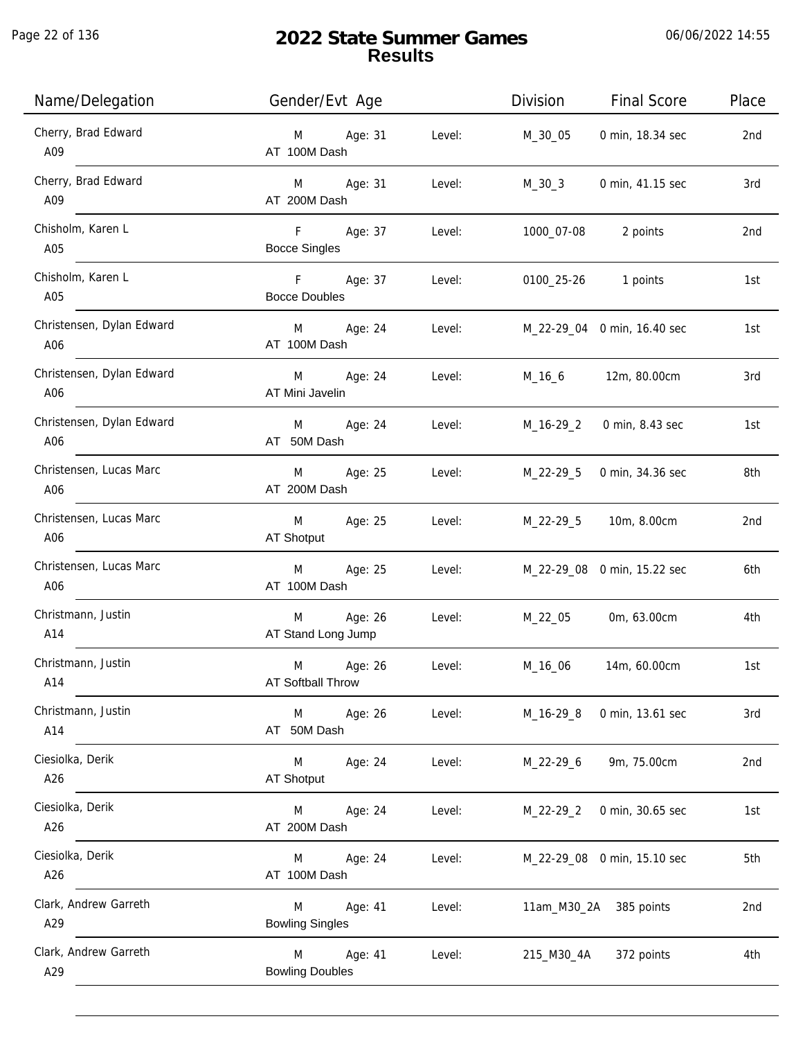# 2022 State Summer Games
## Results

06/06/2022 14:55

| Name/Delegation | Gender/Evt Age | | Division | Final Score | Place |
|---|---|---|---|---|---|
| Cherry, Brad Edward<br>A09 | M Age: 31<br>AT 100M Dash | Level: | M_30_05 | 0 min, 18.34 sec | 2nd |
| Cherry, Brad Edward<br>A09 | M Age: 31<br>AT 200M Dash | Level: | M_30_3 | 0 min, 41.15 sec | 3rd |
| Chisholm, Karen L<br>A05 | F Age: 37<br>Bocce Singles | Level: | 1000_07-08 | 2 points | 2nd |
| Chisholm, Karen L<br>A05 | F Age: 37<br>Bocce Doubles | Level: | 0100_25-26 | 1 points | 1st |
| Christensen, Dylan Edward<br>A06 | M Age: 24<br>AT 100M Dash | Level: | M_22-29_04 | 0 min, 16.40 sec | 1st |
| Christensen, Dylan Edward<br>A06 | M Age: 24<br>AT Mini Javelin | Level: | M_16_6 | 12m, 80.00cm | 3rd |
| Christensen, Dylan Edward<br>A06 | M Age: 24<br>AT 50M Dash | Level: | M_16-29_2 | 0 min, 8.43 sec | 1st |
| Christensen, Lucas Marc<br>A06 | M Age: 25<br>AT 200M Dash | Level: | M_22-29_5 | 0 min, 34.36 sec | 8th |
| Christensen, Lucas Marc<br>A06 | M Age: 25<br>AT Shotput | Level: | M_22-29_5 | 10m, 8.00cm | 2nd |
| Christensen, Lucas Marc<br>A06 | M Age: 25<br>AT 100M Dash | Level: | M_22-29_08 | 0 min, 15.22 sec | 6th |
| Christmann, Justin<br>A14 | M Age: 26<br>AT Stand Long Jump | Level: | M_22_05 | 0m, 63.00cm | 4th |
| Christmann, Justin<br>A14 | M Age: 26<br>AT Softball Throw | Level: | M_16_06 | 14m, 60.00cm | 1st |
| Christmann, Justin<br>A14 | M Age: 26<br>AT 50M Dash | Level: | M_16-29_8 | 0 min, 13.61 sec | 3rd |
| Ciesiolka, Derik<br>A26 | M Age: 24<br>AT Shotput | Level: | M_22-29_6 | 9m, 75.00cm | 2nd |
| Ciesiolka, Derik<br>A26 | M Age: 24<br>AT 200M Dash | Level: | M_22-29_2 | 0 min, 30.65 sec | 1st |
| Ciesiolka, Derik<br>A26 | M Age: 24<br>AT 100M Dash | Level: | M_22-29_08 | 0 min, 15.10 sec | 5th |
| Clark, Andrew Garreth<br>A29 | M Age: 41<br>Bowling Singles | Level: | 11am_M30_2A | 385 points | 2nd |
| Clark, Andrew Garreth<br>A29 | M Age: 41<br>Bowling Doubles | Level: | 215_M30_4A | 372 points | 4th |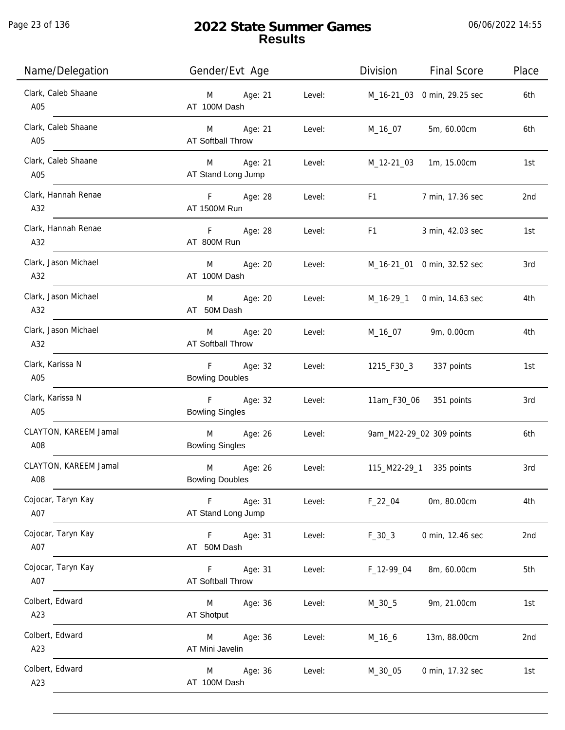# 2022 State Summer Games
## Results

06/06/2022 14:55

| Name/Delegation | Gender/Evt Age | | Division | Final Score | Place |
|---|---|---|---|---|---|
| Clark, Caleb Shaane<br>A05 | M Age: 21<br>AT 100M Dash | Level: | M_16-21_03 | 0 min, 29.25 sec | 6th |
| Clark, Caleb Shaane<br>A05 | M Age: 21<br>AT Softball Throw | Level: | M_16_07 | 5m, 60.00cm | 6th |
| Clark, Caleb Shaane<br>A05 | M Age: 21<br>AT Stand Long Jump | Level: | M_12-21_03 | 1m, 15.00cm | 1st |
| Clark, Hannah Renae<br>A32 | F Age: 28<br>AT 1500M Run | Level: | F1 | 7 min, 17.36 sec | 2nd |
| Clark, Hannah Renae<br>A32 | F Age: 28<br>AT 800M Run | Level: | F1 | 3 min, 42.03 sec | 1st |
| Clark, Jason Michael<br>A32 | M Age: 20<br>AT 100M Dash | Level: | M_16-21_01 | 0 min, 32.52 sec | 3rd |
| Clark, Jason Michael<br>A32 | M Age: 20<br>AT 50M Dash | Level: | M_16-29_1 | 0 min, 14.63 sec | 4th |
| Clark, Jason Michael<br>A32 | M Age: 20<br>AT Softball Throw | Level: | M_16_07 | 9m, 0.00cm | 4th |
| Clark, Karissa N<br>A05 | F Age: 32<br>Bowling Doubles | Level: | 1215_F30_3 | 337 points | 1st |
| Clark, Karissa N<br>A05 | F Age: 32<br>Bowling Singles | Level: | 11am_F30_06 | 351 points | 3rd |
| CLAYTON, KAREEM Jamal<br>A08 | M Age: 26<br>Bowling Singles | Level: | 9am_M22-29_02 | 309 points | 6th |
| CLAYTON, KAREEM Jamal<br>A08 | M Age: 26<br>Bowling Doubles | Level: | 115_M22-29_1 | 335 points | 3rd |
| Cojocar, Taryn Kay<br>A07 | F Age: 31<br>AT Stand Long Jump | Level: | F_22_04 | 0m, 80.00cm | 4th |
| Cojocar, Taryn Kay<br>A07 | F Age: 31<br>AT 50M Dash | Level: | F_30_3 | 0 min, 12.46 sec | 2nd |
| Cojocar, Taryn Kay<br>A07 | F Age: 31<br>AT Softball Throw | Level: | F_12-99_04 | 8m, 60.00cm | 5th |
| Colbert, Edward<br>A23 | M Age: 36<br>AT Shotput | Level: | M_30_5 | 9m, 21.00cm | 1st |
| Colbert, Edward<br>A23 | M Age: 36<br>AT Mini Javelin | Level: | M_16_6 | 13m, 88.00cm | 2nd |
| Colbert, Edward<br>A23 | M Age: 36<br>AT 100M Dash | Level: | M_30_05 | 0 min, 17.32 sec | 1st |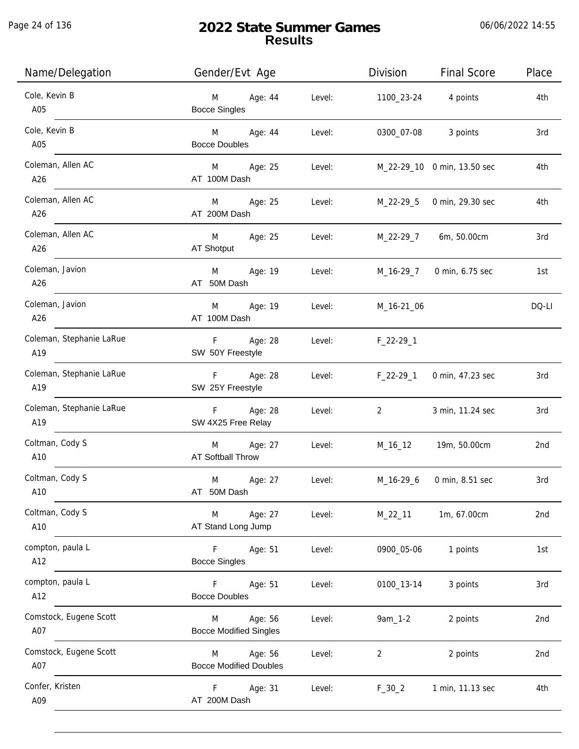# 2022 State Summer Games
## Results

06/06/2022 14:55

| Name/Delegation | Gender/Evt Age | | Division | Final Score | Place |
|---|---|---|---|---|---|
| Cole, Kevin B<br>A05 | M Age: 44<br>Bocce Singles | Level: | 1100_23-24 | 4 points | 4th |
| Cole, Kevin B<br>A05 | M Age: 44<br>Bocce Doubles | Level: | 0300_07-08 | 3 points | 3rd |
| Coleman, Allen AC<br>A26 | M Age: 25<br>AT 100M Dash | Level: | M_22-29_10 | 0 min, 13.50 sec | 4th |
| Coleman, Allen AC<br>A26 | M Age: 25<br>AT 200M Dash | Level: | M_22-29_5 | 0 min, 29.30 sec | 4th |
| Coleman, Allen AC<br>A26 | M Age: 25<br>AT Shotput | Level: | M_22-29_7 | 6m, 50.00cm | 3rd |
| Coleman, Javion<br>A26 | M Age: 19<br>AT 50M Dash | Level: | M_16-29_7 | 0 min, 6.75 sec | 1st |
| Coleman, Javion<br>A26 | M Age: 19<br>AT 100M Dash | Level: | M_16-21_06 | | DQ-LI |
| Coleman, Stephanie LaRue<br>A19 | F Age: 28<br>SW 50Y Freestyle | Level: | F_22-29_1 | | |
| Coleman, Stephanie LaRue<br>A19 | F Age: 28<br>SW 25Y Freestyle | Level: | F_22-29_1 | 0 min, 47.23 sec | 3rd |
| Coleman, Stephanie LaRue<br>A19 | F Age: 28<br>SW 4X25 Free Relay | Level: | 2 | 3 min, 11.24 sec | 3rd |
| Coltman, Cody S<br>A10 | M Age: 27<br>AT Softball Throw | Level: | M_16_12 | 19m, 50.00cm | 2nd |
| Coltman, Cody S<br>A10 | M Age: 27<br>AT 50M Dash | Level: | M_16-29_6 | 0 min, 8.51 sec | 3rd |
| Coltman, Cody S<br>A10 | M Age: 27<br>AT Stand Long Jump | Level: | M_22_11 | 1m, 67.00cm | 2nd |
| compton, paula L<br>A12 | F Age: 51<br>Bocce Singles | Level: | 0900_05-06 | 1 points | 1st |
| compton, paula L<br>A12 | F Age: 51<br>Bocce Doubles | Level: | 0100_13-14 | 3 points | 3rd |
| Comstock, Eugene Scott<br>A07 | M Age: 56<br>Bocce Modified Singles | Level: | 9am_1-2 | 2 points | 2nd |
| Comstock, Eugene Scott<br>A07 | M Age: 56<br>Bocce Modified Doubles | Level: | 2 | 2 points | 2nd |
| Confer, Kristen<br>A09 | F Age: 31<br>AT 200M Dash | Level: | F_30_2 | 1 min, 11.13 sec | 4th |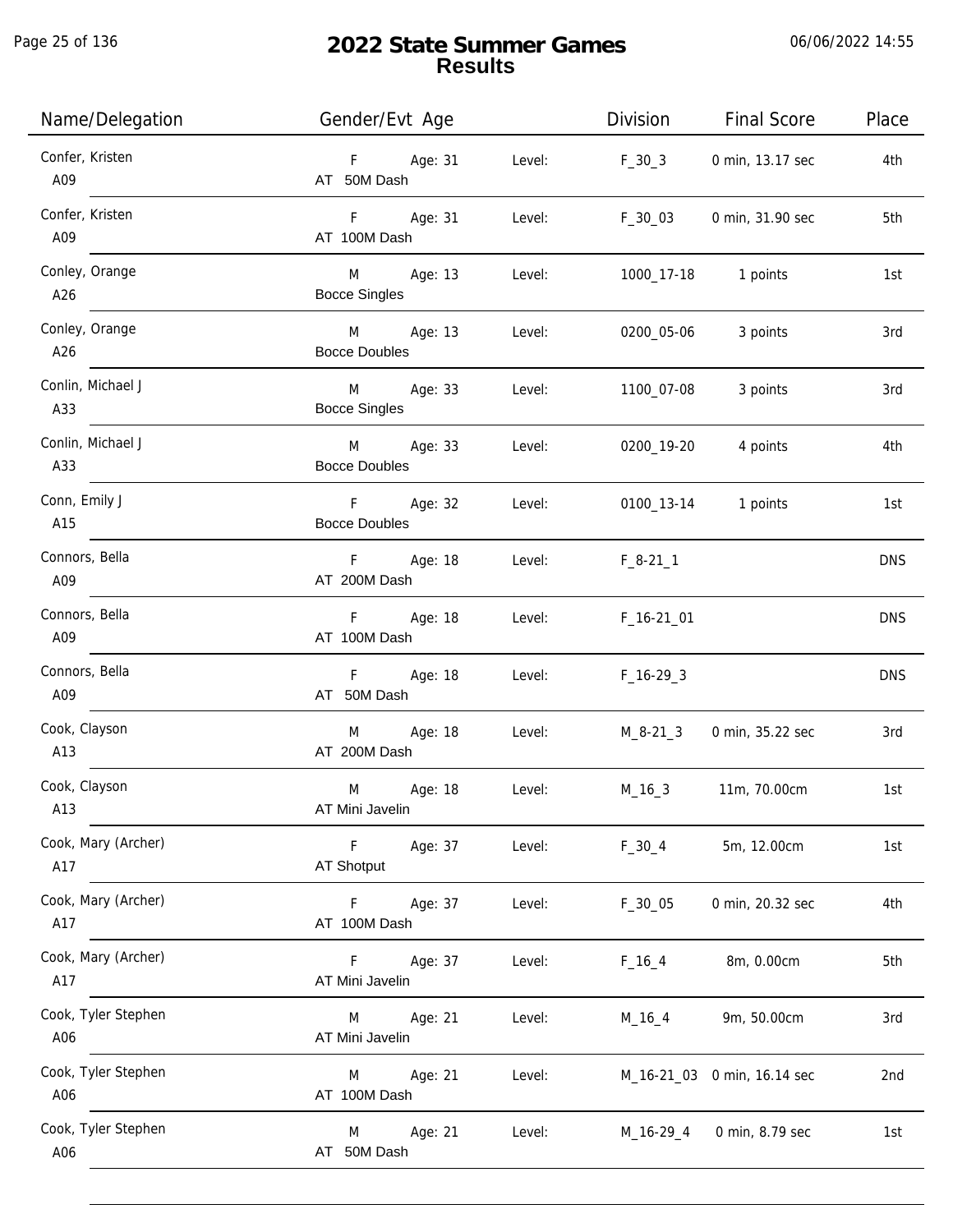# 2022 State Summer Games
## Results

| Name/Delegation | Gender/Evt Age | | Level: | Division | Final Score | Place |
|---|---|---|---|---|---|---|
| Confer, Kristen A09 | F AT 50M Dash | Age: 31 | Level: | F_30_3 | 0 min, 13.17 sec | 4th |
| Confer, Kristen A09 | F AT 100M Dash | Age: 31 | Level: | F_30_03 | 0 min, 31.90 sec | 5th |
| Conley, Orange A26 | M Bocce Singles | Age: 13 | Level: | 1000_17-18 | 1 points | 1st |
| Conley, Orange A26 | M Bocce Doubles | Age: 13 | Level: | 0200_05-06 | 3 points | 3rd |
| Conlin, Michael J A33 | M Bocce Singles | Age: 33 | Level: | 1100_07-08 | 3 points | 3rd |
| Conlin, Michael J A33 | M Bocce Doubles | Age: 33 | Level: | 0200_19-20 | 4 points | 4th |
| Conn, Emily J A15 | F Bocce Doubles | Age: 32 | Level: | 0100_13-14 | 1 points | 1st |
| Connors, Bella A09 | F AT 200M Dash | Age: 18 | Level: | F_8-21_1 | | DNS |
| Connors, Bella A09 | F AT 100M Dash | Age: 18 | Level: | F_16-21_01 | | DNS |
| Connors, Bella A09 | F AT 50M Dash | Age: 18 | Level: | F_16-29_3 | | DNS |
| Cook, Clayson A13 | M AT 200M Dash | Age: 18 | Level: | M_8-21_3 | 0 min, 35.22 sec | 3rd |
| Cook, Clayson A13 | M AT Mini Javelin | Age: 18 | Level: | M_16_3 | 11m, 70.00cm | 1st |
| Cook, Mary (Archer) A17 | F AT Shotput | Age: 37 | Level: | F_30_4 | 5m, 12.00cm | 1st |
| Cook, Mary (Archer) A17 | F AT 100M Dash | Age: 37 | Level: | F_30_05 | 0 min, 20.32 sec | 4th |
| Cook, Mary (Archer) A17 | F AT Mini Javelin | Age: 37 | Level: | F_16_4 | 8m, 0.00cm | 5th |
| Cook, Tyler Stephen A06 | M AT Mini Javelin | Age: 21 | Level: | M_16_4 | 9m, 50.00cm | 3rd |
| Cook, Tyler Stephen A06 | M AT 100M Dash | Age: 21 | Level: | M_16-21_03 | 0 min, 16.14 sec | 2nd |
| Cook, Tyler Stephen A06 | M AT 50M Dash | Age: 21 | Level: | M_16-29_4 | 0 min, 8.79 sec | 1st |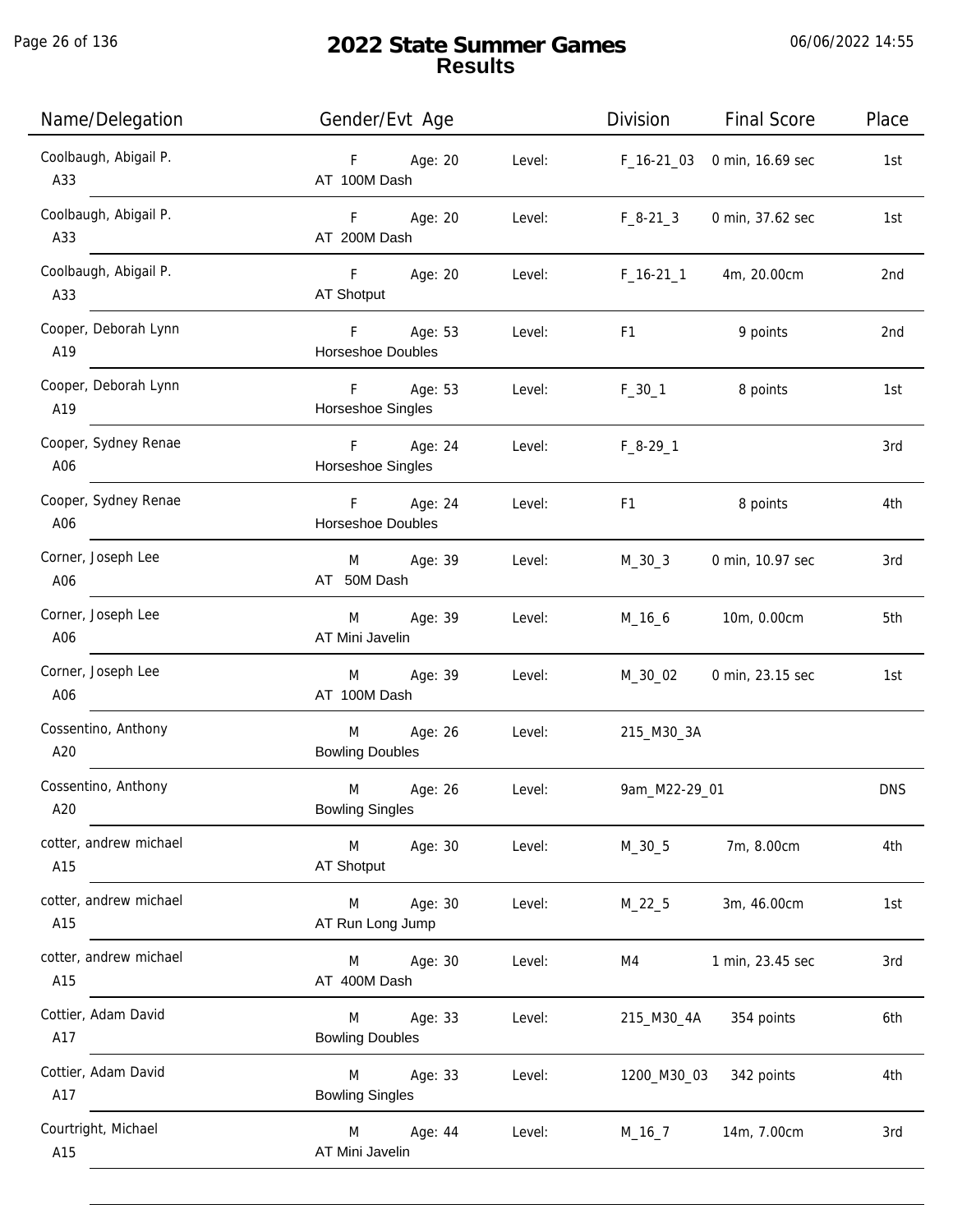# 2022 State Summer Games
## Results

06/06/2022 14:55

| Name/Delegation | Gender/Evt Age | | Level: | Division | Final Score | Place |
|---|---|---|---|---|---|---|
| Coolbaugh, Abigail P. A33 | F AT 100M Dash | Age: 20 | Level: | F_16-21_03 | 0 min, 16.69 sec | 1st |
| Coolbaugh, Abigail P. A33 | F AT 200M Dash | Age: 20 | Level: | F_8-21_3 | 0 min, 37.62 sec | 1st |
| Coolbaugh, Abigail P. A33 | F AT Shotput | Age: 20 | Level: | F_16-21_1 | 4m, 20.00cm | 2nd |
| Cooper, Deborah Lynn A19 | F Horseshoe Doubles | Age: 53 | Level: | F1 | 9 points | 2nd |
| Cooper, Deborah Lynn A19 | F Horseshoe Singles | Age: 53 | Level: | F_30_1 | 8 points | 1st |
| Cooper, Sydney Renae A06 | F Horseshoe Singles | Age: 24 | Level: | F_8-29_1 | | 3rd |
| Cooper, Sydney Renae A06 | F Horseshoe Doubles | Age: 24 | Level: | F1 | 8 points | 4th |
| Corner, Joseph Lee A06 | M AT 50M Dash | Age: 39 | Level: | M_30_3 | 0 min, 10.97 sec | 3rd |
| Corner, Joseph Lee A06 | M AT Mini Javelin | Age: 39 | Level: | M_16_6 | 10m, 0.00cm | 5th |
| Corner, Joseph Lee A06 | M AT 100M Dash | Age: 39 | Level: | M_30_02 | 0 min, 23.15 sec | 1st |
| Cossentino, Anthony A20 | M Bowling Doubles | Age: 26 | Level: | 215_M30_3A | | |
| Cossentino, Anthony A20 | M Bowling Singles | Age: 26 | Level: | 9am_M22-29_01 | | DNS |
| cotter, andrew michael A15 | M AT Shotput | Age: 30 | Level: | M_30_5 | 7m, 8.00cm | 4th |
| cotter, andrew michael A15 | M AT Run Long Jump | Age: 30 | Level: | M_22_5 | 3m, 46.00cm | 1st |
| cotter, andrew michael A15 | M AT 400M Dash | Age: 30 | Level: | M4 | 1 min, 23.45 sec | 3rd |
| Cottier, Adam David A17 | M Bowling Doubles | Age: 33 | Level: | 215_M30_4A | 354 points | 6th |
| Cottier, Adam David A17 | M Bowling Singles | Age: 33 | Level: | 1200_M30_03 | 342 points | 4th |
| Courtright, Michael A15 | M AT Mini Javelin | Age: 44 | Level: | M_16_7 | 14m, 7.00cm | 3rd |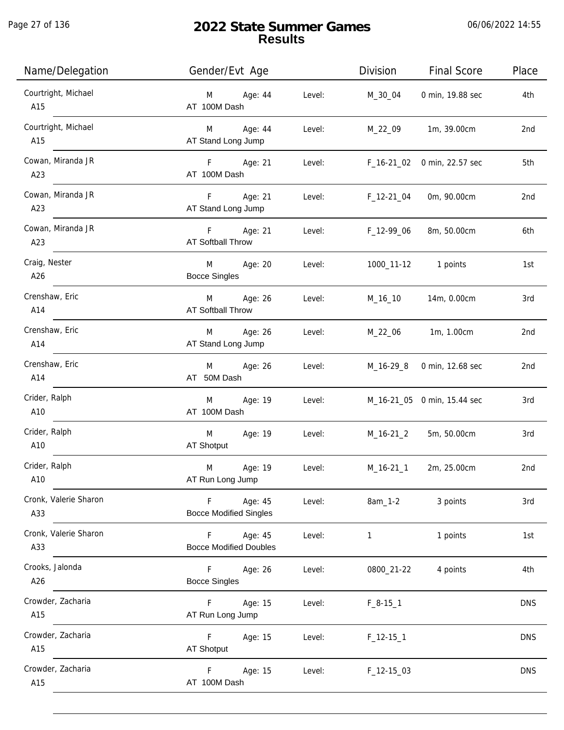# 2022 State Summer Games
## Results

06/06/2022 14:55

| Name/Delegation | Gender/Evt Age | | Level: | Division | Final Score | Place |
|---|---|---|---|---|---|---|
| Courtright, Michael<br>A15 | M<br>AT 100M Dash | Age: 44 | Level: | M_30_04 | 0 min, 19.88 sec | 4th |
| Courtright, Michael<br>A15 | M<br>AT Stand Long Jump | Age: 44 | Level: | M_22_09 | 1m, 39.00cm | 2nd |
| Cowan, Miranda JR<br>A23 | F<br>AT 100M Dash | Age: 21 | Level: | F_16-21_02 | 0 min, 22.57 sec | 5th |
| Cowan, Miranda JR<br>A23 | F<br>AT Stand Long Jump | Age: 21 | Level: | F_12-21_04 | 0m, 90.00cm | 2nd |
| Cowan, Miranda JR<br>A23 | F<br>AT Softball Throw | Age: 21 | Level: | F_12-99_06 | 8m, 50.00cm | 6th |
| Craig, Nester<br>A26 | M<br>Bocce Singles | Age: 20 | Level: | 1000_11-12 | 1 points | 1st |
| Crenshaw, Eric<br>A14 | M<br>AT Softball Throw | Age: 26 | Level: | M_16_10 | 14m, 0.00cm | 3rd |
| Crenshaw, Eric<br>A14 | M<br>AT Stand Long Jump | Age: 26 | Level: | M_22_06 | 1m, 1.00cm | 2nd |
| Crenshaw, Eric<br>A14 | M<br>AT 50M Dash | Age: 26 | Level: | M_16-29_8 | 0 min, 12.68 sec | 2nd |
| Crider, Ralph<br>A10 | M<br>AT 100M Dash | Age: 19 | Level: | M_16-21_05 | 0 min, 15.44 sec | 3rd |
| Crider, Ralph<br>A10 | M<br>AT Shotput | Age: 19 | Level: | M_16-21_2 | 5m, 50.00cm | 3rd |
| Crider, Ralph<br>A10 | M<br>AT Run Long Jump | Age: 19 | Level: | M_16-21_1 | 2m, 25.00cm | 2nd |
| Cronk, Valerie Sharon<br>A33 | F<br>Bocce Modified Singles | Age: 45 | Level: | 8am_1-2 | 3 points | 3rd |
| Cronk, Valerie Sharon<br>A33 | F<br>Bocce Modified Doubles | Age: 45 | Level: | 1 | 1 points | 1st |
| Crooks, Jalonda<br>A26 | F<br>Bocce Singles | Age: 26 | Level: | 0800_21-22 | 4 points | 4th |
| Crowder, Zacharia<br>A15 | F<br>AT Run Long Jump | Age: 15 | Level: | F_8-15_1 | | DNS |
| Crowder, Zacharia<br>A15 | F<br>AT Shotput | Age: 15 | Level: | F_12-15_1 | | DNS |
| Crowder, Zacharia<br>A15 | F<br>AT 100M Dash | Age: 15 | Level: | F_12-15_03 | | DNS |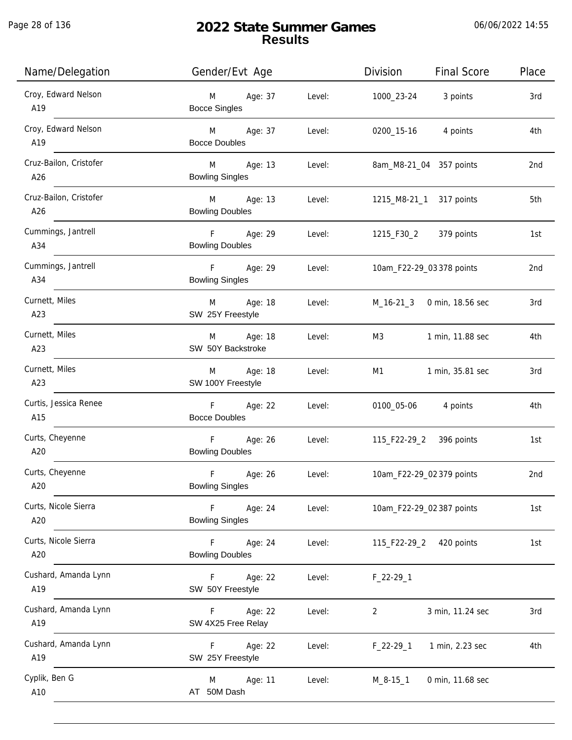# 2022 State Summer Games
## Results

06/06/2022 14:55

| Name/Delegation | Gender/Evt Age | | Level: | Division | Final Score | Place |
|---|---|---|---|---|---|---|
| Croy, Edward Nelson<br>A19 | M<br>Bocce Singles | Age: 37 | Level: | 1000_23-24 | 3 points | 3rd |
| Croy, Edward Nelson<br>A19 | M<br>Bocce Doubles | Age: 37 | Level: | 0200_15-16 | 4 points | 4th |
| Cruz-Bailon, Cristofer<br>A26 | M<br>Bowling Singles | Age: 13 | Level: | 8am_M8-21_04 | 357 points | 2nd |
| Cruz-Bailon, Cristofer<br>A26 | M<br>Bowling Doubles | Age: 13 | Level: | 1215_M8-21_1 | 317 points | 5th |
| Cummings, Jantrell<br>A34 | F<br>Bowling Doubles | Age: 29 | Level: | 1215_F30_2 | 379 points | 1st |
| Cummings, Jantrell<br>A34 | F<br>Bowling Singles | Age: 29 | Level: | 10am_F22-29_03 | 378 points | 2nd |
| Curnett, Miles<br>A23 | M<br>SW 25Y Freestyle | Age: 18 | Level: | M_16-21_3 | 0 min, 18.56 sec | 3rd |
| Curnett, Miles<br>A23 | M<br>SW 50Y Backstroke | Age: 18 | Level: | M3 | 1 min, 11.88 sec | 4th |
| Curnett, Miles<br>A23 | M<br>SW 100Y Freestyle | Age: 18 | Level: | M1 | 1 min, 35.81 sec | 3rd |
| Curtis, Jessica Renee<br>A15 | F<br>Bocce Doubles | Age: 22 | Level: | 0100_05-06 | 4 points | 4th |
| Curts, Cheyenne<br>A20 | F<br>Bowling Doubles | Age: 26 | Level: | 115_F22-29_2 | 396 points | 1st |
| Curts, Cheyenne<br>A20 | F<br>Bowling Singles | Age: 26 | Level: | 10am_F22-29_02 | 379 points | 2nd |
| Curts, Nicole Sierra<br>A20 | F<br>Bowling Singles | Age: 24 | Level: | 10am_F22-29_02 | 387 points | 1st |
| Curts, Nicole Sierra<br>A20 | F<br>Bowling Doubles | Age: 24 | Level: | 115_F22-29_2 | 420 points | 1st |
| Cushard, Amanda Lynn<br>A19 | F<br>SW 50Y Freestyle | Age: 22 | Level: | F_22-29_1 | | |
| Cushard, Amanda Lynn<br>A19 | F<br>SW 4X25 Free Relay | Age: 22 | Level: | 2 | 3 min, 11.24 sec | 3rd |
| Cushard, Amanda Lynn<br>A19 | F<br>SW 25Y Freestyle | Age: 22 | Level: | F_22-29_1 | 1 min, 2.23 sec | 4th |
| Cyplik, Ben G<br>A10 | M<br>AT 50M Dash | Age: 11 | Level: | M_8-15_1 | 0 min, 11.68 sec | |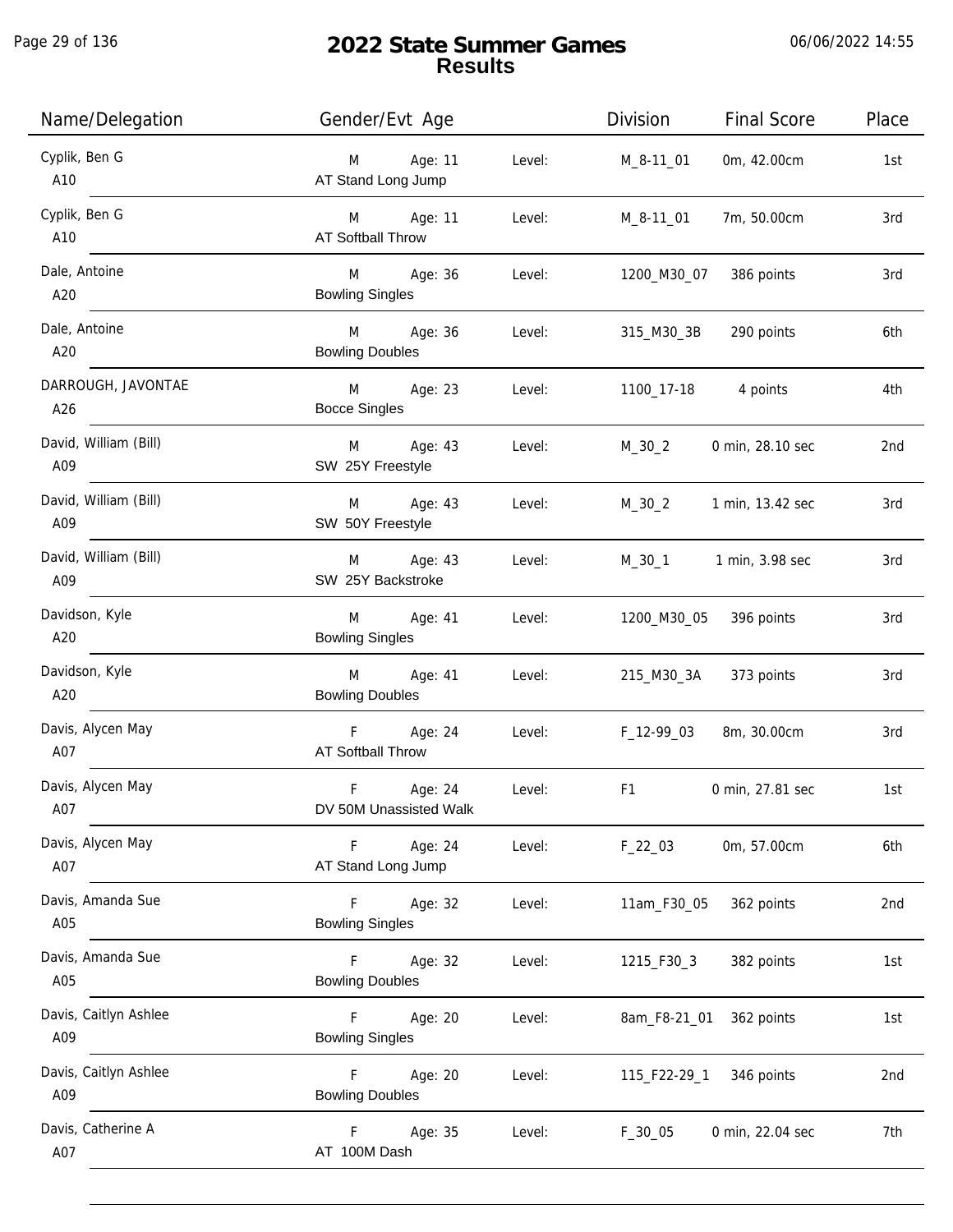# 2022 State Summer Games
## Results

06/06/2022 14:55

| Name/Delegation | Gender/Evt Age | | Level: | Division | Final Score | Place |
|---|---|---|---|---|---|---|
| Cyplik, Ben G<br>A10 | M<br>AT Stand Long Jump | Age: 11 | Level: | M_8-11_01 | 0m, 42.00cm | 1st |
| Cyplik, Ben G<br>A10 | M<br>AT Softball Throw | Age: 11 | Level: | M_8-11_01 | 7m, 50.00cm | 3rd |
| Dale, Antoine<br>A20 | M<br>Bowling Singles | Age: 36 | Level: | 1200_M30_07 | 386 points | 3rd |
| Dale, Antoine<br>A20 | M<br>Bowling Doubles | Age: 36 | Level: | 315_M30_3B | 290 points | 6th |
| DARROUGH, JAVONTAE<br>A26 | M<br>Bocce Singles | Age: 23 | Level: | 1100_17-18 | 4 points | 4th |
| David, William (Bill)<br>A09 | M<br>SW 25Y Freestyle | Age: 43 | Level: | M_30_2 | 0 min, 28.10 sec | 2nd |
| David, William (Bill)<br>A09 | M<br>SW 50Y Freestyle | Age: 43 | Level: | M_30_2 | 1 min, 13.42 sec | 3rd |
| David, William (Bill)<br>A09 | M<br>SW 25Y Backstroke | Age: 43 | Level: | M_30_1 | 1 min, 3.98 sec | 3rd |
| Davidson, Kyle<br>A20 | M<br>Bowling Singles | Age: 41 | Level: | 1200_M30_05 | 396 points | 3rd |
| Davidson, Kyle<br>A20 | M<br>Bowling Doubles | Age: 41 | Level: | 215_M30_3A | 373 points | 3rd |
| Davis, Alycen May<br>A07 | F<br>AT Softball Throw | Age: 24 | Level: | F_12-99_03 | 8m, 30.00cm | 3rd |
| Davis, Alycen May<br>A07 | F<br>DV 50M Unassisted Walk | Age: 24 | Level: | F1 | 0 min, 27.81 sec | 1st |
| Davis, Alycen May<br>A07 | F<br>AT Stand Long Jump | Age: 24 | Level: | F_22_03 | 0m, 57.00cm | 6th |
| Davis, Amanda Sue<br>A05 | F<br>Bowling Singles | Age: 32 | Level: | 11am_F30_05 | 362 points | 2nd |
| Davis, Amanda Sue<br>A05 | F<br>Bowling Doubles | Age: 32 | Level: | 1215_F30_3 | 382 points | 1st |
| Davis, Caitlyn Ashlee<br>A09 | F<br>Bowling Singles | Age: 20 | Level: | 8am_F8-21_01 | 362 points | 1st |
| Davis, Caitlyn Ashlee<br>A09 | F<br>Bowling Doubles | Age: 20 | Level: | 115_F22-29_1 | 346 points | 2nd |
| Davis, Catherine A<br>A07 | F<br>AT 100M Dash | Age: 35 | Level: | F_30_05 | 0 min, 22.04 sec | 7th |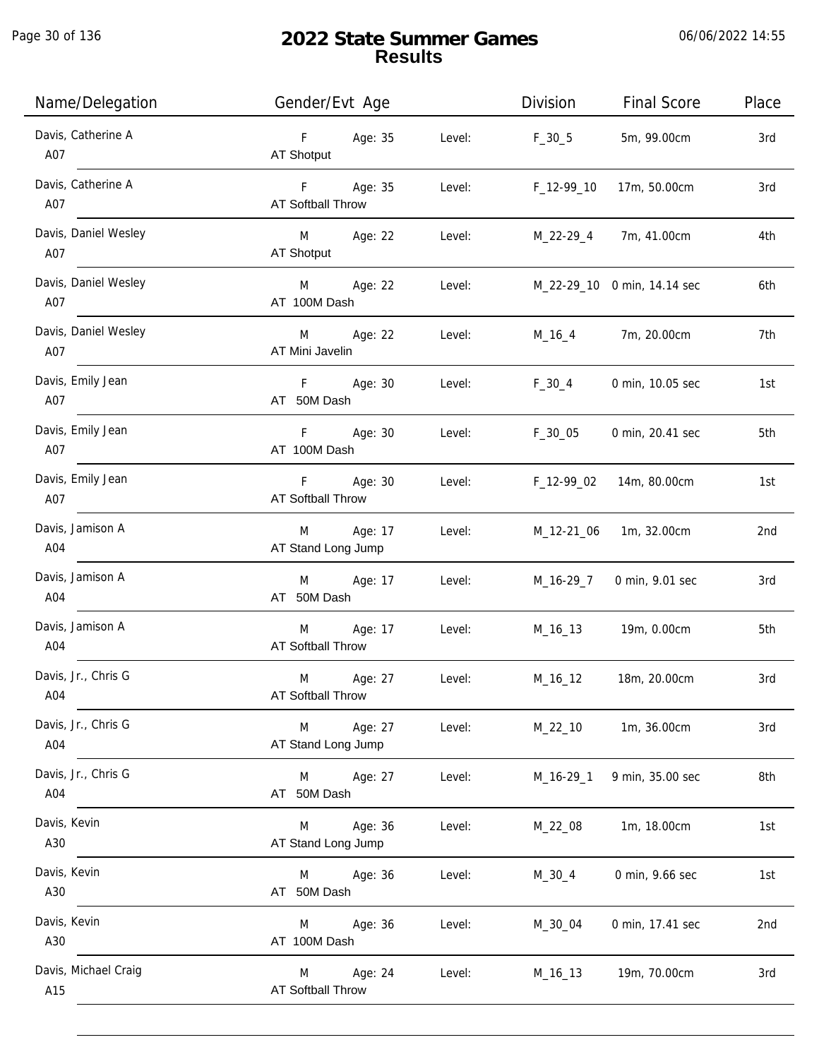# 2022 State Summer Games
## Results

06/06/2022 14:55

| Name/Delegation | Gender/Evt Age | | Level: | Division | Final Score | Place |
|---|---|---|---|---|---|---|
| Davis, Catherine A<br>A07 | F<br>AT Shotput | Age: 35 | Level: | F_30_5 | 5m, 99.00cm | 3rd |
| Davis, Catherine A<br>A07 | F<br>AT Softball Throw | Age: 35 | Level: | F_12-99_10 | 17m, 50.00cm | 3rd |
| Davis, Daniel Wesley<br>A07 | M<br>AT Shotput | Age: 22 | Level: | M_22-29_4 | 7m, 41.00cm | 4th |
| Davis, Daniel Wesley<br>A07 | M<br>AT 100M Dash | Age: 22 | Level: | M_22-29_10 | 0 min, 14.14 sec | 6th |
| Davis, Daniel Wesley<br>A07 | M<br>AT Mini Javelin | Age: 22 | Level: | M_16_4 | 7m, 20.00cm | 7th |
| Davis, Emily Jean<br>A07 | F<br>AT 50M Dash | Age: 30 | Level: | F_30_4 | 0 min, 10.05 sec | 1st |
| Davis, Emily Jean<br>A07 | F<br>AT 100M Dash | Age: 30 | Level: | F_30_05 | 0 min, 20.41 sec | 5th |
| Davis, Emily Jean<br>A07 | F<br>AT Softball Throw | Age: 30 | Level: | F_12-99_02 | 14m, 80.00cm | 1st |
| Davis, Jamison A<br>A04 | M<br>AT Stand Long Jump | Age: 17 | Level: | M_12-21_06 | 1m, 32.00cm | 2nd |
| Davis, Jamison A<br>A04 | M<br>AT 50M Dash | Age: 17 | Level: | M_16-29_7 | 0 min, 9.01 sec | 3rd |
| Davis, Jamison A<br>A04 | M<br>AT Softball Throw | Age: 17 | Level: | M_16_13 | 19m, 0.00cm | 5th |
| Davis, Jr., Chris G<br>A04 | M<br>AT Softball Throw | Age: 27 | Level: | M_16_12 | 18m, 20.00cm | 3rd |
| Davis, Jr., Chris G<br>A04 | M<br>AT Stand Long Jump | Age: 27 | Level: | M_22_10 | 1m, 36.00cm | 3rd |
| Davis, Jr., Chris G<br>A04 | M<br>AT 50M Dash | Age: 27 | Level: | M_16-29_1 | 9 min, 35.00 sec | 8th |
| Davis, Kevin<br>A30 | M<br>AT Stand Long Jump | Age: 36 | Level: | M_22_08 | 1m, 18.00cm | 1st |
| Davis, Kevin<br>A30 | M<br>AT 50M Dash | Age: 36 | Level: | M_30_4 | 0 min, 9.66 sec | 1st |
| Davis, Kevin<br>A30 | M<br>AT 100M Dash | Age: 36 | Level: | M_30_04 | 0 min, 17.41 sec | 2nd |
| Davis, Michael Craig<br>A15 | M<br>AT Softball Throw | Age: 24 | Level: | M_16_13 | 19m, 70.00cm | 3rd |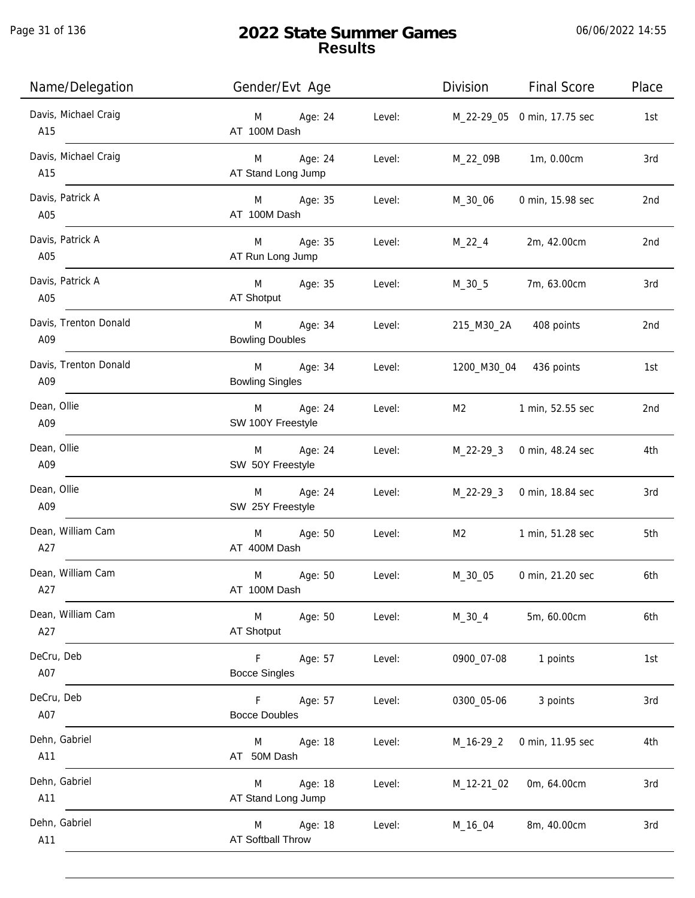# 2022 State Summer Games
## Results

| Name/Delegation | Gender/Evt Age | | Level: | Division | Final Score | Place |
|---|---|---|---|---|---|---|
| Davis, Michael Craig<br>A15 | M<br>AT 100M Dash | Age: 24 | Level: | M_22-29_05 | 0 min, 17.75 sec | 1st |
| Davis, Michael Craig<br>A15 | M<br>AT Stand Long Jump | Age: 24 | Level: | M_22_09B | 1m, 0.00cm | 3rd |
| Davis, Patrick A<br>A05 | M<br>AT 100M Dash | Age: 35 | Level: | M_30_06 | 0 min, 15.98 sec | 2nd |
| Davis, Patrick A<br>A05 | M<br>AT Run Long Jump | Age: 35 | Level: | M_22_4 | 2m, 42.00cm | 2nd |
| Davis, Patrick A<br>A05 | M<br>AT Shotput | Age: 35 | Level: | M_30_5 | 7m, 63.00cm | 3rd |
| Davis, Trenton Donald<br>A09 | M<br>Bowling Doubles | Age: 34 | Level: | 215_M30_2A | 408 points | 2nd |
| Davis, Trenton Donald<br>A09 | M<br>Bowling Singles | Age: 34 | Level: | 1200_M30_04 | 436 points | 1st |
| Dean, Ollie<br>A09 | M<br>SW 100Y Freestyle | Age: 24 | Level: | M2 | 1 min, 52.55 sec | 2nd |
| Dean, Ollie<br>A09 | M<br>SW 50Y Freestyle | Age: 24 | Level: | M_22-29_3 | 0 min, 48.24 sec | 4th |
| Dean, Ollie<br>A09 | M<br>SW 25Y Freestyle | Age: 24 | Level: | M_22-29_3 | 0 min, 18.84 sec | 3rd |
| Dean, William Cam<br>A27 | M<br>AT 400M Dash | Age: 50 | Level: | M2 | 1 min, 51.28 sec | 5th |
| Dean, William Cam<br>A27 | M<br>AT 100M Dash | Age: 50 | Level: | M_30_05 | 0 min, 21.20 sec | 6th |
| Dean, William Cam<br>A27 | M<br>AT Shotput | Age: 50 | Level: | M_30_4 | 5m, 60.00cm | 6th |
| DeCru, Deb<br>A07 | F<br>Bocce Singles | Age: 57 | Level: | 0900_07-08 | 1 points | 1st |
| DeCru, Deb<br>A07 | F<br>Bocce Doubles | Age: 57 | Level: | 0300_05-06 | 3 points | 3rd |
| Dehn, Gabriel<br>A11 | M<br>AT 50M Dash | Age: 18 | Level: | M_16-29_2 | 0 min, 11.95 sec | 4th |
| Dehn, Gabriel<br>A11 | M<br>AT Stand Long Jump | Age: 18 | Level: | M_12-21_02 | 0m, 64.00cm | 3rd |
| Dehn, Gabriel<br>A11 | M<br>AT Softball Throw | Age: 18 | Level: | M_16_04 | 8m, 40.00cm | 3rd |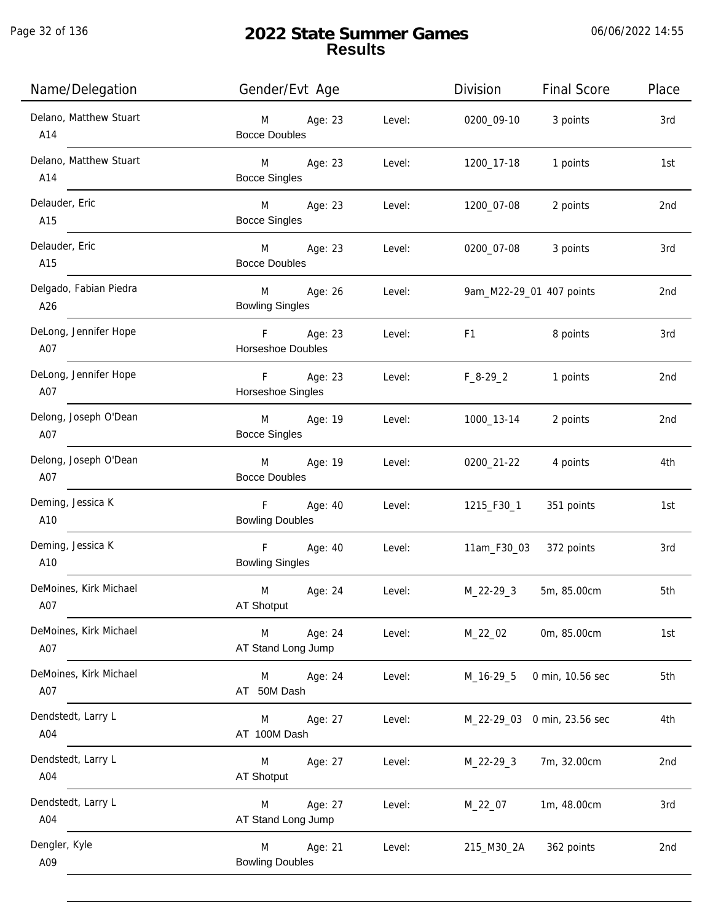# 2022 State Summer Games
## Results

06/06/2022 14:55

| Name/Delegation | Gender/Evt Age | | Level: | Division | Final Score | Place |
|---|---|---|---|---|---|---|
| Delano, Matthew Stuart A14 | M Bocce Doubles | Age: 23 | Level: | 0200_09-10 | 3 points | 3rd |
| Delano, Matthew Stuart A14 | M Bocce Singles | Age: 23 | Level: | 1200_17-18 | 1 points | 1st |
| Delauder, Eric A15 | M Bocce Singles | Age: 23 | Level: | 1200_07-08 | 2 points | 2nd |
| Delauder, Eric A15 | M Bocce Doubles | Age: 23 | Level: | 0200_07-08 | 3 points | 3rd |
| Delgado, Fabian Piedra A26 | M Bowling Singles | Age: 26 | Level: | 9am_M22-29_01 | 407 points | 2nd |
| DeLong, Jennifer Hope A07 | F Horseshoe Doubles | Age: 23 | Level: | F1 | 8 points | 3rd |
| DeLong, Jennifer Hope A07 | F Horseshoe Singles | Age: 23 | Level: | F_8-29_2 | 1 points | 2nd |
| Delong, Joseph O'Dean A07 | M Bocce Singles | Age: 19 | Level: | 1000_13-14 | 2 points | 2nd |
| Delong, Joseph O'Dean A07 | M Bocce Doubles | Age: 19 | Level: | 0200_21-22 | 4 points | 4th |
| Deming, Jessica K A10 | F Bowling Doubles | Age: 40 | Level: | 1215_F30_1 | 351 points | 1st |
| Deming, Jessica K A10 | F Bowling Singles | Age: 40 | Level: | 11am_F30_03 | 372 points | 3rd |
| DeMoines, Kirk Michael A07 | M AT Shotput | Age: 24 | Level: | M_22-29_3 | 5m, 85.00cm | 5th |
| DeMoines, Kirk Michael A07 | M AT Stand Long Jump | Age: 24 | Level: | M_22_02 | 0m, 85.00cm | 1st |
| DeMoines, Kirk Michael A07 | M AT 50M Dash | Age: 24 | Level: | M_16-29_5 | 0 min, 10.56 sec | 5th |
| Dendstedt, Larry L A04 | M AT 100M Dash | Age: 27 | Level: | M_22-29_03 | 0 min, 23.56 sec | 4th |
| Dendstedt, Larry L A04 | M AT Shotput | Age: 27 | Level: | M_22-29_3 | 7m, 32.00cm | 2nd |
| Dendstedt, Larry L A04 | M AT Stand Long Jump | Age: 27 | Level: | M_22_07 | 1m, 48.00cm | 3rd |
| Dengler, Kyle A09 | M Bowling Doubles | Age: 21 | Level: | 215_M30_2A | 362 points | 2nd |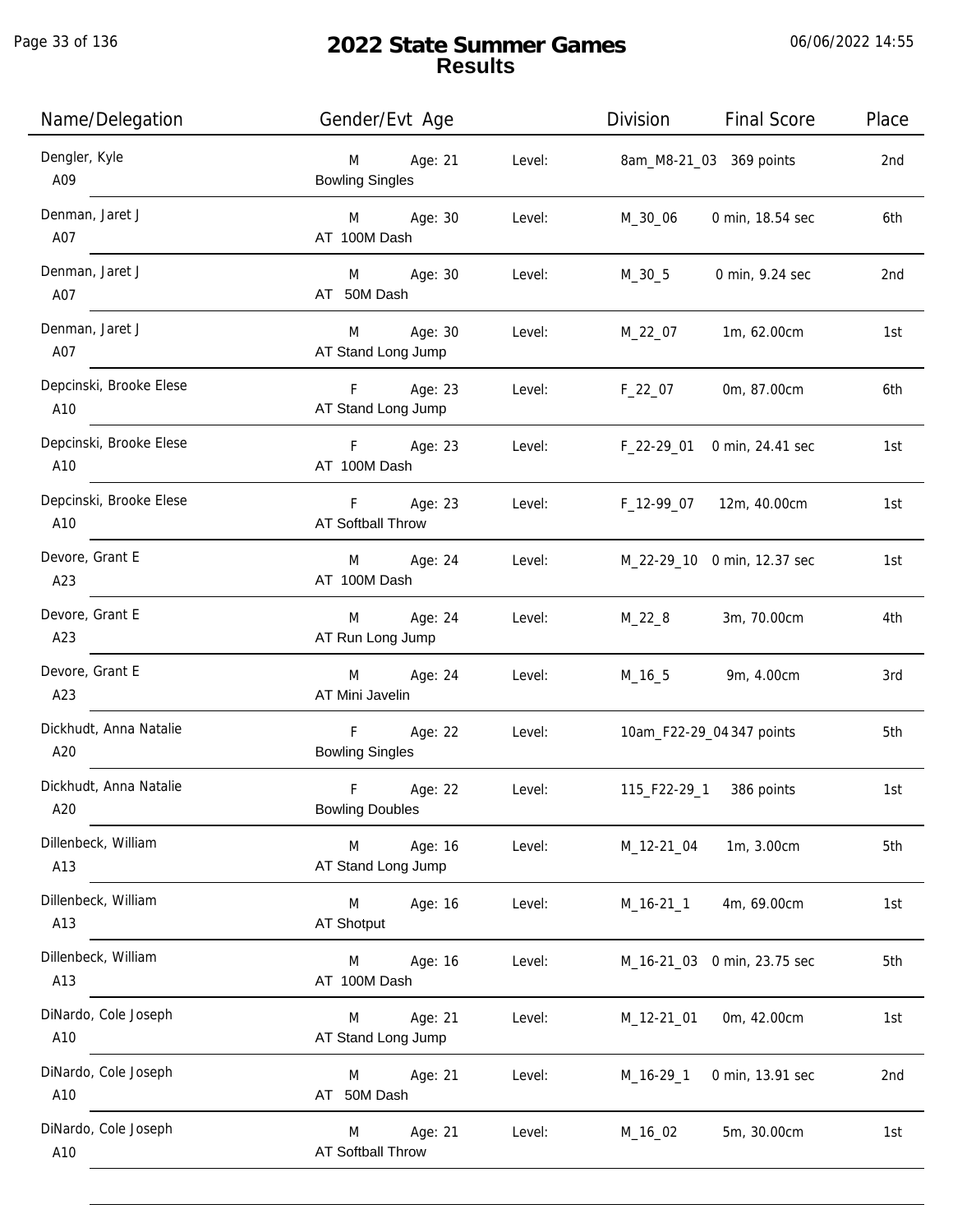# 2022 State Summer Games
## Results

06/06/2022 14:55

| Name/Delegation | Gender/Evt Age | | Division | Final Score | Place |
|---|---|---|---|---|---|
| Dengler, Kyle<br>A09 | M Age: 21<br>Bowling Singles | Level: | 8am_M8-21_03 | 369 points | 2nd |
| Denman, Jaret J<br>A07 | M Age: 30<br>AT 100M Dash | Level: | M_30_06 | 0 min, 18.54 sec | 6th |
| Denman, Jaret J<br>A07 | M Age: 30<br>AT 50M Dash | Level: | M_30_5 | 0 min, 9.24 sec | 2nd |
| Denman, Jaret J<br>A07 | M Age: 30<br>AT Stand Long Jump | Level: | M_22_07 | 1m, 62.00cm | 1st |
| Depcinski, Brooke Elese<br>A10 | F Age: 23<br>AT Stand Long Jump | Level: | F_22_07 | 0m, 87.00cm | 6th |
| Depcinski, Brooke Elese<br>A10 | F Age: 23<br>AT 100M Dash | Level: | F_22-29_01 | 0 min, 24.41 sec | 1st |
| Depcinski, Brooke Elese<br>A10 | F Age: 23<br>AT Softball Throw | Level: | F_12-99_07 | 12m, 40.00cm | 1st |
| Devore, Grant E<br>A23 | M Age: 24<br>AT 100M Dash | Level: | M_22-29_10 | 0 min, 12.37 sec | 1st |
| Devore, Grant E<br>A23 | M Age: 24<br>AT Run Long Jump | Level: | M_22_8 | 3m, 70.00cm | 4th |
| Devore, Grant E<br>A23 | M Age: 24<br>AT Mini Javelin | Level: | M_16_5 | 9m, 4.00cm | 3rd |
| Dickhudt, Anna Natalie<br>A20 | F Age: 22<br>Bowling Singles | Level: | 10am_F22-29_04 | 347 points | 5th |
| Dickhudt, Anna Natalie<br>A20 | F Age: 22<br>Bowling Doubles | Level: | 115_F22-29_1 | 386 points | 1st |
| Dillenbeck, William<br>A13 | M Age: 16<br>AT Stand Long Jump | Level: | M_12-21_04 | 1m, 3.00cm | 5th |
| Dillenbeck, William<br>A13 | M Age: 16<br>AT Shotput | Level: | M_16-21_1 | 4m, 69.00cm | 1st |
| Dillenbeck, William<br>A13 | M Age: 16<br>AT 100M Dash | Level: | M_16-21_03 | 0 min, 23.75 sec | 5th |
| DiNardo, Cole Joseph<br>A10 | M Age: 21<br>AT Stand Long Jump | Level: | M_12-21_01 | 0m, 42.00cm | 1st |
| DiNardo, Cole Joseph<br>A10 | M Age: 21<br>AT 50M Dash | Level: | M_16-29_1 | 0 min, 13.91 sec | 2nd |
| DiNardo, Cole Joseph<br>A10 | M Age: 21<br>AT Softball Throw | Level: | M_16_02 | 5m, 30.00cm | 1st |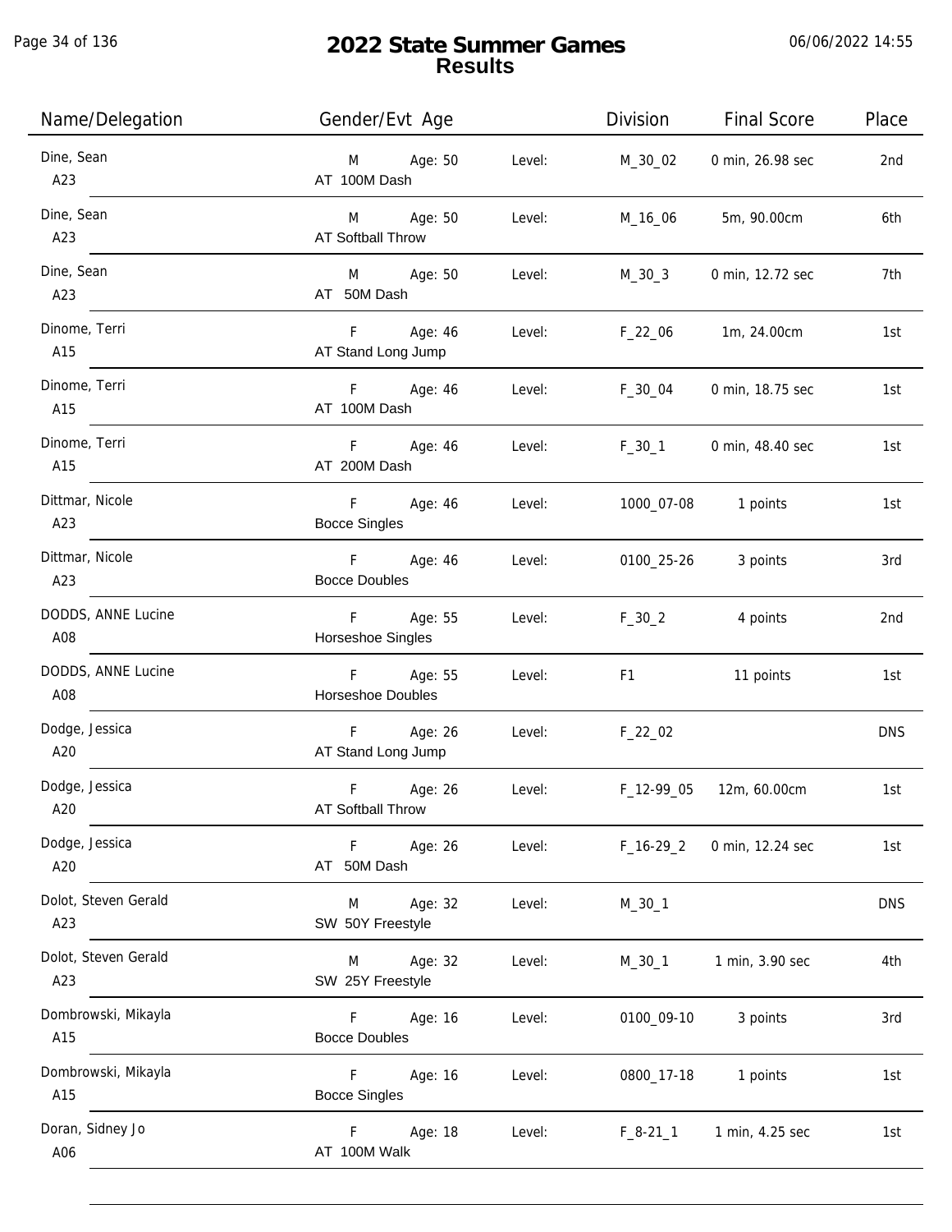# 2022 State Summer Games
## Results

06/06/2022 14:55

| Name/Delegation | Gender/Evt Age | | Level: | Division | Final Score | Place |
|---|---|---|---|---|---|---|
| Dine, Sean<br>A23 | M<br>AT 100M Dash | Age: 50 | Level: | M_30_02 | 0 min, 26.98 sec | 2nd |
| Dine, Sean<br>A23 | M<br>AT Softball Throw | Age: 50 | Level: | M_16_06 | 5m, 90.00cm | 6th |
| Dine, Sean<br>A23 | M<br>AT 50M Dash | Age: 50 | Level: | M_30_3 | 0 min, 12.72 sec | 7th |
| Dinome, Terri<br>A15 | F<br>AT Stand Long Jump | Age: 46 | Level: | F_22_06 | 1m, 24.00cm | 1st |
| Dinome, Terri<br>A15 | F<br>AT 100M Dash | Age: 46 | Level: | F_30_04 | 0 min, 18.75 sec | 1st |
| Dinome, Terri<br>A15 | F<br>AT 200M Dash | Age: 46 | Level: | F_30_1 | 0 min, 48.40 sec | 1st |
| Dittmar, Nicole<br>A23 | F<br>Bocce Singles | Age: 46 | Level: | 1000_07-08 | 1 points | 1st |
| Dittmar, Nicole<br>A23 | F<br>Bocce Doubles | Age: 46 | Level: | 0100_25-26 | 3 points | 3rd |
| DODDS, ANNE Lucine<br>A08 | F<br>Horseshoe Singles | Age: 55 | Level: | F_30_2 | 4 points | 2nd |
| DODDS, ANNE Lucine<br>A08 | F<br>Horseshoe Doubles | Age: 55 | Level: | F1 | 11 points | 1st |
| Dodge, Jessica<br>A20 | F<br>AT Stand Long Jump | Age: 26 | Level: | F_22_02 | | DNS |
| Dodge, Jessica<br>A20 | F<br>AT Softball Throw | Age: 26 | Level: | F_12-99_05 | 12m, 60.00cm | 1st |
| Dodge, Jessica<br>A20 | F<br>AT 50M Dash | Age: 26 | Level: | F_16-29_2 | 0 min, 12.24 sec | 1st |
| Dolot, Steven Gerald<br>A23 | M<br>SW 50Y Freestyle | Age: 32 | Level: | M_30_1 | | DNS |
| Dolot, Steven Gerald<br>A23 | M<br>SW 25Y Freestyle | Age: 32 | Level: | M_30_1 | 1 min, 3.90 sec | 4th |
| Dombrowski, Mikayla<br>A15 | F<br>Bocce Doubles | Age: 16 | Level: | 0100_09-10 | 3 points | 3rd |
| Dombrowski, Mikayla<br>A15 | F<br>Bocce Singles | Age: 16 | Level: | 0800_17-18 | 1 points | 1st |
| Doran, Sidney Jo<br>A06 | F<br>AT 100M Walk | Age: 18 | Level: | F_8-21_1 | 1 min, 4.25 sec | 1st |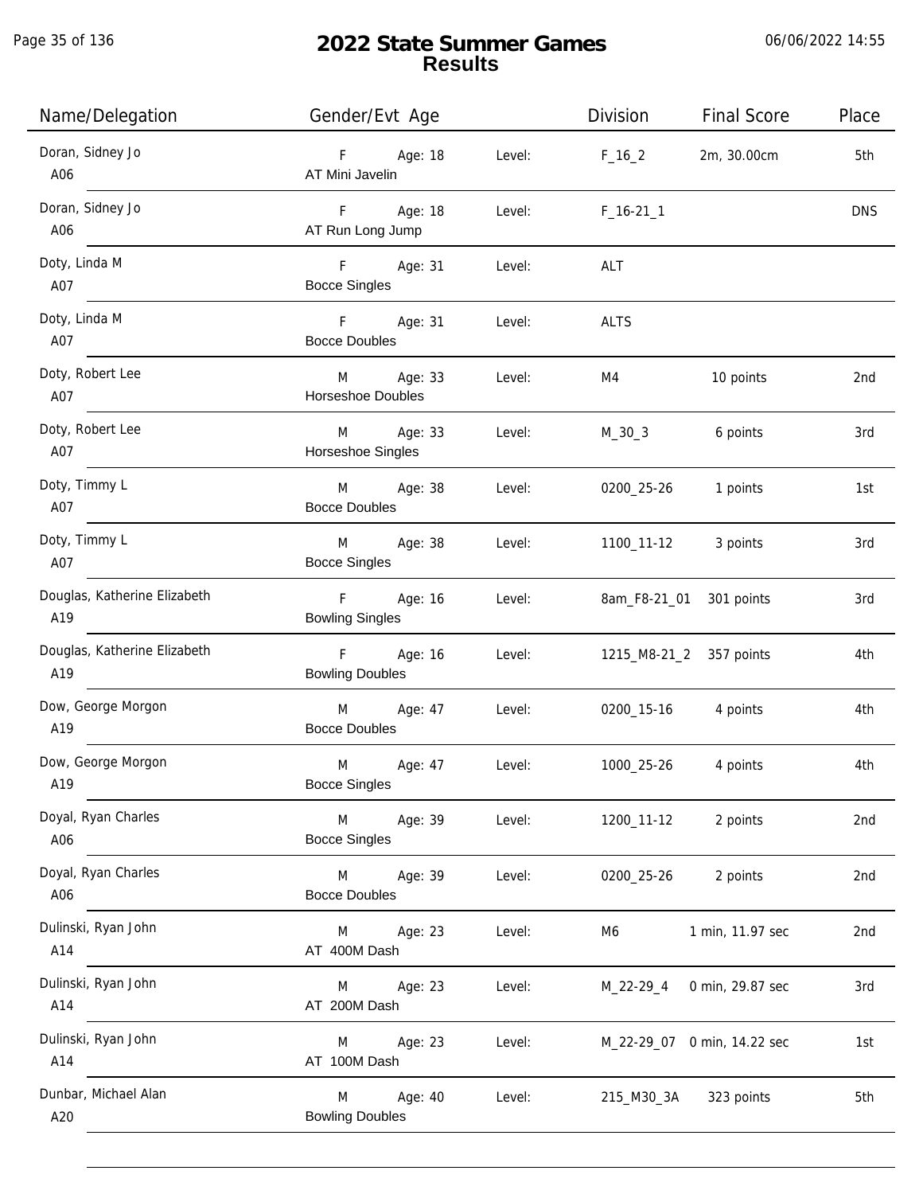# 2022 State Summer Games
## Results

06/06/2022 14:55

| Name/Delegation | Gender/Evt Age | | Level: | Division | Final Score | Place |
|---|---|---|---|---|---|---|
| Doran, Sidney Jo A06 | F AT Mini Javelin | Age: 18 | Level: | F_16_2 | 2m, 30.00cm | 5th |
| Doran, Sidney Jo A06 | F AT Run Long Jump | Age: 18 | Level: | F_16-21_1 | | DNS |
| Doty, Linda M A07 | F Bocce Singles | Age: 31 | Level: | ALT | | |
| Doty, Linda M A07 | F Bocce Doubles | Age: 31 | Level: | ALTS | | |
| Doty, Robert Lee A07 | M Horseshoe Doubles | Age: 33 | Level: | M4 | 10 points | 2nd |
| Doty, Robert Lee A07 | M Horseshoe Singles | Age: 33 | Level: | M_30_3 | 6 points | 3rd |
| Doty, Timmy L A07 | M Bocce Doubles | Age: 38 | Level: | 0200_25-26 | 1 points | 1st |
| Doty, Timmy L A07 | M Bocce Singles | Age: 38 | Level: | 1100_11-12 | 3 points | 3rd |
| Douglas, Katherine Elizabeth A19 | F Bowling Singles | Age: 16 | Level: | 8am_F8-21_01 | 301 points | 3rd |
| Douglas, Katherine Elizabeth A19 | F Bowling Doubles | Age: 16 | Level: | 1215_M8-21_2 | 357 points | 4th |
| Dow, George Morgon A19 | M Bocce Doubles | Age: 47 | Level: | 0200_15-16 | 4 points | 4th |
| Dow, George Morgon A19 | M Bocce Singles | Age: 47 | Level: | 1000_25-26 | 4 points | 4th |
| Doyal, Ryan Charles A06 | M Bocce Singles | Age: 39 | Level: | 1200_11-12 | 2 points | 2nd |
| Doyal, Ryan Charles A06 | M Bocce Doubles | Age: 39 | Level: | 0200_25-26 | 2 points | 2nd |
| Dulinski, Ryan John A14 | M AT 400M Dash | Age: 23 | Level: | M6 | 1 min, 11.97 sec | 2nd |
| Dulinski, Ryan John A14 | M AT 200M Dash | Age: 23 | Level: | M_22-29_4 | 0 min, 29.87 sec | 3rd |
| Dulinski, Ryan John A14 | M AT 100M Dash | Age: 23 | Level: | M_22-29_07 | 0 min, 14.22 sec | 1st |
| Dunbar, Michael Alan A20 | M Bowling Doubles | Age: 40 | Level: | 215_M30_3A | 323 points | 5th |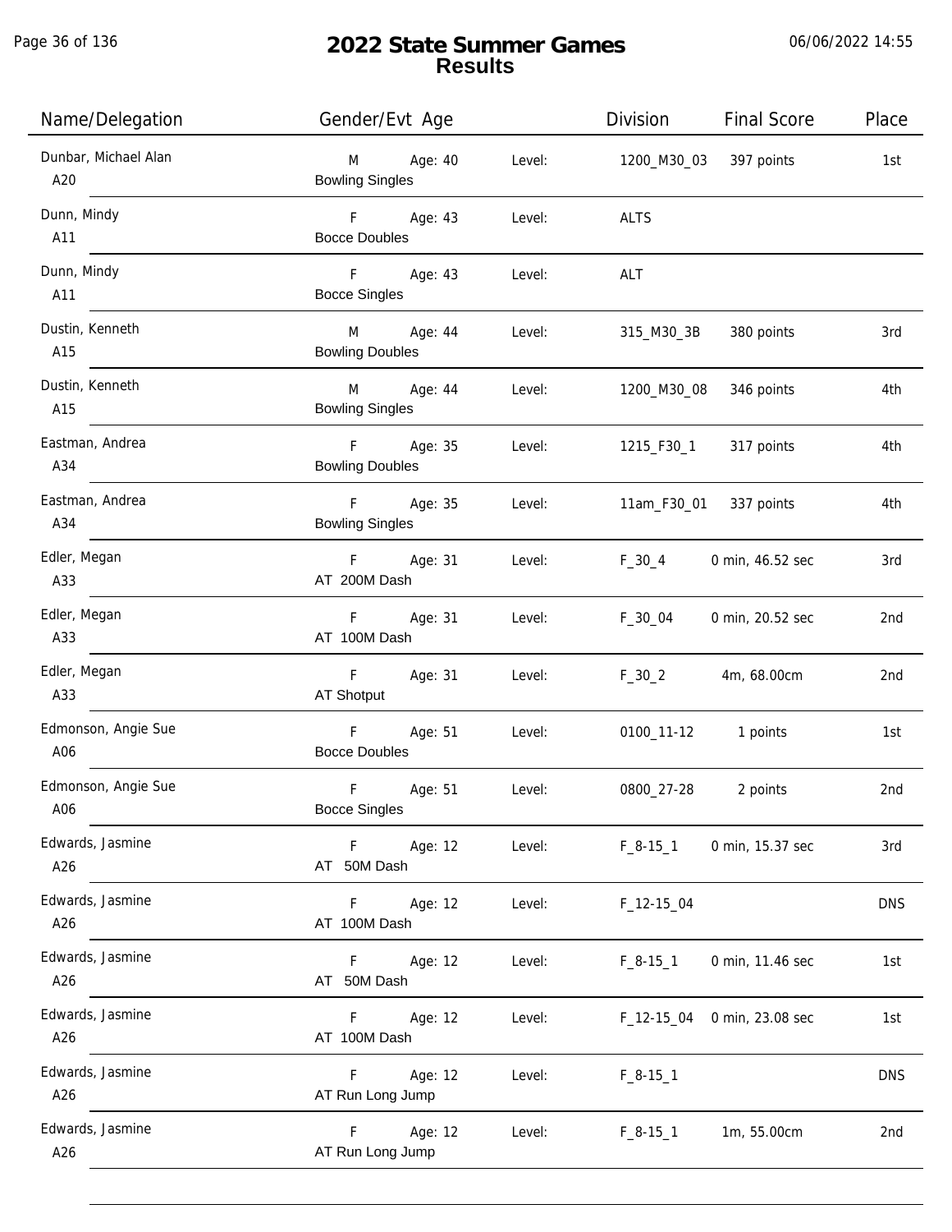# 2022 State Summer Games
## Results

06/06/2022 14:55

| Name/Delegation | Gender/Evt Age | | Level: | Division | Final Score | Place |
|---|---|---|---|---|---|---|
| Dunbar, Michael Alan<br>A20 | M<br>Bowling Singles | Age: 40 | Level: | 1200_M30_03 | 397 points | 1st |
| Dunn, Mindy<br>A11 | F<br>Bocce Doubles | Age: 43 | Level: | ALTS | | |
| Dunn, Mindy<br>A11 | F<br>Bocce Singles | Age: 43 | Level: | ALT | | |
| Dustin, Kenneth<br>A15 | M<br>Bowling Doubles | Age: 44 | Level: | 315_M30_3B | 380 points | 3rd |
| Dustin, Kenneth<br>A15 | M<br>Bowling Singles | Age: 44 | Level: | 1200_M30_08 | 346 points | 4th |
| Eastman, Andrea<br>A34 | F<br>Bowling Doubles | Age: 35 | Level: | 1215_F30_1 | 317 points | 4th |
| Eastman, Andrea<br>A34 | F<br>Bowling Singles | Age: 35 | Level: | 11am_F30_01 | 337 points | 4th |
| Edler, Megan<br>A33 | F<br>AT 200M Dash | Age: 31 | Level: | F_30_4 | 0 min, 46.52 sec | 3rd |
| Edler, Megan<br>A33 | F<br>AT 100M Dash | Age: 31 | Level: | F_30_04 | 0 min, 20.52 sec | 2nd |
| Edler, Megan<br>A33 | F<br>AT Shotput | Age: 31 | Level: | F_30_2 | 4m, 68.00cm | 2nd |
| Edmonson, Angie Sue<br>A06 | F<br>Bocce Doubles | Age: 51 | Level: | 0100_11-12 | 1 points | 1st |
| Edmonson, Angie Sue<br>A06 | F<br>Bocce Singles | Age: 51 | Level: | 0800_27-28 | 2 points | 2nd |
| Edwards, Jasmine<br>A26 | F<br>AT 50M Dash | Age: 12 | Level: | F_8-15_1 | 0 min, 15.37 sec | 3rd |
| Edwards, Jasmine<br>A26 | F<br>AT 100M Dash | Age: 12 | Level: | F_12-15_04 | | DNS |
| Edwards, Jasmine<br>A26 | F<br>AT 50M Dash | Age: 12 | Level: | F_8-15_1 | 0 min, 11.46 sec | 1st |
| Edwards, Jasmine<br>A26 | F<br>AT 100M Dash | Age: 12 | Level: | F_12-15_04 | 0 min, 23.08 sec | 1st |
| Edwards, Jasmine<br>A26 | F<br>AT Run Long Jump | Age: 12 | Level: | F_8-15_1 | | DNS |
| Edwards, Jasmine<br>A26 | F<br>AT Run Long Jump | Age: 12 | Level: | F_8-15_1 | 1m, 55.00cm | 2nd |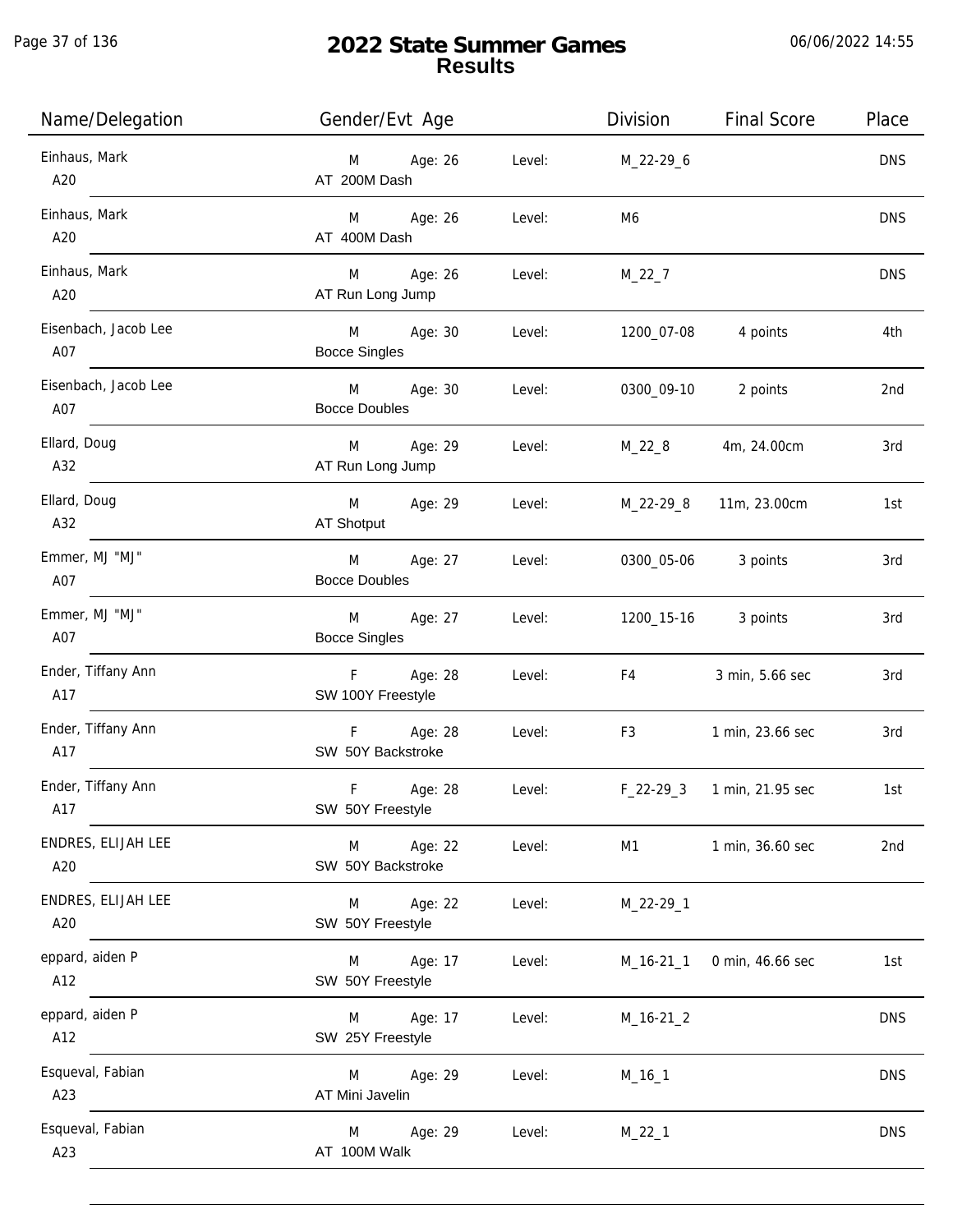# 2022 State Summer Games
## Results

06/06/2022 14:55

| Name/Delegation | Gender/Evt | Age | Level: | Division | Final Score | Place |
|---|---|---|---|---|---|---|
| Einhaus, Mark<br>A20 | M<br>AT 200M Dash | Age: 26 | Level: | M_22-29_6 | | DNS |
| Einhaus, Mark<br>A20 | M<br>AT 400M Dash | Age: 26 | Level: | M6 | | DNS |
| Einhaus, Mark<br>A20 | M<br>AT Run Long Jump | Age: 26 | Level: | M_22_7 | | DNS |
| Eisenbach, Jacob Lee<br>A07 | M<br>Bocce Singles | Age: 30 | Level: | 1200_07-08 | 4 points | 4th |
| Eisenbach, Jacob Lee<br>A07 | M<br>Bocce Doubles | Age: 30 | Level: | 0300_09-10 | 2 points | 2nd |
| Ellard, Doug<br>A32 | M<br>AT Run Long Jump | Age: 29 | Level: | M_22_8 | 4m, 24.00cm | 3rd |
| Ellard, Doug<br>A32 | M<br>AT Shotput | Age: 29 | Level: | M_22-29_8 | 11m, 23.00cm | 1st |
| Emmer, MJ "MJ"<br>A07 | M<br>Bocce Doubles | Age: 27 | Level: | 0300_05-06 | 3 points | 3rd |
| Emmer, MJ "MJ"<br>A07 | M<br>Bocce Singles | Age: 27 | Level: | 1200_15-16 | 3 points | 3rd |
| Ender, Tiffany Ann<br>A17 | F<br>SW 100Y Freestyle | Age: 28 | Level: | F4 | 3 min, 5.66 sec | 3rd |
| Ender, Tiffany Ann<br>A17 | F<br>SW 50Y Backstroke | Age: 28 | Level: | F3 | 1 min, 23.66 sec | 3rd |
| Ender, Tiffany Ann<br>A17 | F<br>SW 50Y Freestyle | Age: 28 | Level: | F_22-29_3 | 1 min, 21.95 sec | 1st |
| ENDRES, ELIJAH LEE<br>A20 | M<br>SW 50Y Backstroke | Age: 22 | Level: | M1 | 1 min, 36.60 sec | 2nd |
| ENDRES, ELIJAH LEE<br>A20 | M<br>SW 50Y Freestyle | Age: 22 | Level: | M_22-29_1 | | |
| eppard, aiden P<br>A12 | M<br>SW 50Y Freestyle | Age: 17 | Level: | M_16-21_1 | 0 min, 46.66 sec | 1st |
| eppard, aiden P<br>A12 | M<br>SW 25Y Freestyle | Age: 17 | Level: | M_16-21_2 | | DNS |
| Esqueval, Fabian<br>A23 | M<br>AT Mini Javelin | Age: 29 | Level: | M_16_1 | | DNS |
| Esqueval, Fabian<br>A23 | M<br>AT 100M Walk | Age: 29 | Level: | M_22_1 | | DNS |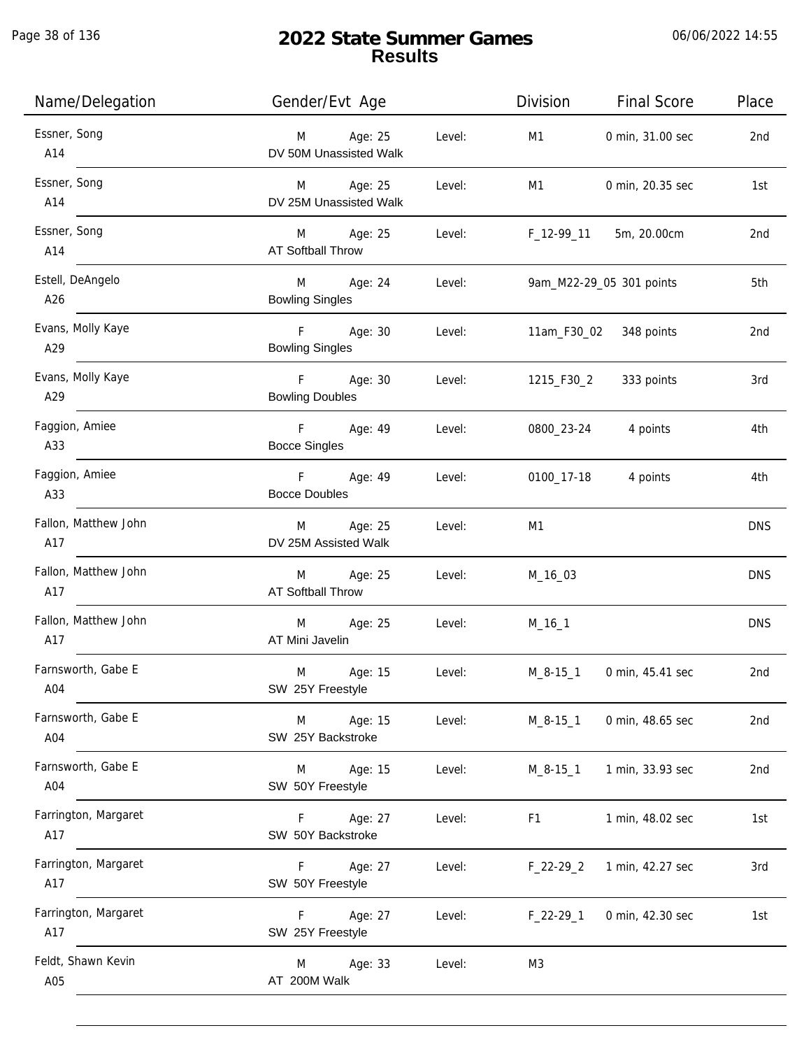# 2022 State Summer Games
## Results

06/06/2022 14:55

| Name/Delegation | Gender/Evt Age | | Level: | Division | Final Score | Place |
|---|---|---|---|---|---|---|
| Essner, Song A14 | M DV 50M Unassisted Walk | Age: 25 | Level: | M1 | 0 min, 31.00 sec | 2nd |
| Essner, Song A14 | M DV 25M Unassisted Walk | Age: 25 | Level: | M1 | 0 min, 20.35 sec | 1st |
| Essner, Song A14 | M AT Softball Throw | Age: 25 | Level: | F_12-99_11 | 5m, 20.00cm | 2nd |
| Estell, DeAngelo A26 | M Bowling Singles | Age: 24 | Level: | 9am_M22-29_05 | 301 points | 5th |
| Evans, Molly Kaye A29 | F Bowling Singles | Age: 30 | Level: | 11am_F30_02 | 348 points | 2nd |
| Evans, Molly Kaye A29 | F Bowling Doubles | Age: 30 | Level: | 1215_F30_2 | 333 points | 3rd |
| Faggion, Amiee A33 | F Bocce Singles | Age: 49 | Level: | 0800_23-24 | 4 points | 4th |
| Faggion, Amiee A33 | F Bocce Doubles | Age: 49 | Level: | 0100_17-18 | 4 points | 4th |
| Fallon, Matthew John A17 | M DV 25M Assisted Walk | Age: 25 | Level: | M1 | | DNS |
| Fallon, Matthew John A17 | M AT Softball Throw | Age: 25 | Level: | M_16_03 | | DNS |
| Fallon, Matthew John A17 | M AT Mini Javelin | Age: 25 | Level: | M_16_1 | | DNS |
| Farnsworth, Gabe E A04 | M SW 25Y Freestyle | Age: 15 | Level: | M_8-15_1 | 0 min, 45.41 sec | 2nd |
| Farnsworth, Gabe E A04 | M SW 25Y Backstroke | Age: 15 | Level: | M_8-15_1 | 0 min, 48.65 sec | 2nd |
| Farnsworth, Gabe E A04 | M SW 50Y Freestyle | Age: 15 | Level: | M_8-15_1 | 1 min, 33.93 sec | 2nd |
| Farrington, Margaret A17 | F SW 50Y Backstroke | Age: 27 | Level: | F1 | 1 min, 48.02 sec | 1st |
| Farrington, Margaret A17 | F SW 50Y Freestyle | Age: 27 | Level: | F_22-29_2 | 1 min, 42.27 sec | 3rd |
| Farrington, Margaret A17 | F SW 25Y Freestyle | Age: 27 | Level: | F_22-29_1 | 0 min, 42.30 sec | 1st |
| Feldt, Shawn Kevin A05 | M AT 200M Walk | Age: 33 | Level: | M3 | | |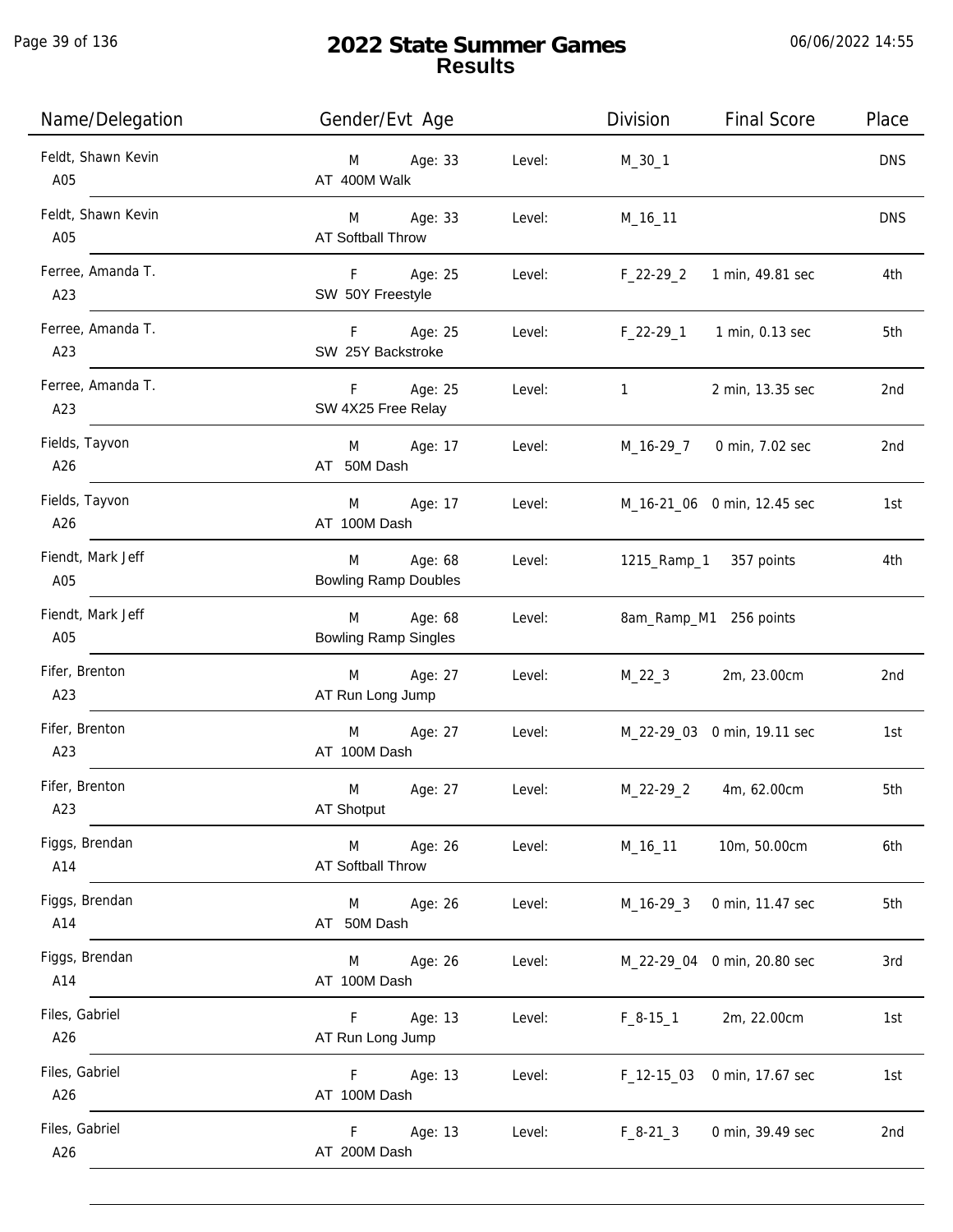# 2022 State Summer Games
## Results

06/06/2022 14:55

| Name/Delegation | Gender/Evt Age | | Level | Division | Final Score | Place |
|---|---|---|---|---|---|---|
| Feldt, Shawn Kevin<br>A05 | M<br>AT 400M Walk | Age: 33 | Level: | M_30_1 | | DNS |
| Feldt, Shawn Kevin<br>A05 | M<br>AT Softball Throw | Age: 33 | Level: | M_16_11 | | DNS |
| Ferree, Amanda T.<br>A23 | F<br>SW 50Y Freestyle | Age: 25 | Level: | F_22-29_2 | 1 min, 49.81 sec | 4th |
| Ferree, Amanda T.<br>A23 | F<br>SW 25Y Backstroke | Age: 25 | Level: | F_22-29_1 | 1 min, 0.13 sec | 5th |
| Ferree, Amanda T.<br>A23 | F<br>SW 4X25 Free Relay | Age: 25 | Level: | 1 | 2 min, 13.35 sec | 2nd |
| Fields, Tayvon<br>A26 | M<br>AT 50M Dash | Age: 17 | Level: | M_16-29_7 | 0 min, 7.02 sec | 2nd |
| Fields, Tayvon<br>A26 | M<br>AT 100M Dash | Age: 17 | Level: | M_16-21_06 | 0 min, 12.45 sec | 1st |
| Fiendt, Mark Jeff<br>A05 | M<br>Bowling Ramp Doubles | Age: 68 | Level: | 1215_Ramp_1 | 357 points | 4th |
| Fiendt, Mark Jeff<br>A05 | M<br>Bowling Ramp Singles | Age: 68 | Level: | 8am_Ramp_M1 | 256 points | |
| Fifer, Brenton<br>A23 | M<br>AT Run Long Jump | Age: 27 | Level: | M_22_3 | 2m, 23.00cm | 2nd |
| Fifer, Brenton<br>A23 | M<br>AT 100M Dash | Age: 27 | Level: | M_22-29_03 | 0 min, 19.11 sec | 1st |
| Fifer, Brenton<br>A23 | M<br>AT Shotput | Age: 27 | Level: | M_22-29_2 | 4m, 62.00cm | 5th |
| Figgs, Brendan<br>A14 | M<br>AT Softball Throw | Age: 26 | Level: | M_16_11 | 10m, 50.00cm | 6th |
| Figgs, Brendan<br>A14 | M<br>AT 50M Dash | Age: 26 | Level: | M_16-29_3 | 0 min, 11.47 sec | 5th |
| Figgs, Brendan<br>A14 | M<br>AT 100M Dash | Age: 26 | Level: | M_22-29_04 | 0 min, 20.80 sec | 3rd |
| Files, Gabriel<br>A26 | F<br>AT Run Long Jump | Age: 13 | Level: | F_8-15_1 | 2m, 22.00cm | 1st |
| Files, Gabriel<br>A26 | F<br>AT 100M Dash | Age: 13 | Level: | F_12-15_03 | 0 min, 17.67 sec | 1st |
| Files, Gabriel<br>A26 | F<br>AT 200M Dash | Age: 13 | Level: | F_8-21_3 | 0 min, 39.49 sec | 2nd |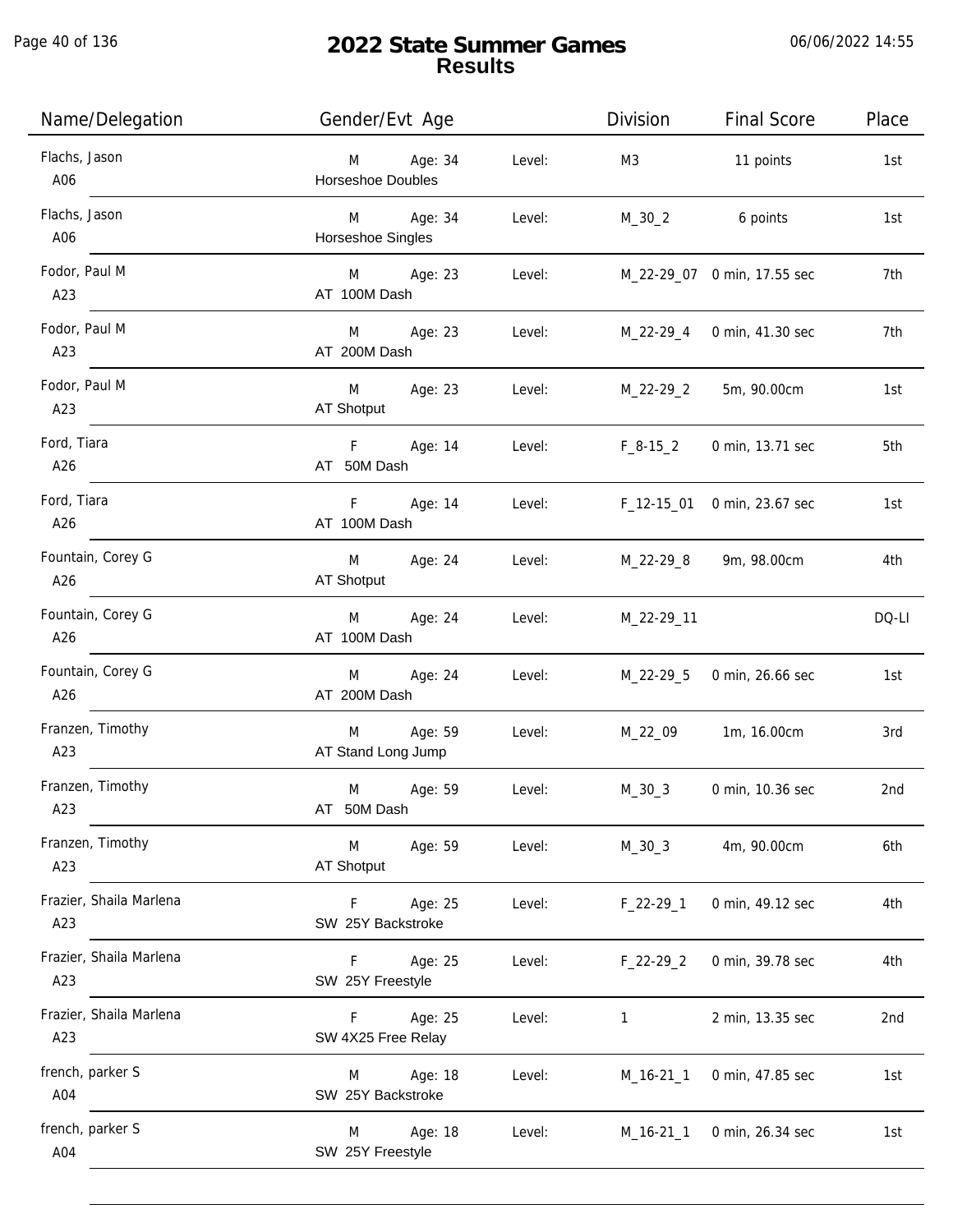# 2022 State Summer Games
## Results

06/06/2022 14:55

| Name/Delegation | Gender/Evt Age | | Level: | Division | Final Score | Place |
|---|---|---|---|---|---|---|
| Flachs, Jason<br>A06 | M<br>Horseshoe Doubles | Age: 34 | Level: | M3 | 11 points | 1st |
| Flachs, Jason<br>A06 | M<br>Horseshoe Singles | Age: 34 | Level: | M_30_2 | 6 points | 1st |
| Fodor, Paul M<br>A23 | M<br>AT 100M Dash | Age: 23 | Level: | M_22-29_07 | 0 min, 17.55 sec | 7th |
| Fodor, Paul M<br>A23 | M<br>AT 200M Dash | Age: 23 | Level: | M_22-29_4 | 0 min, 41.30 sec | 7th |
| Fodor, Paul M<br>A23 | M<br>AT Shotput | Age: 23 | Level: | M_22-29_2 | 5m, 90.00cm | 1st |
| Ford, Tiara<br>A26 | F<br>AT 50M Dash | Age: 14 | Level: | F_8-15_2 | 0 min, 13.71 sec | 5th |
| Ford, Tiara<br>A26 | F<br>AT 100M Dash | Age: 14 | Level: | F_12-15_01 | 0 min, 23.67 sec | 1st |
| Fountain, Corey G<br>A26 | M<br>AT Shotput | Age: 24 | Level: | M_22-29_8 | 9m, 98.00cm | 4th |
| Fountain, Corey G<br>A26 | M<br>AT 100M Dash | Age: 24 | Level: | M_22-29_11 | | DQ-LI |
| Fountain, Corey G<br>A26 | M<br>AT 200M Dash | Age: 24 | Level: | M_22-29_5 | 0 min, 26.66 sec | 1st |
| Franzen, Timothy<br>A23 | M<br>AT Stand Long Jump | Age: 59 | Level: | M_22_09 | 1m, 16.00cm | 3rd |
| Franzen, Timothy<br>A23 | M<br>AT 50M Dash | Age: 59 | Level: | M_30_3 | 0 min, 10.36 sec | 2nd |
| Franzen, Timothy<br>A23 | M<br>AT Shotput | Age: 59 | Level: | M_30_3 | 4m, 90.00cm | 6th |
| Frazier, Shaila Marlena<br>A23 | F<br>SW 25Y Backstroke | Age: 25 | Level: | F_22-29_1 | 0 min, 49.12 sec | 4th |
| Frazier, Shaila Marlena<br>A23 | F<br>SW 25Y Freestyle | Age: 25 | Level: | F_22-29_2 | 0 min, 39.78 sec | 4th |
| Frazier, Shaila Marlena<br>A23 | F<br>SW 4X25 Free Relay | Age: 25 | Level: | 1 | 2 min, 13.35 sec | 2nd |
| french, parker S<br>A04 | M<br>SW 25Y Backstroke | Age: 18 | Level: | M_16-21_1 | 0 min, 47.85 sec | 1st |
| french, parker S<br>A04 | M<br>SW 25Y Freestyle | Age: 18 | Level: | M_16-21_1 | 0 min, 26.34 sec | 1st |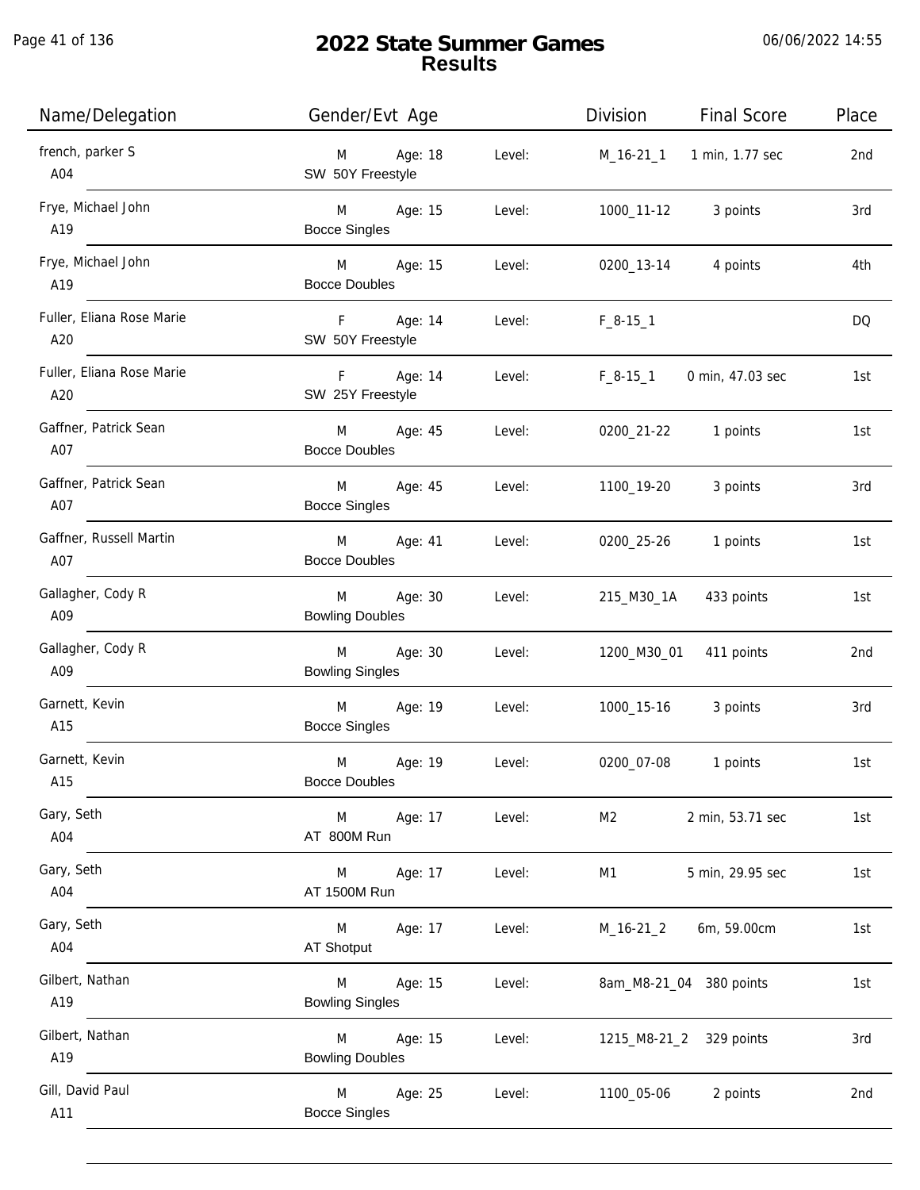# 2022 State Summer Games
## Results

06/06/2022 14:55

| Name/Delegation | Gender/Evt Age | | Level: | Division | Final Score | Place |
|---|---|---|---|---|---|---|
| french, parker S<br>A04 | M<br>SW 50Y Freestyle | Age: 18 | Level: | M_16-21_1 | 1 min, 1.77 sec | 2nd |
| Frye, Michael John<br>A19 | M<br>Bocce Singles | Age: 15 | Level: | 1000_11-12 | 3 points | 3rd |
| Frye, Michael John<br>A19 | M<br>Bocce Doubles | Age: 15 | Level: | 0200_13-14 | 4 points | 4th |
| Fuller, Eliana Rose Marie<br>A20 | F<br>SW 50Y Freestyle | Age: 14 | Level: | F_8-15_1 | | DQ |
| Fuller, Eliana Rose Marie<br>A20 | F<br>SW 25Y Freestyle | Age: 14 | Level: | F_8-15_1 | 0 min, 47.03 sec | 1st |
| Gaffner, Patrick Sean<br>A07 | M<br>Bocce Doubles | Age: 45 | Level: | 0200_21-22 | 1 points | 1st |
| Gaffner, Patrick Sean<br>A07 | M<br>Bocce Singles | Age: 45 | Level: | 1100_19-20 | 3 points | 3rd |
| Gaffner, Russell Martin<br>A07 | M<br>Bocce Doubles | Age: 41 | Level: | 0200_25-26 | 1 points | 1st |
| Gallagher, Cody R<br>A09 | M<br>Bowling Doubles | Age: 30 | Level: | 215_M30_1A | 433 points | 1st |
| Gallagher, Cody R<br>A09 | M<br>Bowling Singles | Age: 30 | Level: | 1200_M30_01 | 411 points | 2nd |
| Garnett, Kevin<br>A15 | M<br>Bocce Singles | Age: 19 | Level: | 1000_15-16 | 3 points | 3rd |
| Garnett, Kevin<br>A15 | M<br>Bocce Doubles | Age: 19 | Level: | 0200_07-08 | 1 points | 1st |
| Gary, Seth<br>A04 | M<br>AT 800M Run | Age: 17 | Level: | M2 | 2 min, 53.71 sec | 1st |
| Gary, Seth<br>A04 | M<br>AT 1500M Run | Age: 17 | Level: | M1 | 5 min, 29.95 sec | 1st |
| Gary, Seth<br>A04 | M<br>AT Shotput | Age: 17 | Level: | M_16-21_2 | 6m, 59.00cm | 1st |
| Gilbert, Nathan<br>A19 | M<br>Bowling Singles | Age: 15 | Level: | 8am_M8-21_04 | 380 points | 1st |
| Gilbert, Nathan<br>A19 | M<br>Bowling Doubles | Age: 15 | Level: | 1215_M8-21_2 | 329 points | 3rd |
| Gill, David Paul<br>A11 | M<br>Bocce Singles | Age: 25 | Level: | 1100_05-06 | 2 points | 2nd |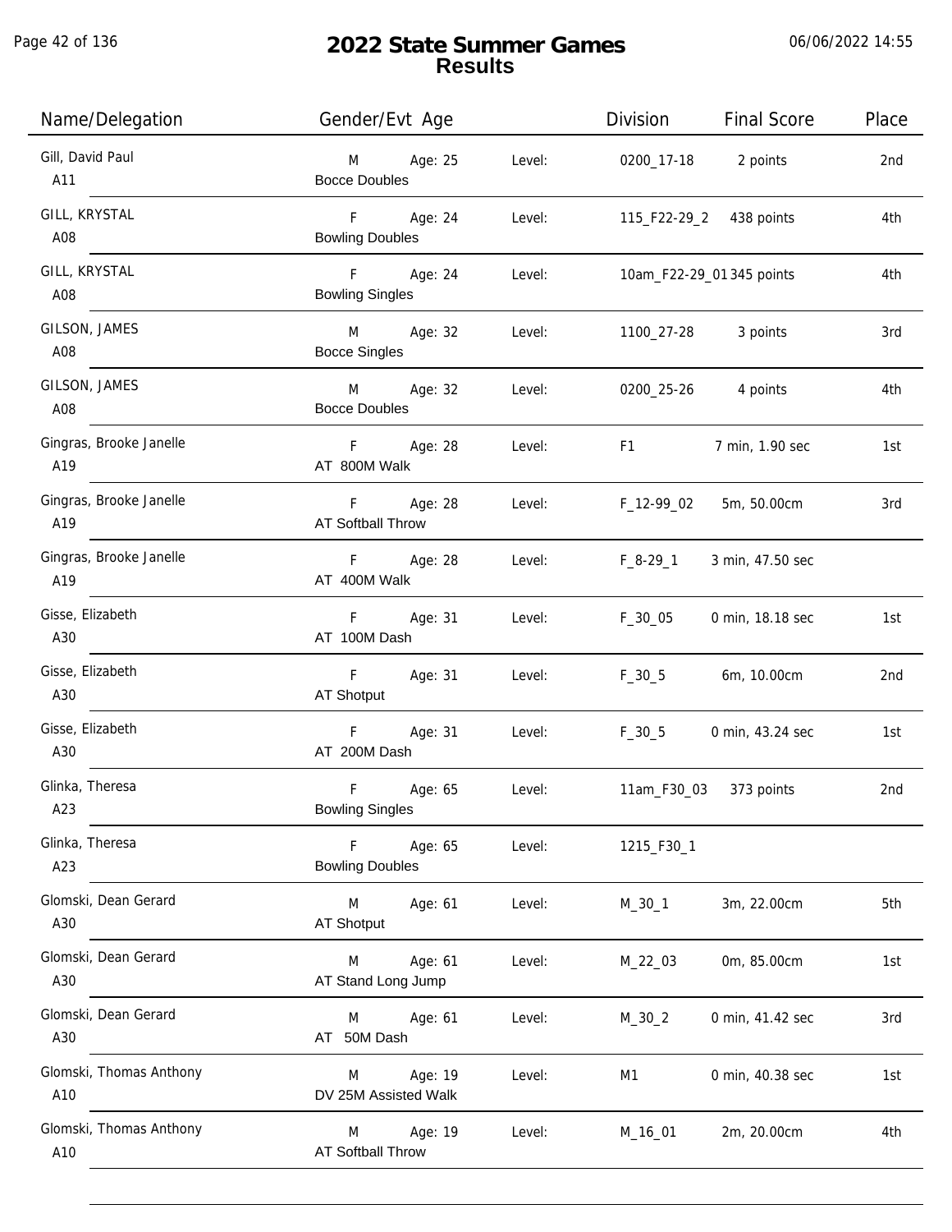# 2022 State Summer Games
## Results

06/06/2022 14:55

| Name/Delegation | Gender/Evt Age | | Division | Final Score | Place |
|---|---|---|---|---|---|
| Gill, David Paul<br>A11 | M Age: 25<br>Bocce Doubles | Level: | 0200_17-18 | 2 points | 2nd |
| GILL, KRYSTAL<br>A08 | F Age: 24<br>Bowling Doubles | Level: | 115_F22-29_2 | 438 points | 4th |
| GILL, KRYSTAL<br>A08 | F Age: 24<br>Bowling Singles | Level: | 10am_F22-29_01 | 345 points | 4th |
| GILSON, JAMES<br>A08 | M Age: 32<br>Bocce Singles | Level: | 1100_27-28 | 3 points | 3rd |
| GILSON, JAMES<br>A08 | M Age: 32<br>Bocce Doubles | Level: | 0200_25-26 | 4 points | 4th |
| Gingras, Brooke Janelle<br>A19 | F Age: 28<br>AT 800M Walk | Level: | F1 | 7 min, 1.90 sec | 1st |
| Gingras, Brooke Janelle<br>A19 | F Age: 28<br>AT Softball Throw | Level: | F_12-99_02 | 5m, 50.00cm | 3rd |
| Gingras, Brooke Janelle<br>A19 | F Age: 28<br>AT 400M Walk | Level: | F_8-29_1 | 3 min, 47.50 sec | |
| Gisse, Elizabeth<br>A30 | F Age: 31<br>AT 100M Dash | Level: | F_30_05 | 0 min, 18.18 sec | 1st |
| Gisse, Elizabeth<br>A30 | F Age: 31<br>AT Shotput | Level: | F_30_5 | 6m, 10.00cm | 2nd |
| Gisse, Elizabeth<br>A30 | F Age: 31<br>AT 200M Dash | Level: | F_30_5 | 0 min, 43.24 sec | 1st |
| Glinka, Theresa<br>A23 | F Age: 65<br>Bowling Singles | Level: | 11am_F30_03 | 373 points | 2nd |
| Glinka, Theresa<br>A23 | F Age: 65<br>Bowling Doubles | Level: | 1215_F30_1 | | |
| Glomski, Dean Gerard<br>A30 | M Age: 61<br>AT Shotput | Level: | M_30_1 | 3m, 22.00cm | 5th |
| Glomski, Dean Gerard<br>A30 | M Age: 61<br>AT Stand Long Jump | Level: | M_22_03 | 0m, 85.00cm | 1st |
| Glomski, Dean Gerard<br>A30 | M Age: 61<br>AT 50M Dash | Level: | M_30_2 | 0 min, 41.42 sec | 3rd |
| Glomski, Thomas Anthony<br>A10 | M Age: 19<br>DV 25M Assisted Walk | Level: | M1 | 0 min, 40.38 sec | 1st |
| Glomski, Thomas Anthony<br>A10 | M Age: 19<br>AT Softball Throw | Level: | M_16_01 | 2m, 20.00cm | 4th |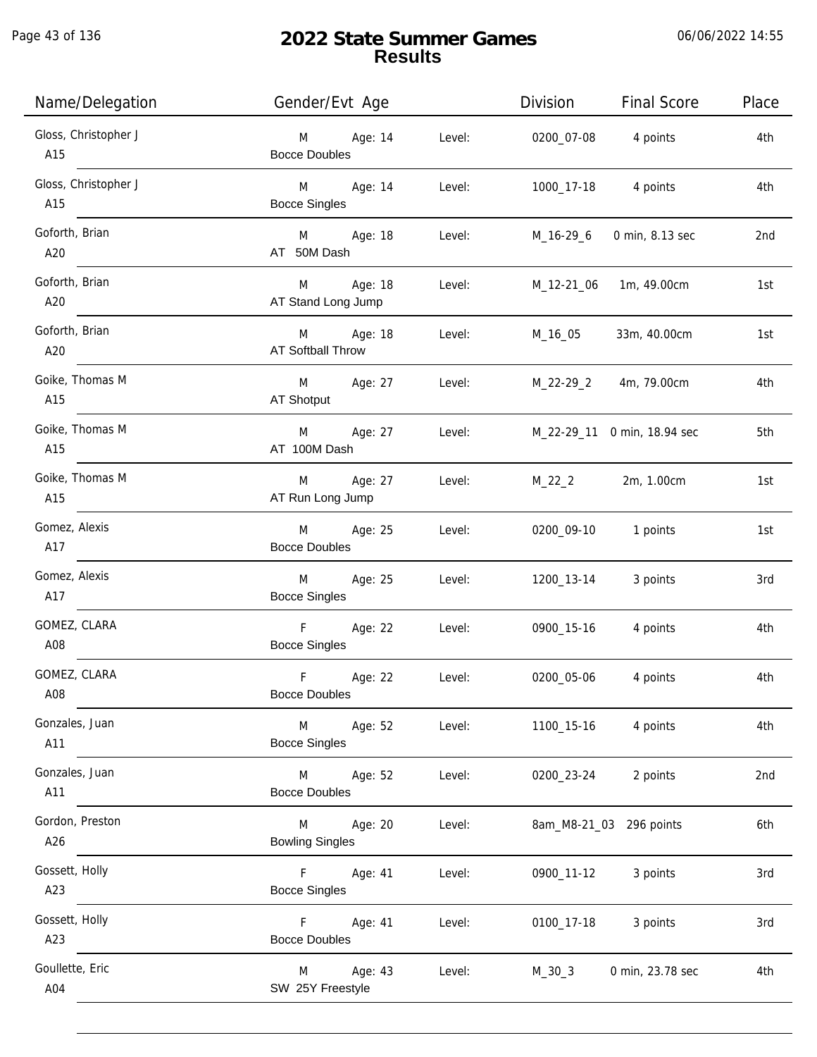# 2022 State Summer Games
## Results

| Name/Delegation | Gender/Evt Age | | Level: | Division | Final Score | Place |
|---|---|---|---|---|---|---|
| Gloss, Christopher J<br>A15 | M<br>Bocce Doubles | Age: 14 | Level: | 0200_07-08 | 4 points | 4th |
| Gloss, Christopher J<br>A15 | M<br>Bocce Singles | Age: 14 | Level: | 1000_17-18 | 4 points | 4th |
| Goforth, Brian<br>A20 | M<br>AT 50M Dash | Age: 18 | Level: | M_16-29_6 | 0 min, 8.13 sec | 2nd |
| Goforth, Brian<br>A20 | M<br>AT Stand Long Jump | Age: 18 | Level: | M_12-21_06 | 1m, 49.00cm | 1st |
| Goforth, Brian<br>A20 | M<br>AT Softball Throw | Age: 18 | Level: | M_16_05 | 33m, 40.00cm | 1st |
| Goike, Thomas M<br>A15 | M<br>AT Shotput | Age: 27 | Level: | M_22-29_2 | 4m, 79.00cm | 4th |
| Goike, Thomas M<br>A15 | M<br>AT 100M Dash | Age: 27 | Level: | M_22-29_11 | 0 min, 18.94 sec | 5th |
| Goike, Thomas M<br>A15 | M<br>AT Run Long Jump | Age: 27 | Level: | M_22_2 | 2m, 1.00cm | 1st |
| Gomez, Alexis<br>A17 | M<br>Bocce Doubles | Age: 25 | Level: | 0200_09-10 | 1 points | 1st |
| Gomez, Alexis<br>A17 | M<br>Bocce Singles | Age: 25 | Level: | 1200_13-14 | 3 points | 3rd |
| GOMEZ, CLARA<br>A08 | F<br>Bocce Singles | Age: 22 | Level: | 0900_15-16 | 4 points | 4th |
| GOMEZ, CLARA<br>A08 | F<br>Bocce Doubles | Age: 22 | Level: | 0200_05-06 | 4 points | 4th |
| Gonzales, Juan<br>A11 | M<br>Bocce Singles | Age: 52 | Level: | 1100_15-16 | 4 points | 4th |
| Gonzales, Juan<br>A11 | M<br>Bocce Doubles | Age: 52 | Level: | 0200_23-24 | 2 points | 2nd |
| Gordon, Preston<br>A26 | M<br>Bowling Singles | Age: 20 | Level: | 8am_M8-21_03 | 296 points | 6th |
| Gossett, Holly<br>A23 | F<br>Bocce Singles | Age: 41 | Level: | 0900_11-12 | 3 points | 3rd |
| Gossett, Holly<br>A23 | F<br>Bocce Doubles | Age: 41 | Level: | 0100_17-18 | 3 points | 3rd |
| Goullette, Eric<br>A04 | M<br>SW 25Y Freestyle | Age: 43 | Level: | M_30_3 | 0 min, 23.78 sec | 4th |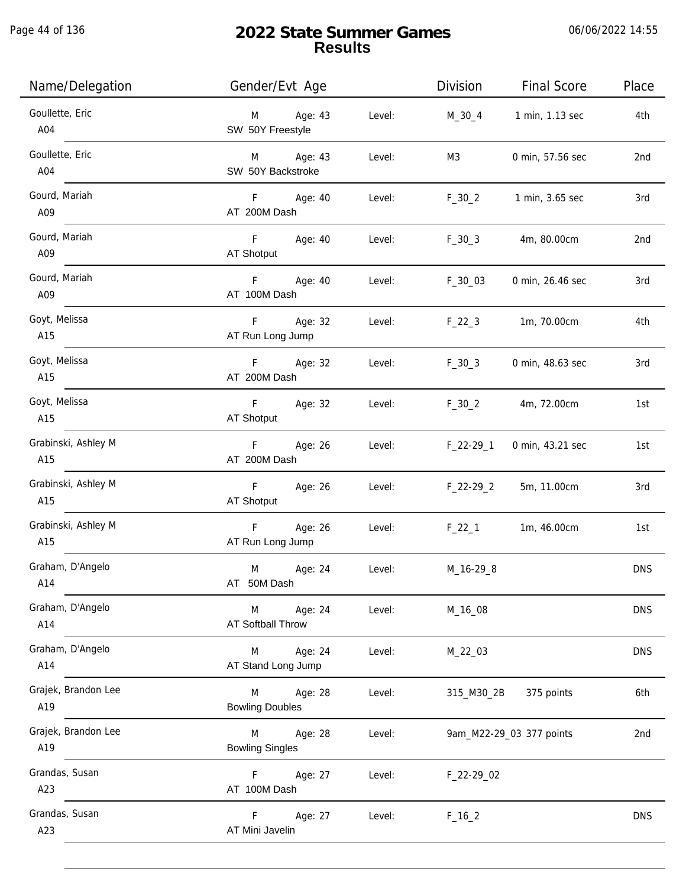# 2022 State Summer Games
## Results

06/06/2022 14:55

| Name/Delegation | Gender/Evt Age | | Level: | Division | Final Score | Place |
|---|---|---|---|---|---|---|
| Goullette, Eric A04 | M SW 50Y Freestyle | Age: 43 | Level: | M_30_4 | 1 min, 1.13 sec | 4th |
| Goullette, Eric A04 | M SW 50Y Backstroke | Age: 43 | Level: | M3 | 0 min, 57.56 sec | 2nd |
| Gourd, Mariah A09 | F AT 200M Dash | Age: 40 | Level: | F_30_2 | 1 min, 3.65 sec | 3rd |
| Gourd, Mariah A09 | F AT Shotput | Age: 40 | Level: | F_30_3 | 4m, 80.00cm | 2nd |
| Gourd, Mariah A09 | F AT 100M Dash | Age: 40 | Level: | F_30_03 | 0 min, 26.46 sec | 3rd |
| Goyt, Melissa A15 | F AT Run Long Jump | Age: 32 | Level: | F_22_3 | 1m, 70.00cm | 4th |
| Goyt, Melissa A15 | F AT 200M Dash | Age: 32 | Level: | F_30_3 | 0 min, 48.63 sec | 3rd |
| Goyt, Melissa A15 | F AT Shotput | Age: 32 | Level: | F_30_2 | 4m, 72.00cm | 1st |
| Grabinski, Ashley M A15 | F AT 200M Dash | Age: 26 | Level: | F_22-29_1 | 0 min, 43.21 sec | 1st |
| Grabinski, Ashley M A15 | F AT Shotput | Age: 26 | Level: | F_22-29_2 | 5m, 11.00cm | 3rd |
| Grabinski, Ashley M A15 | F AT Run Long Jump | Age: 26 | Level: | F_22_1 | 1m, 46.00cm | 1st |
| Graham, D'Angelo A14 | M AT 50M Dash | Age: 24 | Level: | M_16-29_8 | | DNS |
| Graham, D'Angelo A14 | M AT Softball Throw | Age: 24 | Level: | M_16_08 | | DNS |
| Graham, D'Angelo A14 | M AT Stand Long Jump | Age: 24 | Level: | M_22_03 | | DNS |
| Grajek, Brandon Lee A19 | M Bowling Doubles | Age: 28 | Level: | 315_M30_2B | 375 points | 6th |
| Grajek, Brandon Lee A19 | M Bowling Singles | Age: 28 | Level: | 9am_M22-29_03 | 377 points | 2nd |
| Grandas, Susan A23 | F AT 100M Dash | Age: 27 | Level: | F_22-29_02 | | |
| Grandas, Susan A23 | F AT Mini Javelin | Age: 27 | Level: | F_16_2 | | DNS |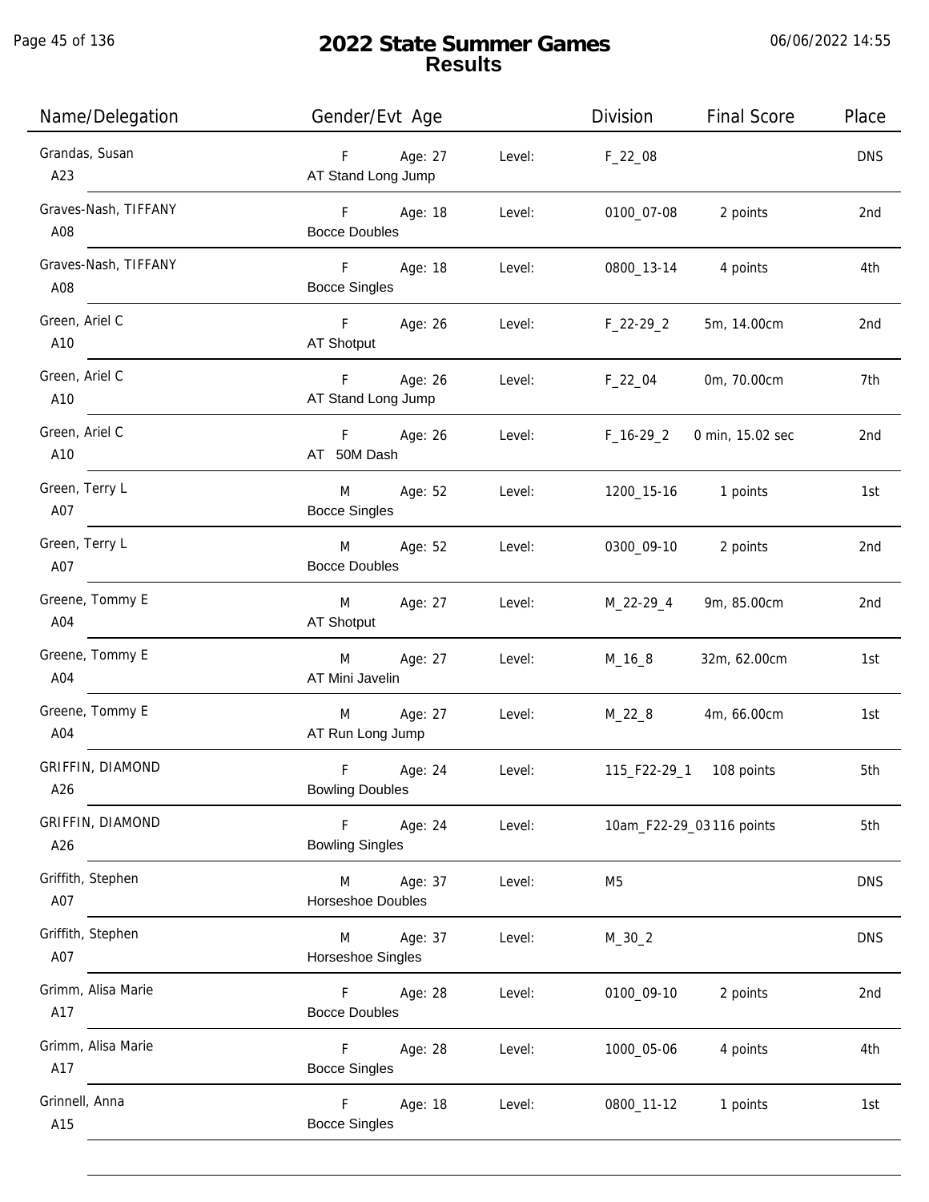# 2022 State Summer Games
## Results

| Name/Delegation | Gender/Evt Age | | Level: | Division | Final Score | Place |
|---|---|---|---|---|---|---|
| Grandas, Susan<br>A23 | F<br>AT Stand Long Jump | Age: 27 | Level: | F_22_08 | | DNS |
| Graves-Nash, TIFFANY<br>A08 | F<br>Bocce Doubles | Age: 18 | Level: | 0100_07-08 | 2 points | 2nd |
| Graves-Nash, TIFFANY<br>A08 | F<br>Bocce Singles | Age: 18 | Level: | 0800_13-14 | 4 points | 4th |
| Green, Ariel C<br>A10 | F<br>AT Shotput | Age: 26 | Level: | F_22-29_2 | 5m, 14.00cm | 2nd |
| Green, Ariel C<br>A10 | F<br>AT Stand Long Jump | Age: 26 | Level: | F_22_04 | 0m, 70.00cm | 7th |
| Green, Ariel C<br>A10 | F<br>AT 50M Dash | Age: 26 | Level: | F_16-29_2 | 0 min, 15.02 sec | 2nd |
| Green, Terry L<br>A07 | M<br>Bocce Singles | Age: 52 | Level: | 1200_15-16 | 1 points | 1st |
| Green, Terry L<br>A07 | M<br>Bocce Doubles | Age: 52 | Level: | 0300_09-10 | 2 points | 2nd |
| Greene, Tommy E<br>A04 | M<br>AT Shotput | Age: 27 | Level: | M_22-29_4 | 9m, 85.00cm | 2nd |
| Greene, Tommy E<br>A04 | M<br>AT Mini Javelin | Age: 27 | Level: | M_16_8 | 32m, 62.00cm | 1st |
| Greene, Tommy E<br>A04 | M<br>AT Run Long Jump | Age: 27 | Level: | M_22_8 | 4m, 66.00cm | 1st |
| GRIFFIN, DIAMOND<br>A26 | F<br>Bowling Doubles | Age: 24 | Level: | 115_F22-29_1 | 108 points | 5th |
| GRIFFIN, DIAMOND<br>A26 | F<br>Bowling Singles | Age: 24 | Level: | 10am_F22-29_03 | 116 points | 5th |
| Griffith, Stephen<br>A07 | M<br>Horseshoe Doubles | Age: 37 | Level: | M5 | | DNS |
| Griffith, Stephen<br>A07 | M<br>Horseshoe Singles | Age: 37 | Level: | M_30_2 | | DNS |
| Grimm, Alisa Marie<br>A17 | F<br>Bocce Doubles | Age: 28 | Level: | 0100_09-10 | 2 points | 2nd |
| Grimm, Alisa Marie<br>A17 | F<br>Bocce Singles | Age: 28 | Level: | 1000_05-06 | 4 points | 4th |
| Grinnell, Anna<br>A15 | F<br>Bocce Singles | Age: 18 | Level: | 0800_11-12 | 1 points | 1st |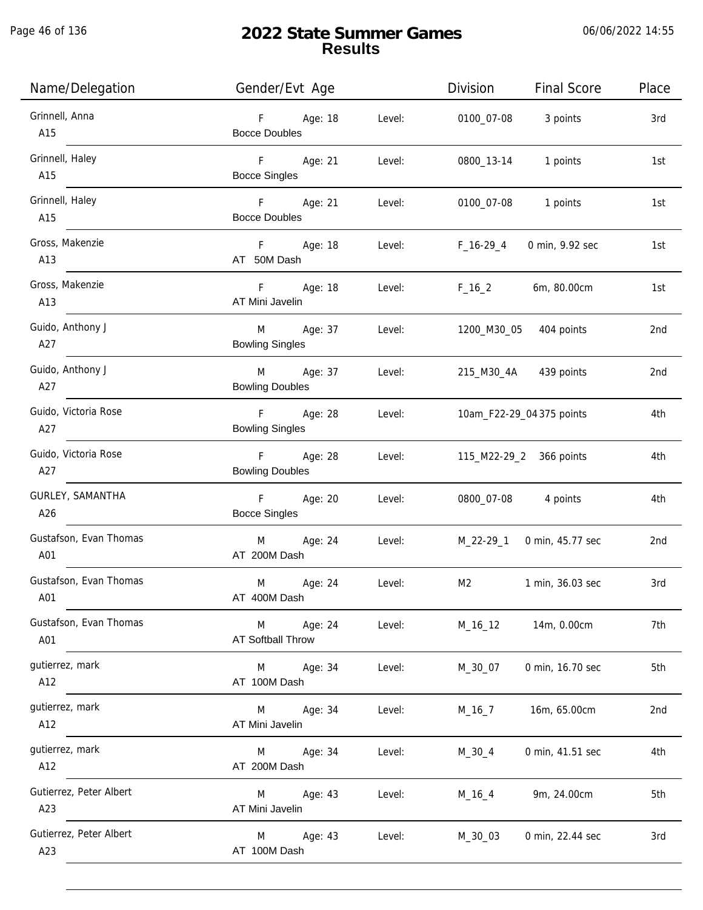# 2022 State Summer Games
## Results

| Name/Delegation | Gender/Evt Age | | Division | Final Score | Place |
|---|---|---|---|---|---|
| Grinnell, Anna<br>A15 | F Age: 18<br>Bocce Doubles | Level: | 0100_07-08 | 3 points | 3rd |
| Grinnell, Haley<br>A15 | F Age: 21<br>Bocce Singles | Level: | 0800_13-14 | 1 points | 1st |
| Grinnell, Haley<br>A15 | F Age: 21<br>Bocce Doubles | Level: | 0100_07-08 | 1 points | 1st |
| Gross, Makenzie<br>A13 | F Age: 18<br>AT 50M Dash | Level: | F_16-29_4 | 0 min, 9.92 sec | 1st |
| Gross, Makenzie<br>A13 | F Age: 18<br>AT Mini Javelin | Level: | F_16_2 | 6m, 80.00cm | 1st |
| Guido, Anthony J<br>A27 | M Age: 37<br>Bowling Singles | Level: | 1200_M30_05 | 404 points | 2nd |
| Guido, Anthony J<br>A27 | M Age: 37<br>Bowling Doubles | Level: | 215_M30_4A | 439 points | 2nd |
| Guido, Victoria Rose<br>A27 | F Age: 28<br>Bowling Singles | Level: | 10am_F22-29_04 | 375 points | 4th |
| Guido, Victoria Rose<br>A27 | F Age: 28<br>Bowling Doubles | Level: | 115_M22-29_2 | 366 points | 4th |
| GURLEY, SAMANTHA<br>A26 | F Age: 20<br>Bocce Singles | Level: | 0800_07-08 | 4 points | 4th |
| Gustafson, Evan Thomas<br>A01 | M Age: 24<br>AT 200M Dash | Level: | M_22-29_1 | 0 min, 45.77 sec | 2nd |
| Gustafson, Evan Thomas<br>A01 | M Age: 24<br>AT 400M Dash | Level: | M2 | 1 min, 36.03 sec | 3rd |
| Gustafson, Evan Thomas<br>A01 | M Age: 24<br>AT Softball Throw | Level: | M_16_12 | 14m, 0.00cm | 7th |
| gutierrez, mark<br>A12 | M Age: 34<br>AT 100M Dash | Level: | M_30_07 | 0 min, 16.70 sec | 5th |
| gutierrez, mark<br>A12 | M Age: 34<br>AT Mini Javelin | Level: | M_16_7 | 16m, 65.00cm | 2nd |
| gutierrez, mark<br>A12 | M Age: 34<br>AT 200M Dash | Level: | M_30_4 | 0 min, 41.51 sec | 4th |
| Gutierrez, Peter Albert<br>A23 | M Age: 43<br>AT Mini Javelin | Level: | M_16_4 | 9m, 24.00cm | 5th |
| Gutierrez, Peter Albert<br>A23 | M Age: 43<br>AT 100M Dash | Level: | M_30_03 | 0 min, 22.44 sec | 3rd |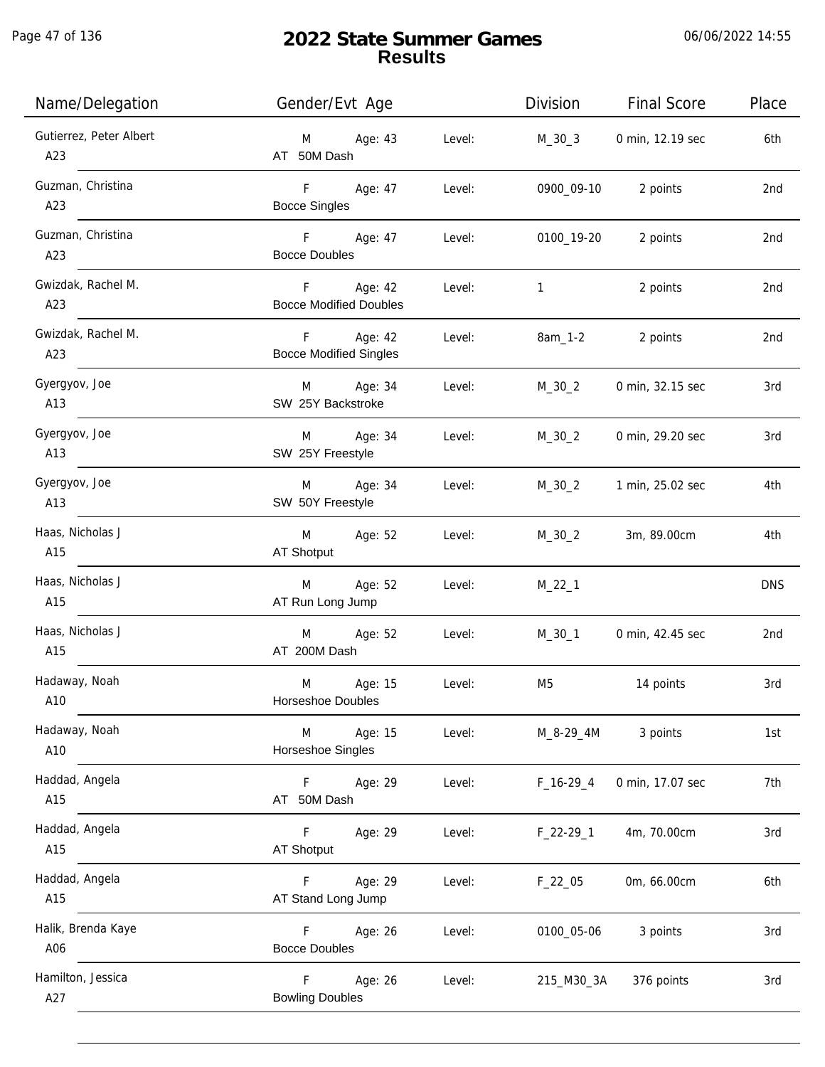# 2022 State Summer Games
## Results

| Name/Delegation | Gender/Evt Age | | Level: | Division | Final Score | Place |
|---|---|---|---|---|---|---|
| Gutierrez, Peter Albert<br>A23 | M<br>AT 50M Dash | Age: 43 | Level: | M_30_3 | 0 min, 12.19 sec | 6th |
| Guzman, Christina<br>A23 | F<br>Bocce Singles | Age: 47 | Level: | 0900_09-10 | 2 points | 2nd |
| Guzman, Christina<br>A23 | F<br>Bocce Doubles | Age: 47 | Level: | 0100_19-20 | 2 points | 2nd |
| Gwizdak, Rachel M.<br>A23 | F<br>Bocce Modified Doubles | Age: 42 | Level: | 1 | 2 points | 2nd |
| Gwizdak, Rachel M.<br>A23 | F<br>Bocce Modified Singles | Age: 42 | Level: | 8am_1-2 | 2 points | 2nd |
| Gyergyov, Joe<br>A13 | M<br>SW 25Y Backstroke | Age: 34 | Level: | M_30_2 | 0 min, 32.15 sec | 3rd |
| Gyergyov, Joe<br>A13 | M<br>SW 25Y Freestyle | Age: 34 | Level: | M_30_2 | 0 min, 29.20 sec | 3rd |
| Gyergyov, Joe<br>A13 | M<br>SW 50Y Freestyle | Age: 34 | Level: | M_30_2 | 1 min, 25.02 sec | 4th |
| Haas, Nicholas J<br>A15 | M<br>AT Shotput | Age: 52 | Level: | M_30_2 | 3m, 89.00cm | 4th |
| Haas, Nicholas J<br>A15 | M<br>AT Run Long Jump | Age: 52 | Level: | M_22_1 | | DNS |
| Haas, Nicholas J<br>A15 | M<br>AT 200M Dash | Age: 52 | Level: | M_30_1 | 0 min, 42.45 sec | 2nd |
| Hadaway, Noah<br>A10 | M<br>Horseshoe Doubles | Age: 15 | Level: | M5 | 14 points | 3rd |
| Hadaway, Noah<br>A10 | M<br>Horseshoe Singles | Age: 15 | Level: | M_8-29_4M | 3 points | 1st |
| Haddad, Angela<br>A15 | F<br>AT 50M Dash | Age: 29 | Level: | F_16-29_4 | 0 min, 17.07 sec | 7th |
| Haddad, Angela<br>A15 | F<br>AT Shotput | Age: 29 | Level: | F_22-29_1 | 4m, 70.00cm | 3rd |
| Haddad, Angela<br>A15 | F<br>AT Stand Long Jump | Age: 29 | Level: | F_22_05 | 0m, 66.00cm | 6th |
| Halik, Brenda Kaye<br>A06 | F<br>Bocce Doubles | Age: 26 | Level: | 0100_05-06 | 3 points | 3rd |
| Hamilton, Jessica<br>A27 | F<br>Bowling Doubles | Age: 26 | Level: | 215_M30_3A | 376 points | 3rd |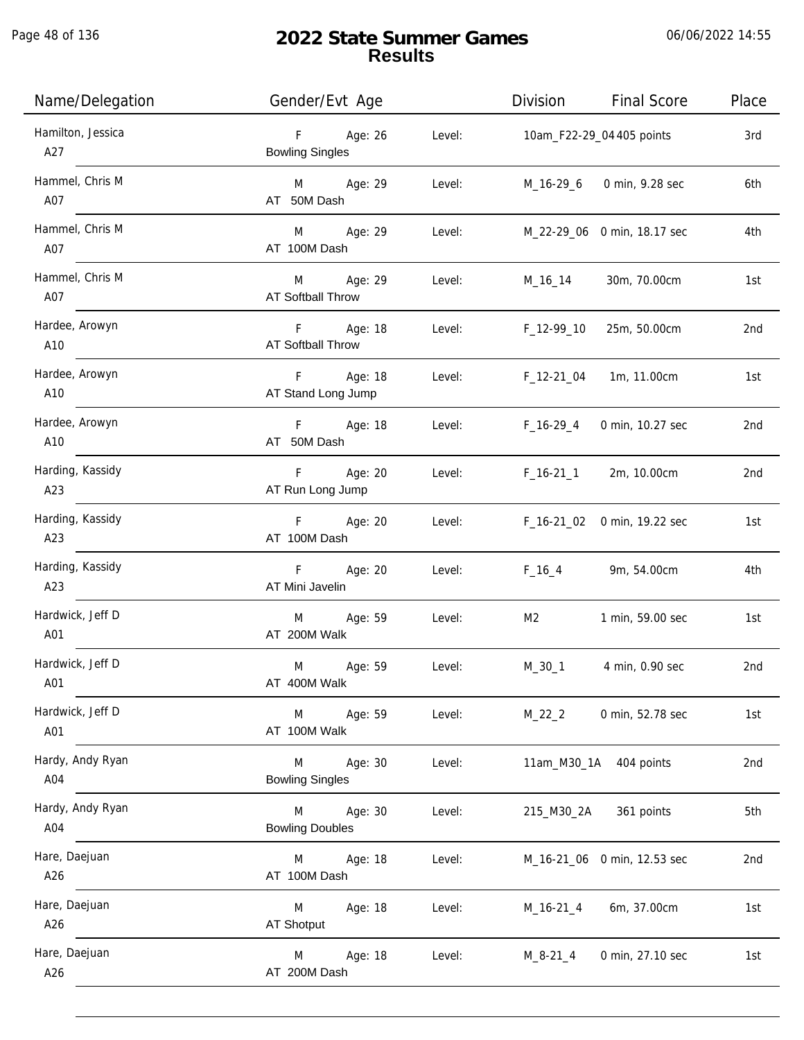# 2022 State Summer Games
## Results

06/06/2022 14:55

| Name/Delegation | Gender/Evt Age | | Division | Final Score | Place |
|---|---|---|---|---|---|
| Hamilton, Jessica<br>A27 | F Age: 26<br>Bowling Singles | Level: | 10am_F22-29_04 | 405 points | 3rd |
| Hammel, Chris M<br>A07 | M Age: 29<br>AT 50M Dash | Level: | M_16-29_6 | 0 min, 9.28 sec | 6th |
| Hammel, Chris M<br>A07 | M Age: 29<br>AT 100M Dash | Level: | M_22-29_06 | 0 min, 18.17 sec | 4th |
| Hammel, Chris M<br>A07 | M Age: 29<br>AT Softball Throw | Level: | M_16_14 | 30m, 70.00cm | 1st |
| Hardee, Arowyn<br>A10 | F Age: 18<br>AT Softball Throw | Level: | F_12-99_10 | 25m, 50.00cm | 2nd |
| Hardee, Arowyn<br>A10 | F Age: 18<br>AT Stand Long Jump | Level: | F_12-21_04 | 1m, 11.00cm | 1st |
| Hardee, Arowyn<br>A10 | F Age: 18<br>AT 50M Dash | Level: | F_16-29_4 | 0 min, 10.27 sec | 2nd |
| Harding, Kassidy<br>A23 | F Age: 20<br>AT Run Long Jump | Level: | F_16-21_1 | 2m, 10.00cm | 2nd |
| Harding, Kassidy<br>A23 | F Age: 20<br>AT 100M Dash | Level: | F_16-21_02 | 0 min, 19.22 sec | 1st |
| Harding, Kassidy<br>A23 | F Age: 20<br>AT Mini Javelin | Level: | F_16_4 | 9m, 54.00cm | 4th |
| Hardwick, Jeff D<br>A01 | M Age: 59<br>AT 200M Walk | Level: | M2 | 1 min, 59.00 sec | 1st |
| Hardwick, Jeff D<br>A01 | M Age: 59<br>AT 400M Walk | Level: | M_30_1 | 4 min, 0.90 sec | 2nd |
| Hardwick, Jeff D<br>A01 | M Age: 59<br>AT 100M Walk | Level: | M_22_2 | 0 min, 52.78 sec | 1st |
| Hardy, Andy Ryan<br>A04 | M Age: 30<br>Bowling Singles | Level: | 11am_M30_1A | 404 points | 2nd |
| Hardy, Andy Ryan<br>A04 | M Age: 30<br>Bowling Doubles | Level: | 215_M30_2A | 361 points | 5th |
| Hare, Daejuan<br>A26 | M Age: 18<br>AT 100M Dash | Level: | M_16-21_06 | 0 min, 12.53 sec | 2nd |
| Hare, Daejuan<br>A26 | M Age: 18<br>AT Shotput | Level: | M_16-21_4 | 6m, 37.00cm | 1st |
| Hare, Daejuan<br>A26 | M Age: 18<br>AT 200M Dash | Level: | M_8-21_4 | 0 min, 27.10 sec | 1st |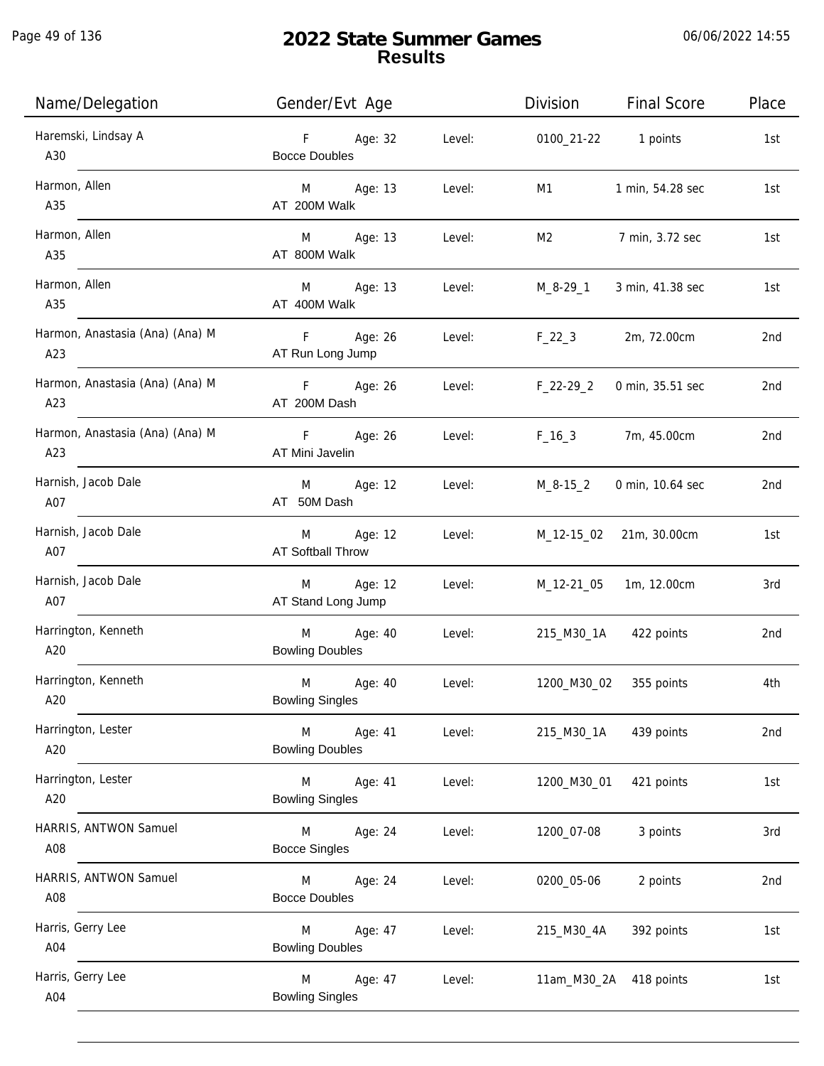# 2022 State Summer Games
## Results

06/06/2022 14:55

| Name/Delegation | Gender/Evt Age | | Level: | Division | Final Score | Place |
|---|---|---|---|---|---|---|
| Haremski, Lindsay A<br>A30 | F<br>Bocce Doubles | Age: 32 | Level: | 0100_21-22 | 1 points | 1st |
| Harmon, Allen<br>A35 | M<br>AT 200M Walk | Age: 13 | Level: | M1 | 1 min, 54.28 sec | 1st |
| Harmon, Allen<br>A35 | M<br>AT 800M Walk | Age: 13 | Level: | M2 | 7 min, 3.72 sec | 1st |
| Harmon, Allen<br>A35 | M<br>AT 400M Walk | Age: 13 | Level: | M_8-29_1 | 3 min, 41.38 sec | 1st |
| Harmon, Anastasia (Ana) (Ana) M<br>A23 | F<br>AT Run Long Jump | Age: 26 | Level: | F_22_3 | 2m, 72.00cm | 2nd |
| Harmon, Anastasia (Ana) (Ana) M<br>A23 | F<br>AT 200M Dash | Age: 26 | Level: | F_22-29_2 | 0 min, 35.51 sec | 2nd |
| Harmon, Anastasia (Ana) (Ana) M<br>A23 | F<br>AT Mini Javelin | Age: 26 | Level: | F_16_3 | 7m, 45.00cm | 2nd |
| Harnish, Jacob Dale<br>A07 | M<br>AT 50M Dash | Age: 12 | Level: | M_8-15_2 | 0 min, 10.64 sec | 2nd |
| Harnish, Jacob Dale<br>A07 | M<br>AT Softball Throw | Age: 12 | Level: | M_12-15_02 | 21m, 30.00cm | 1st |
| Harnish, Jacob Dale<br>A07 | M<br>AT Stand Long Jump | Age: 12 | Level: | M_12-21_05 | 1m, 12.00cm | 3rd |
| Harrington, Kenneth<br>A20 | M<br>Bowling Doubles | Age: 40 | Level: | 215_M30_1A | 422 points | 2nd |
| Harrington, Kenneth<br>A20 | M<br>Bowling Singles | Age: 40 | Level: | 1200_M30_02 | 355 points | 4th |
| Harrington, Lester<br>A20 | M<br>Bowling Doubles | Age: 41 | Level: | 215_M30_1A | 439 points | 2nd |
| Harrington, Lester<br>A20 | M<br>Bowling Singles | Age: 41 | Level: | 1200_M30_01 | 421 points | 1st |
| HARRIS, ANTWON Samuel<br>A08 | M<br>Bocce Singles | Age: 24 | Level: | 1200_07-08 | 3 points | 3rd |
| HARRIS, ANTWON Samuel<br>A08 | M<br>Bocce Doubles | Age: 24 | Level: | 0200_05-06 | 2 points | 2nd |
| Harris, Gerry Lee<br>A04 | M<br>Bowling Doubles | Age: 47 | Level: | 215_M30_4A | 392 points | 1st |
| Harris, Gerry Lee<br>A04 | M<br>Bowling Singles | Age: 47 | Level: | 11am_M30_2A | 418 points | 1st |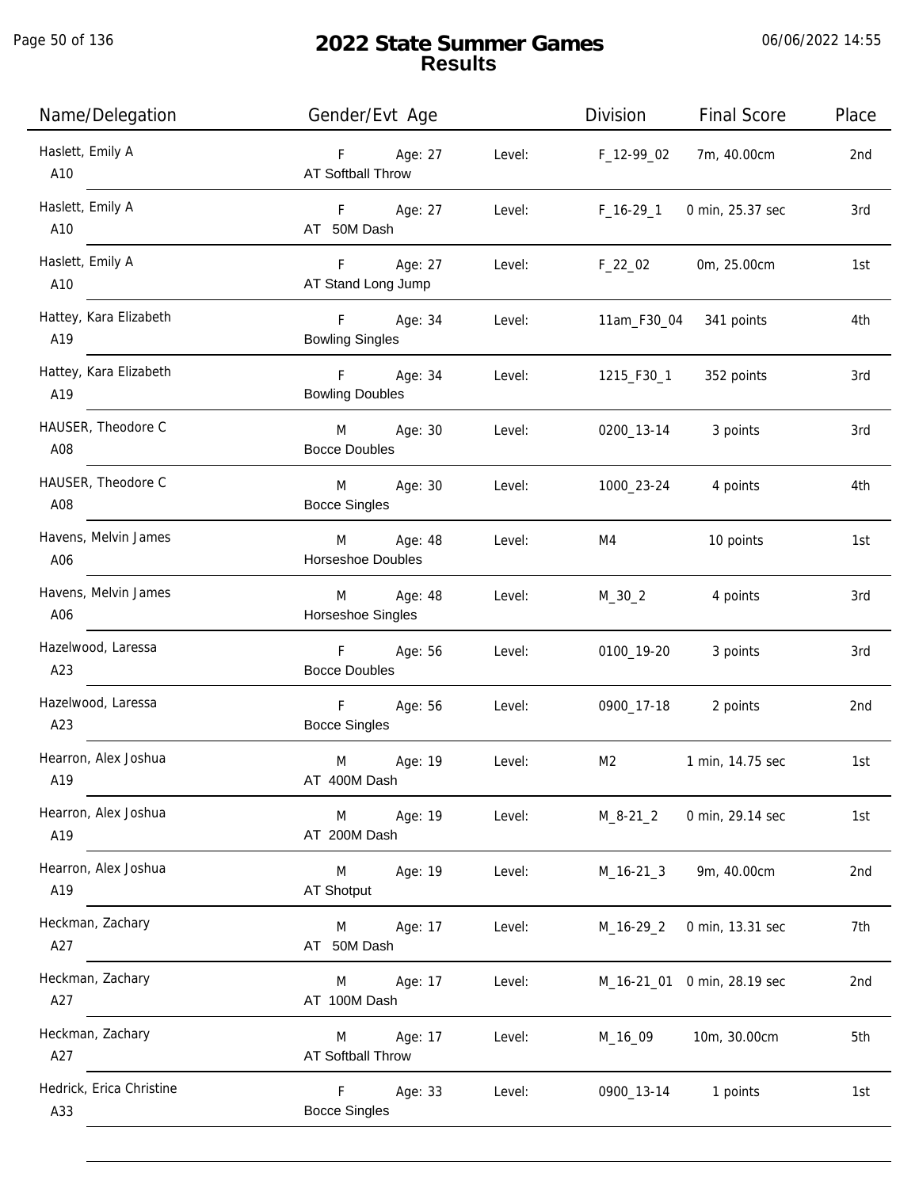# 2022 State Summer Games
## Results

| Name/Delegation | Gender/Evt Age | | | Division | Final Score | Place |
|---|---|---|---|---|---|---|
| Haslett, Emily A<br>A10 | F<br>AT Softball Throw | Age: 27 | Level: | F_12-99_02 | 7m, 40.00cm | 2nd |
| Haslett, Emily A<br>A10 | F<br>AT 50M Dash | Age: 27 | Level: | F_16-29_1 | 0 min, 25.37 sec | 3rd |
| Haslett, Emily A<br>A10 | F<br>AT Stand Long Jump | Age: 27 | Level: | F_22_02 | 0m, 25.00cm | 1st |
| Hattey, Kara Elizabeth<br>A19 | F<br>Bowling Singles | Age: 34 | Level: | 11am_F30_04 | 341 points | 4th |
| Hattey, Kara Elizabeth<br>A19 | F<br>Bowling Doubles | Age: 34 | Level: | 1215_F30_1 | 352 points | 3rd |
| HAUSER, Theodore C<br>A08 | M<br>Bocce Doubles | Age: 30 | Level: | 0200_13-14 | 3 points | 3rd |
| HAUSER, Theodore C<br>A08 | M<br>Bocce Singles | Age: 30 | Level: | 1000_23-24 | 4 points | 4th |
| Havens, Melvin James<br>A06 | M<br>Horseshoe Doubles | Age: 48 | Level: | M4 | 10 points | 1st |
| Havens, Melvin James<br>A06 | M<br>Horseshoe Singles | Age: 48 | Level: | M_30_2 | 4 points | 3rd |
| Hazelwood, Laressa<br>A23 | F<br>Bocce Doubles | Age: 56 | Level: | 0100_19-20 | 3 points | 3rd |
| Hazelwood, Laressa<br>A23 | F<br>Bocce Singles | Age: 56 | Level: | 0900_17-18 | 2 points | 2nd |
| Hearron, Alex Joshua<br>A19 | M<br>AT 400M Dash | Age: 19 | Level: | M2 | 1 min, 14.75 sec | 1st |
| Hearron, Alex Joshua<br>A19 | M<br>AT 200M Dash | Age: 19 | Level: | M_8-21_2 | 0 min, 29.14 sec | 1st |
| Hearron, Alex Joshua<br>A19 | M<br>AT Shotput | Age: 19 | Level: | M_16-21_3 | 9m, 40.00cm | 2nd |
| Heckman, Zachary<br>A27 | M<br>AT 50M Dash | Age: 17 | Level: | M_16-29_2 | 0 min, 13.31 sec | 7th |
| Heckman, Zachary<br>A27 | M<br>AT 100M Dash | Age: 17 | Level: | M_16-21_01 | 0 min, 28.19 sec | 2nd |
| Heckman, Zachary<br>A27 | M<br>AT Softball Throw | Age: 17 | Level: | M_16_09 | 10m, 30.00cm | 5th |
| Hedrick, Erica Christine<br>A33 | F<br>Bocce Singles | Age: 33 | Level: | 0900_13-14 | 1 points | 1st |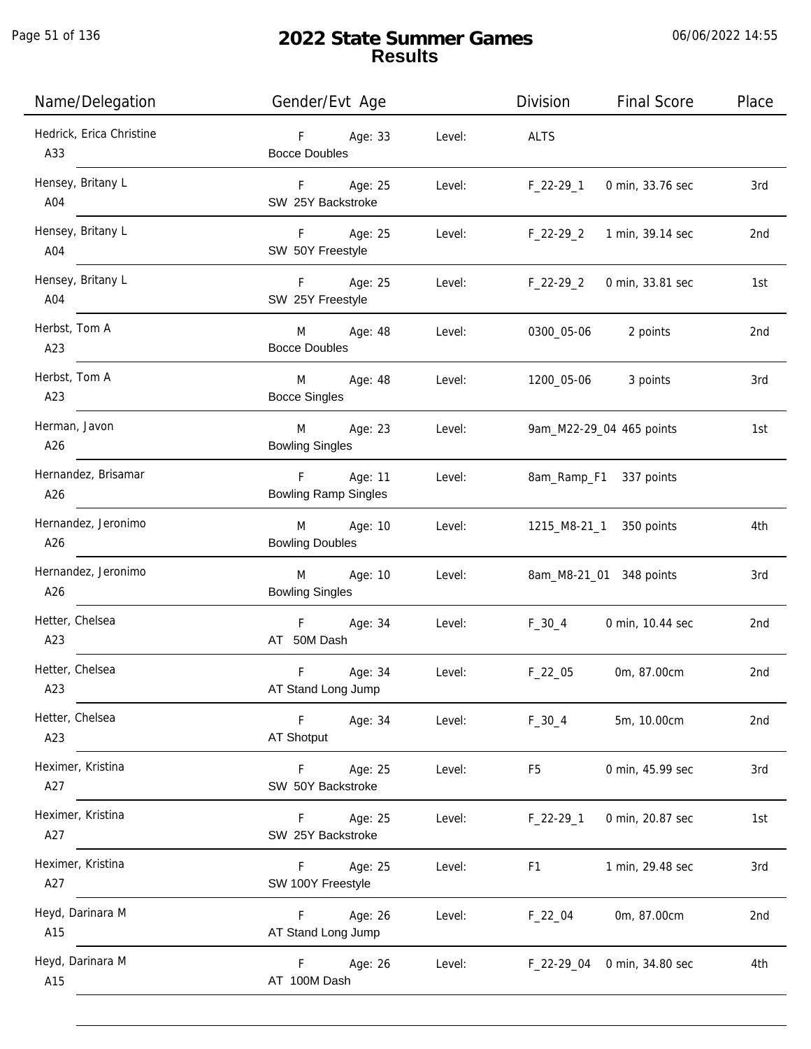# 2022 State Summer Games
## Results

06/06/2022 14:55

| Name/Delegation | Gender/Evt Age | | Level: | Division | Final Score | Place |
|---|---|---|---|---|---|---|
| Hedrick, Erica Christine<br>A33 | F<br>Bocce Doubles | Age: 33 | Level: | ALTS | | |
| Hensey, Britany L<br>A04 | F<br>SW 25Y Backstroke | Age: 25 | Level: | F_22-29_1 | 0 min, 33.76 sec | 3rd |
| Hensey, Britany L<br>A04 | F<br>SW 50Y Freestyle | Age: 25 | Level: | F_22-29_2 | 1 min, 39.14 sec | 2nd |
| Hensey, Britany L<br>A04 | F<br>SW 25Y Freestyle | Age: 25 | Level: | F_22-29_2 | 0 min, 33.81 sec | 1st |
| Herbst, Tom A<br>A23 | M<br>Bocce Doubles | Age: 48 | Level: | 0300_05-06 | 2 points | 2nd |
| Herbst, Tom A<br>A23 | M<br>Bocce Singles | Age: 48 | Level: | 1200_05-06 | 3 points | 3rd |
| Herman, Javon<br>A26 | M<br>Bowling Singles | Age: 23 | Level: | 9am_M22-29_04 | 465 points | 1st |
| Hernandez, Brisamar<br>A26 | F<br>Bowling Ramp Singles | Age: 11 | Level: | 8am_Ramp_F1 | 337 points | |
| Hernandez, Jeronimo<br>A26 | M<br>Bowling Doubles | Age: 10 | Level: | 1215_M8-21_1 | 350 points | 4th |
| Hernandez, Jeronimo<br>A26 | M<br>Bowling Singles | Age: 10 | Level: | 8am_M8-21_01 | 348 points | 3rd |
| Hetter, Chelsea<br>A23 | F<br>AT 50M Dash | Age: 34 | Level: | F_30_4 | 0 min, 10.44 sec | 2nd |
| Hetter, Chelsea<br>A23 | F<br>AT Stand Long Jump | Age: 34 | Level: | F_22_05 | 0m, 87.00cm | 2nd |
| Hetter, Chelsea<br>A23 | F<br>AT Shotput | Age: 34 | Level: | F_30_4 | 5m, 10.00cm | 2nd |
| Heximer, Kristina<br>A27 | F<br>SW 50Y Backstroke | Age: 25 | Level: | F5 | 0 min, 45.99 sec | 3rd |
| Heximer, Kristina<br>A27 | F<br>SW 25Y Backstroke | Age: 25 | Level: | F_22-29_1 | 0 min, 20.87 sec | 1st |
| Heximer, Kristina<br>A27 | F<br>SW 100Y Freestyle | Age: 25 | Level: | F1 | 1 min, 29.48 sec | 3rd |
| Heyd, Darinara M<br>A15 | F<br>AT Stand Long Jump | Age: 26 | Level: | F_22_04 | 0m, 87.00cm | 2nd |
| Heyd, Darinara M<br>A15 | F<br>AT 100M Dash | Age: 26 | Level: | F_22-29_04 | 0 min, 34.80 sec | 4th |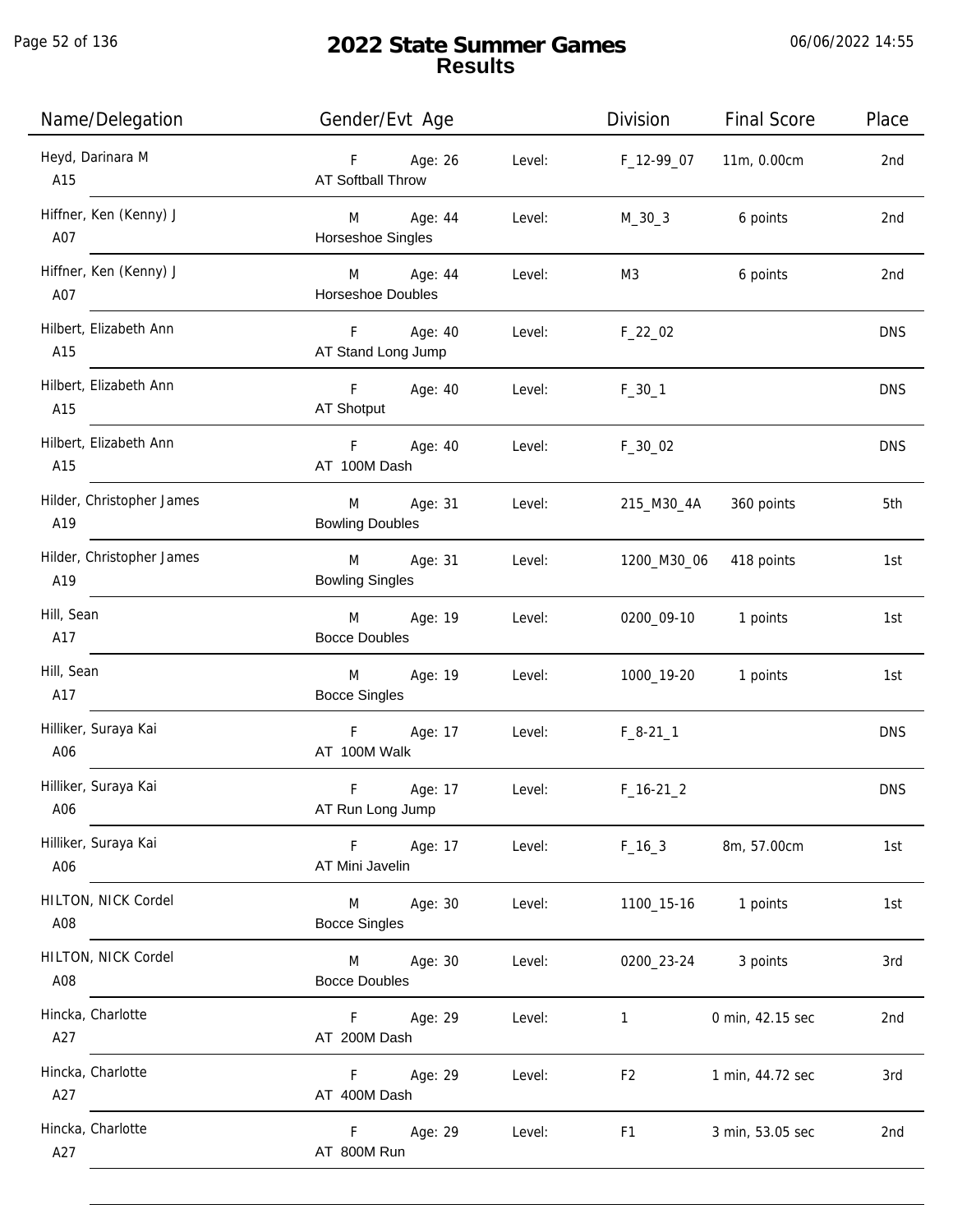# 2022 State Summer Games
## Results

06/06/2022 14:55

| Name/Delegation | Gender/Evt Age | | Level: | Division | Final Score | Place |
|---|---|---|---|---|---|---|
| Heyd, Darinara M<br>A15 | F<br>AT Softball Throw | Age: 26 | Level: | F_12-99_07 | 11m, 0.00cm | 2nd |
| Hiffner, Ken (Kenny) J<br>A07 | M<br>Horseshoe Singles | Age: 44 | Level: | M_30_3 | 6 points | 2nd |
| Hiffner, Ken (Kenny) J<br>A07 | M<br>Horseshoe Doubles | Age: 44 | Level: | M3 | 6 points | 2nd |
| Hilbert, Elizabeth Ann<br>A15 | F<br>AT Stand Long Jump | Age: 40 | Level: | F_22_02 | | DNS |
| Hilbert, Elizabeth Ann<br>A15 | F<br>AT Shotput | Age: 40 | Level: | F_30_1 | | DNS |
| Hilbert, Elizabeth Ann<br>A15 | F<br>AT 100M Dash | Age: 40 | Level: | F_30_02 | | DNS |
| Hilder, Christopher James<br>A19 | M<br>Bowling Doubles | Age: 31 | Level: | 215_M30_4A | 360 points | 5th |
| Hilder, Christopher James<br>A19 | M<br>Bowling Singles | Age: 31 | Level: | 1200_M30_06 | 418 points | 1st |
| Hill, Sean<br>A17 | M<br>Bocce Doubles | Age: 19 | Level: | 0200_09-10 | 1 points | 1st |
| Hill, Sean<br>A17 | M<br>Bocce Singles | Age: 19 | Level: | 1000_19-20 | 1 points | 1st |
| Hilliker, Suraya Kai<br>A06 | F<br>AT 100M Walk | Age: 17 | Level: | F_8-21_1 | | DNS |
| Hilliker, Suraya Kai<br>A06 | F<br>AT Run Long Jump | Age: 17 | Level: | F_16-21_2 | | DNS |
| Hilliker, Suraya Kai<br>A06 | F<br>AT Mini Javelin | Age: 17 | Level: | F_16_3 | 8m, 57.00cm | 1st |
| HILTON, NICK Cordel<br>A08 | M<br>Bocce Singles | Age: 30 | Level: | 1100_15-16 | 1 points | 1st |
| HILTON, NICK Cordel<br>A08 | M<br>Bocce Doubles | Age: 30 | Level: | 0200_23-24 | 3 points | 3rd |
| Hincka, Charlotte<br>A27 | F<br>AT 200M Dash | Age: 29 | Level: | 1 | 0 min, 42.15 sec | 2nd |
| Hincka, Charlotte<br>A27 | F<br>AT 400M Dash | Age: 29 | Level: | F2 | 1 min, 44.72 sec | 3rd |
| Hincka, Charlotte<br>A27 | F<br>AT 800M Run | Age: 29 | Level: | F1 | 3 min, 53.05 sec | 2nd |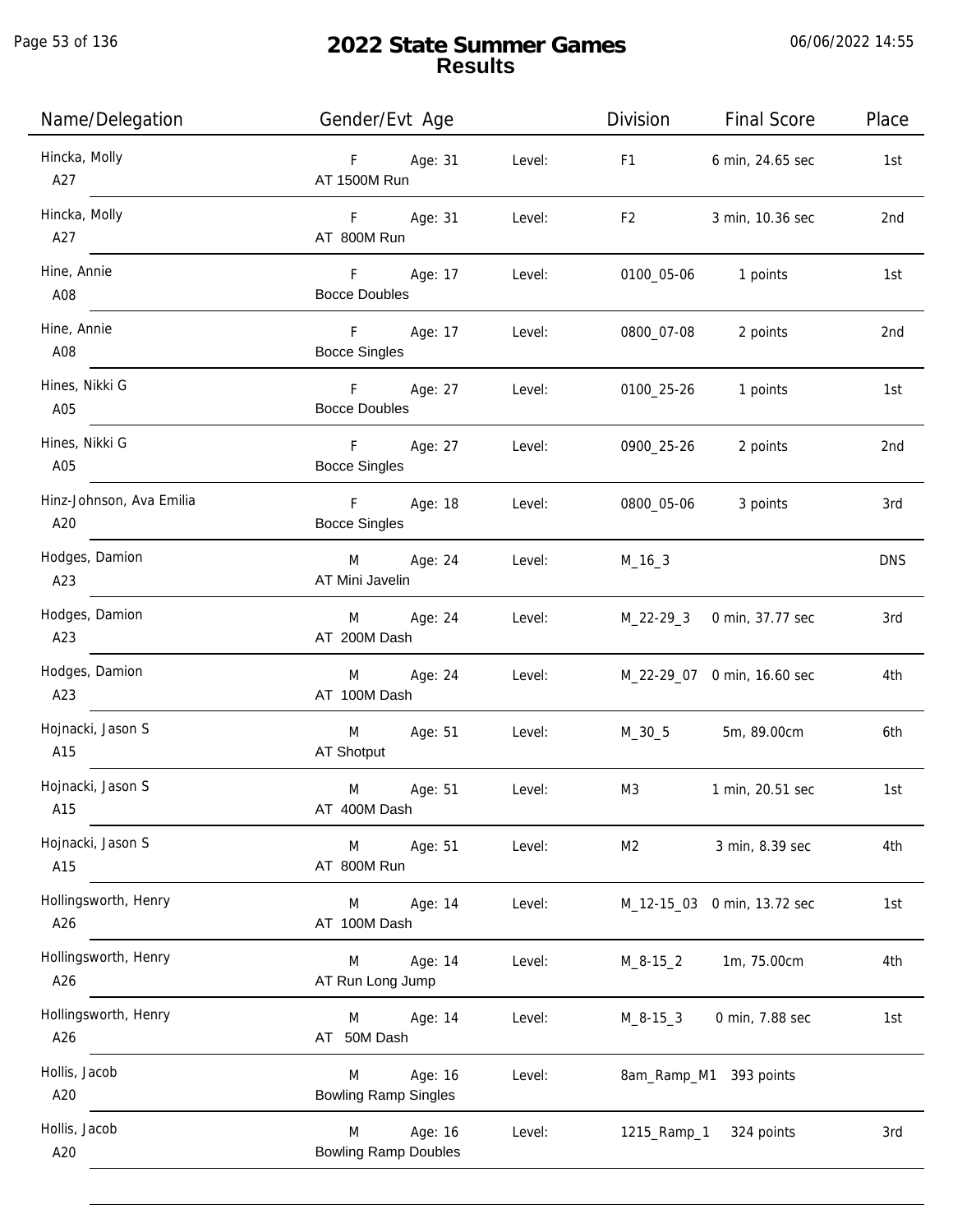# 2022 State Summer Games
## Results

| Name/Delegation | Gender/Evt Age | | Level: | Division | Final Score | Place |
|---|---|---|---|---|---|---|
| Hincka, Molly<br>A27 | F<br>AT 1500M Run | Age: 31 | Level: | F1 | 6 min, 24.65 sec | 1st |
| Hincka, Molly<br>A27 | F<br>AT 800M Run | Age: 31 | Level: | F2 | 3 min, 10.36 sec | 2nd |
| Hine, Annie<br>A08 | F<br>Bocce Doubles | Age: 17 | Level: | 0100_05-06 | 1 points | 1st |
| Hine, Annie<br>A08 | F<br>Bocce Singles | Age: 17 | Level: | 0800_07-08 | 2 points | 2nd |
| Hines, Nikki G<br>A05 | F<br>Bocce Doubles | Age: 27 | Level: | 0100_25-26 | 1 points | 1st |
| Hines, Nikki G<br>A05 | F<br>Bocce Singles | Age: 27 | Level: | 0900_25-26 | 2 points | 2nd |
| Hinz-Johnson, Ava Emilia<br>A20 | F<br>Bocce Singles | Age: 18 | Level: | 0800_05-06 | 3 points | 3rd |
| Hodges, Damion<br>A23 | M<br>AT Mini Javelin | Age: 24 | Level: | M_16_3 | | DNS |
| Hodges, Damion<br>A23 | M<br>AT 200M Dash | Age: 24 | Level: | M_22-29_3 | 0 min, 37.77 sec | 3rd |
| Hodges, Damion<br>A23 | M<br>AT 100M Dash | Age: 24 | Level: | M_22-29_07 | 0 min, 16.60 sec | 4th |
| Hojnacki, Jason S<br>A15 | M<br>AT Shotput | Age: 51 | Level: | M_30_5 | 5m, 89.00cm | 6th |
| Hojnacki, Jason S<br>A15 | M<br>AT 400M Dash | Age: 51 | Level: | M3 | 1 min, 20.51 sec | 1st |
| Hojnacki, Jason S<br>A15 | M<br>AT 800M Run | Age: 51 | Level: | M2 | 3 min, 8.39 sec | 4th |
| Hollingsworth, Henry<br>A26 | M<br>AT 100M Dash | Age: 14 | Level: | M_12-15_03 | 0 min, 13.72 sec | 1st |
| Hollingsworth, Henry<br>A26 | M<br>AT Run Long Jump | Age: 14 | Level: | M_8-15_2 | 1m, 75.00cm | 4th |
| Hollingsworth, Henry<br>A26 | M<br>AT 50M Dash | Age: 14 | Level: | M_8-15_3 | 0 min, 7.88 sec | 1st |
| Hollis, Jacob<br>A20 | M<br>Bowling Ramp Singles | Age: 16 | Level: | 8am_Ramp_M1 | 393 points | |
| Hollis, Jacob<br>A20 | M<br>Bowling Ramp Doubles | Age: 16 | Level: | 1215_Ramp_1 | 324 points | 3rd |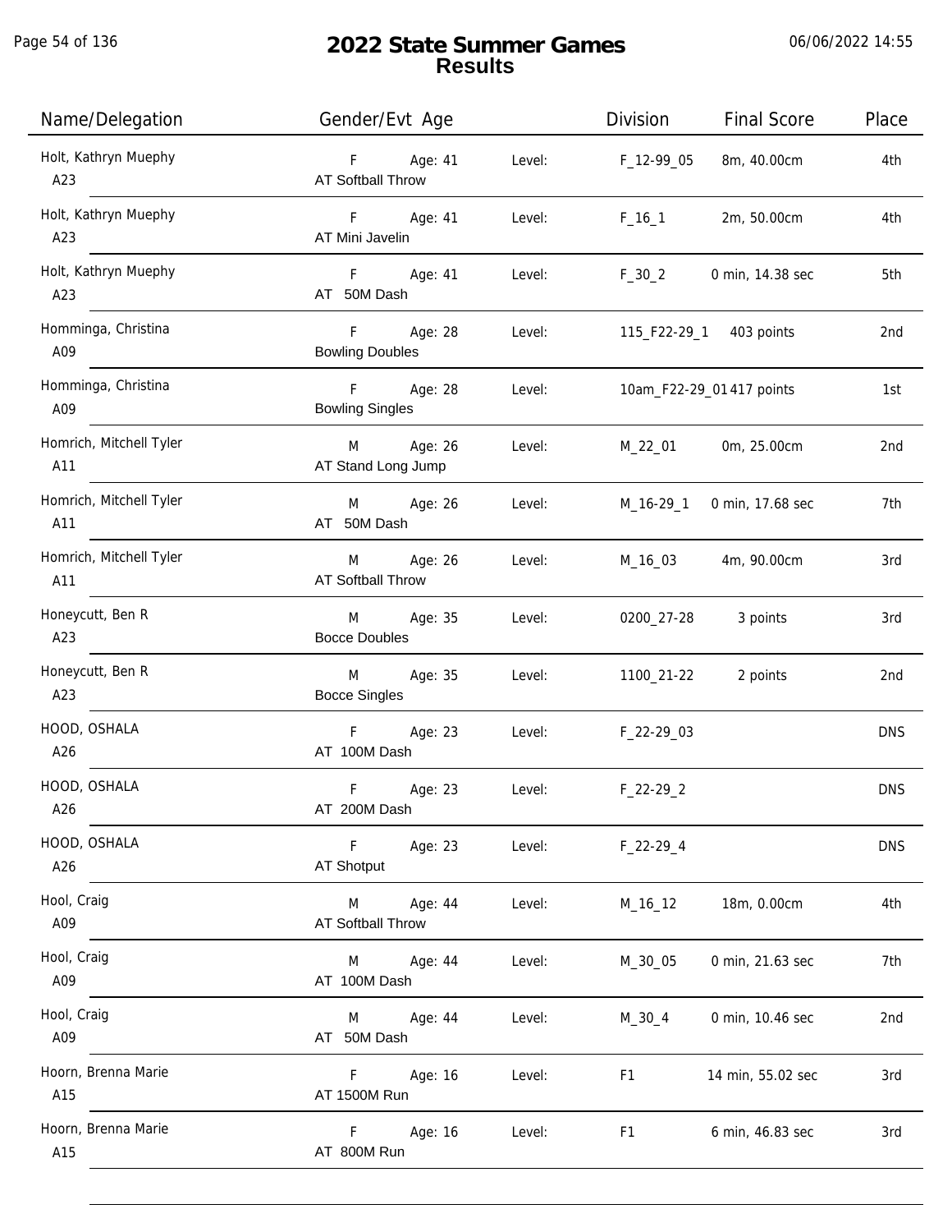# 2022 State Summer Games
## Results

| Name/Delegation | Gender/Evt Age | | Division | Final Score | Place |
|---|---|---|---|---|---|
| Holt, Kathryn Muephy<br>A23 | F Age: 41<br>AT Softball Throw | Level: | F_12-99_05 | 8m, 40.00cm | 4th |
| Holt, Kathryn Muephy<br>A23 | F Age: 41<br>AT Mini Javelin | Level: | F_16_1 | 2m, 50.00cm | 4th |
| Holt, Kathryn Muephy<br>A23 | F Age: 41<br>AT 50M Dash | Level: | F_30_2 | 0 min, 14.38 sec | 5th |
| Homminga, Christina<br>A09 | F Age: 28<br>Bowling Doubles | Level: | 115_F22-29_1 | 403 points | 2nd |
| Homminga, Christina<br>A09 | F Age: 28<br>Bowling Singles | Level: | 10am_F22-29_01 | 417 points | 1st |
| Homrich, Mitchell Tyler<br>A11 | M Age: 26<br>AT Stand Long Jump | Level: | M_22_01 | 0m, 25.00cm | 2nd |
| Homrich, Mitchell Tyler<br>A11 | M Age: 26<br>AT 50M Dash | Level: | M_16-29_1 | 0 min, 17.68 sec | 7th |
| Homrich, Mitchell Tyler<br>A11 | M Age: 26<br>AT Softball Throw | Level: | M_16_03 | 4m, 90.00cm | 3rd |
| Honeycutt, Ben R<br>A23 | M Age: 35<br>Bocce Doubles | Level: | 0200_27-28 | 3 points | 3rd |
| Honeycutt, Ben R<br>A23 | M Age: 35<br>Bocce Singles | Level: | 1100_21-22 | 2 points | 2nd |
| HOOD, OSHALA<br>A26 | F Age: 23<br>AT 100M Dash | Level: | F_22-29_03 | | DNS |
| HOOD, OSHALA<br>A26 | F Age: 23<br>AT 200M Dash | Level: | F_22-29_2 | | DNS |
| HOOD, OSHALA<br>A26 | F Age: 23<br>AT Shotput | Level: | F_22-29_4 | | DNS |
| Hool, Craig<br>A09 | M Age: 44<br>AT Softball Throw | Level: | M_16_12 | 18m, 0.00cm | 4th |
| Hool, Craig<br>A09 | M Age: 44<br>AT 100M Dash | Level: | M_30_05 | 0 min, 21.63 sec | 7th |
| Hool, Craig<br>A09 | M Age: 44<br>AT 50M Dash | Level: | M_30_4 | 0 min, 10.46 sec | 2nd |
| Hoorn, Brenna Marie<br>A15 | F Age: 16<br>AT 1500M Run | Level: | F1 | 14 min, 55.02 sec | 3rd |
| Hoorn, Brenna Marie<br>A15 | F Age: 16<br>AT 800M Run | Level: | F1 | 6 min, 46.83 sec | 3rd |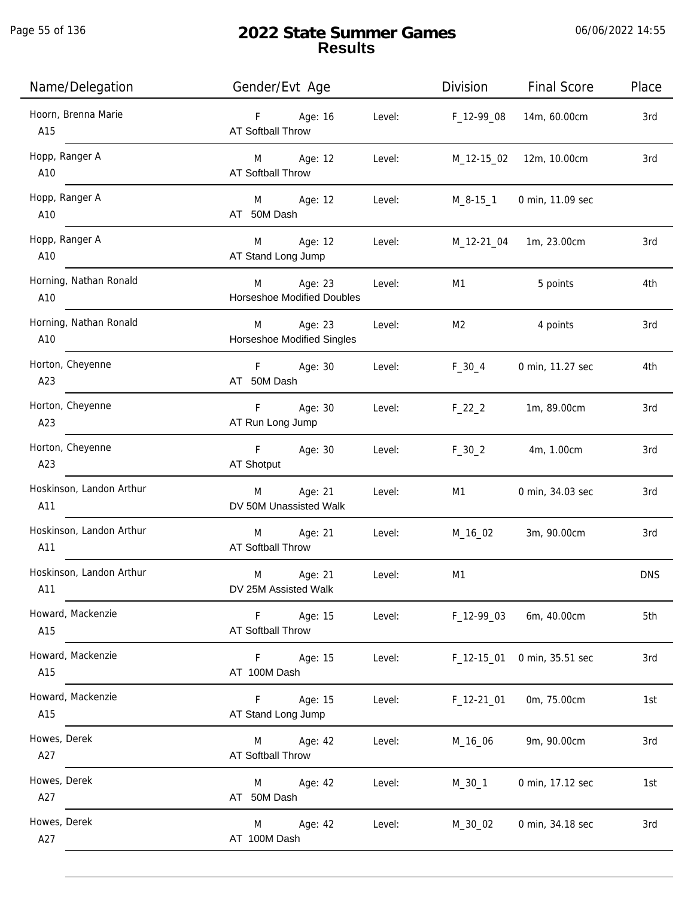# 2022 State Summer Games
## Results

06/06/2022 14:55

| Name/Delegation | Gender/Evt Age | | Level: | Division | Final Score | Place |
|---|---|---|---|---|---|---|
| Hoorn, Brenna Marie<br>A15 | F<br>AT Softball Throw | Age: 16 | Level: | F_12-99_08 | 14m, 60.00cm | 3rd |
| Hopp, Ranger A<br>A10 | M<br>AT Softball Throw | Age: 12 | Level: | M_12-15_02 | 12m, 10.00cm | 3rd |
| Hopp, Ranger A<br>A10 | M<br>AT 50M Dash | Age: 12 | Level: | M_8-15_1 | 0 min, 11.09 sec | |
| Hopp, Ranger A<br>A10 | M<br>AT Stand Long Jump | Age: 12 | Level: | M_12-21_04 | 1m, 23.00cm | 3rd |
| Horning, Nathan Ronald<br>A10 | M<br>Horseshoe Modified Doubles | Age: 23 | Level: | M1 | 5 points | 4th |
| Horning, Nathan Ronald<br>A10 | M<br>Horseshoe Modified Singles | Age: 23 | Level: | M2 | 4 points | 3rd |
| Horton, Cheyenne<br>A23 | F<br>AT 50M Dash | Age: 30 | Level: | F_30_4 | 0 min, 11.27 sec | 4th |
| Horton, Cheyenne<br>A23 | F<br>AT Run Long Jump | Age: 30 | Level: | F_22_2 | 1m, 89.00cm | 3rd |
| Horton, Cheyenne<br>A23 | F<br>AT Shotput | Age: 30 | Level: | F_30_2 | 4m, 1.00cm | 3rd |
| Hoskinson, Landon Arthur<br>A11 | M<br>DV 50M Unassisted Walk | Age: 21 | Level: | M1 | 0 min, 34.03 sec | 3rd |
| Hoskinson, Landon Arthur<br>A11 | M<br>AT Softball Throw | Age: 21 | Level: | M_16_02 | 3m, 90.00cm | 3rd |
| Hoskinson, Landon Arthur<br>A11 | M<br>DV 25M Assisted Walk | Age: 21 | Level: | M1 | | DNS |
| Howard, Mackenzie<br>A15 | F<br>AT Softball Throw | Age: 15 | Level: | F_12-99_03 | 6m, 40.00cm | 5th |
| Howard, Mackenzie<br>A15 | F<br>AT 100M Dash | Age: 15 | Level: | F_12-15_01 | 0 min, 35.51 sec | 3rd |
| Howard, Mackenzie<br>A15 | F<br>AT Stand Long Jump | Age: 15 | Level: | F_12-21_01 | 0m, 75.00cm | 1st |
| Howes, Derek<br>A27 | M<br>AT Softball Throw | Age: 42 | Level: | M_16_06 | 9m, 90.00cm | 3rd |
| Howes, Derek<br>A27 | M<br>AT 50M Dash | Age: 42 | Level: | M_30_1 | 0 min, 17.12 sec | 1st |
| Howes, Derek<br>A27 | M<br>AT 100M Dash | Age: 42 | Level: | M_30_02 | 0 min, 34.18 sec | 3rd |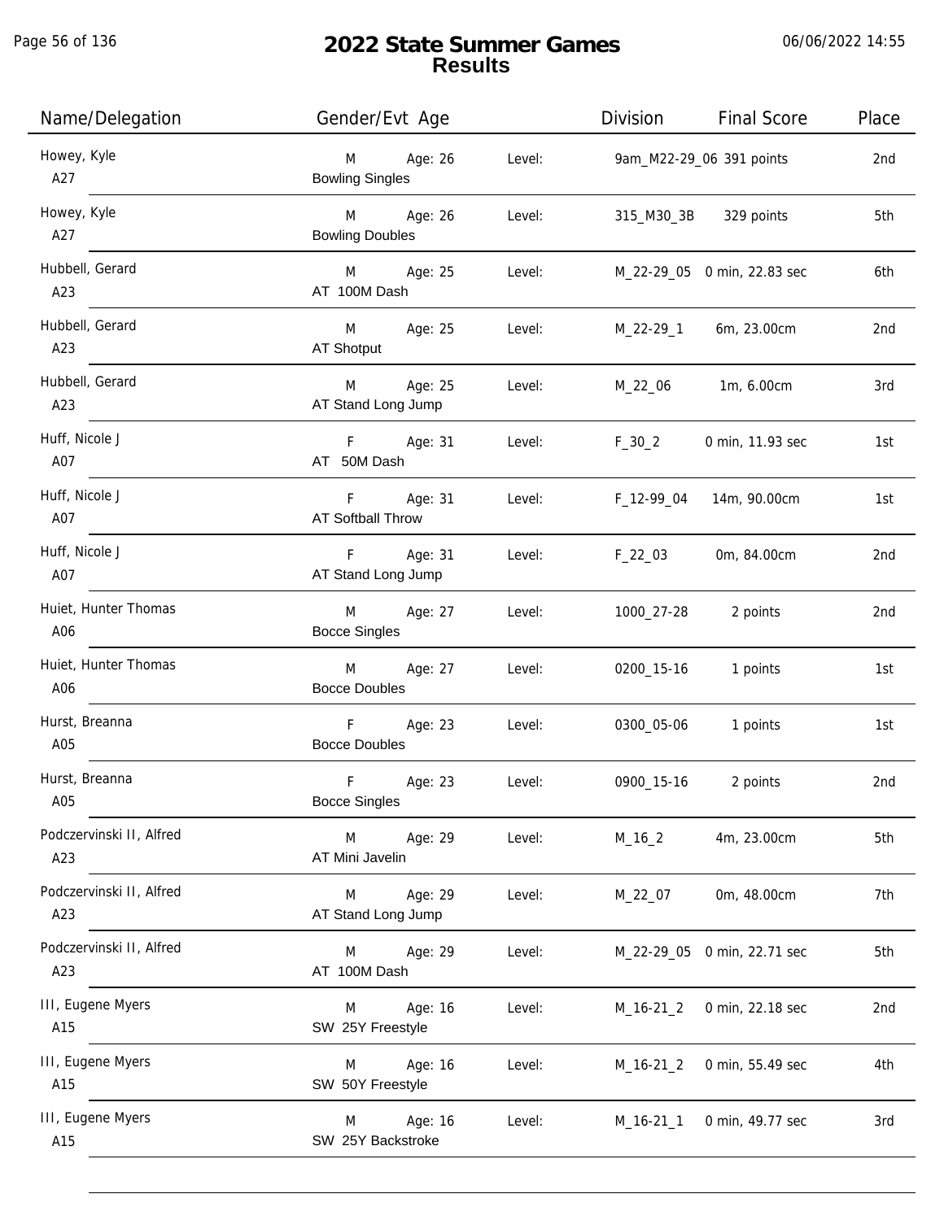# 2022 State Summer Games
## Results

06/06/2022 14:55

| Name/Delegation | Gender/Evt Age | | Level: | Division | Final Score | Place |
|---|---|---|---|---|---|---|
| Howey, Kyle<br>A27 | M<br>Bowling Singles | Age: 26 | Level: | 9am_M22-29_06 | 391 points | 2nd |
| Howey, Kyle<br>A27 | M<br>Bowling Doubles | Age: 26 | Level: | 315_M30_3B | 329 points | 5th |
| Hubbell, Gerard<br>A23 | M<br>AT 100M Dash | Age: 25 | Level: | M_22-29_05 | 0 min, 22.83 sec | 6th |
| Hubbell, Gerard<br>A23 | M<br>AT Shotput | Age: 25 | Level: | M_22-29_1 | 6m, 23.00cm | 2nd |
| Hubbell, Gerard<br>A23 | M<br>AT Stand Long Jump | Age: 25 | Level: | M_22_06 | 1m, 6.00cm | 3rd |
| Huff, Nicole J<br>A07 | F<br>AT 50M Dash | Age: 31 | Level: | F_30_2 | 0 min, 11.93 sec | 1st |
| Huff, Nicole J<br>A07 | F<br>AT Softball Throw | Age: 31 | Level: | F_12-99_04 | 14m, 90.00cm | 1st |
| Huff, Nicole J<br>A07 | F<br>AT Stand Long Jump | Age: 31 | Level: | F_22_03 | 0m, 84.00cm | 2nd |
| Huiet, Hunter Thomas<br>A06 | M<br>Bocce Singles | Age: 27 | Level: | 1000_27-28 | 2 points | 2nd |
| Huiet, Hunter Thomas<br>A06 | M<br>Bocce Doubles | Age: 27 | Level: | 0200_15-16 | 1 points | 1st |
| Hurst, Breanna<br>A05 | F<br>Bocce Doubles | Age: 23 | Level: | 0300_05-06 | 1 points | 1st |
| Hurst, Breanna<br>A05 | F<br>Bocce Singles | Age: 23 | Level: | 0900_15-16 | 2 points | 2nd |
| Podczervinski II, Alfred<br>A23 | M<br>AT Mini Javelin | Age: 29 | Level: | M_16_2 | 4m, 23.00cm | 5th |
| Podczervinski II, Alfred<br>A23 | M<br>AT Stand Long Jump | Age: 29 | Level: | M_22_07 | 0m, 48.00cm | 7th |
| Podczervinski II, Alfred<br>A23 | M<br>AT 100M Dash | Age: 29 | Level: | M_22-29_05 | 0 min, 22.71 sec | 5th |
| III, Eugene Myers<br>A15 | M<br>SW 25Y Freestyle | Age: 16 | Level: | M_16-21_2 | 0 min, 22.18 sec | 2nd |
| III, Eugene Myers<br>A15 | M<br>SW 50Y Freestyle | Age: 16 | Level: | M_16-21_2 | 0 min, 55.49 sec | 4th |
| III, Eugene Myers<br>A15 | M<br>SW 25Y Backstroke | Age: 16 | Level: | M_16-21_1 | 0 min, 49.77 sec | 3rd |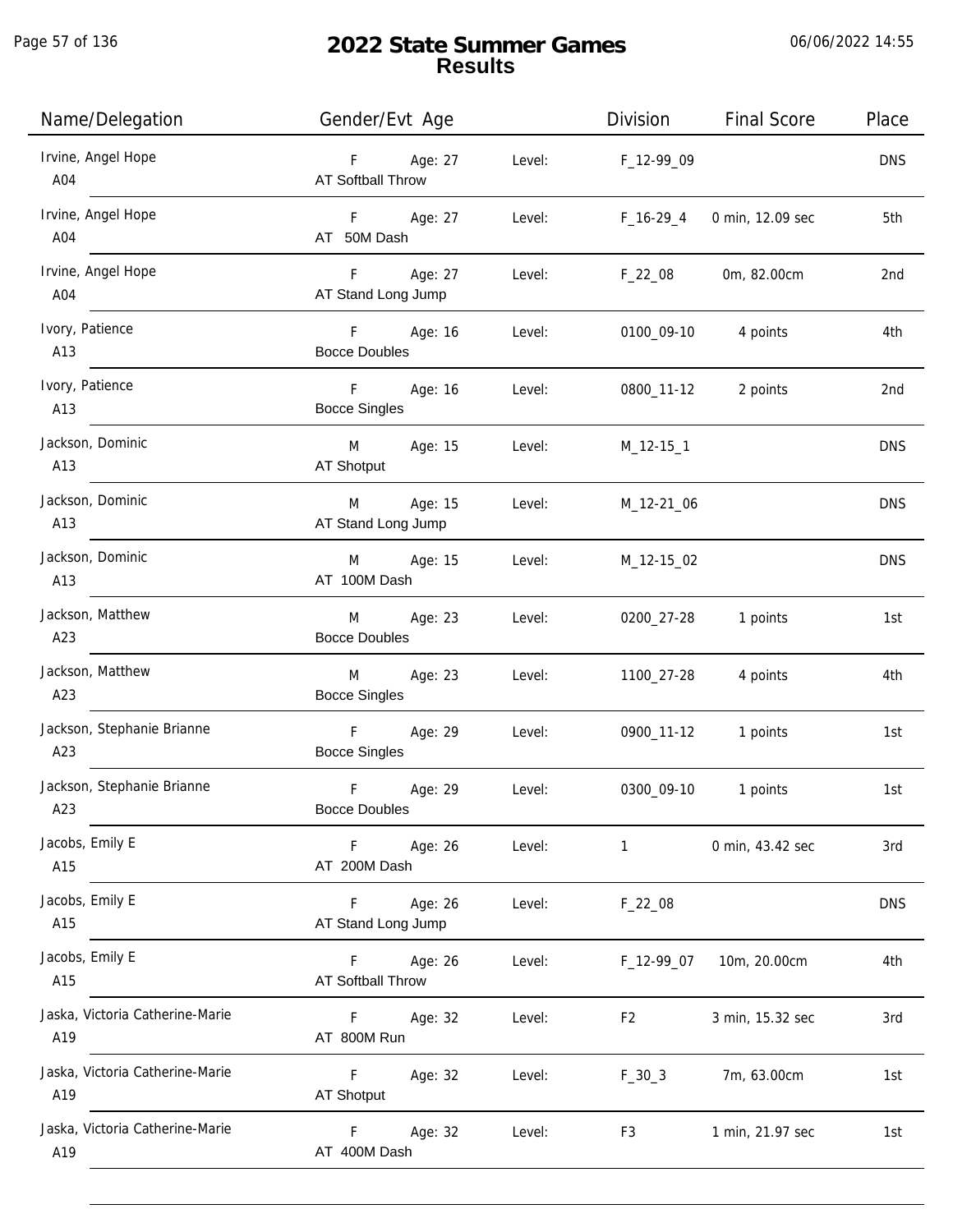# 2022 State Summer Games
## Results

| Name/Delegation | Gender/Evt Age | | Level: | Division | Final Score | Place |
|---|---|---|---|---|---|---|
| Irvine, Angel Hope<br>A04 | F<br>AT Softball Throw | Age: 27 | Level: | F_12-99_09 | | DNS |
| Irvine, Angel Hope<br>A04 | F<br>AT 50M Dash | Age: 27 | Level: | F_16-29_4 | 0 min, 12.09 sec | 5th |
| Irvine, Angel Hope<br>A04 | F<br>AT Stand Long Jump | Age: 27 | Level: | F_22_08 | 0m, 82.00cm | 2nd |
| Ivory, Patience<br>A13 | F<br>Bocce Doubles | Age: 16 | Level: | 0100_09-10 | 4 points | 4th |
| Ivory, Patience<br>A13 | F<br>Bocce Singles | Age: 16 | Level: | 0800_11-12 | 2 points | 2nd |
| Jackson, Dominic<br>A13 | M<br>AT Shotput | Age: 15 | Level: | M_12-15_1 | | DNS |
| Jackson, Dominic<br>A13 | M<br>AT Stand Long Jump | Age: 15 | Level: | M_12-21_06 | | DNS |
| Jackson, Dominic<br>A13 | M<br>AT 100M Dash | Age: 15 | Level: | M_12-15_02 | | DNS |
| Jackson, Matthew<br>A23 | M<br>Bocce Doubles | Age: 23 | Level: | 0200_27-28 | 1 points | 1st |
| Jackson, Matthew<br>A23 | M<br>Bocce Singles | Age: 23 | Level: | 1100_27-28 | 4 points | 4th |
| Jackson, Stephanie Brianne<br>A23 | F<br>Bocce Singles | Age: 29 | Level: | 0900_11-12 | 1 points | 1st |
| Jackson, Stephanie Brianne<br>A23 | F<br>Bocce Doubles | Age: 29 | Level: | 0300_09-10 | 1 points | 1st |
| Jacobs, Emily E<br>A15 | F<br>AT 200M Dash | Age: 26 | Level: | 1 | 0 min, 43.42 sec | 3rd |
| Jacobs, Emily E<br>A15 | F<br>AT Stand Long Jump | Age: 26 | Level: | F_22_08 | | DNS |
| Jacobs, Emily E<br>A15 | F<br>AT Softball Throw | Age: 26 | Level: | F_12-99_07 | 10m, 20.00cm | 4th |
| Jaska, Victoria Catherine-Marie<br>A19 | F<br>AT 800M Run | Age: 32 | Level: | F2 | 3 min, 15.32 sec | 3rd |
| Jaska, Victoria Catherine-Marie<br>A19 | F<br>AT Shotput | Age: 32 | Level: | F_30_3 | 7m, 63.00cm | 1st |
| Jaska, Victoria Catherine-Marie<br>A19 | F<br>AT 400M Dash | Age: 32 | Level: | F3 | 1 min, 21.97 sec | 1st |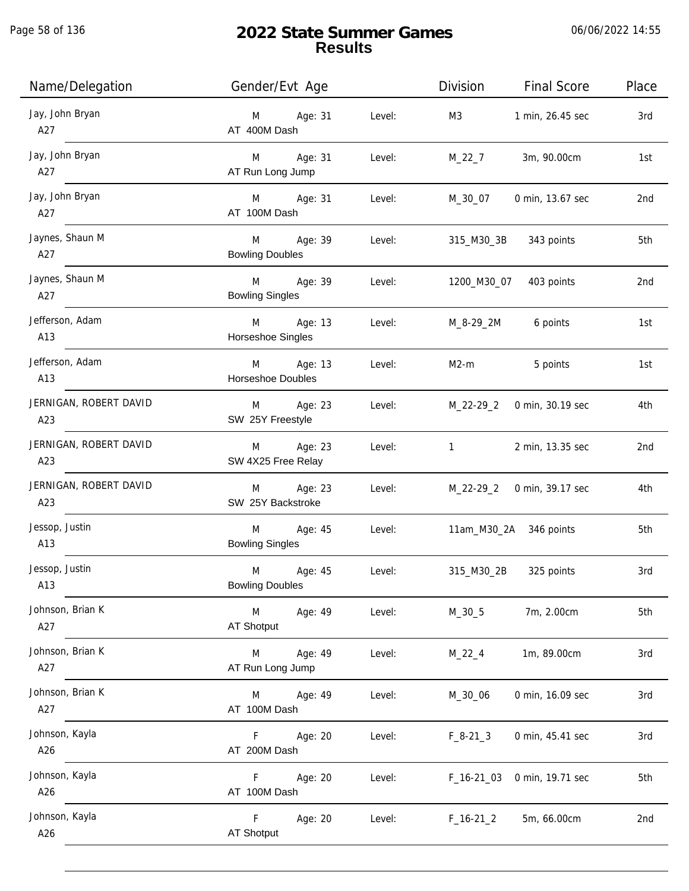# 2022 State Summer Games
## Results

06/06/2022 14:55

| Name/Delegation | Gender/Evt Age | | Division | Final Score | Place |
|---|---|---|---|---|---|
| Jay, John Bryan<br>A27 | M Age: 31<br>AT 400M Dash | Level: | M3 | 1 min, 26.45 sec | 3rd |
| Jay, John Bryan<br>A27 | M Age: 31<br>AT Run Long Jump | Level: | M_22_7 | 3m, 90.00cm | 1st |
| Jay, John Bryan<br>A27 | M Age: 31<br>AT 100M Dash | Level: | M_30_07 | 0 min, 13.67 sec | 2nd |
| Jaynes, Shaun M<br>A27 | M Age: 39<br>Bowling Doubles | Level: | 315_M30_3B | 343 points | 5th |
| Jaynes, Shaun M<br>A27 | M Age: 39<br>Bowling Singles | Level: | 1200_M30_07 | 403 points | 2nd |
| Jefferson, Adam<br>A13 | M Age: 13<br>Horseshoe Singles | Level: | M_8-29_2M | 6 points | 1st |
| Jefferson, Adam<br>A13 | M Age: 13<br>Horseshoe Doubles | Level: | M2-m | 5 points | 1st |
| JERNIGAN, ROBERT DAVID<br>A23 | M Age: 23<br>SW 25Y Freestyle | Level: | M_22-29_2 | 0 min, 30.19 sec | 4th |
| JERNIGAN, ROBERT DAVID<br>A23 | M Age: 23<br>SW 4X25 Free Relay | Level: | 1 | 2 min, 13.35 sec | 2nd |
| JERNIGAN, ROBERT DAVID<br>A23 | M Age: 23<br>SW 25Y Backstroke | Level: | M_22-29_2 | 0 min, 39.17 sec | 4th |
| Jessop, Justin<br>A13 | M Age: 45<br>Bowling Singles | Level: | 11am_M30_2A | 346 points | 5th |
| Jessop, Justin<br>A13 | M Age: 45<br>Bowling Doubles | Level: | 315_M30_2B | 325 points | 3rd |
| Johnson, Brian K<br>A27 | M Age: 49<br>AT Shotput | Level: | M_30_5 | 7m, 2.00cm | 5th |
| Johnson, Brian K<br>A27 | M Age: 49<br>AT Run Long Jump | Level: | M_22_4 | 1m, 89.00cm | 3rd |
| Johnson, Brian K<br>A27 | M Age: 49<br>AT 100M Dash | Level: | M_30_06 | 0 min, 16.09 sec | 3rd |
| Johnson, Kayla<br>A26 | F Age: 20<br>AT 200M Dash | Level: | F_8-21_3 | 0 min, 45.41 sec | 3rd |
| Johnson, Kayla<br>A26 | F Age: 20<br>AT 100M Dash | Level: | F_16-21_03 | 0 min, 19.71 sec | 5th |
| Johnson, Kayla<br>A26 | F Age: 20<br>AT Shotput | Level: | F_16-21_2 | 5m, 66.00cm | 2nd |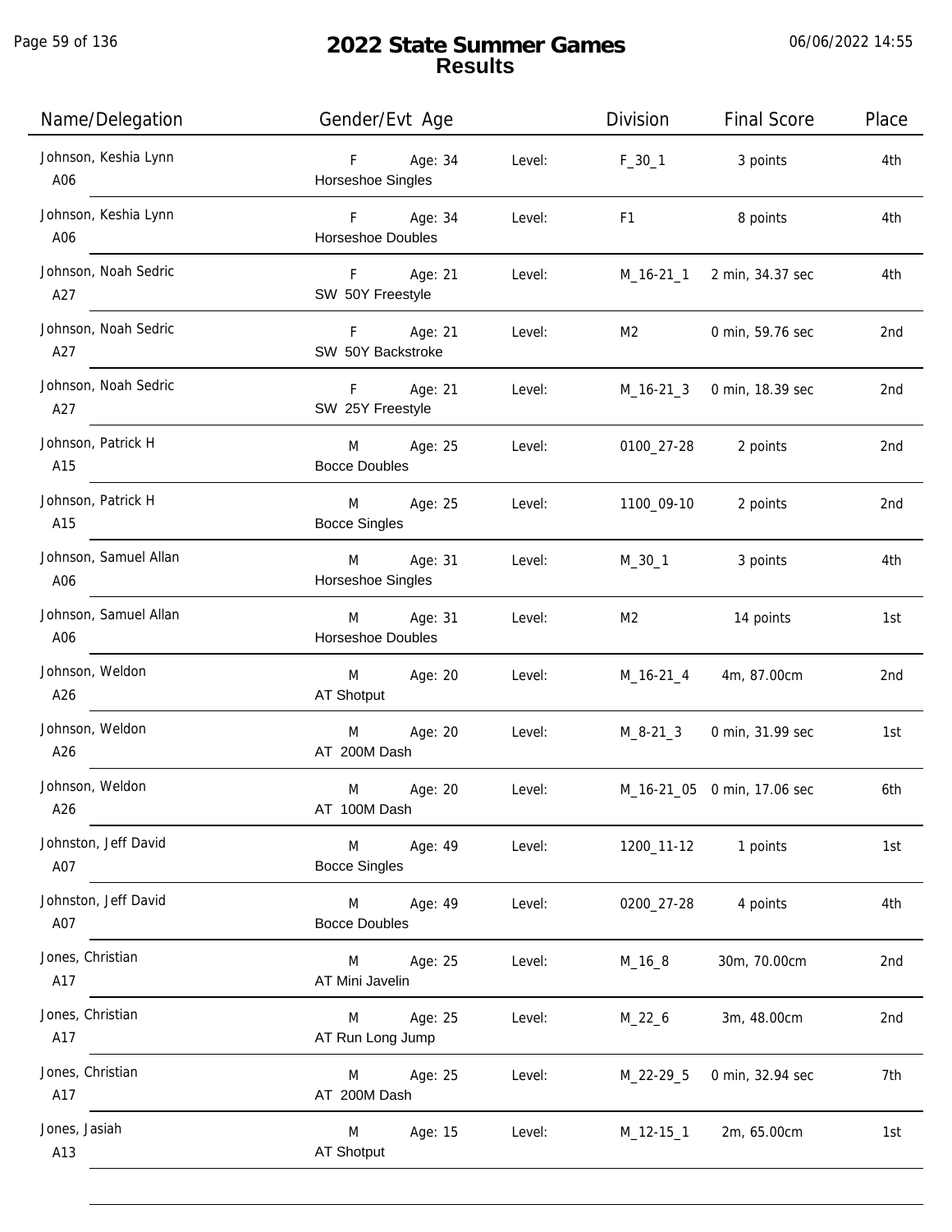# 2022 State Summer Games
## Results

06/06/2022 14:55

| Name/Delegation | Gender/Evt Age | | Division | Final Score | Place |
|---|---|---|---|---|---|
| Johnson, Keshia Lynn<br>A06 | F Age: 34<br>Horseshoe Singles | Level: | F_30_1 | 3 points | 4th |
| Johnson, Keshia Lynn<br>A06 | F Age: 34<br>Horseshoe Doubles | Level: | F1 | 8 points | 4th |
| Johnson, Noah Sedric<br>A27 | F Age: 21<br>SW 50Y Freestyle | Level: | M_16-21_1 | 2 min, 34.37 sec | 4th |
| Johnson, Noah Sedric<br>A27 | F Age: 21<br>SW 50Y Backstroke | Level: | M2 | 0 min, 59.76 sec | 2nd |
| Johnson, Noah Sedric<br>A27 | F Age: 21<br>SW 25Y Freestyle | Level: | M_16-21_3 | 0 min, 18.39 sec | 2nd |
| Johnson, Patrick H<br>A15 | M Age: 25<br>Bocce Doubles | Level: | 0100_27-28 | 2 points | 2nd |
| Johnson, Patrick H<br>A15 | M Age: 25<br>Bocce Singles | Level: | 1100_09-10 | 2 points | 2nd |
| Johnson, Samuel Allan<br>A06 | M Age: 31<br>Horseshoe Singles | Level: | M_30_1 | 3 points | 4th |
| Johnson, Samuel Allan<br>A06 | M Age: 31<br>Horseshoe Doubles | Level: | M2 | 14 points | 1st |
| Johnson, Weldon<br>A26 | M Age: 20<br>AT Shotput | Level: | M_16-21_4 | 4m, 87.00cm | 2nd |
| Johnson, Weldon<br>A26 | M Age: 20<br>AT 200M Dash | Level: | M_8-21_3 | 0 min, 31.99 sec | 1st |
| Johnson, Weldon<br>A26 | M Age: 20<br>AT 100M Dash | Level: | M_16-21_05 | 0 min, 17.06 sec | 6th |
| Johnston, Jeff David<br>A07 | M Age: 49<br>Bocce Singles | Level: | 1200_11-12 | 1 points | 1st |
| Johnston, Jeff David<br>A07 | M Age: 49<br>Bocce Doubles | Level: | 0200_27-28 | 4 points | 4th |
| Jones, Christian<br>A17 | M Age: 25<br>AT Mini Javelin | Level: | M_16_8 | 30m, 70.00cm | 2nd |
| Jones, Christian<br>A17 | M Age: 25<br>AT Run Long Jump | Level: | M_22_6 | 3m, 48.00cm | 2nd |
| Jones, Christian<br>A17 | M Age: 25<br>AT 200M Dash | Level: | M_22-29_5 | 0 min, 32.94 sec | 7th |
| Jones, Jasiah<br>A13 | M Age: 15<br>AT Shotput | Level: | M_12-15_1 | 2m, 65.00cm | 1st |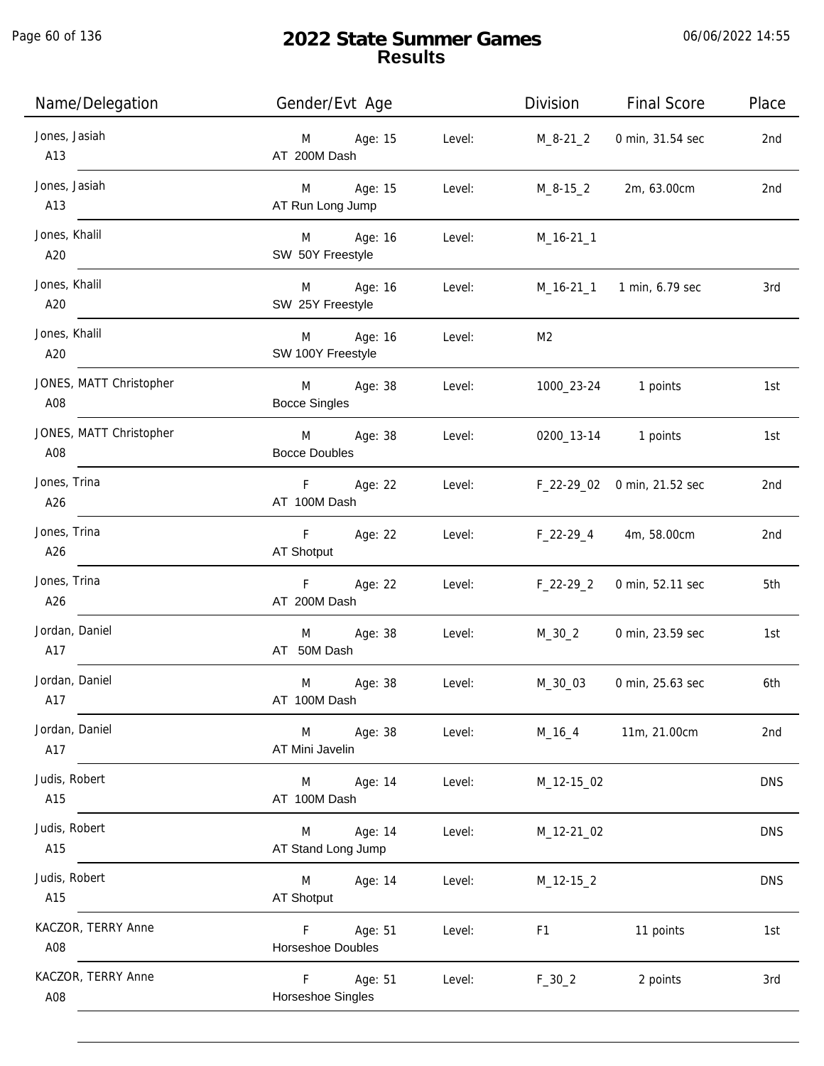# 2022 State Summer Games
## Results

06/06/2022 14:55

| Name/Delegation | Gender/Evt Age | | Level: | Division | Final Score | Place |
|---|---|---|---|---|---|---|
| Jones, Jasiah<br>A13 | M<br>AT 200M Dash | Age: 15 | Level: | M_8-21_2 | 0 min, 31.54 sec | 2nd |
| Jones, Jasiah<br>A13 | M<br>AT Run Long Jump | Age: 15 | Level: | M_8-15_2 | 2m, 63.00cm | 2nd |
| Jones, Khalil<br>A20 | M<br>SW 50Y Freestyle | Age: 16 | Level: | M_16-21_1 | | |
| Jones, Khalil<br>A20 | M<br>SW 25Y Freestyle | Age: 16 | Level: | M_16-21_1 | 1 min, 6.79 sec | 3rd |
| Jones, Khalil<br>A20 | M<br>SW 100Y Freestyle | Age: 16 | Level: | M2 | | |
| JONES, MATT Christopher<br>A08 | M<br>Bocce Singles | Age: 38 | Level: | 1000_23-24 | 1 points | 1st |
| JONES, MATT Christopher<br>A08 | M<br>Bocce Doubles | Age: 38 | Level: | 0200_13-14 | 1 points | 1st |
| Jones, Trina<br>A26 | F<br>AT 100M Dash | Age: 22 | Level: | F_22-29_02 | 0 min, 21.52 sec | 2nd |
| Jones, Trina<br>A26 | F<br>AT Shotput | Age: 22 | Level: | F_22-29_4 | 4m, 58.00cm | 2nd |
| Jones, Trina<br>A26 | F<br>AT 200M Dash | Age: 22 | Level: | F_22-29_2 | 0 min, 52.11 sec | 5th |
| Jordan, Daniel<br>A17 | M<br>AT 50M Dash | Age: 38 | Level: | M_30_2 | 0 min, 23.59 sec | 1st |
| Jordan, Daniel<br>A17 | M<br>AT 100M Dash | Age: 38 | Level: | M_30_03 | 0 min, 25.63 sec | 6th |
| Jordan, Daniel<br>A17 | M<br>AT Mini Javelin | Age: 38 | Level: | M_16_4 | 11m, 21.00cm | 2nd |
| Judis, Robert<br>A15 | M<br>AT 100M Dash | Age: 14 | Level: | M_12-15_02 | | DNS |
| Judis, Robert<br>A15 | M<br>AT Stand Long Jump | Age: 14 | Level: | M_12-21_02 | | DNS |
| Judis, Robert<br>A15 | M<br>AT Shotput | Age: 14 | Level: | M_12-15_2 | | DNS |
| KACZOR, TERRY Anne<br>A08 | F<br>Horseshoe Doubles | Age: 51 | Level: | F1 | 11 points | 1st |
| KACZOR, TERRY Anne<br>A08 | F<br>Horseshoe Singles | Age: 51 | Level: | F_30_2 | 2 points | 3rd |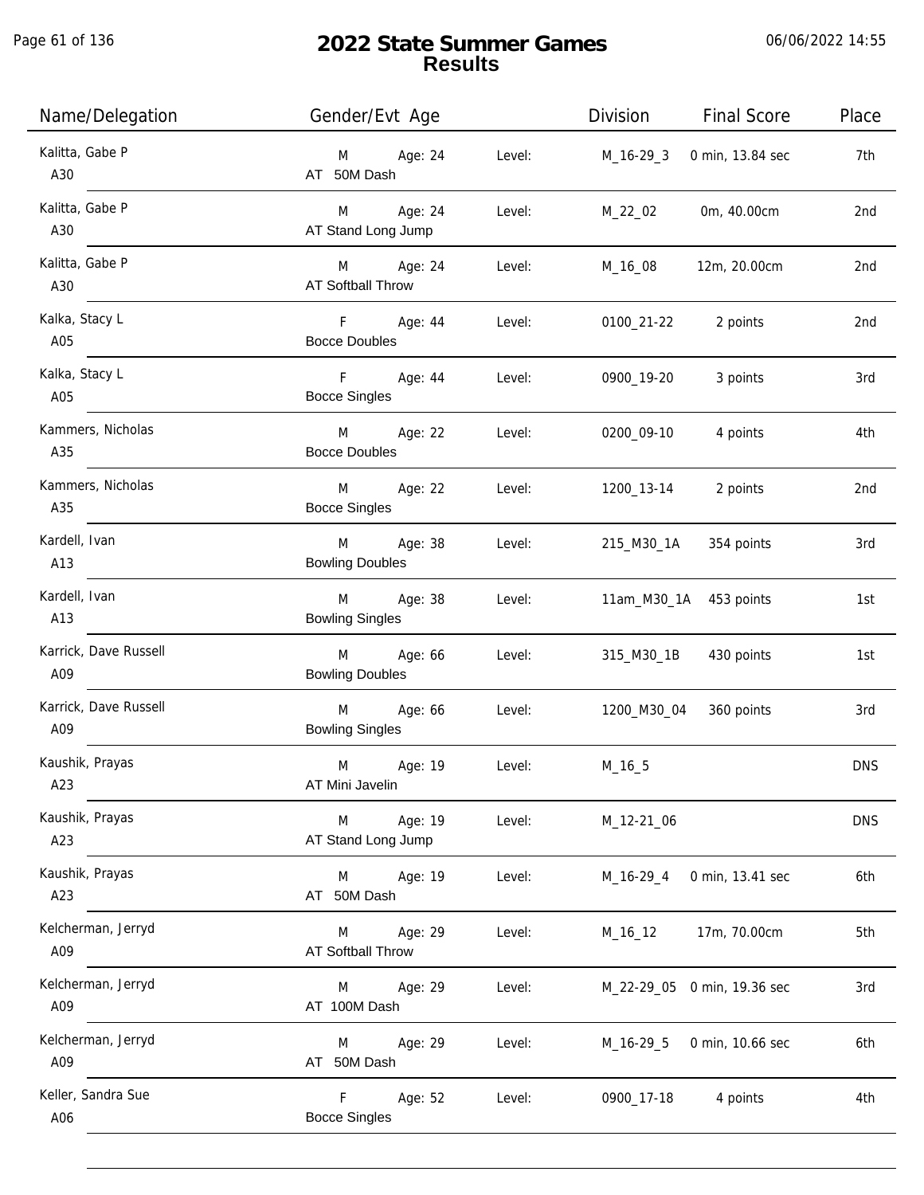# 2022 State Summer Games
## Results

06/06/2022 14:55

| Name/Delegation | Gender/Evt Age | | Level: | Division | Final Score | Place |
|---|---|---|---|---|---|---|
| Kalitta, Gabe P<br>A30 | M<br>AT 50M Dash | Age: 24 | Level: | M_16-29_3 | 0 min, 13.84 sec | 7th |
| Kalitta, Gabe P<br>A30 | M<br>AT Stand Long Jump | Age: 24 | Level: | M_22_02 | 0m, 40.00cm | 2nd |
| Kalitta, Gabe P<br>A30 | M<br>AT Softball Throw | Age: 24 | Level: | M_16_08 | 12m, 20.00cm | 2nd |
| Kalka, Stacy L<br>A05 | F<br>Bocce Doubles | Age: 44 | Level: | 0100_21-22 | 2 points | 2nd |
| Kalka, Stacy L<br>A05 | F<br>Bocce Singles | Age: 44 | Level: | 0900_19-20 | 3 points | 3rd |
| Kammers, Nicholas<br>A35 | M<br>Bocce Doubles | Age: 22 | Level: | 0200_09-10 | 4 points | 4th |
| Kammers, Nicholas<br>A35 | M<br>Bocce Singles | Age: 22 | Level: | 1200_13-14 | 2 points | 2nd |
| Kardell, Ivan<br>A13 | M<br>Bowling Doubles | Age: 38 | Level: | 215_M30_1A | 354 points | 3rd |
| Kardell, Ivan<br>A13 | M<br>Bowling Singles | Age: 38 | Level: | 11am_M30_1A | 453 points | 1st |
| Karrick, Dave Russell<br>A09 | M<br>Bowling Doubles | Age: 66 | Level: | 315_M30_1B | 430 points | 1st |
| Karrick, Dave Russell<br>A09 | M<br>Bowling Singles | Age: 66 | Level: | 1200_M30_04 | 360 points | 3rd |
| Kaushik, Prayas<br>A23 | M<br>AT Mini Javelin | Age: 19 | Level: | M_16_5 | | DNS |
| Kaushik, Prayas<br>A23 | M<br>AT Stand Long Jump | Age: 19 | Level: | M_12-21_06 | | DNS |
| Kaushik, Prayas<br>A23 | M<br>AT 50M Dash | Age: 19 | Level: | M_16-29_4 | 0 min, 13.41 sec | 6th |
| Kelcherman, Jerryd<br>A09 | M<br>AT Softball Throw | Age: 29 | Level: | M_16_12 | 17m, 70.00cm | 5th |
| Kelcherman, Jerryd<br>A09 | M<br>AT 100M Dash | Age: 29 | Level: | M_22-29_05 | 0 min, 19.36 sec | 3rd |
| Kelcherman, Jerryd<br>A09 | M<br>AT 50M Dash | Age: 29 | Level: | M_16-29_5 | 0 min, 10.66 sec | 6th |
| Keller, Sandra Sue<br>A06 | F<br>Bocce Singles | Age: 52 | Level: | 0900_17-18 | 4 points | 4th |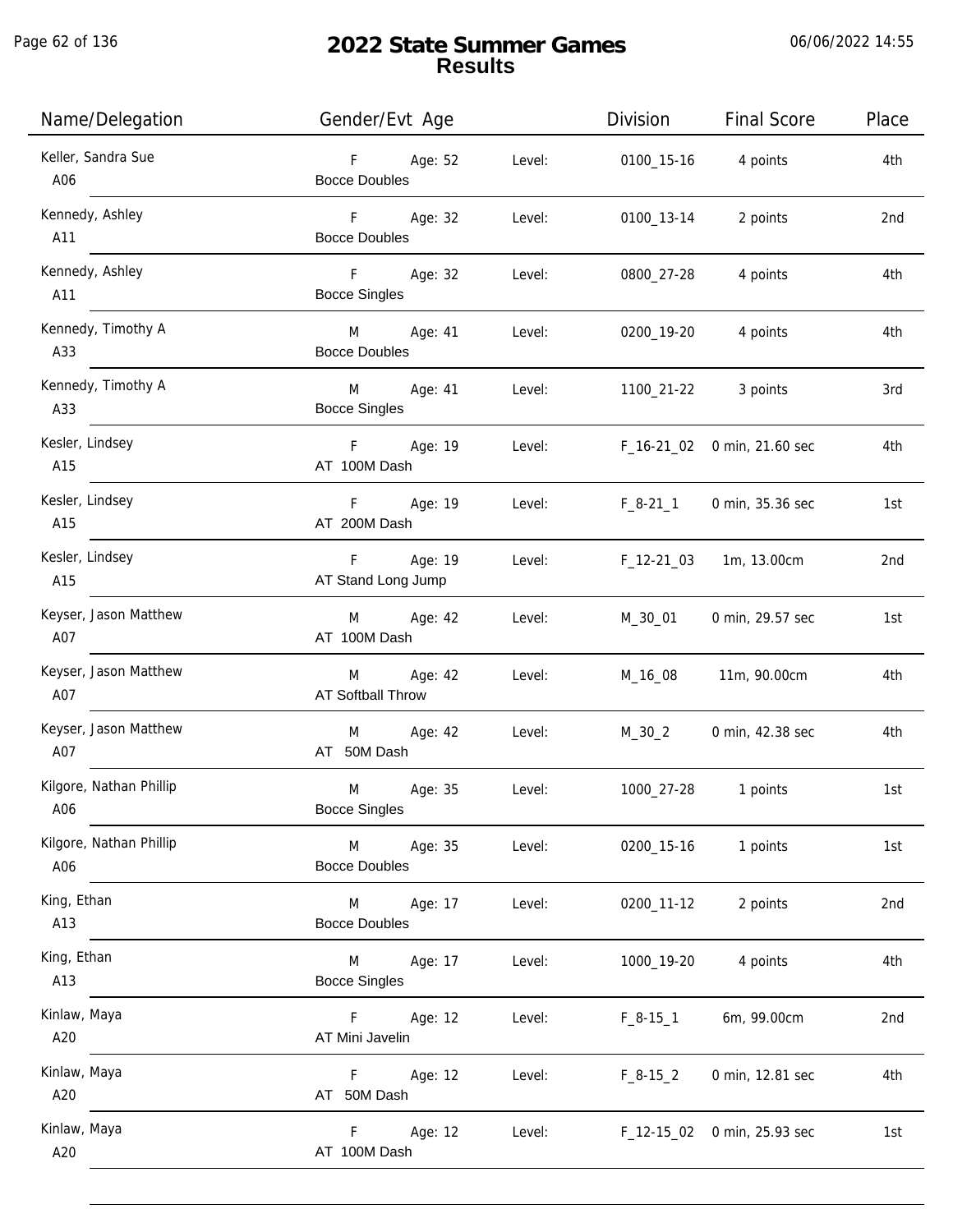# 2022 State Summer Games
## Results

06/06/2022 14:55

| Name/Delegation | Gender/Evt Age | | Level | Division | Final Score | Place |
|---|---|---|---|---|---|---|
| Keller, Sandra Sue A06 | F Bocce Doubles | Age: 52 | Level: | 0100_15-16 | 4 points | 4th |
| Kennedy, Ashley A11 | F Bocce Doubles | Age: 32 | Level: | 0100_13-14 | 2 points | 2nd |
| Kennedy, Ashley A11 | F Bocce Singles | Age: 32 | Level: | 0800_27-28 | 4 points | 4th |
| Kennedy, Timothy A A33 | M Bocce Doubles | Age: 41 | Level: | 0200_19-20 | 4 points | 4th |
| Kennedy, Timothy A A33 | M Bocce Singles | Age: 41 | Level: | 1100_21-22 | 3 points | 3rd |
| Kesler, Lindsey A15 | F AT 100M Dash | Age: 19 | Level: | F_16-21_02 | 0 min, 21.60 sec | 4th |
| Kesler, Lindsey A15 | F AT 200M Dash | Age: 19 | Level: | F_8-21_1 | 0 min, 35.36 sec | 1st |
| Kesler, Lindsey A15 | F AT Stand Long Jump | Age: 19 | Level: | F_12-21_03 | 1m, 13.00cm | 2nd |
| Keyser, Jason Matthew A07 | M AT 100M Dash | Age: 42 | Level: | M_30_01 | 0 min, 29.57 sec | 1st |
| Keyser, Jason Matthew A07 | M AT Softball Throw | Age: 42 | Level: | M_16_08 | 11m, 90.00cm | 4th |
| Keyser, Jason Matthew A07 | M AT 50M Dash | Age: 42 | Level: | M_30_2 | 0 min, 42.38 sec | 4th |
| Kilgore, Nathan Phillip A06 | M Bocce Singles | Age: 35 | Level: | 1000_27-28 | 1 points | 1st |
| Kilgore, Nathan Phillip A06 | M Bocce Doubles | Age: 35 | Level: | 0200_15-16 | 1 points | 1st |
| King, Ethan A13 | M Bocce Doubles | Age: 17 | Level: | 0200_11-12 | 2 points | 2nd |
| King, Ethan A13 | M Bocce Singles | Age: 17 | Level: | 1000_19-20 | 4 points | 4th |
| Kinlaw, Maya A20 | F AT Mini Javelin | Age: 12 | Level: | F_8-15_1 | 6m, 99.00cm | 2nd |
| Kinlaw, Maya A20 | F AT 50M Dash | Age: 12 | Level: | F_8-15_2 | 0 min, 12.81 sec | 4th |
| Kinlaw, Maya A20 | F AT 100M Dash | Age: 12 | Level: | F_12-15_02 | 0 min, 25.93 sec | 1st |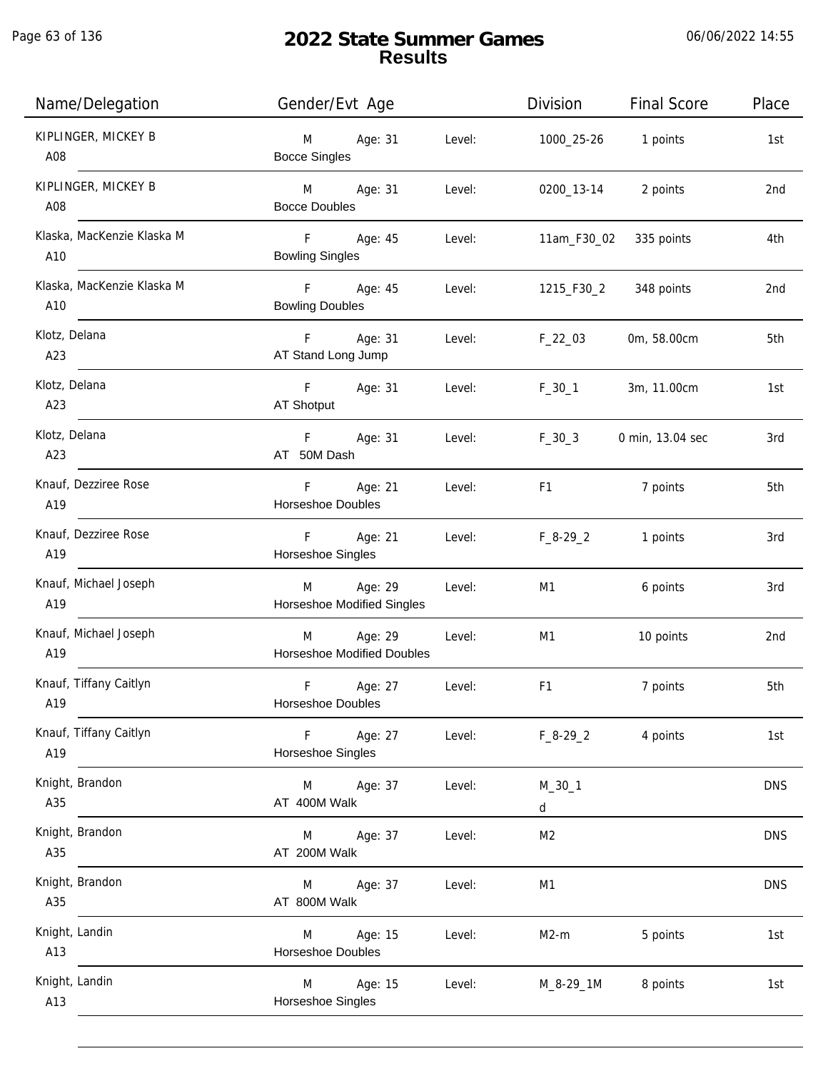# 2022 State Summer Games
## Results

06/06/2022 14:55

| Name/Delegation | Gender/Evt Age | | Level: | Division | Final Score | Place |
|---|---|---|---|---|---|---|
| KIPLINGER, MICKEY B<br>A08 | M<br>Bocce Singles | Age: 31 | Level: | 1000_25-26 | 1 points | 1st |
| KIPLINGER, MICKEY B<br>A08 | M<br>Bocce Doubles | Age: 31 | Level: | 0200_13-14 | 2 points | 2nd |
| Klaska, MacKenzie Klaska M<br>A10 | F<br>Bowling Singles | Age: 45 | Level: | 11am_F30_02 | 335 points | 4th |
| Klaska, MacKenzie Klaska M<br>A10 | F<br>Bowling Doubles | Age: 45 | Level: | 1215_F30_2 | 348 points | 2nd |
| Klotz, Delana<br>A23 | F<br>AT Stand Long Jump | Age: 31 | Level: | F_22_03 | 0m, 58.00cm | 5th |
| Klotz, Delana<br>A23 | F<br>AT Shotput | Age: 31 | Level: | F_30_1 | 3m, 11.00cm | 1st |
| Klotz, Delana<br>A23 | F<br>AT 50M Dash | Age: 31 | Level: | F_30_3 | 0 min, 13.04 sec | 3rd |
| Knauf, Dezziree Rose<br>A19 | F<br>Horseshoe Doubles | Age: 21 | Level: | F1 | 7 points | 5th |
| Knauf, Dezziree Rose<br>A19 | F<br>Horseshoe Singles | Age: 21 | Level: | F_8-29_2 | 1 points | 3rd |
| Knauf, Michael Joseph<br>A19 | M<br>Horseshoe Modified Singles | Age: 29 | Level: | M1 | 6 points | 3rd |
| Knauf, Michael Joseph<br>A19 | M<br>Horseshoe Modified Doubles | Age: 29 | Level: | M1 | 10 points | 2nd |
| Knauf, Tiffany Caitlyn<br>A19 | F<br>Horseshoe Doubles | Age: 27 | Level: | F1 | 7 points | 5th |
| Knauf, Tiffany Caitlyn<br>A19 | F<br>Horseshoe Singles | Age: 27 | Level: | F_8-29_2 | 4 points | 1st |
| Knight, Brandon<br>A35 | M<br>AT 400M Walk | Age: 37 | Level: | M_30_1<br>d | | DNS |
| Knight, Brandon<br>A35 | M<br>AT 200M Walk | Age: 37 | Level: | M2 | | DNS |
| Knight, Brandon<br>A35 | M<br>AT 800M Walk | Age: 37 | Level: | M1 | | DNS |
| Knight, Landin<br>A13 | M<br>Horseshoe Doubles | Age: 15 | Level: | M2-m | 5 points | 1st |
| Knight, Landin<br>A13 | M<br>Horseshoe Singles | Age: 15 | Level: | M_8-29_1M | 8 points | 1st |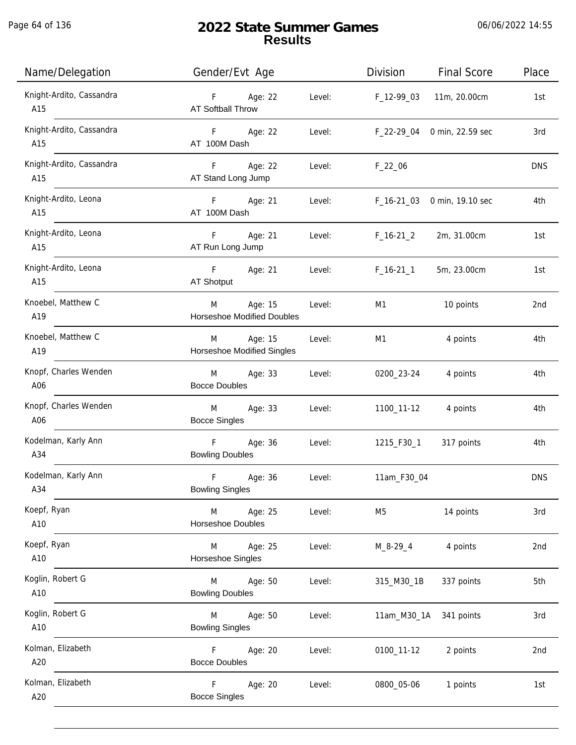# 2022 State Summer Games
## Results

06/06/2022 14:55

| Name/Delegation | Gender/Evt Age | | Level: | Division | Final Score | Place |
|---|---|---|---|---|---|---|
| Knight-Ardito, Cassandra A15 | F AT Softball Throw | Age: 22 | Level: | F_12-99_03 | 11m, 20.00cm | 1st |
| Knight-Ardito, Cassandra A15 | F AT 100M Dash | Age: 22 | Level: | F_22-29_04 | 0 min, 22.59 sec | 3rd |
| Knight-Ardito, Cassandra A15 | F AT Stand Long Jump | Age: 22 | Level: | F_22_06 | | DNS |
| Knight-Ardito, Leona A15 | F AT 100M Dash | Age: 21 | Level: | F_16-21_03 | 0 min, 19.10 sec | 4th |
| Knight-Ardito, Leona A15 | F AT Run Long Jump | Age: 21 | Level: | F_16-21_2 | 2m, 31.00cm | 1st |
| Knight-Ardito, Leona A15 | F AT Shotput | Age: 21 | Level: | F_16-21_1 | 5m, 23.00cm | 1st |
| Knoebel, Matthew C A19 | M Horseshoe Modified Doubles | Age: 15 | Level: | M1 | 10 points | 2nd |
| Knoebel, Matthew C A19 | M Horseshoe Modified Singles | Age: 15 | Level: | M1 | 4 points | 4th |
| Knopf, Charles Wenden A06 | M Bocce Doubles | Age: 33 | Level: | 0200_23-24 | 4 points | 4th |
| Knopf, Charles Wenden A06 | M Bocce Singles | Age: 33 | Level: | 1100_11-12 | 4 points | 4th |
| Kodelman, Karly Ann A34 | F Bowling Doubles | Age: 36 | Level: | 1215_F30_1 | 317 points | 4th |
| Kodelman, Karly Ann A34 | F Bowling Singles | Age: 36 | Level: | 11am_F30_04 | | DNS |
| Koepf, Ryan A10 | M Horseshoe Doubles | Age: 25 | Level: | M5 | 14 points | 3rd |
| Koepf, Ryan A10 | M Horseshoe Singles | Age: 25 | Level: | M_8-29_4 | 4 points | 2nd |
| Koglin, Robert G A10 | M Bowling Doubles | Age: 50 | Level: | 315_M30_1B | 337 points | 5th |
| Koglin, Robert G A10 | M Bowling Singles | Age: 50 | Level: | 11am_M30_1A | 341 points | 3rd |
| Kolman, Elizabeth A20 | F Bocce Doubles | Age: 20 | Level: | 0100_11-12 | 2 points | 2nd |
| Kolman, Elizabeth A20 | F Bocce Singles | Age: 20 | Level: | 0800_05-06 | 1 points | 1st |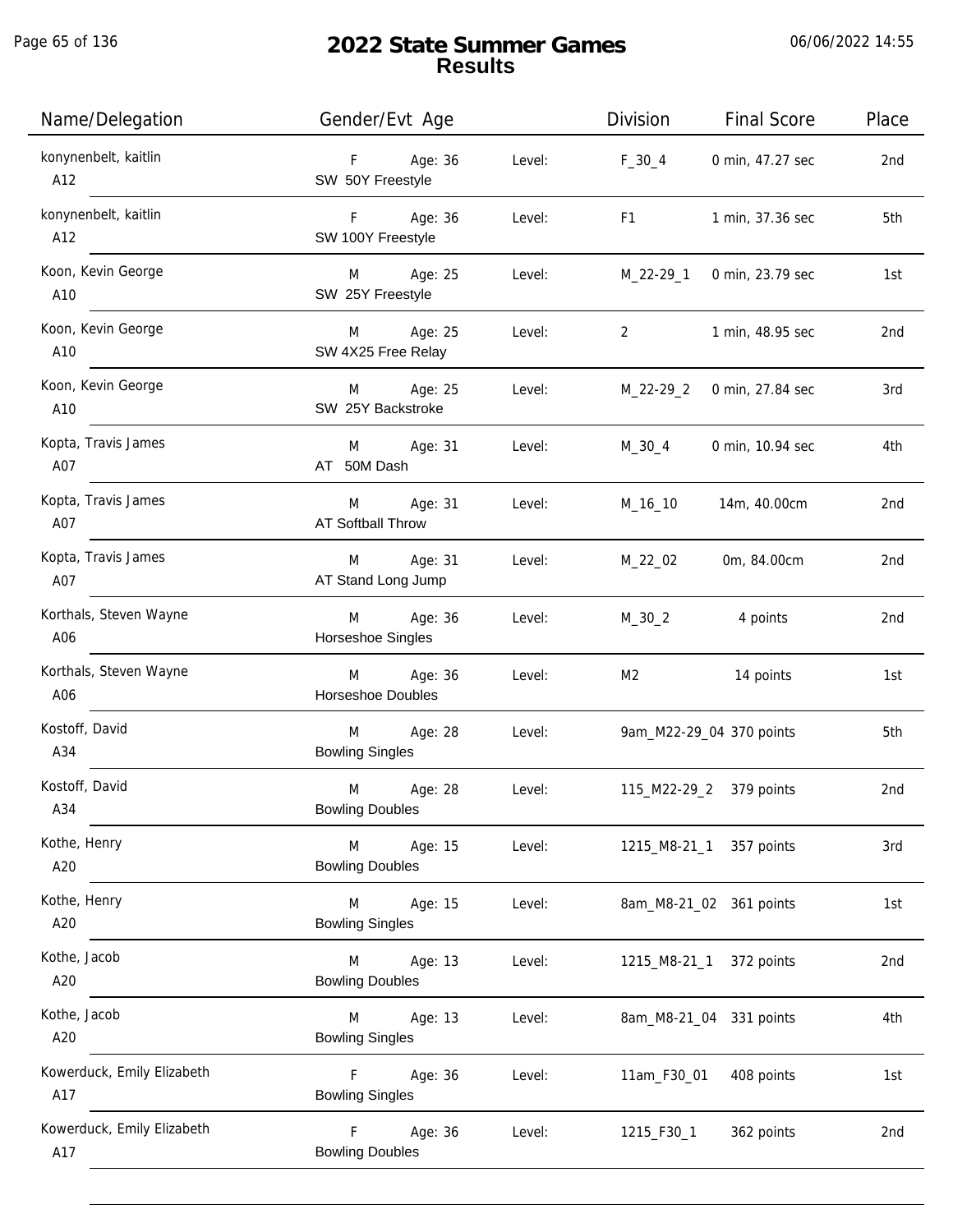# 2022 State Summer Games
## Results

06/06/2022 14:55

| Name/Delegation | Gender/Evt Age | | Division | Final Score | Place |
|---|---|---|---|---|---|
| konynenbelt, kaitlin<br>A12 | F Age: 36<br>SW 50Y Freestyle | Level: | F_30_4 | 0 min, 47.27 sec | 2nd |
| konynenbelt, kaitlin<br>A12 | F Age: 36<br>SW 100Y Freestyle | Level: | F1 | 1 min, 37.36 sec | 5th |
| Koon, Kevin George<br>A10 | M Age: 25<br>SW 25Y Freestyle | Level: | M_22-29_1 | 0 min, 23.79 sec | 1st |
| Koon, Kevin George<br>A10 | M Age: 25<br>SW 4X25 Free Relay | Level: | 2 | 1 min, 48.95 sec | 2nd |
| Koon, Kevin George<br>A10 | M Age: 25<br>SW 25Y Backstroke | Level: | M_22-29_2 | 0 min, 27.84 sec | 3rd |
| Kopta, Travis James<br>A07 | M Age: 31<br>AT 50M Dash | Level: | M_30_4 | 0 min, 10.94 sec | 4th |
| Kopta, Travis James<br>A07 | M Age: 31<br>AT Softball Throw | Level: | M_16_10 | 14m, 40.00cm | 2nd |
| Kopta, Travis James<br>A07 | M Age: 31<br>AT Stand Long Jump | Level: | M_22_02 | 0m, 84.00cm | 2nd |
| Korthals, Steven Wayne<br>A06 | M Age: 36<br>Horseshoe Singles | Level: | M_30_2 | 4 points | 2nd |
| Korthals, Steven Wayne<br>A06 | M Age: 36<br>Horseshoe Doubles | Level: | M2 | 14 points | 1st |
| Kostoff, David<br>A34 | M Age: 28<br>Bowling Singles | Level: | 9am_M22-29_04 | 370 points | 5th |
| Kostoff, David<br>A34 | M Age: 28<br>Bowling Doubles | Level: | 115_M22-29_2 | 379 points | 2nd |
| Kothe, Henry<br>A20 | M Age: 15<br>Bowling Doubles | Level: | 1215_M8-21_1 | 357 points | 3rd |
| Kothe, Henry<br>A20 | M Age: 15<br>Bowling Singles | Level: | 8am_M8-21_02 | 361 points | 1st |
| Kothe, Jacob<br>A20 | M Age: 13<br>Bowling Doubles | Level: | 1215_M8-21_1 | 372 points | 2nd |
| Kothe, Jacob<br>A20 | M Age: 13<br>Bowling Singles | Level: | 8am_M8-21_04 | 331 points | 4th |
| Kowerduck, Emily Elizabeth<br>A17 | F Age: 36<br>Bowling Singles | Level: | 11am_F30_01 | 408 points | 1st |
| Kowerduck, Emily Elizabeth<br>A17 | F Age: 36<br>Bowling Doubles | Level: | 1215_F30_1 | 362 points | 2nd |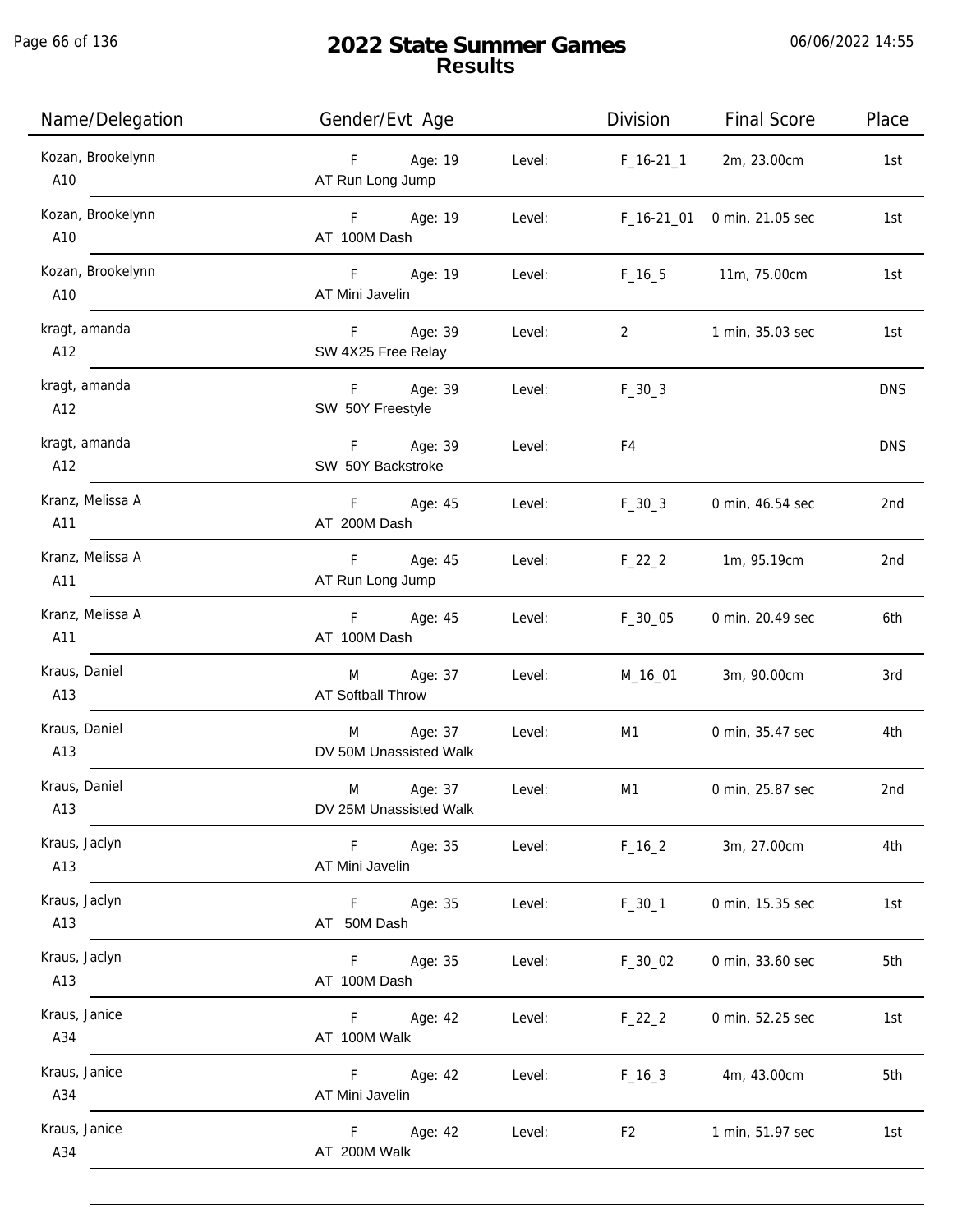# 2022 State Summer Games
## Results

06/06/2022 14:55

| Name/Delegation | Gender/Evt Age | | Division | Final Score | Place |
|---|---|---|---|---|---|
| Kozan, Brookelynn<br>A10 | F Age: 19<br>AT Run Long Jump | Level: | F_16-21_1 | 2m, 23.00cm | 1st |
| Kozan, Brookelynn<br>A10 | F Age: 19<br>AT 100M Dash | Level: | F_16-21_01 | 0 min, 21.05 sec | 1st |
| Kozan, Brookelynn<br>A10 | F Age: 19<br>AT Mini Javelin | Level: | F_16_5 | 11m, 75.00cm | 1st |
| kragt, amanda<br>A12 | F Age: 39<br>SW 4X25 Free Relay | Level: | 2 | 1 min, 35.03 sec | 1st |
| kragt, amanda<br>A12 | F Age: 39<br>SW 50Y Freestyle | Level: | F_30_3 | | DNS |
| kragt, amanda<br>A12 | F Age: 39<br>SW 50Y Backstroke | Level: | F4 | | DNS |
| Kranz, Melissa A<br>A11 | F Age: 45<br>AT 200M Dash | Level: | F_30_3 | 0 min, 46.54 sec | 2nd |
| Kranz, Melissa A<br>A11 | F Age: 45<br>AT Run Long Jump | Level: | F_22_2 | 1m, 95.19cm | 2nd |
| Kranz, Melissa A<br>A11 | F Age: 45<br>AT 100M Dash | Level: | F_30_05 | 0 min, 20.49 sec | 6th |
| Kraus, Daniel<br>A13 | M Age: 37<br>AT Softball Throw | Level: | M_16_01 | 3m, 90.00cm | 3rd |
| Kraus, Daniel<br>A13 | M Age: 37<br>DV 50M Unassisted Walk | Level: | M1 | 0 min, 35.47 sec | 4th |
| Kraus, Daniel<br>A13 | M Age: 37<br>DV 25M Unassisted Walk | Level: | M1 | 0 min, 25.87 sec | 2nd |
| Kraus, Jaclyn<br>A13 | F Age: 35<br>AT Mini Javelin | Level: | F_16_2 | 3m, 27.00cm | 4th |
| Kraus, Jaclyn<br>A13 | F Age: 35<br>AT 50M Dash | Level: | F_30_1 | 0 min, 15.35 sec | 1st |
| Kraus, Jaclyn<br>A13 | F Age: 35<br>AT 100M Dash | Level: | F_30_02 | 0 min, 33.60 sec | 5th |
| Kraus, Janice<br>A34 | F Age: 42<br>AT 100M Walk | Level: | F_22_2 | 0 min, 52.25 sec | 1st |
| Kraus, Janice<br>A34 | F Age: 42<br>AT Mini Javelin | Level: | F_16_3 | 4m, 43.00cm | 5th |
| Kraus, Janice<br>A34 | F Age: 42<br>AT 200M Walk | Level: | F2 | 1 min, 51.97 sec | 1st |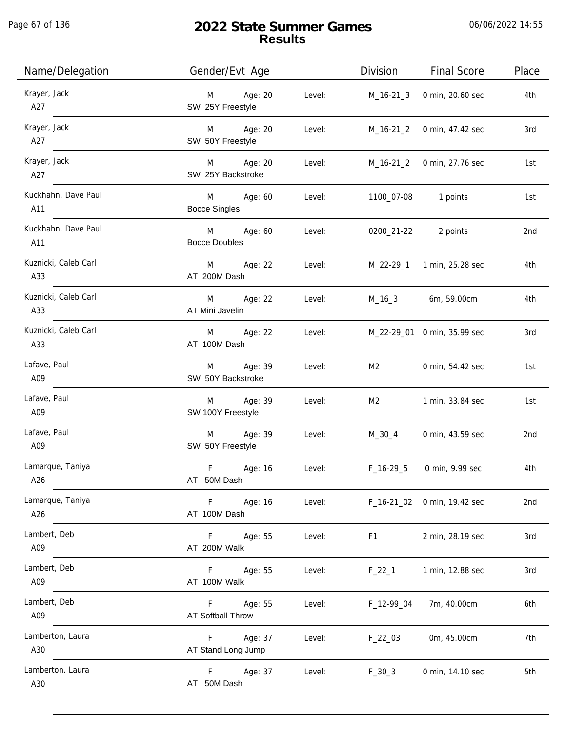# 2022 State Summer Games
## Results

06/06/2022 14:55

| Name/Delegation | Gender/Evt Age | | Division | Final Score | Place |
|---|---|---|---|---|---|
| Krayer, Jack<br>A27 | M Age: 20<br>SW 25Y Freestyle | Level: | M_16-21_3 | 0 min, 20.60 sec | 4th |
| Krayer, Jack<br>A27 | M Age: 20<br>SW 50Y Freestyle | Level: | M_16-21_2 | 0 min, 47.42 sec | 3rd |
| Krayer, Jack<br>A27 | M Age: 20<br>SW 25Y Backstroke | Level: | M_16-21_2 | 0 min, 27.76 sec | 1st |
| Kuckhahn, Dave Paul<br>A11 | M Age: 60<br>Bocce Singles | Level: | 1100_07-08 | 1 points | 1st |
| Kuckhahn, Dave Paul<br>A11 | M Age: 60<br>Bocce Doubles | Level: | 0200_21-22 | 2 points | 2nd |
| Kuznicki, Caleb Carl<br>A33 | M Age: 22<br>AT 200M Dash | Level: | M_22-29_1 | 1 min, 25.28 sec | 4th |
| Kuznicki, Caleb Carl<br>A33 | M Age: 22<br>AT Mini Javelin | Level: | M_16_3 | 6m, 59.00cm | 4th |
| Kuznicki, Caleb Carl<br>A33 | M Age: 22<br>AT 100M Dash | Level: | M_22-29_01 | 0 min, 35.99 sec | 3rd |
| Lafave, Paul<br>A09 | M Age: 39<br>SW 50Y Backstroke | Level: | M2 | 0 min, 54.42 sec | 1st |
| Lafave, Paul<br>A09 | M Age: 39<br>SW 100Y Freestyle | Level: | M2 | 1 min, 33.84 sec | 1st |
| Lafave, Paul<br>A09 | M Age: 39<br>SW 50Y Freestyle | Level: | M_30_4 | 0 min, 43.59 sec | 2nd |
| Lamarque, Taniya<br>A26 | F Age: 16<br>AT 50M Dash | Level: | F_16-29_5 | 0 min, 9.99 sec | 4th |
| Lamarque, Taniya<br>A26 | F Age: 16<br>AT 100M Dash | Level: | F_16-21_02 | 0 min, 19.42 sec | 2nd |
| Lambert, Deb<br>A09 | F Age: 55<br>AT 200M Walk | Level: | F1 | 2 min, 28.19 sec | 3rd |
| Lambert, Deb<br>A09 | F Age: 55<br>AT 100M Walk | Level: | F_22_1 | 1 min, 12.88 sec | 3rd |
| Lambert, Deb<br>A09 | F Age: 55<br>AT Softball Throw | Level: | F_12-99_04 | 7m, 40.00cm | 6th |
| Lamberton, Laura<br>A30 | F Age: 37<br>AT Stand Long Jump | Level: | F_22_03 | 0m, 45.00cm | 7th |
| Lamberton, Laura<br>A30 | F Age: 37<br>AT 50M Dash | Level: | F_30_3 | 0 min, 14.10 sec | 5th |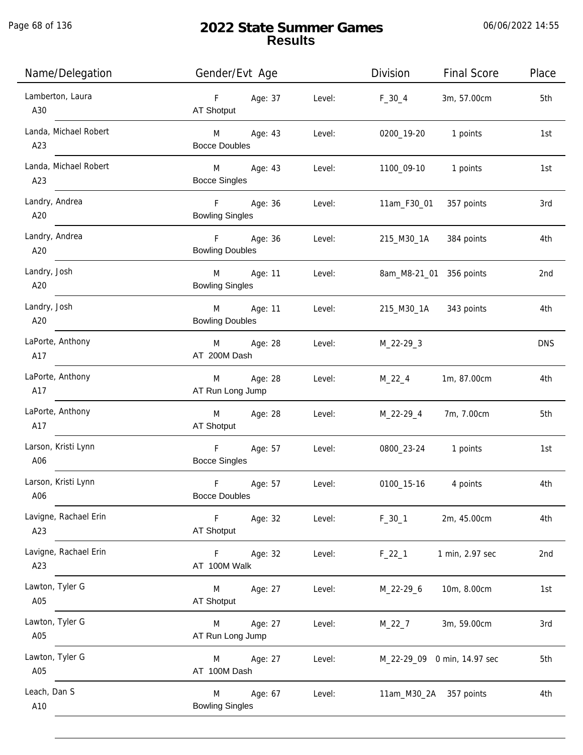# 2022 State Summer Games
## Results

06/06/2022 14:55

| Name/Delegation | Gender/Evt Age | | Level | Division | Final Score | Place |
|---|---|---|---|---|---|---|
| Lamberton, Laura<br>A30 | F<br>AT Shotput | Age: 37 | Level: | F_30_4 | 3m, 57.00cm | 5th |
| Landa, Michael Robert<br>A23 | M<br>Bocce Doubles | Age: 43 | Level: | 0200_19-20 | 1 points | 1st |
| Landa, Michael Robert<br>A23 | M<br>Bocce Singles | Age: 43 | Level: | 1100_09-10 | 1 points | 1st |
| Landry, Andrea<br>A20 | F<br>Bowling Singles | Age: 36 | Level: | 11am_F30_01 | 357 points | 3rd |
| Landry, Andrea<br>A20 | F<br>Bowling Doubles | Age: 36 | Level: | 215_M30_1A | 384 points | 4th |
| Landry, Josh<br>A20 | M<br>Bowling Singles | Age: 11 | Level: | 8am_M8-21_01 | 356 points | 2nd |
| Landry, Josh<br>A20 | M<br>Bowling Doubles | Age: 11 | Level: | 215_M30_1A | 343 points | 4th |
| LaPorte, Anthony<br>A17 | M<br>AT 200M Dash | Age: 28 | Level: | M_22-29_3 | | DNS |
| LaPorte, Anthony<br>A17 | M<br>AT Run Long Jump | Age: 28 | Level: | M_22_4 | 1m, 87.00cm | 4th |
| LaPorte, Anthony<br>A17 | M<br>AT Shotput | Age: 28 | Level: | M_22-29_4 | 7m, 7.00cm | 5th |
| Larson, Kristi Lynn<br>A06 | F<br>Bocce Singles | Age: 57 | Level: | 0800_23-24 | 1 points | 1st |
| Larson, Kristi Lynn<br>A06 | F<br>Bocce Doubles | Age: 57 | Level: | 0100_15-16 | 4 points | 4th |
| Lavigne, Rachael Erin<br>A23 | F<br>AT Shotput | Age: 32 | Level: | F_30_1 | 2m, 45.00cm | 4th |
| Lavigne, Rachael Erin<br>A23 | F<br>AT 100M Walk | Age: 32 | Level: | F_22_1 | 1 min, 2.97 sec | 2nd |
| Lawton, Tyler G<br>A05 | M<br>AT Shotput | Age: 27 | Level: | M_22-29_6 | 10m, 8.00cm | 1st |
| Lawton, Tyler G<br>A05 | M<br>AT Run Long Jump | Age: 27 | Level: | M_22_7 | 3m, 59.00cm | 3rd |
| Lawton, Tyler G<br>A05 | M<br>AT 100M Dash | Age: 27 | Level: | M_22-29_09 | 0 min, 14.97 sec | 5th |
| Leach, Dan S<br>A10 | M<br>Bowling Singles | Age: 67 | Level: | 11am_M30_2A | 357 points | 4th |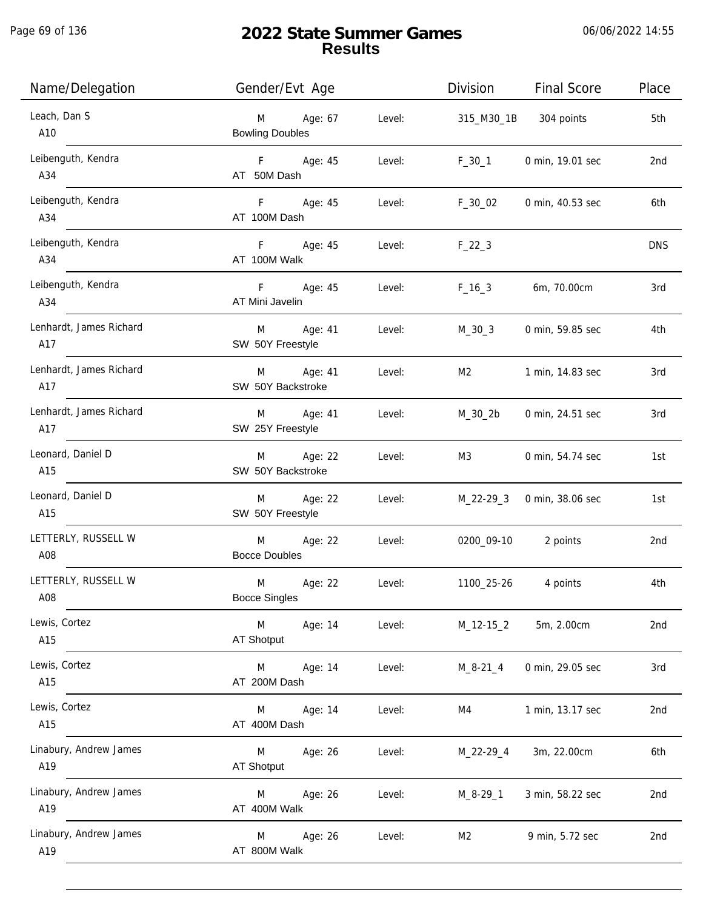# 2022 State Summer Games
## Results

06/06/2022 14:55

| Name/Delegation | Gender/Evt Age | | Division | Final Score | Place |
|---|---|---|---|---|---|
| Leach, Dan S<br>A10 | M Age: 67<br>Bowling Doubles | Level: | 315_M30_1B | 304 points | 5th |
| Leibenguth, Kendra<br>A34 | F Age: 45<br>AT 50M Dash | Level: | F_30_1 | 0 min, 19.01 sec | 2nd |
| Leibenguth, Kendra<br>A34 | F Age: 45<br>AT 100M Dash | Level: | F_30_02 | 0 min, 40.53 sec | 6th |
| Leibenguth, Kendra<br>A34 | F Age: 45<br>AT 100M Walk | Level: | F_22_3 | | DNS |
| Leibenguth, Kendra<br>A34 | F Age: 45<br>AT Mini Javelin | Level: | F_16_3 | 6m, 70.00cm | 3rd |
| Lenhardt, James Richard<br>A17 | M Age: 41<br>SW 50Y Freestyle | Level: | M_30_3 | 0 min, 59.85 sec | 4th |
| Lenhardt, James Richard<br>A17 | M Age: 41<br>SW 50Y Backstroke | Level: | M2 | 1 min, 14.83 sec | 3rd |
| Lenhardt, James Richard<br>A17 | M Age: 41<br>SW 25Y Freestyle | Level: | M_30_2b | 0 min, 24.51 sec | 3rd |
| Leonard, Daniel D<br>A15 | M Age: 22<br>SW 50Y Backstroke | Level: | M3 | 0 min, 54.74 sec | 1st |
| Leonard, Daniel D<br>A15 | M Age: 22<br>SW 50Y Freestyle | Level: | M_22-29_3 | 0 min, 38.06 sec | 1st |
| LETTERLY, RUSSELL W<br>A08 | M Age: 22<br>Bocce Doubles | Level: | 0200_09-10 | 2 points | 2nd |
| LETTERLY, RUSSELL W<br>A08 | M Age: 22<br>Bocce Singles | Level: | 1100_25-26 | 4 points | 4th |
| Lewis, Cortez<br>A15 | M Age: 14<br>AT Shotput | Level: | M_12-15_2 | 5m, 2.00cm | 2nd |
| Lewis, Cortez<br>A15 | M Age: 14<br>AT 200M Dash | Level: | M_8-21_4 | 0 min, 29.05 sec | 3rd |
| Lewis, Cortez<br>A15 | M Age: 14<br>AT 400M Dash | Level: | M4 | 1 min, 13.17 sec | 2nd |
| Linabury, Andrew James<br>A19 | M Age: 26<br>AT Shotput | Level: | M_22-29_4 | 3m, 22.00cm | 6th |
| Linabury, Andrew James<br>A19 | M Age: 26<br>AT 400M Walk | Level: | M_8-29_1 | 3 min, 58.22 sec | 2nd |
| Linabury, Andrew James<br>A19 | M Age: 26<br>AT 800M Walk | Level: | M2 | 9 min, 5.72 sec | 2nd |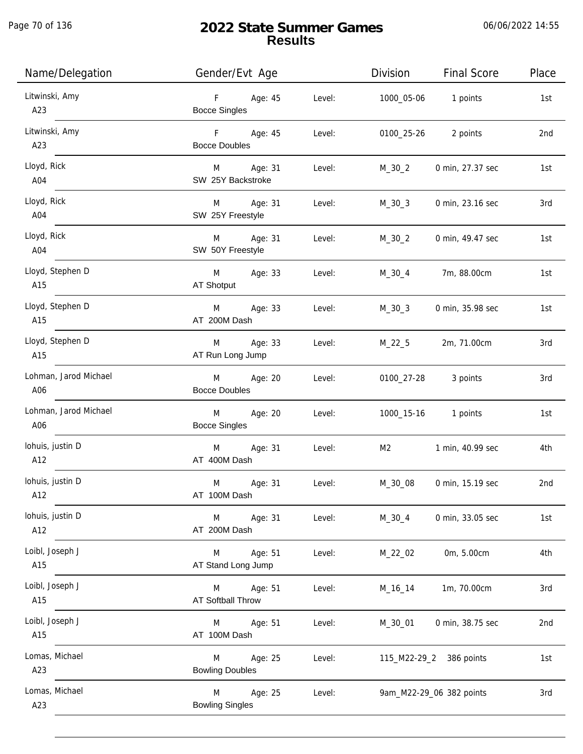# 2022 State Summer Games
## Results

06/06/2022 14:55

| Name/Delegation | Gender/Evt Age | | Level: | Division | Final Score | Place |
|---|---|---|---|---|---|---|
| Litwinski, Amy A23 | F Bocce Singles | Age: 45 | Level: | 1000_05-06 | 1 points | 1st |
| Litwinski, Amy A23 | F Bocce Doubles | Age: 45 | Level: | 0100_25-26 | 2 points | 2nd |
| Lloyd, Rick A04 | M SW 25Y Backstroke | Age: 31 | Level: | M_30_2 | 0 min, 27.37 sec | 1st |
| Lloyd, Rick A04 | M SW 25Y Freestyle | Age: 31 | Level: | M_30_3 | 0 min, 23.16 sec | 3rd |
| Lloyd, Rick A04 | M SW 50Y Freestyle | Age: 31 | Level: | M_30_2 | 0 min, 49.47 sec | 1st |
| Lloyd, Stephen D A15 | M AT Shotput | Age: 33 | Level: | M_30_4 | 7m, 88.00cm | 1st |
| Lloyd, Stephen D A15 | M AT 200M Dash | Age: 33 | Level: | M_30_3 | 0 min, 35.98 sec | 1st |
| Lloyd, Stephen D A15 | M AT Run Long Jump | Age: 33 | Level: | M_22_5 | 2m, 71.00cm | 3rd |
| Lohman, Jarod Michael A06 | M Bocce Doubles | Age: 20 | Level: | 0100_27-28 | 3 points | 3rd |
| Lohman, Jarod Michael A06 | M Bocce Singles | Age: 20 | Level: | 1000_15-16 | 1 points | 1st |
| lohuis, justin D A12 | M AT 400M Dash | Age: 31 | Level: | M2 | 1 min, 40.99 sec | 4th |
| lohuis, justin D A12 | M AT 100M Dash | Age: 31 | Level: | M_30_08 | 0 min, 15.19 sec | 2nd |
| lohuis, justin D A12 | M AT 200M Dash | Age: 31 | Level: | M_30_4 | 0 min, 33.05 sec | 1st |
| Loibl, Joseph J A15 | M AT Stand Long Jump | Age: 51 | Level: | M_22_02 | 0m, 5.00cm | 4th |
| Loibl, Joseph J A15 | M AT Softball Throw | Age: 51 | Level: | M_16_14 | 1m, 70.00cm | 3rd |
| Loibl, Joseph J A15 | M AT 100M Dash | Age: 51 | Level: | M_30_01 | 0 min, 38.75 sec | 2nd |
| Lomas, Michael A23 | M Bowling Doubles | Age: 25 | Level: | 115_M22-29_2 | 386 points | 1st |
| Lomas, Michael A23 | M Bowling Singles | Age: 25 | Level: | 9am_M22-29_06 | 382 points | 3rd |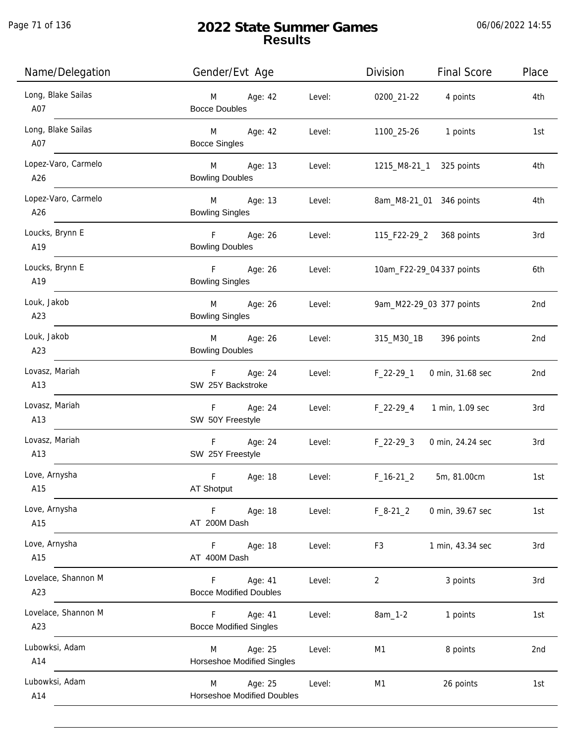# 2022 State Summer Games
## Results

| Name/Delegation | Gender/Evt Age | | Division | Final Score | Place |
|---|---|---|---|---|---|
| Long, Blake Sailas A07 | M Age: 42 Bocce Doubles | Level: | 0200_21-22 | 4 points | 4th |
| Long, Blake Sailas A07 | M Age: 42 Bocce Singles | Level: | 1100_25-26 | 1 points | 1st |
| Lopez-Varo, Carmelo A26 | M Age: 13 Bowling Doubles | Level: | 1215_M8-21_1 | 325 points | 4th |
| Lopez-Varo, Carmelo A26 | M Age: 13 Bowling Singles | Level: | 8am_M8-21_01 | 346 points | 4th |
| Loucks, Brynn E A19 | F Age: 26 Bowling Doubles | Level: | 115_F22-29_2 | 368 points | 3rd |
| Loucks, Brynn E A19 | F Age: 26 Bowling Singles | Level: | 10am_F22-29_04 | 337 points | 6th |
| Louk, Jakob A23 | M Age: 26 Bowling Singles | Level: | 9am_M22-29_03 | 377 points | 2nd |
| Louk, Jakob A23 | M Age: 26 Bowling Doubles | Level: | 315_M30_1B | 396 points | 2nd |
| Lovasz, Mariah A13 | F Age: 24 SW 25Y Backstroke | Level: | F_22-29_1 | 0 min, 31.68 sec | 2nd |
| Lovasz, Mariah A13 | F Age: 24 SW 50Y Freestyle | Level: | F_22-29_4 | 1 min, 1.09 sec | 3rd |
| Lovasz, Mariah A13 | F Age: 24 SW 25Y Freestyle | Level: | F_22-29_3 | 0 min, 24.24 sec | 3rd |
| Love, Arnysha A15 | F Age: 18 AT Shotput | Level: | F_16-21_2 | 5m, 81.00cm | 1st |
| Love, Arnysha A15 | F Age: 18 AT 200M Dash | Level: | F_8-21_2 | 0 min, 39.67 sec | 1st |
| Love, Arnysha A15 | F Age: 18 AT 400M Dash | Level: | F3 | 1 min, 43.34 sec | 3rd |
| Lovelace, Shannon M A23 | F Age: 41 Bocce Modified Doubles | Level: | 2 | 3 points | 3rd |
| Lovelace, Shannon M A23 | F Age: 41 Bocce Modified Singles | Level: | 8am_1-2 | 1 points | 1st |
| Lubowksi, Adam A14 | M Age: 25 Horseshoe Modified Singles | Level: | M1 | 8 points | 2nd |
| Lubowksi, Adam A14 | M Age: 25 Horseshoe Modified Doubles | Level: | M1 | 26 points | 1st |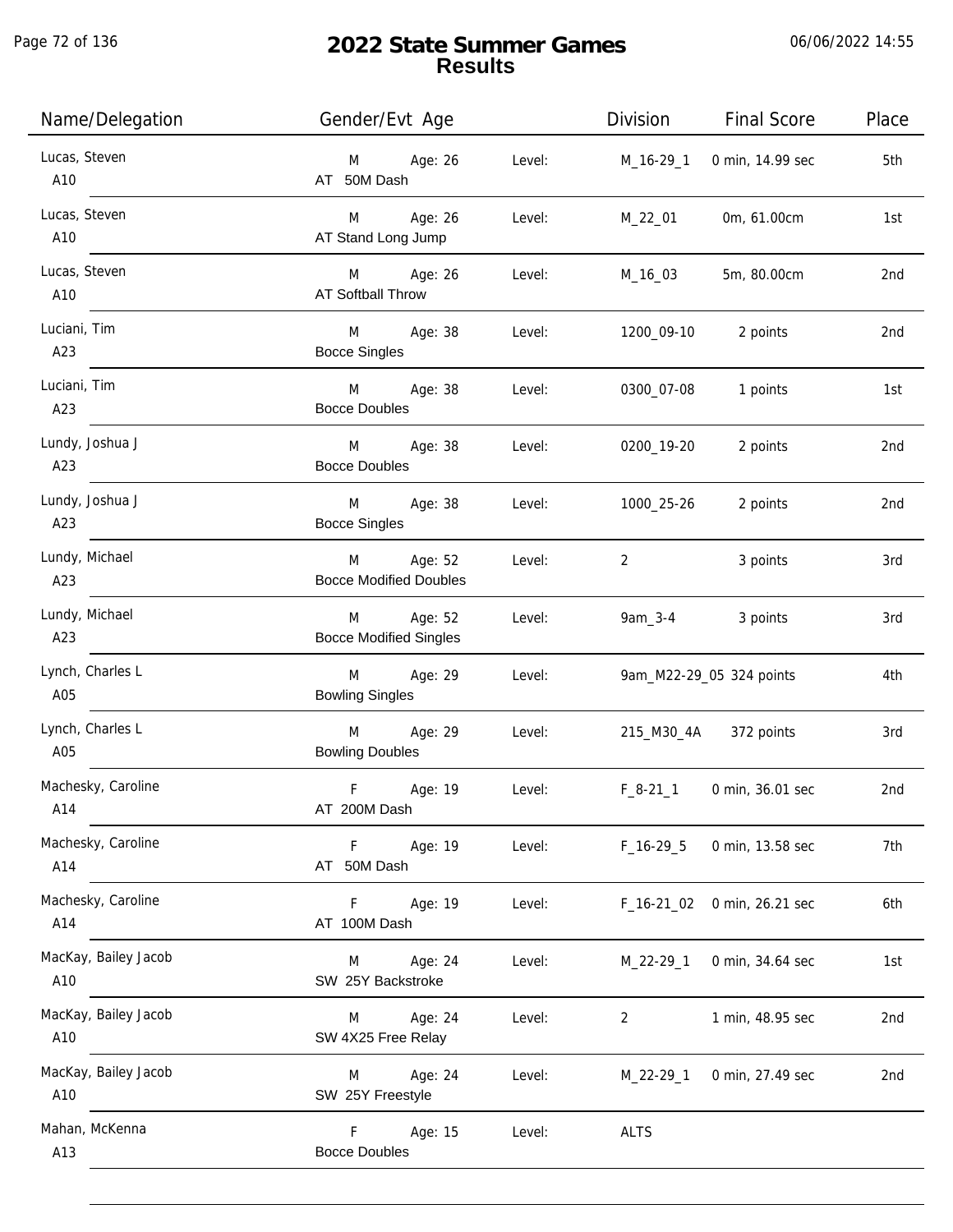# 2022 State Summer Games
## Results

06/06/2022 14:55

| Name/Delegation | Gender/Evt Age | | | Division | Final Score | Place |
|---|---|---|---|---|---|---|
| Lucas, Steven<br>A10 | M<br>AT 50M Dash | Age: 26 | Level: | M_16-29_1 | 0 min, 14.99 sec | 5th |
| Lucas, Steven<br>A10 | M<br>AT Stand Long Jump | Age: 26 | Level: | M_22_01 | 0m, 61.00cm | 1st |
| Lucas, Steven<br>A10 | M<br>AT Softball Throw | Age: 26 | Level: | M_16_03 | 5m, 80.00cm | 2nd |
| Luciani, Tim<br>A23 | M<br>Bocce Singles | Age: 38 | Level: | 1200_09-10 | 2 points | 2nd |
| Luciani, Tim<br>A23 | M<br>Bocce Doubles | Age: 38 | Level: | 0300_07-08 | 1 points | 1st |
| Lundy, Joshua J<br>A23 | M<br>Bocce Doubles | Age: 38 | Level: | 0200_19-20 | 2 points | 2nd |
| Lundy, Joshua J<br>A23 | M<br>Bocce Singles | Age: 38 | Level: | 1000_25-26 | 2 points | 2nd |
| Lundy, Michael<br>A23 | M<br>Bocce Modified Doubles | Age: 52 | Level: | 2 | 3 points | 3rd |
| Lundy, Michael<br>A23 | M<br>Bocce Modified Singles | Age: 52 | Level: | 9am_3-4 | 3 points | 3rd |
| Lynch, Charles L<br>A05 | M<br>Bowling Singles | Age: 29 | Level: | 9am_M22-29_05 | 324 points | 4th |
| Lynch, Charles L<br>A05 | M<br>Bowling Doubles | Age: 29 | Level: | 215_M30_4A | 372 points | 3rd |
| Machesky, Caroline<br>A14 | F<br>AT 200M Dash | Age: 19 | Level: | F_8-21_1 | 0 min, 36.01 sec | 2nd |
| Machesky, Caroline<br>A14 | F<br>AT 50M Dash | Age: 19 | Level: | F_16-29_5 | 0 min, 13.58 sec | 7th |
| Machesky, Caroline<br>A14 | F<br>AT 100M Dash | Age: 19 | Level: | F_16-21_02 | 0 min, 26.21 sec | 6th |
| MacKay, Bailey Jacob<br>A10 | M<br>SW 25Y Backstroke | Age: 24 | Level: | M_22-29_1 | 0 min, 34.64 sec | 1st |
| MacKay, Bailey Jacob<br>A10 | M<br>SW 4X25 Free Relay | Age: 24 | Level: | 2 | 1 min, 48.95 sec | 2nd |
| MacKay, Bailey Jacob<br>A10 | M<br>SW 25Y Freestyle | Age: 24 | Level: | M_22-29_1 | 0 min, 27.49 sec | 2nd |
| Mahan, McKenna<br>A13 | F<br>Bocce Doubles | Age: 15 | Level: | ALTS | | |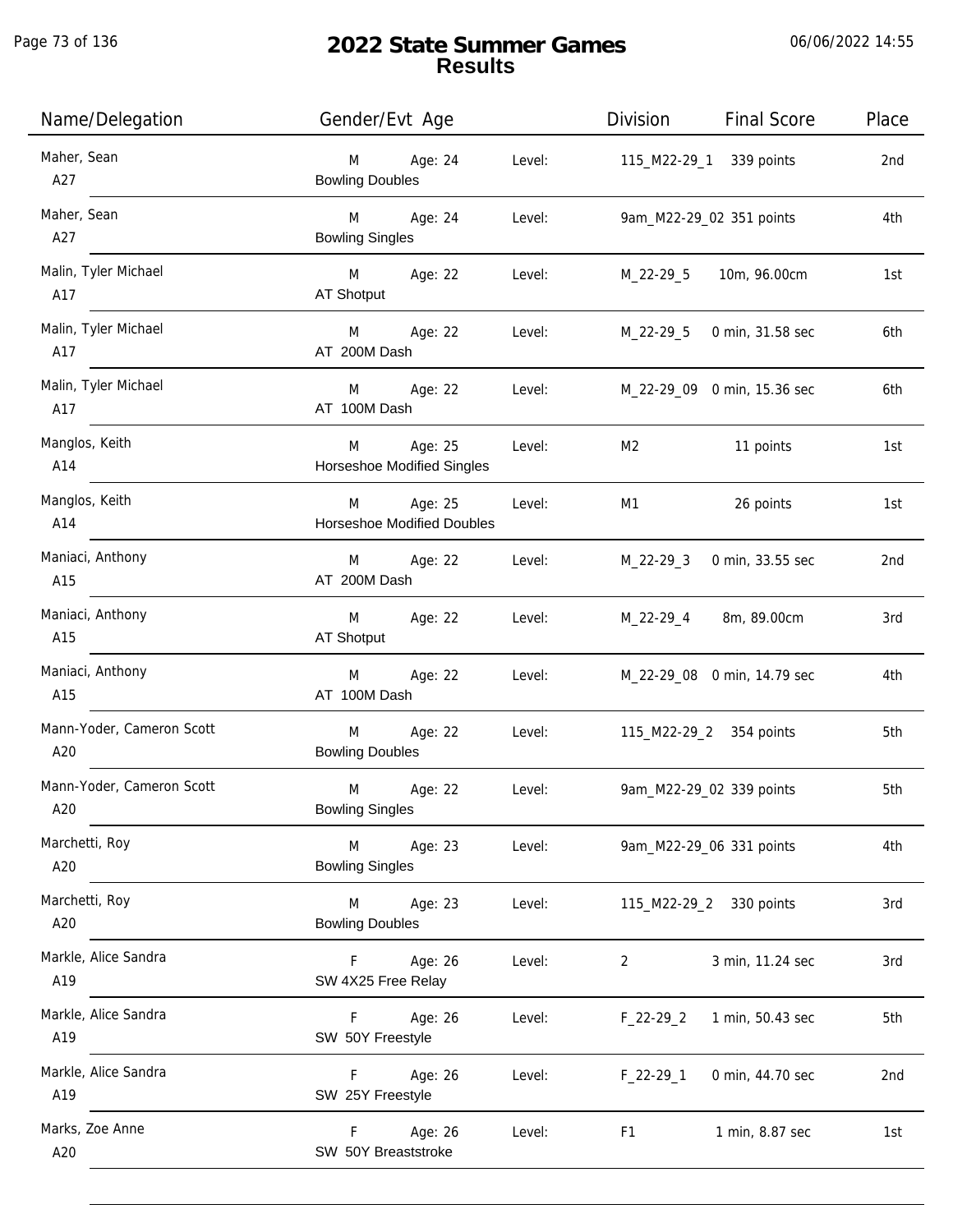# 2022 State Summer Games
## Results

06/06/2022 14:55

| Name/Delegation | Gender/Evt Age | | Level: | Division | Final Score | Place |
|---|---|---|---|---|---|---|
| Maher, Sean<br>A27 | M<br>Bowling Doubles | Age: 24 | Level: | 115_M22-29_1 | 339 points | 2nd |
| Maher, Sean<br>A27 | M<br>Bowling Singles | Age: 24 | Level: | 9am_M22-29_02 | 351 points | 4th |
| Malin, Tyler Michael<br>A17 | M<br>AT Shotput | Age: 22 | Level: | M_22-29_5 | 10m, 96.00cm | 1st |
| Malin, Tyler Michael<br>A17 | M<br>AT 200M Dash | Age: 22 | Level: | M_22-29_5 | 0 min, 31.58 sec | 6th |
| Malin, Tyler Michael<br>A17 | M<br>AT 100M Dash | Age: 22 | Level: | M_22-29_09 | 0 min, 15.36 sec | 6th |
| Manglos, Keith<br>A14 | M<br>Horseshoe Modified Singles | Age: 25 | Level: | M2 | 11 points | 1st |
| Manglos, Keith<br>A14 | M<br>Horseshoe Modified Doubles | Age: 25 | Level: | M1 | 26 points | 1st |
| Maniaci, Anthony<br>A15 | M<br>AT 200M Dash | Age: 22 | Level: | M_22-29_3 | 0 min, 33.55 sec | 2nd |
| Maniaci, Anthony<br>A15 | M<br>AT Shotput | Age: 22 | Level: | M_22-29_4 | 8m, 89.00cm | 3rd |
| Maniaci, Anthony<br>A15 | M<br>AT 100M Dash | Age: 22 | Level: | M_22-29_08 | 0 min, 14.79 sec | 4th |
| Mann-Yoder, Cameron Scott<br>A20 | M<br>Bowling Doubles | Age: 22 | Level: | 115_M22-29_2 | 354 points | 5th |
| Mann-Yoder, Cameron Scott<br>A20 | M<br>Bowling Singles | Age: 22 | Level: | 9am_M22-29_02 | 339 points | 5th |
| Marchetti, Roy<br>A20 | M<br>Bowling Singles | Age: 23 | Level: | 9am_M22-29_06 | 331 points | 4th |
| Marchetti, Roy<br>A20 | M<br>Bowling Doubles | Age: 23 | Level: | 115_M22-29_2 | 330 points | 3rd |
| Markle, Alice Sandra<br>A19 | F<br>SW 4X25 Free Relay | Age: 26 | Level: | 2 | 3 min, 11.24 sec | 3rd |
| Markle, Alice Sandra<br>A19 | F<br>SW 50Y Freestyle | Age: 26 | Level: | F_22-29_2 | 1 min, 50.43 sec | 5th |
| Markle, Alice Sandra<br>A19 | F<br>SW 25Y Freestyle | Age: 26 | Level: | F_22-29_1 | 0 min, 44.70 sec | 2nd |
| Marks, Zoe Anne<br>A20 | F<br>SW 50Y Breaststroke | Age: 26 | Level: | F1 | 1 min, 8.87 sec | 1st |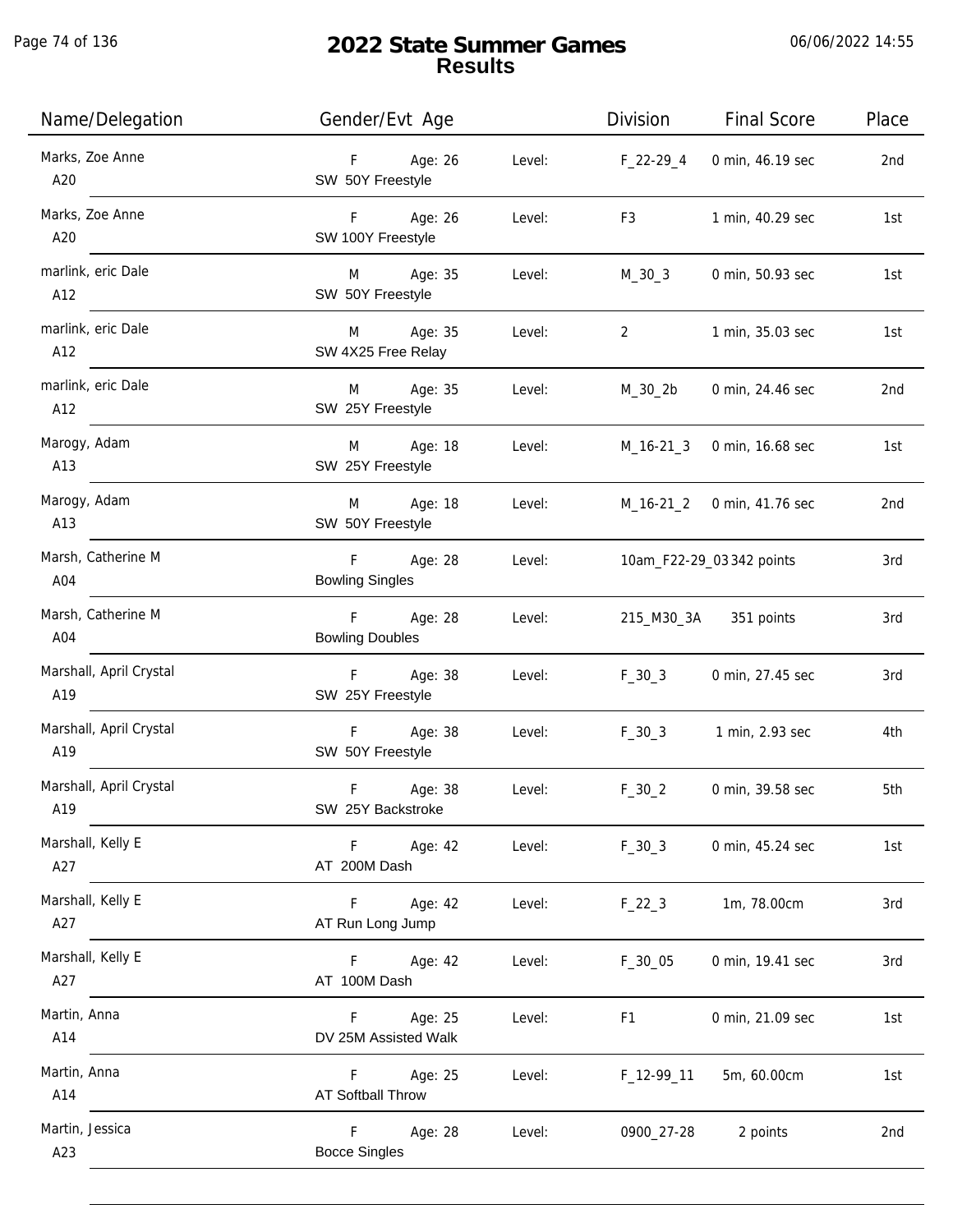# 2022 State Summer Games
## Results

06/06/2022 14:55

| Name/Delegation | Gender/Evt Age | | Division | Final Score | Place |
|---|---|---|---|---|---|
| Marks, Zoe Anne<br>A20 | F Age: 26<br>SW 50Y Freestyle | Level: | F_22-29_4 | 0 min, 46.19 sec | 2nd |
| Marks, Zoe Anne<br>A20 | F Age: 26<br>SW 100Y Freestyle | Level: | F3 | 1 min, 40.29 sec | 1st |
| marlink, eric Dale<br>A12 | M Age: 35<br>SW 50Y Freestyle | Level: | M_30_3 | 0 min, 50.93 sec | 1st |
| marlink, eric Dale<br>A12 | M Age: 35<br>SW 4X25 Free Relay | Level: | 2 | 1 min, 35.03 sec | 1st |
| marlink, eric Dale<br>A12 | M Age: 35<br>SW 25Y Freestyle | Level: | M_30_2b | 0 min, 24.46 sec | 2nd |
| Marogy, Adam<br>A13 | M Age: 18<br>SW 25Y Freestyle | Level: | M_16-21_3 | 0 min, 16.68 sec | 1st |
| Marogy, Adam<br>A13 | M Age: 18<br>SW 50Y Freestyle | Level: | M_16-21_2 | 0 min, 41.76 sec | 2nd |
| Marsh, Catherine M<br>A04 | F Age: 28<br>Bowling Singles | Level: | 10am_F22-29_03 | 342 points | 3rd |
| Marsh, Catherine M<br>A04 | F Age: 28<br>Bowling Doubles | Level: | 215_M30_3A | 351 points | 3rd |
| Marshall, April Crystal<br>A19 | F Age: 38<br>SW 25Y Freestyle | Level: | F_30_3 | 0 min, 27.45 sec | 3rd |
| Marshall, April Crystal<br>A19 | F Age: 38<br>SW 50Y Freestyle | Level: | F_30_3 | 1 min, 2.93 sec | 4th |
| Marshall, April Crystal<br>A19 | F Age: 38<br>SW 25Y Backstroke | Level: | F_30_2 | 0 min, 39.58 sec | 5th |
| Marshall, Kelly E<br>A27 | F Age: 42<br>AT 200M Dash | Level: | F_30_3 | 0 min, 45.24 sec | 1st |
| Marshall, Kelly E<br>A27 | F Age: 42<br>AT Run Long Jump | Level: | F_22_3 | 1m, 78.00cm | 3rd |
| Marshall, Kelly E<br>A27 | F Age: 42<br>AT 100M Dash | Level: | F_30_05 | 0 min, 19.41 sec | 3rd |
| Martin, Anna<br>A14 | F Age: 25<br>DV 25M Assisted Walk | Level: | F1 | 0 min, 21.09 sec | 1st |
| Martin, Anna<br>A14 | F Age: 25<br>AT Softball Throw | Level: | F_12-99_11 | 5m, 60.00cm | 1st |
| Martin, Jessica<br>A23 | F Age: 28<br>Bocce Singles | Level: | 0900_27-28 | 2 points | 2nd |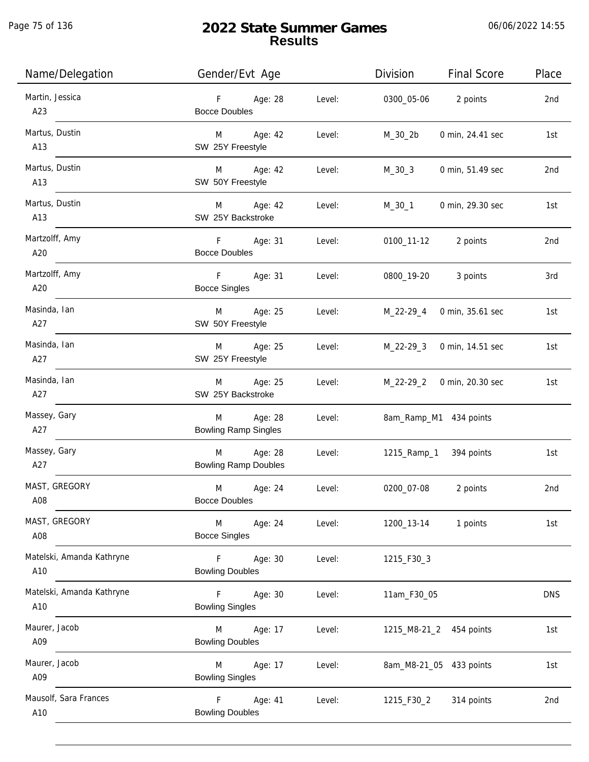# 2022 State Summer Games
## Results

| Name/Delegation | Gender/Evt Age | | Level: | Division | Final Score | Place |
|---|---|---|---|---|---|---|
| Martin, Jessica<br>A23 | F<br>Bocce Doubles | Age: 28 | Level: | 0300_05-06 | 2 points | 2nd |
| Martus, Dustin<br>A13 | M<br>SW 25Y Freestyle | Age: 42 | Level: | M_30_2b | 0 min, 24.41 sec | 1st |
| Martus, Dustin<br>A13 | M<br>SW 50Y Freestyle | Age: 42 | Level: | M_30_3 | 0 min, 51.49 sec | 2nd |
| Martus, Dustin<br>A13 | M<br>SW 25Y Backstroke | Age: 42 | Level: | M_30_1 | 0 min, 29.30 sec | 1st |
| Martzolff, Amy<br>A20 | F<br>Bocce Doubles | Age: 31 | Level: | 0100_11-12 | 2 points | 2nd |
| Martzolff, Amy<br>A20 | F<br>Bocce Singles | Age: 31 | Level: | 0800_19-20 | 3 points | 3rd |
| Masinda, Ian<br>A27 | M<br>SW 50Y Freestyle | Age: 25 | Level: | M_22-29_4 | 0 min, 35.61 sec | 1st |
| Masinda, Ian<br>A27 | M<br>SW 25Y Freestyle | Age: 25 | Level: | M_22-29_3 | 0 min, 14.51 sec | 1st |
| Masinda, Ian<br>A27 | M<br>SW 25Y Backstroke | Age: 25 | Level: | M_22-29_2 | 0 min, 20.30 sec | 1st |
| Massey, Gary<br>A27 | M<br>Bowling Ramp Singles | Age: 28 | Level: | 8am_Ramp_M1 | 434 points | |
| Massey, Gary<br>A27 | M<br>Bowling Ramp Doubles | Age: 28 | Level: | 1215_Ramp_1 | 394 points | 1st |
| MAST, GREGORY<br>A08 | M<br>Bocce Doubles | Age: 24 | Level: | 0200_07-08 | 2 points | 2nd |
| MAST, GREGORY<br>A08 | M<br>Bocce Singles | Age: 24 | Level: | 1200_13-14 | 1 points | 1st |
| Matelski, Amanda Kathryne<br>A10 | F<br>Bowling Doubles | Age: 30 | Level: | 1215_F30_3 | | |
| Matelski, Amanda Kathryne<br>A10 | F<br>Bowling Singles | Age: 30 | Level: | 11am_F30_05 | | DNS |
| Maurer, Jacob<br>A09 | M<br>Bowling Doubles | Age: 17 | Level: | 1215_M8-21_2 | 454 points | 1st |
| Maurer, Jacob<br>A09 | M<br>Bowling Singles | Age: 17 | Level: | 8am_M8-21_05 | 433 points | 1st |
| Mausolf, Sara Frances<br>A10 | F<br>Bowling Doubles | Age: 41 | Level: | 1215_F30_2 | 314 points | 2nd |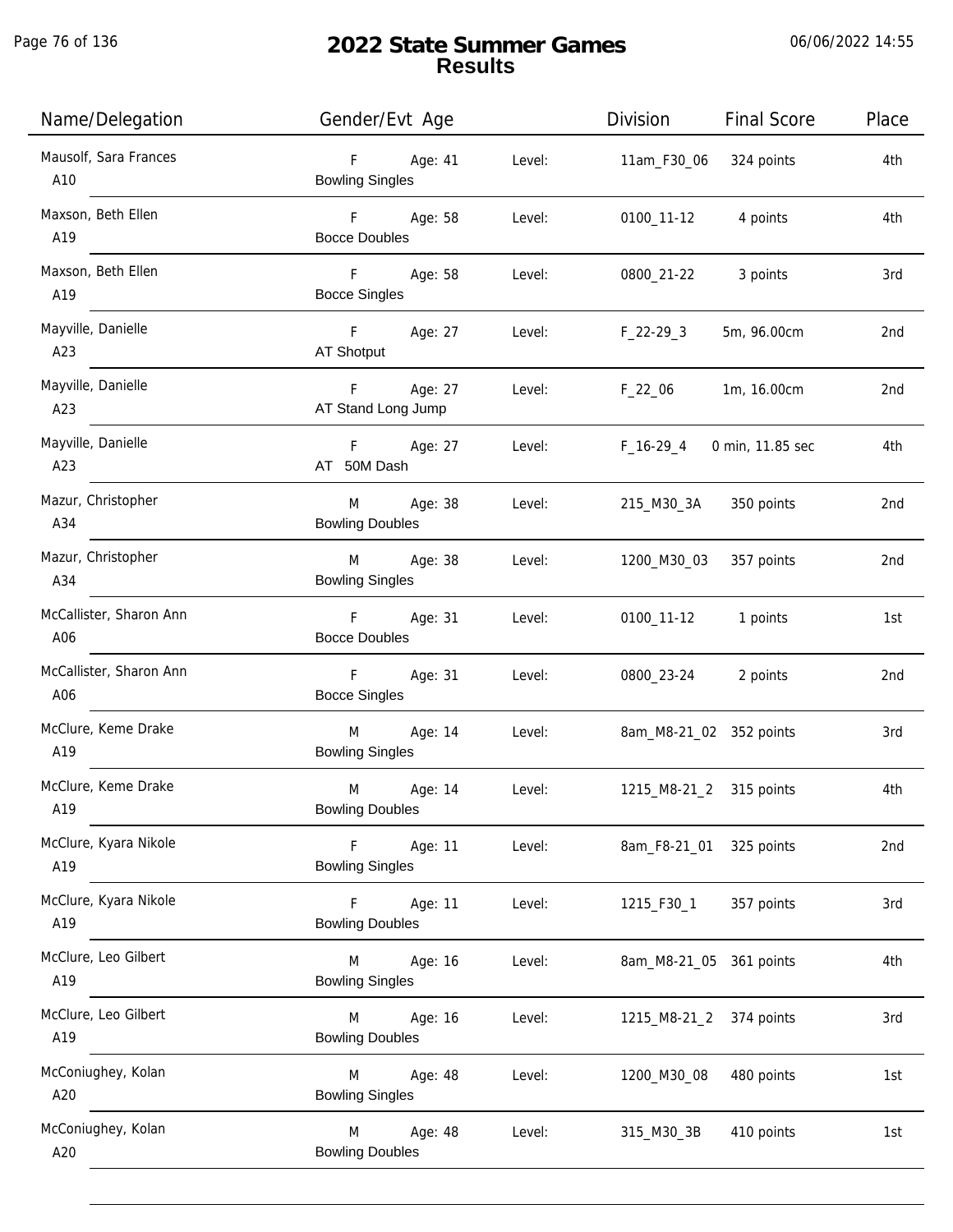# 2022 State Summer Games
## Results

06/06/2022 14:55

| Name/Delegation | Gender/Evt Age | | Level: | Division | Final Score | Place |
|---|---|---|---|---|---|---|
| Mausolf, Sara Frances A10 | F Bowling Singles | Age: 41 | Level: | 11am_F30_06 | 324 points | 4th |
| Maxson, Beth Ellen A19 | F Bocce Doubles | Age: 58 | Level: | 0100_11-12 | 4 points | 4th |
| Maxson, Beth Ellen A19 | F Bocce Singles | Age: 58 | Level: | 0800_21-22 | 3 points | 3rd |
| Mayville, Danielle A23 | F AT Shotput | Age: 27 | Level: | F_22-29_3 | 5m, 96.00cm | 2nd |
| Mayville, Danielle A23 | F AT Stand Long Jump | Age: 27 | Level: | F_22_06 | 1m, 16.00cm | 2nd |
| Mayville, Danielle A23 | F AT 50M Dash | Age: 27 | Level: | F_16-29_4 | 0 min, 11.85 sec | 4th |
| Mazur, Christopher A34 | M Bowling Doubles | Age: 38 | Level: | 215_M30_3A | 350 points | 2nd |
| Mazur, Christopher A34 | M Bowling Singles | Age: 38 | Level: | 1200_M30_03 | 357 points | 2nd |
| McCallister, Sharon Ann A06 | F Bocce Doubles | Age: 31 | Level: | 0100_11-12 | 1 points | 1st |
| McCallister, Sharon Ann A06 | F Bocce Singles | Age: 31 | Level: | 0800_23-24 | 2 points | 2nd |
| McClure, Keme Drake A19 | M Bowling Singles | Age: 14 | Level: | 8am_M8-21_02 | 352 points | 3rd |
| McClure, Keme Drake A19 | M Bowling Doubles | Age: 14 | Level: | 1215_M8-21_2 | 315 points | 4th |
| McClure, Kyara Nikole A19 | F Bowling Singles | Age: 11 | Level: | 8am_F8-21_01 | 325 points | 2nd |
| McClure, Kyara Nikole A19 | F Bowling Doubles | Age: 11 | Level: | 1215_F30_1 | 357 points | 3rd |
| McClure, Leo Gilbert A19 | M Bowling Singles | Age: 16 | Level: | 8am_M8-21_05 | 361 points | 4th |
| McClure, Leo Gilbert A19 | M Bowling Doubles | Age: 16 | Level: | 1215_M8-21_2 | 374 points | 3rd |
| McConiughey, Kolan A20 | M Bowling Singles | Age: 48 | Level: | 1200_M30_08 | 480 points | 1st |
| McConiughey, Kolan A20 | M Bowling Doubles | Age: 48 | Level: | 315_M30_3B | 410 points | 1st |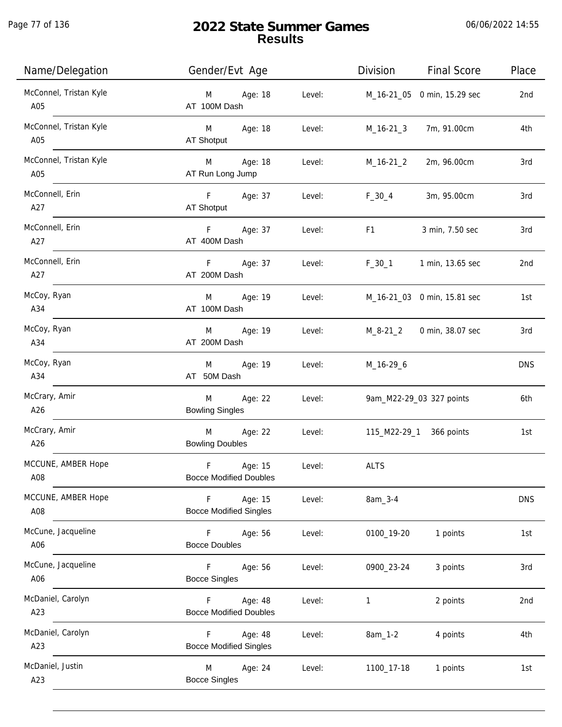# 2022 State Summer Games
## Results

06/06/2022 14:55

| Name/Delegation | Gender/Evt Age | | Level: | Division | Final Score | Place |
|---|---|---|---|---|---|---|
| McConnel, Tristan Kyle A05 | M AT 100M Dash | Age: 18 | Level: | M_16-21_05 | 0 min, 15.29 sec | 2nd |
| McConnel, Tristan Kyle A05 | M AT Shotput | Age: 18 | Level: | M_16-21_3 | 7m, 91.00cm | 4th |
| McConnel, Tristan Kyle A05 | M AT Run Long Jump | Age: 18 | Level: | M_16-21_2 | 2m, 96.00cm | 3rd |
| McConnell, Erin A27 | F AT Shotput | Age: 37 | Level: | F_30_4 | 3m, 95.00cm | 3rd |
| McConnell, Erin A27 | F AT 400M Dash | Age: 37 | Level: | F1 | 3 min, 7.50 sec | 3rd |
| McConnell, Erin A27 | F AT 200M Dash | Age: 37 | Level: | F_30_1 | 1 min, 13.65 sec | 2nd |
| McCoy, Ryan A34 | M AT 100M Dash | Age: 19 | Level: | M_16-21_03 | 0 min, 15.81 sec | 1st |
| McCoy, Ryan A34 | M AT 200M Dash | Age: 19 | Level: | M_8-21_2 | 0 min, 38.07 sec | 3rd |
| McCoy, Ryan A34 | M AT 50M Dash | Age: 19 | Level: | M_16-29_6 | | DNS |
| McCrary, Amir A26 | M Bowling Singles | Age: 22 | Level: | 9am_M22-29_03 | 327 points | 6th |
| McCrary, Amir A26 | M Bowling Doubles | Age: 22 | Level: | 115_M22-29_1 | 366 points | 1st |
| MCCUNE, AMBER Hope A08 | F Bocce Modified Doubles | Age: 15 | Level: | ALTS | | |
| MCCUNE, AMBER Hope A08 | F Bocce Modified Singles | Age: 15 | Level: | 8am_3-4 | | DNS |
| McCune, Jacqueline A06 | F Bocce Doubles | Age: 56 | Level: | 0100_19-20 | 1 points | 1st |
| McCune, Jacqueline A06 | F Bocce Singles | Age: 56 | Level: | 0900_23-24 | 3 points | 3rd |
| McDaniel, Carolyn A23 | F Bocce Modified Doubles | Age: 48 | Level: | 1 | 2 points | 2nd |
| McDaniel, Carolyn A23 | F Bocce Modified Singles | Age: 48 | Level: | 8am_1-2 | 4 points | 4th |
| McDaniel, Justin A23 | M Bocce Singles | Age: 24 | Level: | 1100_17-18 | 1 points | 1st |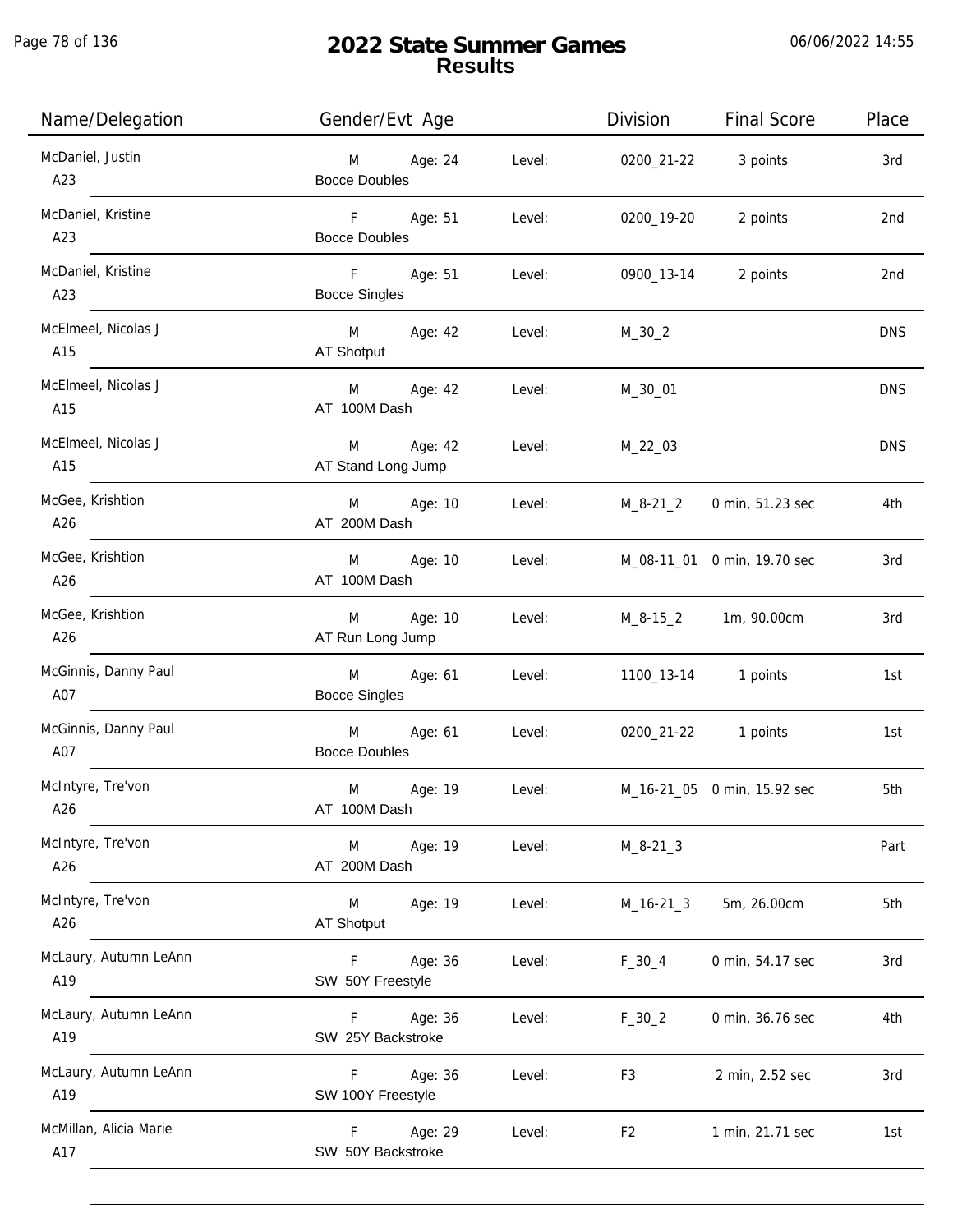# 2022 State Summer Games
## Results

06/06/2022 14:55

| Name/Delegation | Gender/Evt Age | | Level: | Division | Final Score | Place |
|---|---|---|---|---|---|---|
| McDaniel, Justin<br>A23 | M<br>Bocce Doubles | Age: 24 | Level: | 0200_21-22 | 3 points | 3rd |
| McDaniel, Kristine<br>A23 | F<br>Bocce Doubles | Age: 51 | Level: | 0200_19-20 | 2 points | 2nd |
| McDaniel, Kristine<br>A23 | F<br>Bocce Singles | Age: 51 | Level: | 0900_13-14 | 2 points | 2nd |
| McElmeel, Nicolas J<br>A15 | M<br>AT Shotput | Age: 42 | Level: | M_30_2 | | DNS |
| McElmeel, Nicolas J<br>A15 | M<br>AT 100M Dash | Age: 42 | Level: | M_30_01 | | DNS |
| McElmeel, Nicolas J<br>A15 | M<br>AT Stand Long Jump | Age: 42 | Level: | M_22_03 | | DNS |
| McGee, Krishtion<br>A26 | M<br>AT 200M Dash | Age: 10 | Level: | M_8-21_2 | 0 min, 51.23 sec | 4th |
| McGee, Krishtion<br>A26 | M<br>AT 100M Dash | Age: 10 | Level: | M_08-11_01 | 0 min, 19.70 sec | 3rd |
| McGee, Krishtion<br>A26 | M<br>AT Run Long Jump | Age: 10 | Level: | M_8-15_2 | 1m, 90.00cm | 3rd |
| McGinnis, Danny Paul<br>A07 | M<br>Bocce Singles | Age: 61 | Level: | 1100_13-14 | 1 points | 1st |
| McGinnis, Danny Paul<br>A07 | M<br>Bocce Doubles | Age: 61 | Level: | 0200_21-22 | 1 points | 1st |
| McIntyre, Tre'von<br>A26 | M<br>AT 100M Dash | Age: 19 | Level: | M_16-21_05 | 0 min, 15.92 sec | 5th |
| McIntyre, Tre'von<br>A26 | M<br>AT 200M Dash | Age: 19 | Level: | M_8-21_3 | | Part |
| McIntyre, Tre'von<br>A26 | M<br>AT Shotput | Age: 19 | Level: | M_16-21_3 | 5m, 26.00cm | 5th |
| McLaury, Autumn LeAnn<br>A19 | F<br>SW 50Y Freestyle | Age: 36 | Level: | F_30_4 | 0 min, 54.17 sec | 3rd |
| McLaury, Autumn LeAnn<br>A19 | F<br>SW 25Y Backstroke | Age: 36 | Level: | F_30_2 | 0 min, 36.76 sec | 4th |
| McLaury, Autumn LeAnn<br>A19 | F<br>SW 100Y Freestyle | Age: 36 | Level: | F3 | 2 min, 2.52 sec | 3rd |
| McMillan, Alicia Marie<br>A17 | F<br>SW 50Y Backstroke | Age: 29 | Level: | F2 | 1 min, 21.71 sec | 1st |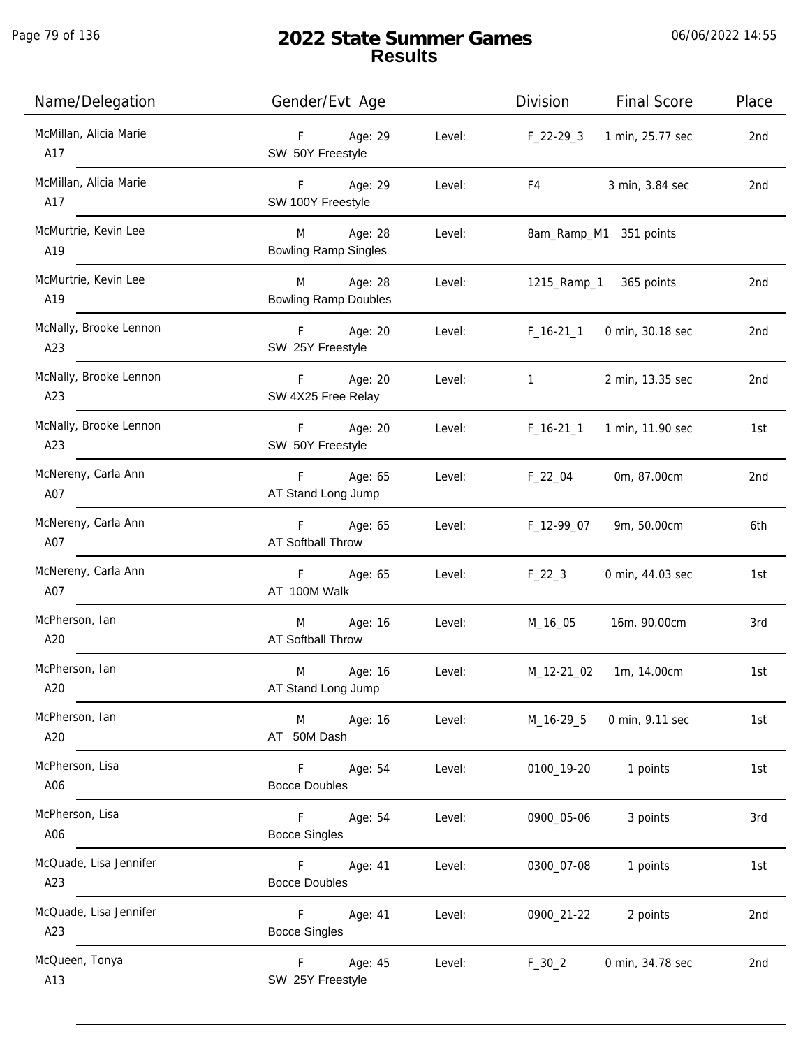# 2022 State Summer Games
## Results

06/06/2022 14:55

| Name/Delegation | Gender/Evt Age | | Level: | Division | Final Score | Place |
|---|---|---|---|---|---|---|
| McMillan, Alicia Marie A17 | F SW 50Y Freestyle | Age: 29 | Level: | F_22-29_3 | 1 min, 25.77 sec | 2nd |
| McMillan, Alicia Marie A17 | F SW 100Y Freestyle | Age: 29 | Level: | F4 | 3 min, 3.84 sec | 2nd |
| McMurtrie, Kevin Lee A19 | M Bowling Ramp Singles | Age: 28 | Level: | 8am_Ramp_M1 | 351 points | |
| McMurtrie, Kevin Lee A19 | M Bowling Ramp Doubles | Age: 28 | Level: | 1215_Ramp_1 | 365 points | 2nd |
| McNally, Brooke Lennon A23 | F SW 25Y Freestyle | Age: 20 | Level: | F_16-21_1 | 0 min, 30.18 sec | 2nd |
| McNally, Brooke Lennon A23 | F SW 4X25 Free Relay | Age: 20 | Level: | 1 | 2 min, 13.35 sec | 2nd |
| McNally, Brooke Lennon A23 | F SW 50Y Freestyle | Age: 20 | Level: | F_16-21_1 | 1 min, 11.90 sec | 1st |
| McNereny, Carla Ann A07 | F AT Stand Long Jump | Age: 65 | Level: | F_22_04 | 0m, 87.00cm | 2nd |
| McNereny, Carla Ann A07 | F AT Softball Throw | Age: 65 | Level: | F_12-99_07 | 9m, 50.00cm | 6th |
| McNereny, Carla Ann A07 | F AT 100M Walk | Age: 65 | Level: | F_22_3 | 0 min, 44.03 sec | 1st |
| McPherson, Ian A20 | M AT Softball Throw | Age: 16 | Level: | M_16_05 | 16m, 90.00cm | 3rd |
| McPherson, Ian A20 | M AT Stand Long Jump | Age: 16 | Level: | M_12-21_02 | 1m, 14.00cm | 1st |
| McPherson, Ian A20 | M AT 50M Dash | Age: 16 | Level: | M_16-29_5 | 0 min, 9.11 sec | 1st |
| McPherson, Lisa A06 | F Bocce Doubles | Age: 54 | Level: | 0100_19-20 | 1 points | 1st |
| McPherson, Lisa A06 | F Bocce Singles | Age: 54 | Level: | 0900_05-06 | 3 points | 3rd |
| McQuade, Lisa Jennifer A23 | F Bocce Doubles | Age: 41 | Level: | 0300_07-08 | 1 points | 1st |
| McQuade, Lisa Jennifer A23 | F Bocce Singles | Age: 41 | Level: | 0900_21-22 | 2 points | 2nd |
| McQueen, Tonya A13 | F SW 25Y Freestyle | Age: 45 | Level: | F_30_2 | 0 min, 34.78 sec | 2nd |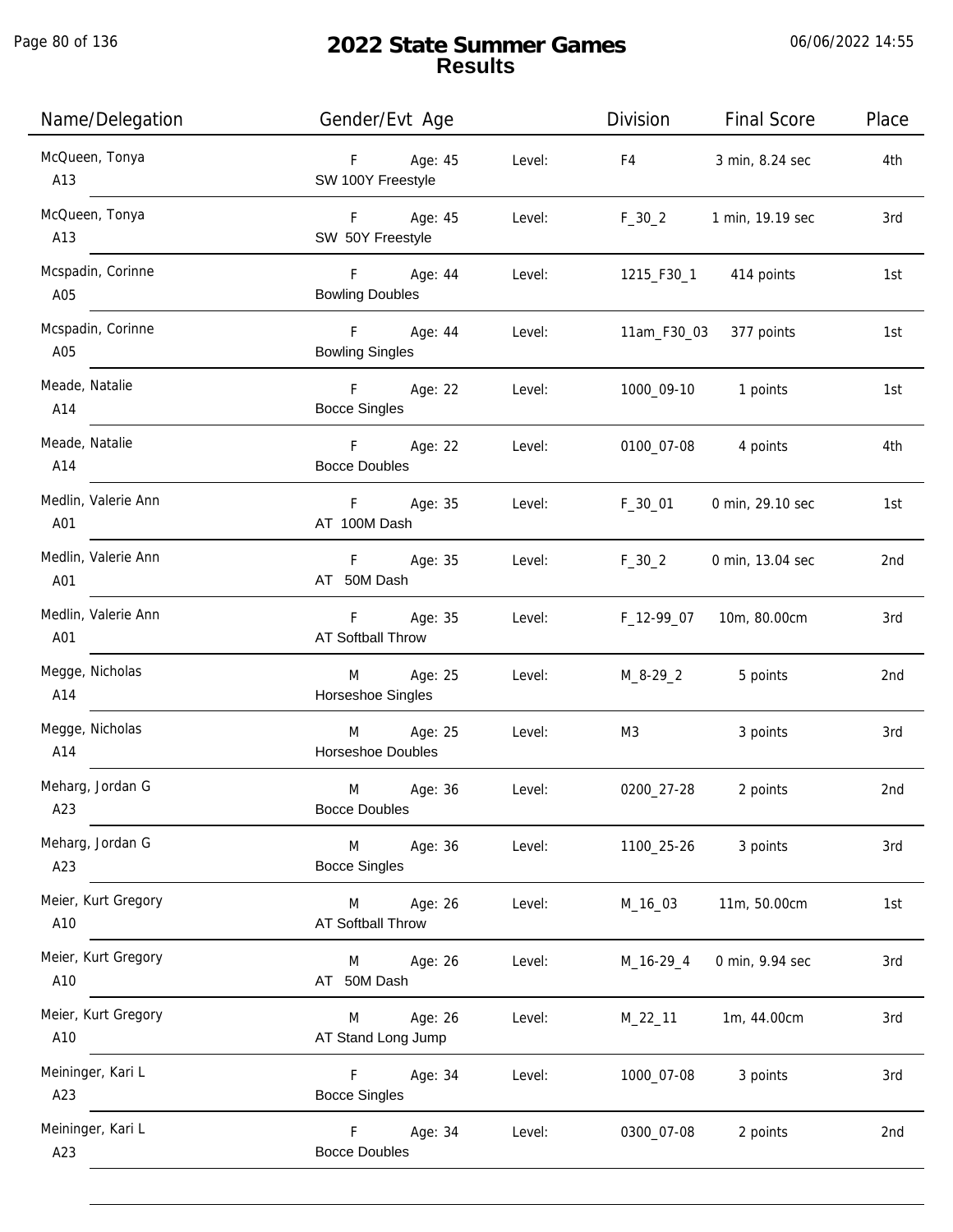# 2022 State Summer Games
## Results

06/06/2022 14:55

| Name/Delegation | Gender/Evt Age | | Level: | Division | Final Score | Place |
|---|---|---|---|---|---|---|
| McQueen, Tonya<br>A13 | F<br>SW 100Y Freestyle | Age: 45 | Level: | F4 | 3 min, 8.24 sec | 4th |
| McQueen, Tonya<br>A13 | F<br>SW 50Y Freestyle | Age: 45 | Level: | F_30_2 | 1 min, 19.19 sec | 3rd |
| Mcspadin, Corinne<br>A05 | F<br>Bowling Doubles | Age: 44 | Level: | 1215_F30_1 | 414 points | 1st |
| Mcspadin, Corinne<br>A05 | F<br>Bowling Singles | Age: 44 | Level: | 11am_F30_03 | 377 points | 1st |
| Meade, Natalie<br>A14 | F<br>Bocce Singles | Age: 22 | Level: | 1000_09-10 | 1 points | 1st |
| Meade, Natalie<br>A14 | F<br>Bocce Doubles | Age: 22 | Level: | 0100_07-08 | 4 points | 4th |
| Medlin, Valerie Ann<br>A01 | F<br>AT 100M Dash | Age: 35 | Level: | F_30_01 | 0 min, 29.10 sec | 1st |
| Medlin, Valerie Ann<br>A01 | F<br>AT 50M Dash | Age: 35 | Level: | F_30_2 | 0 min, 13.04 sec | 2nd |
| Medlin, Valerie Ann<br>A01 | F<br>AT Softball Throw | Age: 35 | Level: | F_12-99_07 | 10m, 80.00cm | 3rd |
| Megge, Nicholas<br>A14 | M<br>Horseshoe Singles | Age: 25 | Level: | M_8-29_2 | 5 points | 2nd |
| Megge, Nicholas<br>A14 | M<br>Horseshoe Doubles | Age: 25 | Level: | M3 | 3 points | 3rd |
| Meharg, Jordan G<br>A23 | M<br>Bocce Doubles | Age: 36 | Level: | 0200_27-28 | 2 points | 2nd |
| Meharg, Jordan G<br>A23 | M<br>Bocce Singles | Age: 36 | Level: | 1100_25-26 | 3 points | 3rd |
| Meier, Kurt Gregory<br>A10 | M<br>AT Softball Throw | Age: 26 | Level: | M_16_03 | 11m, 50.00cm | 1st |
| Meier, Kurt Gregory<br>A10 | M<br>AT 50M Dash | Age: 26 | Level: | M_16-29_4 | 0 min, 9.94 sec | 3rd |
| Meier, Kurt Gregory<br>A10 | M<br>AT Stand Long Jump | Age: 26 | Level: | M_22_11 | 1m, 44.00cm | 3rd |
| Meininger, Kari L<br>A23 | F<br>Bocce Singles | Age: 34 | Level: | 1000_07-08 | 3 points | 3rd |
| Meininger, Kari L<br>A23 | F<br>Bocce Doubles | Age: 34 | Level: | 0300_07-08 | 2 points | 2nd |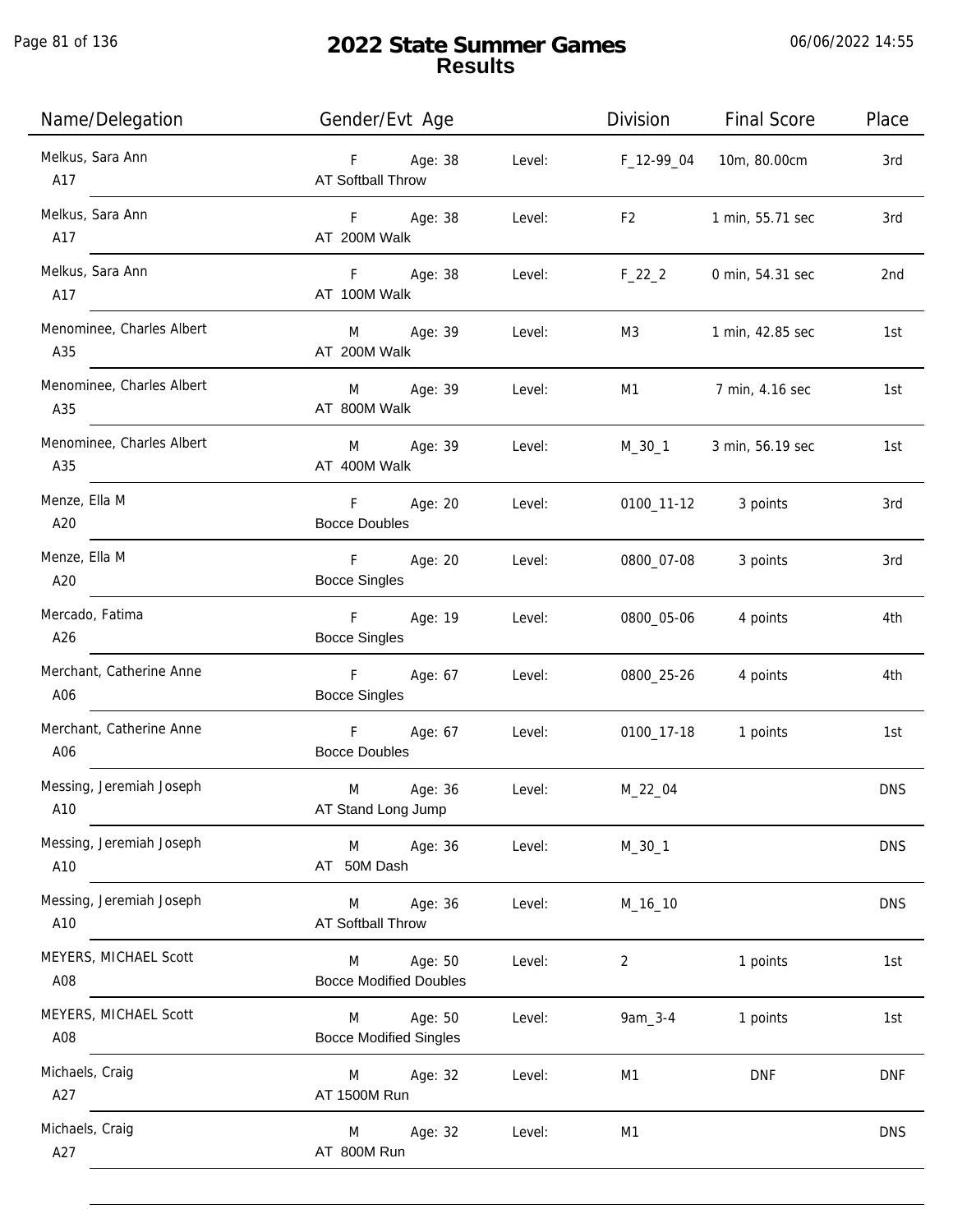# 2022 State Summer Games
## Results

06/06/2022 14:55

| Name/Delegation | Gender/Evt Age | | Division | Final Score | Place |
|---|---|---|---|---|---|
| Melkus, Sara Ann<br>A17 | F Age: 38<br>AT Softball Throw | Level: | F_12-99_04 | 10m, 80.00cm | 3rd |
| Melkus, Sara Ann<br>A17 | F Age: 38<br>AT 200M Walk | Level: | F2 | 1 min, 55.71 sec | 3rd |
| Melkus, Sara Ann<br>A17 | F Age: 38<br>AT 100M Walk | Level: | F_22_2 | 0 min, 54.31 sec | 2nd |
| Menominee, Charles Albert<br>A35 | M Age: 39<br>AT 200M Walk | Level: | M3 | 1 min, 42.85 sec | 1st |
| Menominee, Charles Albert<br>A35 | M Age: 39<br>AT 800M Walk | Level: | M1 | 7 min, 4.16 sec | 1st |
| Menominee, Charles Albert<br>A35 | M Age: 39<br>AT 400M Walk | Level: | M_30_1 | 3 min, 56.19 sec | 1st |
| Menze, Ella M<br>A20 | F Age: 20<br>Bocce Doubles | Level: | 0100_11-12 | 3 points | 3rd |
| Menze, Ella M<br>A20 | F Age: 20<br>Bocce Singles | Level: | 0800_07-08 | 3 points | 3rd |
| Mercado, Fatima<br>A26 | F Age: 19<br>Bocce Singles | Level: | 0800_05-06 | 4 points | 4th |
| Merchant, Catherine Anne<br>A06 | F Age: 67<br>Bocce Singles | Level: | 0800_25-26 | 4 points | 4th |
| Merchant, Catherine Anne<br>A06 | F Age: 67<br>Bocce Doubles | Level: | 0100_17-18 | 1 points | 1st |
| Messing, Jeremiah Joseph<br>A10 | M Age: 36<br>AT Stand Long Jump | Level: | M_22_04 | | DNS |
| Messing, Jeremiah Joseph<br>A10 | M Age: 36<br>AT 50M Dash | Level: | M_30_1 | | DNS |
| Messing, Jeremiah Joseph<br>A10 | M Age: 36<br>AT Softball Throw | Level: | M_16_10 | | DNS |
| MEYERS, MICHAEL Scott<br>A08 | M Age: 50<br>Bocce Modified Doubles | Level: | 2 | 1 points | 1st |
| MEYERS, MICHAEL Scott<br>A08 | M Age: 50<br>Bocce Modified Singles | Level: | 9am_3-4 | 1 points | 1st |
| Michaels, Craig<br>A27 | M Age: 32<br>AT 1500M Run | Level: | M1 | DNF | DNF |
| Michaels, Craig<br>A27 | M Age: 32<br>AT 800M Run | Level: | M1 | | DNS |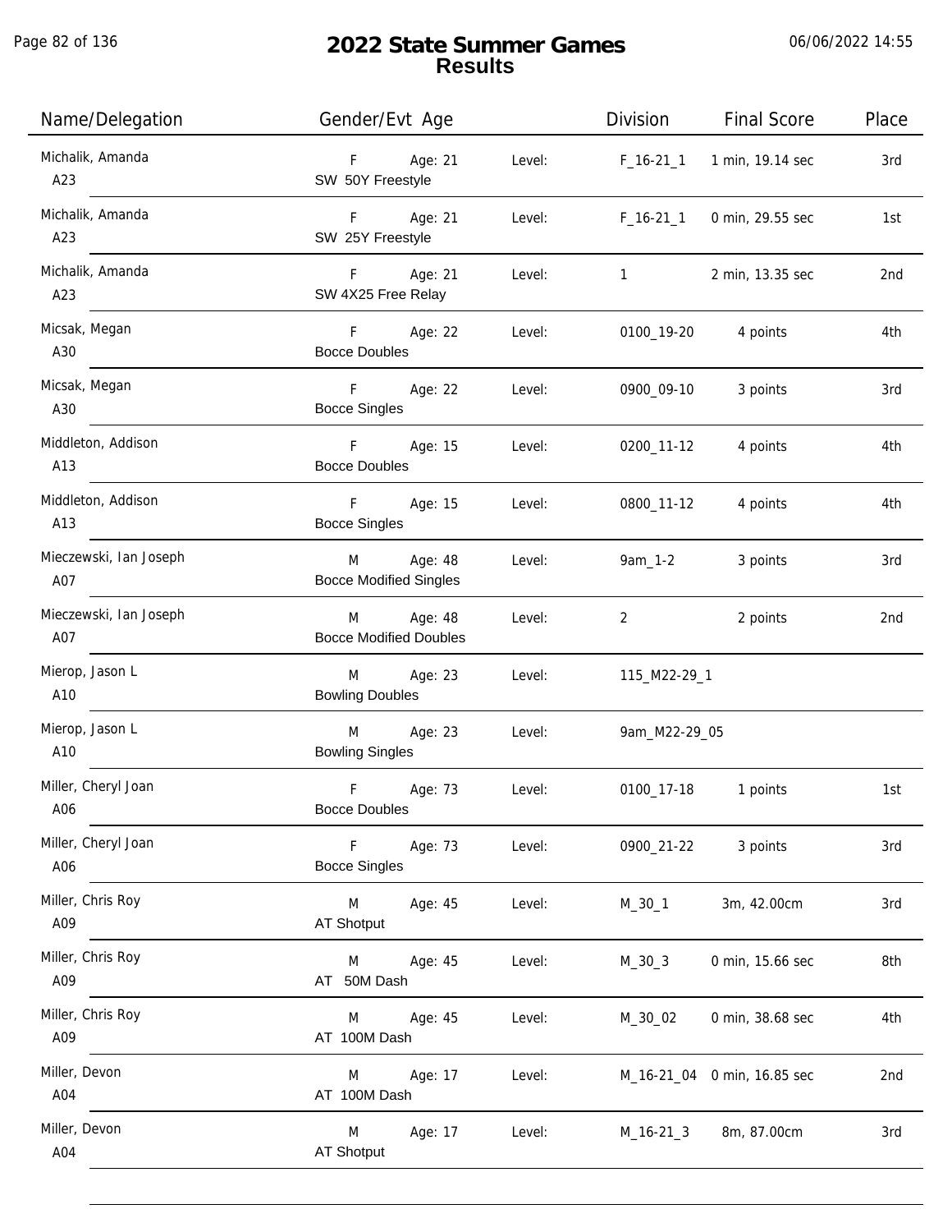# 2022 State Summer Games
## Results

| Name/Delegation | Gender/Evt Age | | Division | Final Score | Place |
|---|---|---|---|---|---|
| Michalik, Amanda<br>A23 | F Age: 21<br>SW 50Y Freestyle | Level: | F_16-21_1 | 1 min, 19.14 sec | 3rd |
| Michalik, Amanda<br>A23 | F Age: 21<br>SW 25Y Freestyle | Level: | F_16-21_1 | 0 min, 29.55 sec | 1st |
| Michalik, Amanda<br>A23 | F Age: 21<br>SW 4X25 Free Relay | Level: | 1 | 2 min, 13.35 sec | 2nd |
| Micsak, Megan<br>A30 | F Age: 22<br>Bocce Doubles | Level: | 0100_19-20 | 4 points | 4th |
| Micsak, Megan<br>A30 | F Age: 22<br>Bocce Singles | Level: | 0900_09-10 | 3 points | 3rd |
| Middleton, Addison<br>A13 | F Age: 15<br>Bocce Doubles | Level: | 0200_11-12 | 4 points | 4th |
| Middleton, Addison<br>A13 | F Age: 15<br>Bocce Singles | Level: | 0800_11-12 | 4 points | 4th |
| Mieczewski, Ian Joseph<br>A07 | M Age: 48<br>Bocce Modified Singles | Level: | 9am_1-2 | 3 points | 3rd |
| Mieczewski, Ian Joseph<br>A07 | M Age: 48<br>Bocce Modified Doubles | Level: | 2 | 2 points | 2nd |
| Mierop, Jason L<br>A10 | M Age: 23<br>Bowling Doubles | Level: | 115_M22-29_1 | | |
| Mierop, Jason L<br>A10 | M Age: 23<br>Bowling Singles | Level: | 9am_M22-29_05 | | |
| Miller, Cheryl Joan<br>A06 | F Age: 73<br>Bocce Doubles | Level: | 0100_17-18 | 1 points | 1st |
| Miller, Cheryl Joan<br>A06 | F Age: 73<br>Bocce Singles | Level: | 0900_21-22 | 3 points | 3rd |
| Miller, Chris Roy<br>A09 | M Age: 45<br>AT Shotput | Level: | M_30_1 | 3m, 42.00cm | 3rd |
| Miller, Chris Roy<br>A09 | M Age: 45<br>AT 50M Dash | Level: | M_30_3 | 0 min, 15.66 sec | 8th |
| Miller, Chris Roy<br>A09 | M Age: 45<br>AT 100M Dash | Level: | M_30_02 | 0 min, 38.68 sec | 4th |
| Miller, Devon<br>A04 | M Age: 17<br>AT 100M Dash | Level: | M_16-21_04 | 0 min, 16.85 sec | 2nd |
| Miller, Devon<br>A04 | M Age: 17<br>AT Shotput | Level: | M_16-21_3 | 8m, 87.00cm | 3rd |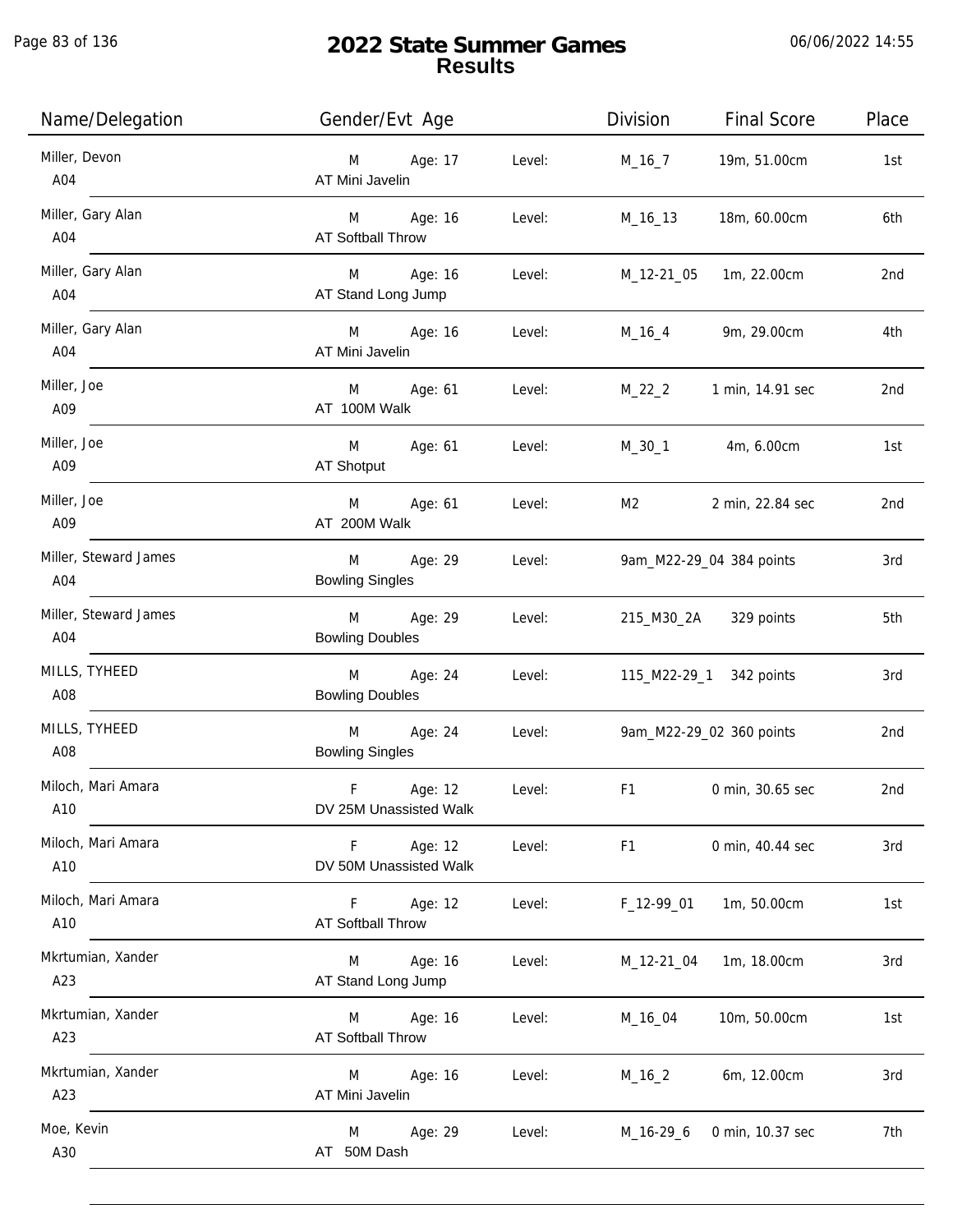# 2022 State Summer Games
## Results

06/06/2022 14:55

| Name/Delegation | Gender/Evt Age | | Level: | Division | Final Score | Place |
|---|---|---|---|---|---|---|
| Miller, Devon<br>A04 | M<br>AT Mini Javelin | Age: 17 | Level: | M_16_7 | 19m, 51.00cm | 1st |
| Miller, Gary Alan<br>A04 | M<br>AT Softball Throw | Age: 16 | Level: | M_16_13 | 18m, 60.00cm | 6th |
| Miller, Gary Alan<br>A04 | M<br>AT Stand Long Jump | Age: 16 | Level: | M_12-21_05 | 1m, 22.00cm | 2nd |
| Miller, Gary Alan<br>A04 | M<br>AT Mini Javelin | Age: 16 | Level: | M_16_4 | 9m, 29.00cm | 4th |
| Miller, Joe<br>A09 | M<br>AT 100M Walk | Age: 61 | Level: | M_22_2 | 1 min, 14.91 sec | 2nd |
| Miller, Joe<br>A09 | M<br>AT Shotput | Age: 61 | Level: | M_30_1 | 4m, 6.00cm | 1st |
| Miller, Joe<br>A09 | M<br>AT 200M Walk | Age: 61 | Level: | M2 | 2 min, 22.84 sec | 2nd |
| Miller, Steward James<br>A04 | M<br>Bowling Singles | Age: 29 | Level: | 9am_M22-29_04 | 384 points | 3rd |
| Miller, Steward James<br>A04 | M<br>Bowling Doubles | Age: 29 | Level: | 215_M30_2A | 329 points | 5th |
| MILLS, TYHEED<br>A08 | M<br>Bowling Doubles | Age: 24 | Level: | 115_M22-29_1 | 342 points | 3rd |
| MILLS, TYHEED<br>A08 | M<br>Bowling Singles | Age: 24 | Level: | 9am_M22-29_02 | 360 points | 2nd |
| Miloch, Mari Amara<br>A10 | F<br>DV 25M Unassisted Walk | Age: 12 | Level: | F1 | 0 min, 30.65 sec | 2nd |
| Miloch, Mari Amara<br>A10 | F<br>DV 50M Unassisted Walk | Age: 12 | Level: | F1 | 0 min, 40.44 sec | 3rd |
| Miloch, Mari Amara<br>A10 | F<br>AT Softball Throw | Age: 12 | Level: | F_12-99_01 | 1m, 50.00cm | 1st |
| Mkrtumian, Xander<br>A23 | M<br>AT Stand Long Jump | Age: 16 | Level: | M_12-21_04 | 1m, 18.00cm | 3rd |
| Mkrtumian, Xander<br>A23 | M<br>AT Softball Throw | Age: 16 | Level: | M_16_04 | 10m, 50.00cm | 1st |
| Mkrtumian, Xander<br>A23 | M<br>AT Mini Javelin | Age: 16 | Level: | M_16_2 | 6m, 12.00cm | 3rd |
| Moe, Kevin<br>A30 | M<br>AT 50M Dash | Age: 29 | Level: | M_16-29_6 | 0 min, 10.37 sec | 7th |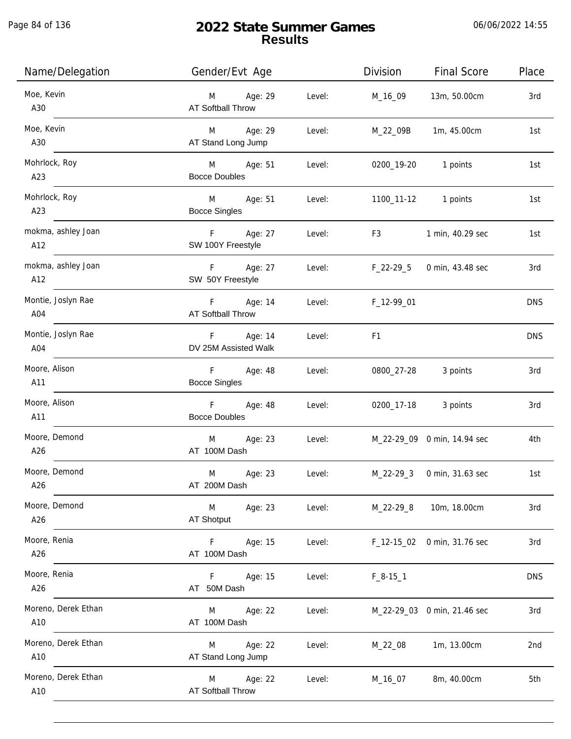# 2022 State Summer Games
## Results

06/06/2022 14:55

| Name/Delegation | Gender/Evt Age | | Division | Final Score | Place |
|---|---|---|---|---|---|
| Moe, Kevin<br>A30 | M Age: 29<br>AT Softball Throw | Level: | M_16_09 | 13m, 50.00cm | 3rd |
| Moe, Kevin<br>A30 | M Age: 29<br>AT Stand Long Jump | Level: | M_22_09B | 1m, 45.00cm | 1st |
| Mohrlock, Roy<br>A23 | M Age: 51<br>Bocce Doubles | Level: | 0200_19-20 | 1 points | 1st |
| Mohrlock, Roy<br>A23 | M Age: 51<br>Bocce Singles | Level: | 1100_11-12 | 1 points | 1st |
| mokma, ashley Joan<br>A12 | F Age: 27<br>SW 100Y Freestyle | Level: | F3 | 1 min, 40.29 sec | 1st |
| mokma, ashley Joan<br>A12 | F Age: 27<br>SW 50Y Freestyle | Level: | F_22-29_5 | 0 min, 43.48 sec | 3rd |
| Montie, Joslyn Rae<br>A04 | F Age: 14<br>AT Softball Throw | Level: | F_12-99_01 | | DNS |
| Montie, Joslyn Rae<br>A04 | F Age: 14<br>DV 25M Assisted Walk | Level: | F1 | | DNS |
| Moore, Alison<br>A11 | F Age: 48<br>Bocce Singles | Level: | 0800_27-28 | 3 points | 3rd |
| Moore, Alison<br>A11 | F Age: 48<br>Bocce Doubles | Level: | 0200_17-18 | 3 points | 3rd |
| Moore, Demond<br>A26 | M Age: 23<br>AT 100M Dash | Level: | M_22-29_09 | 0 min, 14.94 sec | 4th |
| Moore, Demond<br>A26 | M Age: 23<br>AT 200M Dash | Level: | M_22-29_3 | 0 min, 31.63 sec | 1st |
| Moore, Demond<br>A26 | M Age: 23<br>AT Shotput | Level: | M_22-29_8 | 10m, 18.00cm | 3rd |
| Moore, Renia<br>A26 | F Age: 15<br>AT 100M Dash | Level: | F_12-15_02 | 0 min, 31.76 sec | 3rd |
| Moore, Renia<br>A26 | F Age: 15<br>AT 50M Dash | Level: | F_8-15_1 | | DNS |
| Moreno, Derek Ethan<br>A10 | M Age: 22<br>AT 100M Dash | Level: | M_22-29_03 | 0 min, 21.46 sec | 3rd |
| Moreno, Derek Ethan<br>A10 | M Age: 22<br>AT Stand Long Jump | Level: | M_22_08 | 1m, 13.00cm | 2nd |
| Moreno, Derek Ethan<br>A10 | M Age: 22<br>AT Softball Throw | Level: | M_16_07 | 8m, 40.00cm | 5th |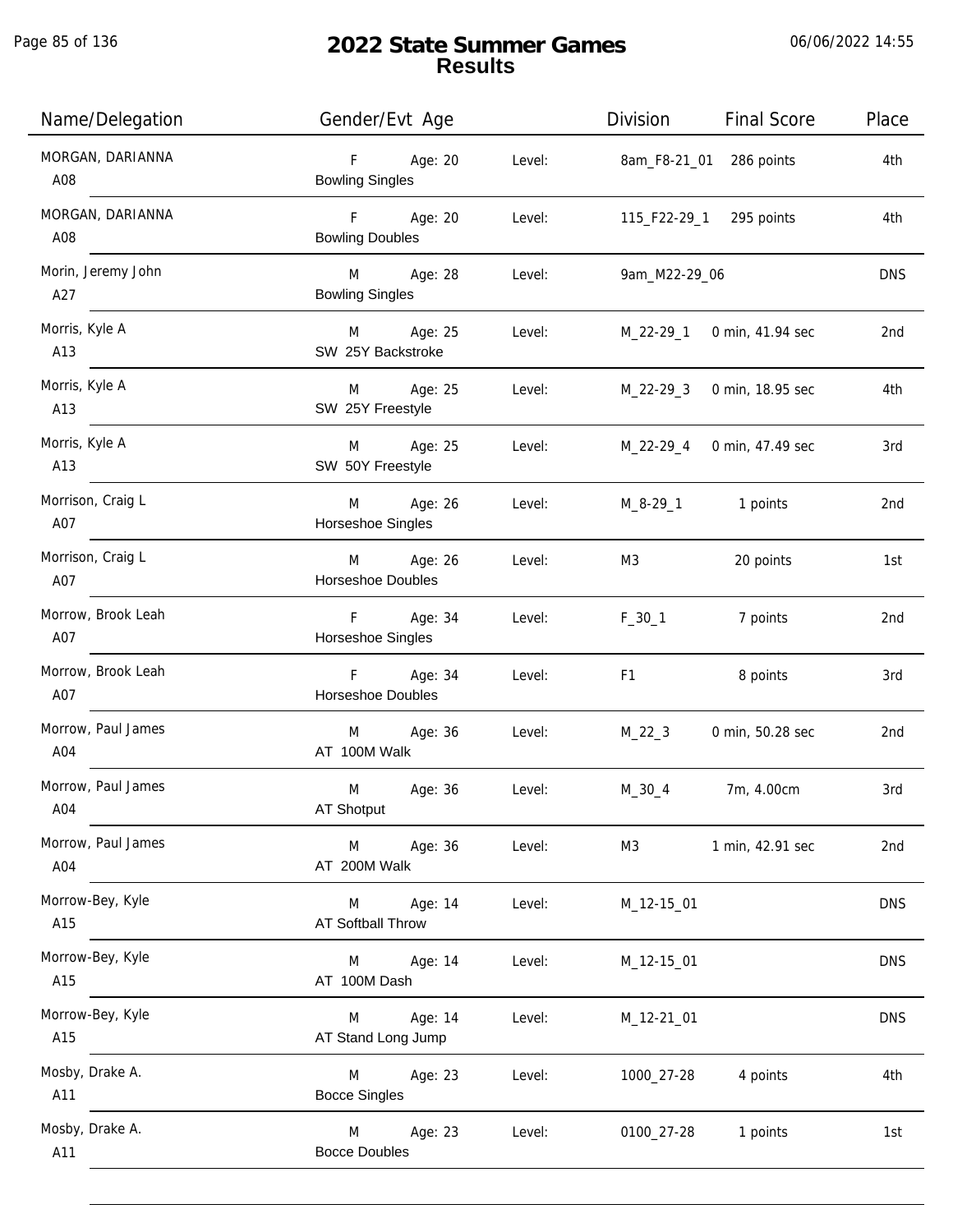# 2022 State Summer Games
## Results

| Name/Delegation | Gender/Evt Age | | Level: | Division | Final Score | Place |
|---|---|---|---|---|---|---|
| MORGAN, DARIANNA<br>A08 | F<br>Bowling Singles | Age: 20 | Level: | 8am_F8-21_01 | 286 points | 4th |
| MORGAN, DARIANNA<br>A08 | F<br>Bowling Doubles | Age: 20 | Level: | 115_F22-29_1 | 295 points | 4th |
| Morin, Jeremy John<br>A27 | M<br>Bowling Singles | Age: 28 | Level: | 9am_M22-29_06 | | DNS |
| Morris, Kyle A<br>A13 | M<br>SW 25Y Backstroke | Age: 25 | Level: | M_22-29_1 | 0 min, 41.94 sec | 2nd |
| Morris, Kyle A<br>A13 | M<br>SW 25Y Freestyle | Age: 25 | Level: | M_22-29_3 | 0 min, 18.95 sec | 4th |
| Morris, Kyle A<br>A13 | M<br>SW 50Y Freestyle | Age: 25 | Level: | M_22-29_4 | 0 min, 47.49 sec | 3rd |
| Morrison, Craig L<br>A07 | M<br>Horseshoe Singles | Age: 26 | Level: | M_8-29_1 | 1 points | 2nd |
| Morrison, Craig L<br>A07 | M<br>Horseshoe Doubles | Age: 26 | Level: | M3 | 20 points | 1st |
| Morrow, Brook Leah<br>A07 | F<br>Horseshoe Singles | Age: 34 | Level: | F_30_1 | 7 points | 2nd |
| Morrow, Brook Leah<br>A07 | F<br>Horseshoe Doubles | Age: 34 | Level: | F1 | 8 points | 3rd |
| Morrow, Paul James<br>A04 | M<br>AT 100M Walk | Age: 36 | Level: | M_22_3 | 0 min, 50.28 sec | 2nd |
| Morrow, Paul James<br>A04 | M<br>AT Shotput | Age: 36 | Level: | M_30_4 | 7m, 4.00cm | 3rd |
| Morrow, Paul James<br>A04 | M<br>AT 200M Walk | Age: 36 | Level: | M3 | 1 min, 42.91 sec | 2nd |
| Morrow-Bey, Kyle<br>A15 | M<br>AT Softball Throw | Age: 14 | Level: | M_12-15_01 | | DNS |
| Morrow-Bey, Kyle<br>A15 | M<br>AT 100M Dash | Age: 14 | Level: | M_12-15_01 | | DNS |
| Morrow-Bey, Kyle<br>A15 | M<br>AT Stand Long Jump | Age: 14 | Level: | M_12-21_01 | | DNS |
| Mosby, Drake A.<br>A11 | M<br>Bocce Singles | Age: 23 | Level: | 1000_27-28 | 4 points | 4th |
| Mosby, Drake A.<br>A11 | M<br>Bocce Doubles | Age: 23 | Level: | 0100_27-28 | 1 points | 1st |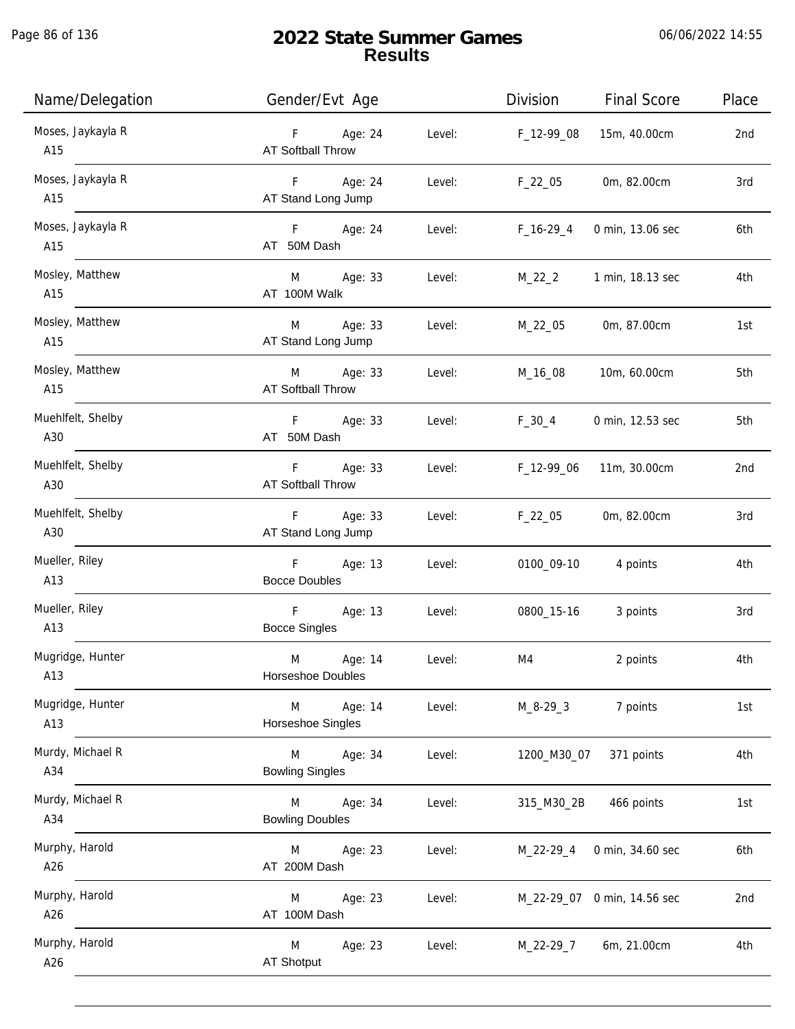# 2022 State Summer Games
## Results

06/06/2022 14:55

| Name/Delegation | Gender/Evt Age | | Division | Final Score | Place |
|---|---|---|---|---|---|
| Moses, Jaykayla R<br>A15 | F Age: 24<br>AT Softball Throw | Level: | F_12-99_08 | 15m, 40.00cm | 2nd |
| Moses, Jaykayla R<br>A15 | F Age: 24<br>AT Stand Long Jump | Level: | F_22_05 | 0m, 82.00cm | 3rd |
| Moses, Jaykayla R<br>A15 | F Age: 24<br>AT 50M Dash | Level: | F_16-29_4 | 0 min, 13.06 sec | 6th |
| Mosley, Matthew<br>A15 | M Age: 33<br>AT 100M Walk | Level: | M_22_2 | 1 min, 18.13 sec | 4th |
| Mosley, Matthew<br>A15 | M Age: 33<br>AT Stand Long Jump | Level: | M_22_05 | 0m, 87.00cm | 1st |
| Mosley, Matthew<br>A15 | M Age: 33<br>AT Softball Throw | Level: | M_16_08 | 10m, 60.00cm | 5th |
| Muehlfelt, Shelby<br>A30 | F Age: 33<br>AT 50M Dash | Level: | F_30_4 | 0 min, 12.53 sec | 5th |
| Muehlfelt, Shelby<br>A30 | F Age: 33<br>AT Softball Throw | Level: | F_12-99_06 | 11m, 30.00cm | 2nd |
| Muehlfelt, Shelby<br>A30 | F Age: 33<br>AT Stand Long Jump | Level: | F_22_05 | 0m, 82.00cm | 3rd |
| Mueller, Riley<br>A13 | F Age: 13<br>Bocce Doubles | Level: | 0100_09-10 | 4 points | 4th |
| Mueller, Riley<br>A13 | F Age: 13<br>Bocce Singles | Level: | 0800_15-16 | 3 points | 3rd |
| Mugridge, Hunter<br>A13 | M Age: 14<br>Horseshoe Doubles | Level: | M4 | 2 points | 4th |
| Mugridge, Hunter<br>A13 | M Age: 14<br>Horseshoe Singles | Level: | M_8-29_3 | 7 points | 1st |
| Murdy, Michael R<br>A34 | M Age: 34<br>Bowling Singles | Level: | 1200_M30_07 | 371 points | 4th |
| Murdy, Michael R<br>A34 | M Age: 34<br>Bowling Doubles | Level: | 315_M30_2B | 466 points | 1st |
| Murphy, Harold<br>A26 | M Age: 23<br>AT 200M Dash | Level: | M_22-29_4 | 0 min, 34.60 sec | 6th |
| Murphy, Harold<br>A26 | M Age: 23<br>AT 100M Dash | Level: | M_22-29_07 | 0 min, 14.56 sec | 2nd |
| Murphy, Harold<br>A26 | M Age: 23<br>AT Shotput | Level: | M_22-29_7 | 6m, 21.00cm | 4th |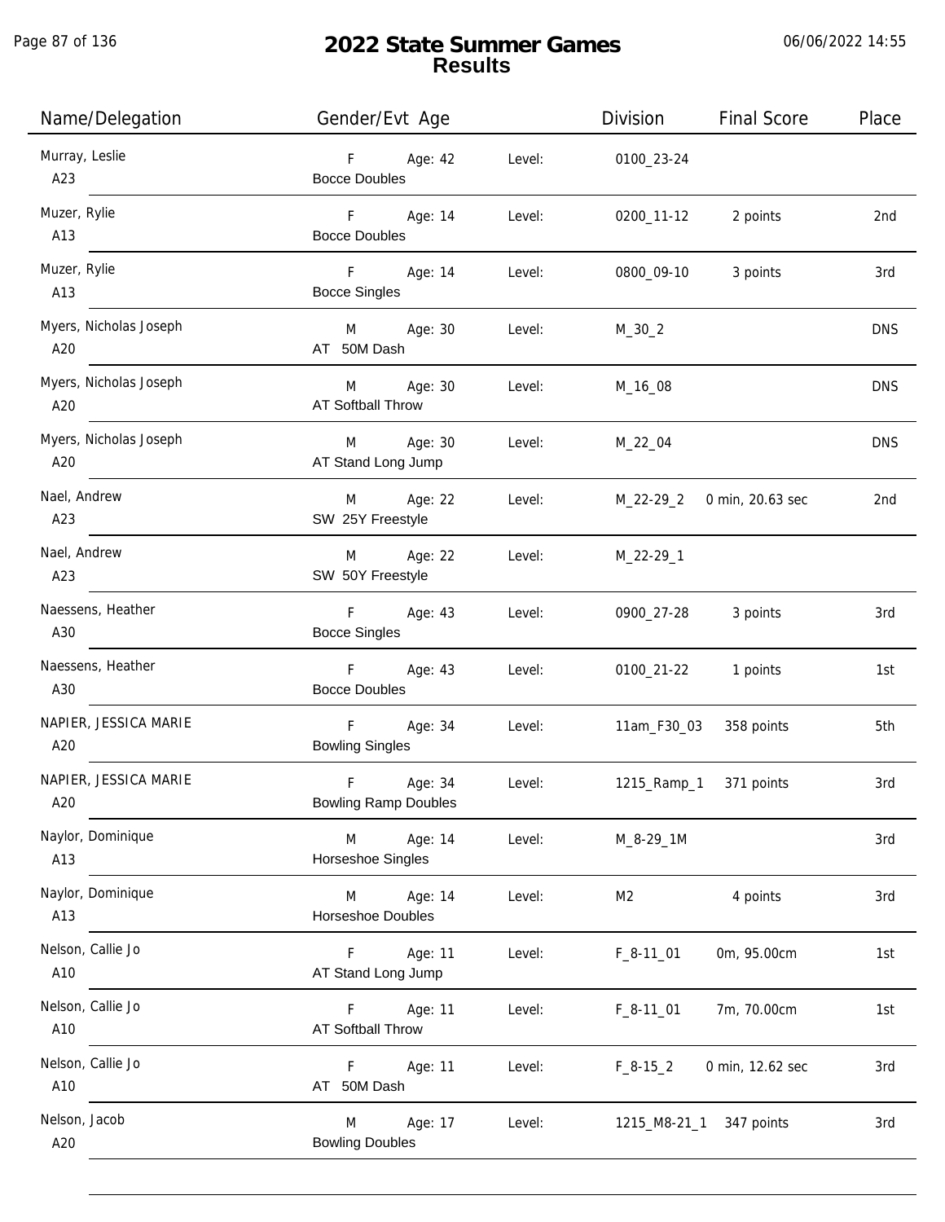# 2022 State Summer Games
## Results

06/06/2022 14:55

| Name/Delegation | Gender/Evt Age | | Level: | Division | Final Score | Place |
|---|---|---|---|---|---|---|
| Murray, Leslie<br>A23 | F<br>Bocce Doubles | Age: 42 | Level: | 0100_23-24 | | |
| Muzer, Rylie<br>A13 | F<br>Bocce Doubles | Age: 14 | Level: | 0200_11-12 | 2 points | 2nd |
| Muzer, Rylie<br>A13 | F<br>Bocce Singles | Age: 14 | Level: | 0800_09-10 | 3 points | 3rd |
| Myers, Nicholas Joseph<br>A20 | M<br>AT 50M Dash | Age: 30 | Level: | M_30_2 | | DNS |
| Myers, Nicholas Joseph<br>A20 | M<br>AT Softball Throw | Age: 30 | Level: | M_16_08 | | DNS |
| Myers, Nicholas Joseph<br>A20 | M<br>AT Stand Long Jump | Age: 30 | Level: | M_22_04 | | DNS |
| Nael, Andrew<br>A23 | M<br>SW 25Y Freestyle | Age: 22 | Level: | M_22-29_2 | 0 min, 20.63 sec | 2nd |
| Nael, Andrew<br>A23 | M<br>SW 50Y Freestyle | Age: 22 | Level: | M_22-29_1 | | |
| Naessens, Heather<br>A30 | F<br>Bocce Singles | Age: 43 | Level: | 0900_27-28 | 3 points | 3rd |
| Naessens, Heather<br>A30 | F<br>Bocce Doubles | Age: 43 | Level: | 0100_21-22 | 1 points | 1st |
| NAPIER, JESSICA MARIE<br>A20 | F<br>Bowling Singles | Age: 34 | Level: | 11am_F30_03 | 358 points | 5th |
| NAPIER, JESSICA MARIE<br>A20 | F<br>Bowling Ramp Doubles | Age: 34 | Level: | 1215_Ramp_1 | 371 points | 3rd |
| Naylor, Dominique<br>A13 | M<br>Horseshoe Singles | Age: 14 | Level: | M_8-29_1M | | 3rd |
| Naylor, Dominique<br>A13 | M<br>Horseshoe Doubles | Age: 14 | Level: | M2 | 4 points | 3rd |
| Nelson, Callie Jo<br>A10 | F<br>AT Stand Long Jump | Age: 11 | Level: | F_8-11_01 | 0m, 95.00cm | 1st |
| Nelson, Callie Jo<br>A10 | F<br>AT Softball Throw | Age: 11 | Level: | F_8-11_01 | 7m, 70.00cm | 1st |
| Nelson, Callie Jo<br>A10 | F<br>AT 50M Dash | Age: 11 | Level: | F_8-15_2 | 0 min, 12.62 sec | 3rd |
| Nelson, Jacob<br>A20 | M<br>Bowling Doubles | Age: 17 | Level: | 1215_M8-21_1 | 347 points | 3rd |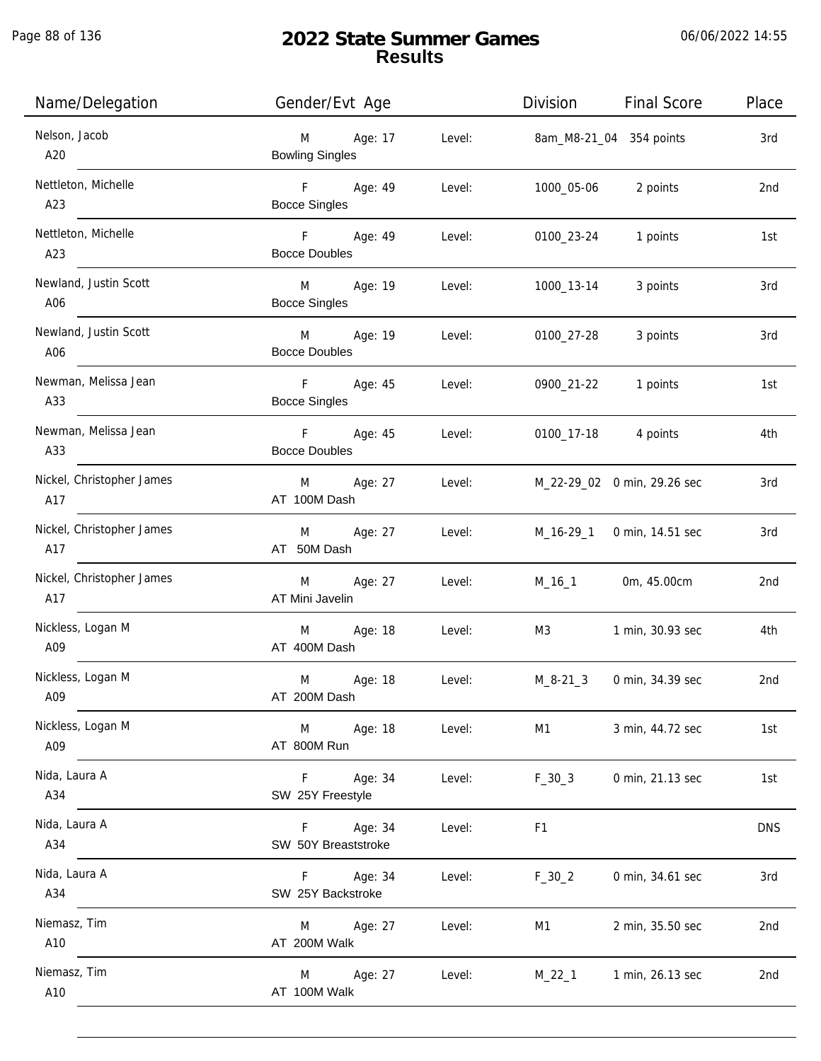# 2022 State Summer Games
## Results

06/06/2022 14:55

| Name/Delegation | Gender/Evt Age | | Level | Division | Final Score | Place |
|---|---|---|---|---|---|---|
| Nelson, Jacob<br>A20 | M<br>Bowling Singles | Age: 17 | Level: | 8am_M8-21_04 | 354 points | 3rd |
| Nettleton, Michelle<br>A23 | F<br>Bocce Singles | Age: 49 | Level: | 1000_05-06 | 2 points | 2nd |
| Nettleton, Michelle<br>A23 | F<br>Bocce Doubles | Age: 49 | Level: | 0100_23-24 | 1 points | 1st |
| Newland, Justin Scott<br>A06 | M<br>Bocce Singles | Age: 19 | Level: | 1000_13-14 | 3 points | 3rd |
| Newland, Justin Scott<br>A06 | M<br>Bocce Doubles | Age: 19 | Level: | 0100_27-28 | 3 points | 3rd |
| Newman, Melissa Jean<br>A33 | F<br>Bocce Singles | Age: 45 | Level: | 0900_21-22 | 1 points | 1st |
| Newman, Melissa Jean<br>A33 | F<br>Bocce Doubles | Age: 45 | Level: | 0100_17-18 | 4 points | 4th |
| Nickel, Christopher James<br>A17 | M<br>AT 100M Dash | Age: 27 | Level: | M_22-29_02 | 0 min, 29.26 sec | 3rd |
| Nickel, Christopher James<br>A17 | M<br>AT 50M Dash | Age: 27 | Level: | M_16-29_1 | 0 min, 14.51 sec | 3rd |
| Nickel, Christopher James<br>A17 | M<br>AT Mini Javelin | Age: 27 | Level: | M_16_1 | 0m, 45.00cm | 2nd |
| Nickless, Logan M<br>A09 | M<br>AT 400M Dash | Age: 18 | Level: | M3 | 1 min, 30.93 sec | 4th |
| Nickless, Logan M<br>A09 | M<br>AT 200M Dash | Age: 18 | Level: | M_8-21_3 | 0 min, 34.39 sec | 2nd |
| Nickless, Logan M<br>A09 | M<br>AT 800M Run | Age: 18 | Level: | M1 | 3 min, 44.72 sec | 1st |
| Nida, Laura A<br>A34 | F<br>SW 25Y Freestyle | Age: 34 | Level: | F_30_3 | 0 min, 21.13 sec | 1st |
| Nida, Laura A<br>A34 | F<br>SW 50Y Breaststroke | Age: 34 | Level: | F1 | | DNS |
| Nida, Laura A<br>A34 | F<br>SW 25Y Backstroke | Age: 34 | Level: | F_30_2 | 0 min, 34.61 sec | 3rd |
| Niemasz, Tim<br>A10 | M<br>AT 200M Walk | Age: 27 | Level: | M1 | 2 min, 35.50 sec | 2nd |
| Niemasz, Tim<br>A10 | M<br>AT 100M Walk | Age: 27 | Level: | M_22_1 | 1 min, 26.13 sec | 2nd |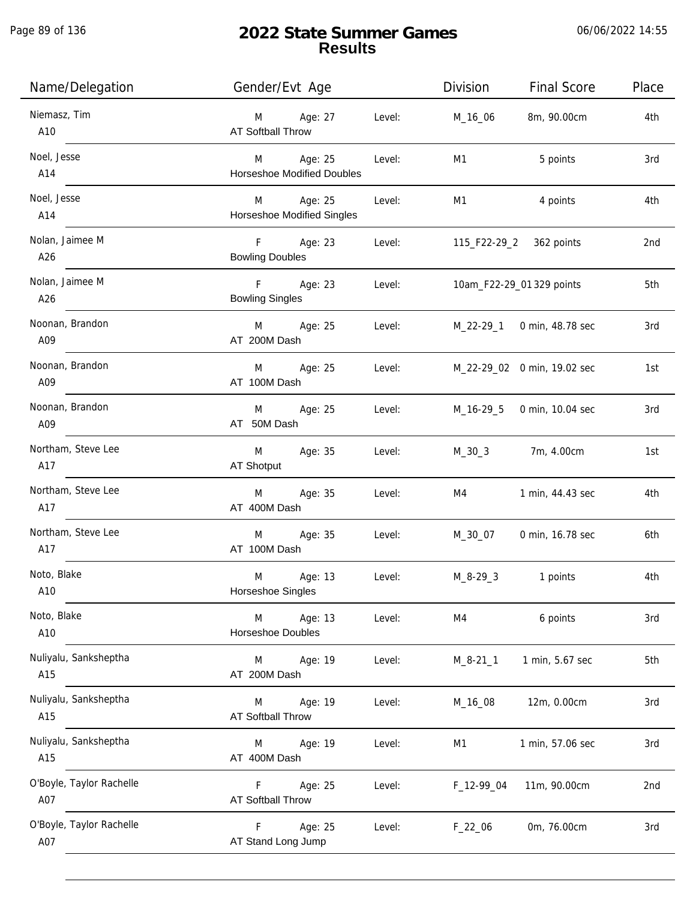# 2022 State Summer Games
## Results

| Name/Delegation | Gender/Evt Age | | Level: | Division | Final Score | Place |
|---|---|---|---|---|---|---|
| Niemasz, Tim A10 | M AT Softball Throw | Age: 27 | Level: | M_16_06 | 8m, 90.00cm | 4th |
| Noel, Jesse A14 | M Horseshoe Modified Doubles | Age: 25 | Level: | M1 | 5 points | 3rd |
| Noel, Jesse A14 | M Horseshoe Modified Singles | Age: 25 | Level: | M1 | 4 points | 4th |
| Nolan, Jaimee M A26 | F Bowling Doubles | Age: 23 | Level: | 115_F22-29_2 | 362 points | 2nd |
| Nolan, Jaimee M A26 | F Bowling Singles | Age: 23 | Level: | 10am_F22-29_01 | 329 points | 5th |
| Noonan, Brandon A09 | M AT 200M Dash | Age: 25 | Level: | M_22-29_1 | 0 min, 48.78 sec | 3rd |
| Noonan, Brandon A09 | M AT 100M Dash | Age: 25 | Level: | M_22-29_02 | 0 min, 19.02 sec | 1st |
| Noonan, Brandon A09 | M AT 50M Dash | Age: 25 | Level: | M_16-29_5 | 0 min, 10.04 sec | 3rd |
| Northam, Steve Lee A17 | M AT Shotput | Age: 35 | Level: | M_30_3 | 7m, 4.00cm | 1st |
| Northam, Steve Lee A17 | M AT 400M Dash | Age: 35 | Level: | M4 | 1 min, 44.43 sec | 4th |
| Northam, Steve Lee A17 | M AT 100M Dash | Age: 35 | Level: | M_30_07 | 0 min, 16.78 sec | 6th |
| Noto, Blake A10 | M Horseshoe Singles | Age: 13 | Level: | M_8-29_3 | 1 points | 4th |
| Noto, Blake A10 | M Horseshoe Doubles | Age: 13 | Level: | M4 | 6 points | 3rd |
| Nuliyalu, Sanksheptha A15 | M AT 200M Dash | Age: 19 | Level: | M_8-21_1 | 1 min, 5.67 sec | 5th |
| Nuliyalu, Sanksheptha A15 | M AT Softball Throw | Age: 19 | Level: | M_16_08 | 12m, 0.00cm | 3rd |
| Nuliyalu, Sanksheptha A15 | M AT 400M Dash | Age: 19 | Level: | M1 | 1 min, 57.06 sec | 3rd |
| O'Boyle, Taylor Rachelle A07 | F AT Softball Throw | Age: 25 | Level: | F_12-99_04 | 11m, 90.00cm | 2nd |
| O'Boyle, Taylor Rachelle A07 | F AT Stand Long Jump | Age: 25 | Level: | F_22_06 | 0m, 76.00cm | 3rd |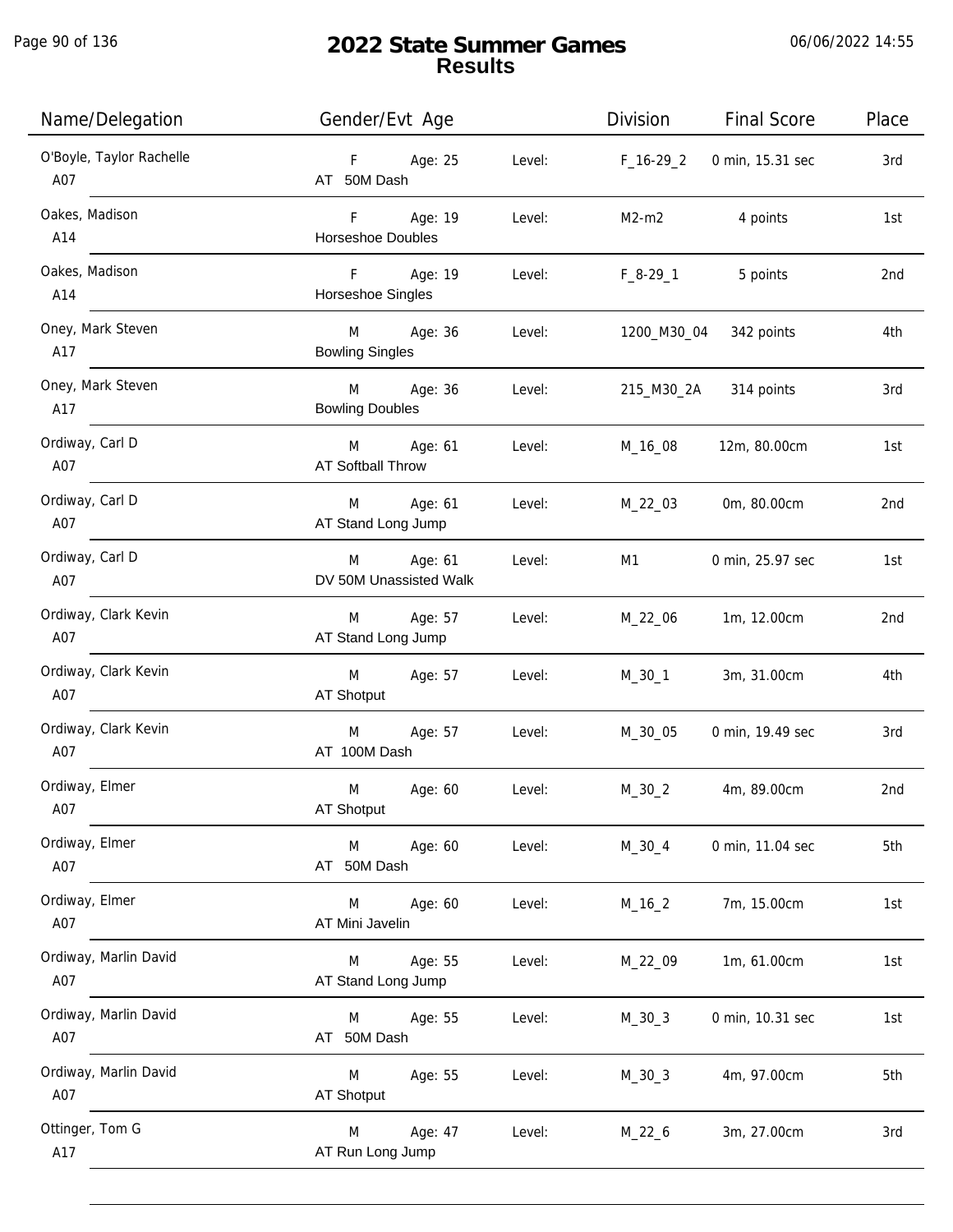# 2022 State Summer Games
## Results

| Name/Delegation | Gender/Evt Age | | Division | Final Score | Place |
|---|---|---|---|---|---|
| O'Boyle, Taylor Rachelle<br>A07 | F Age: 25<br>AT 50M Dash | Level: | F_16-29_2 | 0 min, 15.31 sec | 3rd |
| Oakes, Madison<br>A14 | F Age: 19<br>Horseshoe Doubles | Level: | M2-m2 | 4 points | 1st |
| Oakes, Madison<br>A14 | F Age: 19<br>Horseshoe Singles | Level: | F_8-29_1 | 5 points | 2nd |
| Oney, Mark Steven<br>A17 | M Age: 36<br>Bowling Singles | Level: | 1200_M30_04 | 342 points | 4th |
| Oney, Mark Steven<br>A17 | M Age: 36<br>Bowling Doubles | Level: | 215_M30_2A | 314 points | 3rd |
| Ordiway, Carl D<br>A07 | M Age: 61<br>AT Softball Throw | Level: | M_16_08 | 12m, 80.00cm | 1st |
| Ordiway, Carl D<br>A07 | M Age: 61<br>AT Stand Long Jump | Level: | M_22_03 | 0m, 80.00cm | 2nd |
| Ordiway, Carl D<br>A07 | M Age: 61<br>DV 50M Unassisted Walk | Level: | M1 | 0 min, 25.97 sec | 1st |
| Ordiway, Clark Kevin<br>A07 | M Age: 57<br>AT Stand Long Jump | Level: | M_22_06 | 1m, 12.00cm | 2nd |
| Ordiway, Clark Kevin<br>A07 | M Age: 57<br>AT Shotput | Level: | M_30_1 | 3m, 31.00cm | 4th |
| Ordiway, Clark Kevin<br>A07 | M Age: 57<br>AT 100M Dash | Level: | M_30_05 | 0 min, 19.49 sec | 3rd |
| Ordiway, Elmer<br>A07 | M Age: 60<br>AT Shotput | Level: | M_30_2 | 4m, 89.00cm | 2nd |
| Ordiway, Elmer<br>A07 | M Age: 60<br>AT 50M Dash | Level: | M_30_4 | 0 min, 11.04 sec | 5th |
| Ordiway, Elmer<br>A07 | M Age: 60<br>AT Mini Javelin | Level: | M_16_2 | 7m, 15.00cm | 1st |
| Ordiway, Marlin David<br>A07 | M Age: 55<br>AT Stand Long Jump | Level: | M_22_09 | 1m, 61.00cm | 1st |
| Ordiway, Marlin David<br>A07 | M Age: 55<br>AT 50M Dash | Level: | M_30_3 | 0 min, 10.31 sec | 1st |
| Ordiway, Marlin David<br>A07 | M Age: 55<br>AT Shotput | Level: | M_30_3 | 4m, 97.00cm | 5th |
| Ottinger, Tom G<br>A17 | M Age: 47<br>AT Run Long Jump | Level: | M_22_6 | 3m, 27.00cm | 3rd |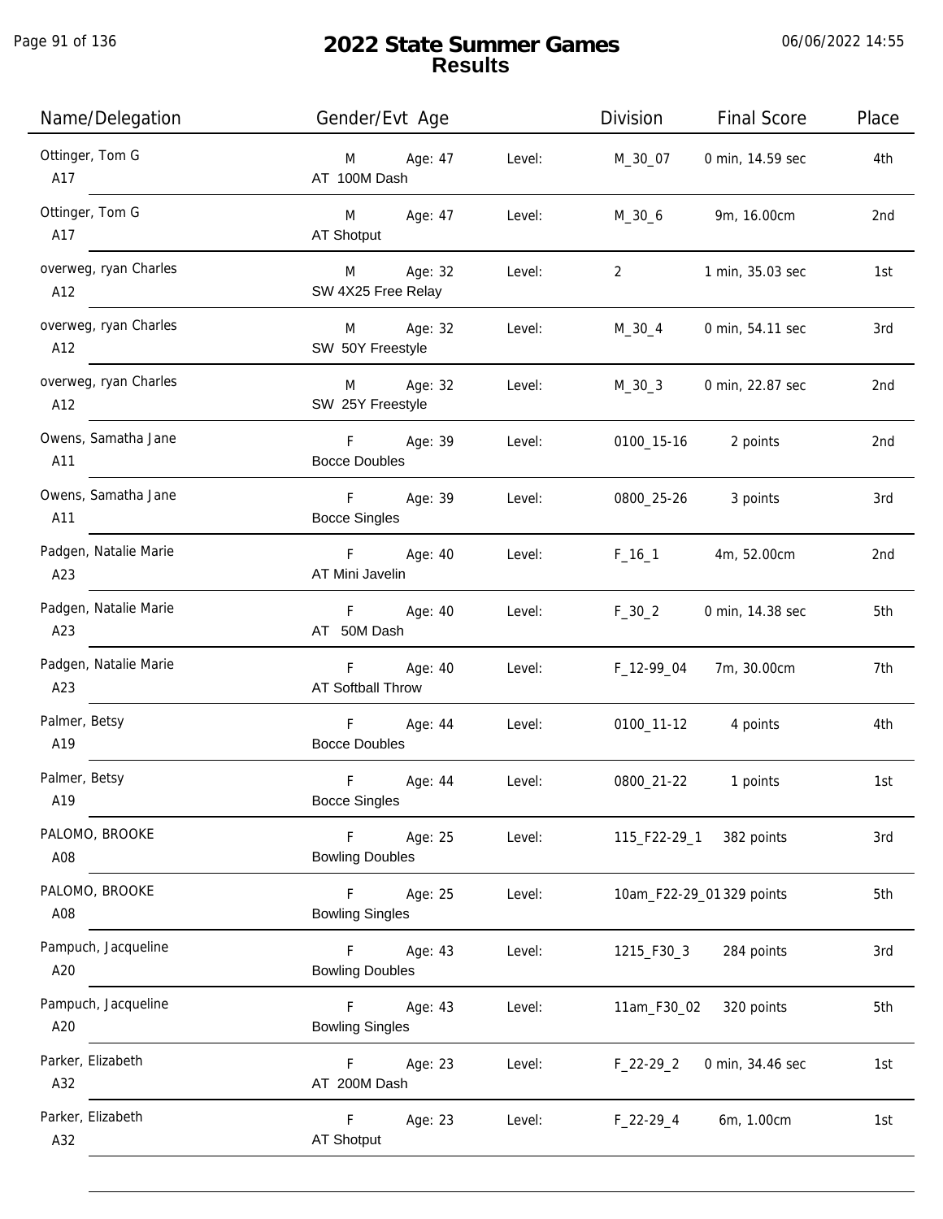# 2022 State Summer Games
## Results

06/06/2022 14:55

| Name/Delegation | Gender/Evt Age | | Division | Final Score | Place |
|---|---|---|---|---|---|
| Ottinger, Tom G<br>A17 | M Age: 47<br>AT 100M Dash | Level: | M_30_07 | 0 min, 14.59 sec | 4th |
| Ottinger, Tom G<br>A17 | M Age: 47<br>AT Shotput | Level: | M_30_6 | 9m, 16.00cm | 2nd |
| overweg, ryan Charles<br>A12 | M Age: 32<br>SW 4X25 Free Relay | Level: | 2 | 1 min, 35.03 sec | 1st |
| overweg, ryan Charles<br>A12 | M Age: 32<br>SW 50Y Freestyle | Level: | M_30_4 | 0 min, 54.11 sec | 3rd |
| overweg, ryan Charles<br>A12 | M Age: 32<br>SW 25Y Freestyle | Level: | M_30_3 | 0 min, 22.87 sec | 2nd |
| Owens, Samatha Jane<br>A11 | F Age: 39<br>Bocce Doubles | Level: | 0100_15-16 | 2 points | 2nd |
| Owens, Samatha Jane<br>A11 | F Age: 39<br>Bocce Singles | Level: | 0800_25-26 | 3 points | 3rd |
| Padgen, Natalie Marie<br>A23 | F Age: 40<br>AT Mini Javelin | Level: | F_16_1 | 4m, 52.00cm | 2nd |
| Padgen, Natalie Marie<br>A23 | F Age: 40<br>AT 50M Dash | Level: | F_30_2 | 0 min, 14.38 sec | 5th |
| Padgen, Natalie Marie<br>A23 | F Age: 40<br>AT Softball Throw | Level: | F_12-99_04 | 7m, 30.00cm | 7th |
| Palmer, Betsy<br>A19 | F Age: 44<br>Bocce Doubles | Level: | 0100_11-12 | 4 points | 4th |
| Palmer, Betsy<br>A19 | F Age: 44<br>Bocce Singles | Level: | 0800_21-22 | 1 points | 1st |
| PALOMO, BROOKE<br>A08 | F Age: 25<br>Bowling Doubles | Level: | 115_F22-29_1 | 382 points | 3rd |
| PALOMO, BROOKE<br>A08 | F Age: 25<br>Bowling Singles | Level: | 10am_F22-29_01 | 329 points | 5th |
| Pampuch, Jacqueline<br>A20 | F Age: 43<br>Bowling Doubles | Level: | 1215_F30_3 | 284 points | 3rd |
| Pampuch, Jacqueline<br>A20 | F Age: 43<br>Bowling Singles | Level: | 11am_F30_02 | 320 points | 5th |
| Parker, Elizabeth<br>A32 | F Age: 23<br>AT 200M Dash | Level: | F_22-29_2 | 0 min, 34.46 sec | 1st |
| Parker, Elizabeth<br>A32 | F Age: 23<br>AT Shotput | Level: | F_22-29_4 | 6m, 1.00cm | 1st |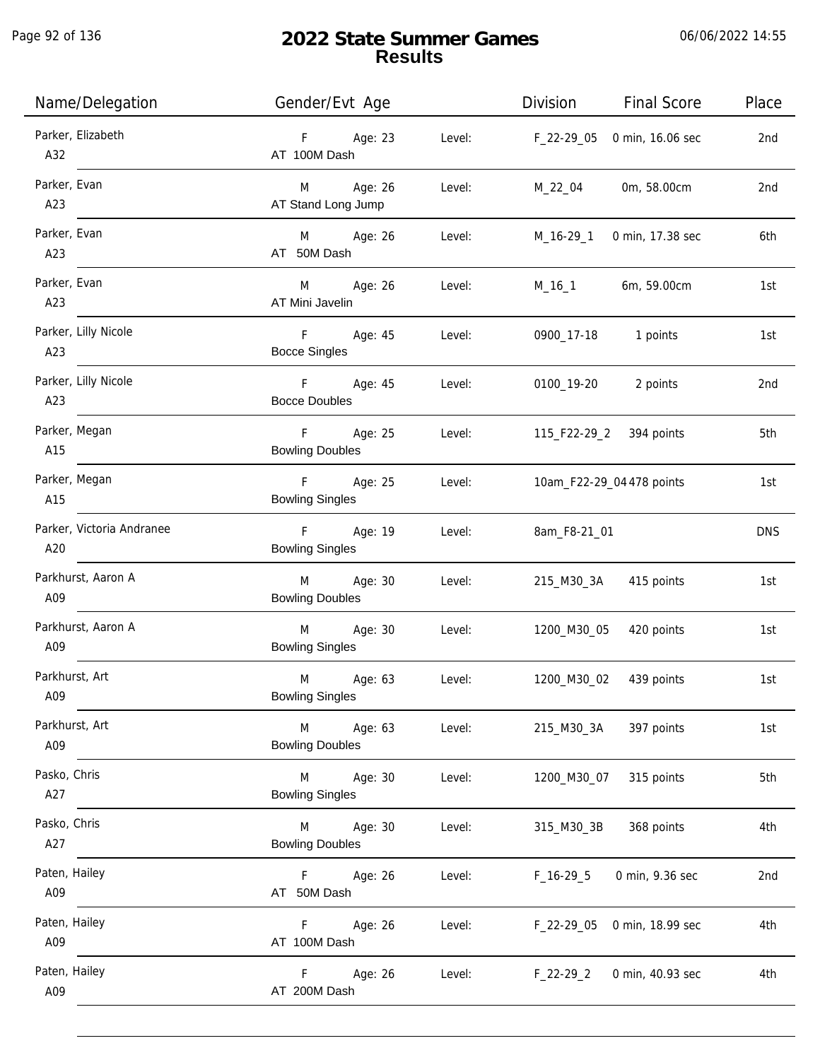# 2022 State Summer Games
## Results

06/06/2022 14:55

| Name/Delegation | Gender/Evt Age | | Division | Final Score | Place |
|---|---|---|---|---|---|
| Parker, Elizabeth<br>A32 | F Age: 23<br>AT 100M Dash | Level: | F_22-29_05 | 0 min, 16.06 sec | 2nd |
| Parker, Evan<br>A23 | M Age: 26<br>AT Stand Long Jump | Level: | M_22_04 | 0m, 58.00cm | 2nd |
| Parker, Evan<br>A23 | M Age: 26<br>AT 50M Dash | Level: | M_16-29_1 | 0 min, 17.38 sec | 6th |
| Parker, Evan<br>A23 | M Age: 26<br>AT Mini Javelin | Level: | M_16_1 | 6m, 59.00cm | 1st |
| Parker, Lilly Nicole<br>A23 | F Age: 45<br>Bocce Singles | Level: | 0900_17-18 | 1 points | 1st |
| Parker, Lilly Nicole<br>A23 | F Age: 45<br>Bocce Doubles | Level: | 0100_19-20 | 2 points | 2nd |
| Parker, Megan<br>A15 | F Age: 25<br>Bowling Doubles | Level: | 115_F22-29_2 | 394 points | 5th |
| Parker, Megan<br>A15 | F Age: 25<br>Bowling Singles | Level: | 10am_F22-29_04 | 478 points | 1st |
| Parker, Victoria Andranee<br>A20 | F Age: 19<br>Bowling Singles | Level: | 8am_F8-21_01 | | DNS |
| Parkhurst, Aaron A<br>A09 | M Age: 30<br>Bowling Doubles | Level: | 215_M30_3A | 415 points | 1st |
| Parkhurst, Aaron A<br>A09 | M Age: 30<br>Bowling Singles | Level: | 1200_M30_05 | 420 points | 1st |
| Parkhurst, Art<br>A09 | M Age: 63<br>Bowling Singles | Level: | 1200_M30_02 | 439 points | 1st |
| Parkhurst, Art<br>A09 | M Age: 63<br>Bowling Doubles | Level: | 215_M30_3A | 397 points | 1st |
| Pasko, Chris<br>A27 | M Age: 30<br>Bowling Singles | Level: | 1200_M30_07 | 315 points | 5th |
| Pasko, Chris<br>A27 | M Age: 30<br>Bowling Doubles | Level: | 315_M30_3B | 368 points | 4th |
| Paten, Hailey<br>A09 | F Age: 26<br>AT 50M Dash | Level: | F_16-29_5 | 0 min, 9.36 sec | 2nd |
| Paten, Hailey<br>A09 | F Age: 26<br>AT 100M Dash | Level: | F_22-29_05 | 0 min, 18.99 sec | 4th |
| Paten, Hailey<br>A09 | F Age: 26<br>AT 200M Dash | Level: | F_22-29_2 | 0 min, 40.93 sec | 4th |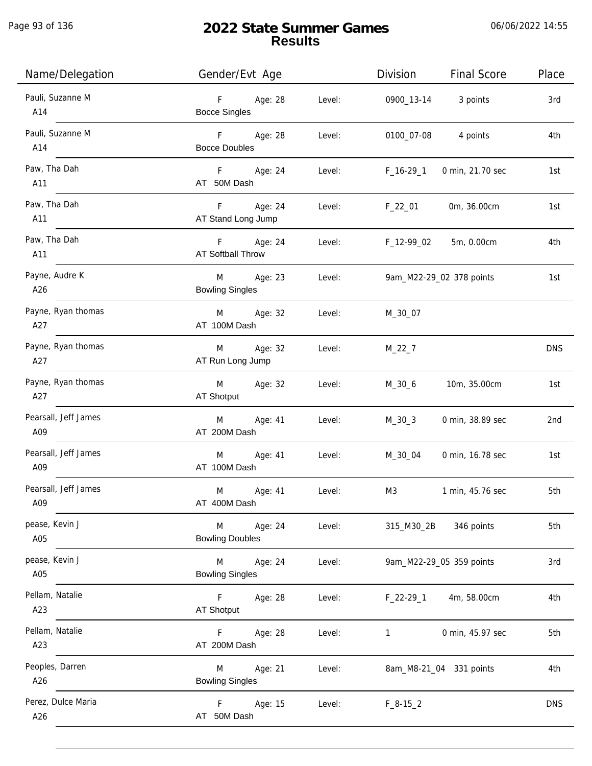# 2022 State Summer Games
## Results

06/06/2022 14:55

| Name/Delegation | Gender/Evt Age | | Level: | Division | Final Score | Place |
|---|---|---|---|---|---|---|
| Pauli, Suzanne M<br>A14 | F<br>Bocce Singles | Age: 28 | Level: | 0900_13-14 | 3 points | 3rd |
| Pauli, Suzanne M<br>A14 | F<br>Bocce Doubles | Age: 28 | Level: | 0100_07-08 | 4 points | 4th |
| Paw, Tha Dah<br>A11 | F<br>AT 50M Dash | Age: 24 | Level: | F_16-29_1 | 0 min, 21.70 sec | 1st |
| Paw, Tha Dah<br>A11 | F<br>AT Stand Long Jump | Age: 24 | Level: | F_22_01 | 0m, 36.00cm | 1st |
| Paw, Tha Dah<br>A11 | F<br>AT Softball Throw | Age: 24 | Level: | F_12-99_02 | 5m, 0.00cm | 4th |
| Payne, Audre K<br>A26 | M<br>Bowling Singles | Age: 23 | Level: | 9am_M22-29_02 | 378 points | 1st |
| Payne, Ryan thomas<br>A27 | M<br>AT 100M Dash | Age: 32 | Level: | M_30_07 | | |
| Payne, Ryan thomas<br>A27 | M<br>AT Run Long Jump | Age: 32 | Level: | M_22_7 | | DNS |
| Payne, Ryan thomas<br>A27 | M<br>AT Shotput | Age: 32 | Level: | M_30_6 | 10m, 35.00cm | 1st |
| Pearsall, Jeff James<br>A09 | M<br>AT 200M Dash | Age: 41 | Level: | M_30_3 | 0 min, 38.89 sec | 2nd |
| Pearsall, Jeff James<br>A09 | M<br>AT 100M Dash | Age: 41 | Level: | M_30_04 | 0 min, 16.78 sec | 1st |
| Pearsall, Jeff James<br>A09 | M<br>AT 400M Dash | Age: 41 | Level: | M3 | 1 min, 45.76 sec | 5th |
| pease, Kevin J<br>A05 | M<br>Bowling Doubles | Age: 24 | Level: | 315_M30_2B | 346 points | 5th |
| pease, Kevin J<br>A05 | M<br>Bowling Singles | Age: 24 | Level: | 9am_M22-29_05 | 359 points | 3rd |
| Pellam, Natalie<br>A23 | F<br>AT Shotput | Age: 28 | Level: | F_22-29_1 | 4m, 58.00cm | 4th |
| Pellam, Natalie<br>A23 | F<br>AT 200M Dash | Age: 28 | Level: | 1 | 0 min, 45.97 sec | 5th |
| Peoples, Darren<br>A26 | M<br>Bowling Singles | Age: 21 | Level: | 8am_M8-21_04 | 331 points | 4th |
| Perez, Dulce Maria<br>A26 | F<br>AT 50M Dash | Age: 15 | Level: | F_8-15_2 | | DNS |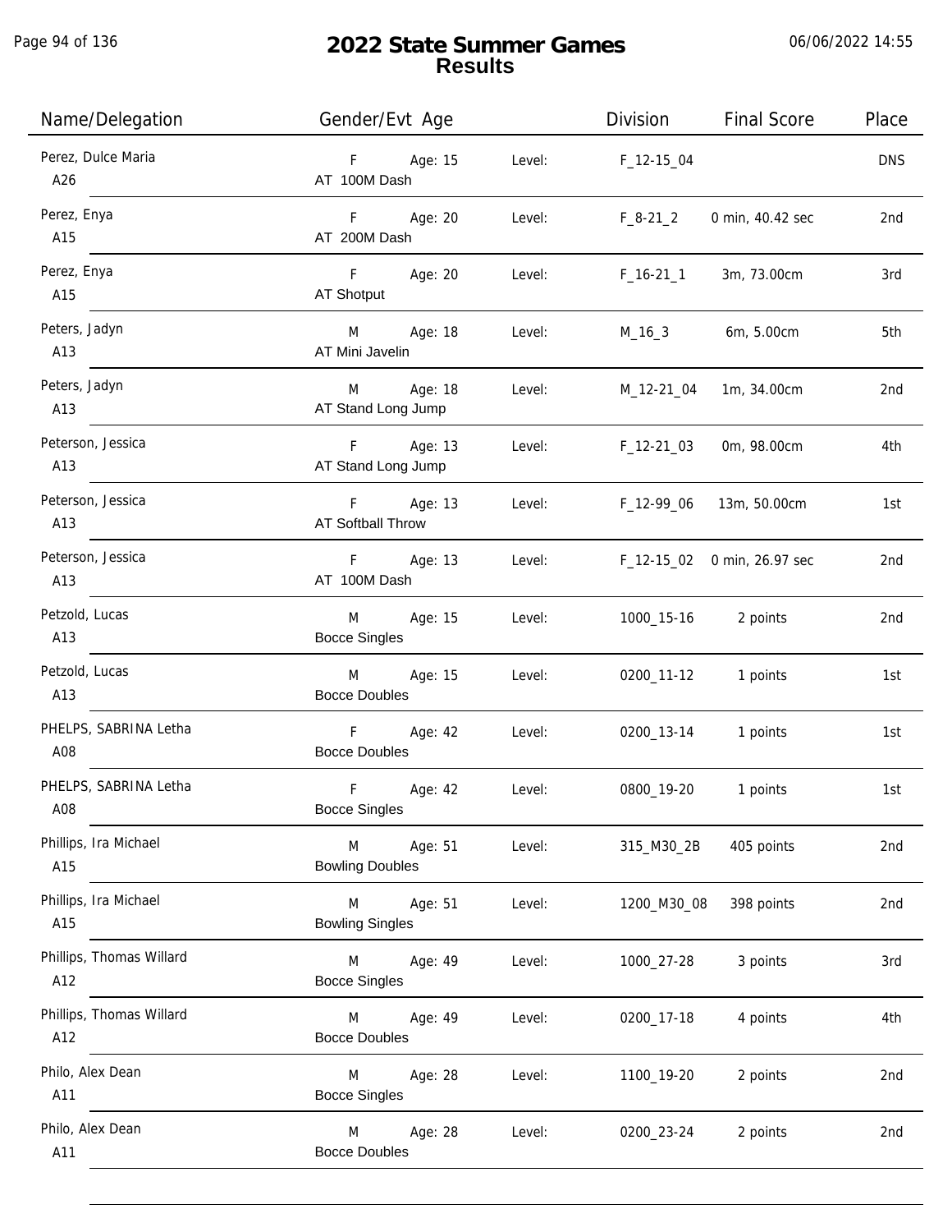# 2022 State Summer Games
## Results

06/06/2022 14:55

| Name/Delegation | Gender/Evt Age | | Division | Final Score | Place |
|---|---|---|---|---|---|
| Perez, Dulce Maria<br>A26 | F Age: 15<br>AT 100M Dash | Level: | F_12-15_04 | | DNS |
| Perez, Enya<br>A15 | F Age: 20<br>AT 200M Dash | Level: | F_8-21_2 | 0 min, 40.42 sec | 2nd |
| Perez, Enya<br>A15 | F Age: 20<br>AT Shotput | Level: | F_16-21_1 | 3m, 73.00cm | 3rd |
| Peters, Jadyn<br>A13 | M Age: 18<br>AT Mini Javelin | Level: | M_16_3 | 6m, 5.00cm | 5th |
| Peters, Jadyn<br>A13 | M Age: 18<br>AT Stand Long Jump | Level: | M_12-21_04 | 1m, 34.00cm | 2nd |
| Peterson, Jessica<br>A13 | F Age: 13<br>AT Stand Long Jump | Level: | F_12-21_03 | 0m, 98.00cm | 4th |
| Peterson, Jessica<br>A13 | F Age: 13<br>AT Softball Throw | Level: | F_12-99_06 | 13m, 50.00cm | 1st |
| Peterson, Jessica<br>A13 | F Age: 13<br>AT 100M Dash | Level: | F_12-15_02 | 0 min, 26.97 sec | 2nd |
| Petzold, Lucas<br>A13 | M Age: 15<br>Bocce Singles | Level: | 1000_15-16 | 2 points | 2nd |
| Petzold, Lucas<br>A13 | M Age: 15<br>Bocce Doubles | Level: | 0200_11-12 | 1 points | 1st |
| PHELPS, SABRINA Letha<br>A08 | F Age: 42<br>Bocce Doubles | Level: | 0200_13-14 | 1 points | 1st |
| PHELPS, SABRINA Letha<br>A08 | F Age: 42<br>Bocce Singles | Level: | 0800_19-20 | 1 points | 1st |
| Phillips, Ira Michael<br>A15 | M Age: 51<br>Bowling Doubles | Level: | 315_M30_2B | 405 points | 2nd |
| Phillips, Ira Michael<br>A15 | M Age: 51<br>Bowling Singles | Level: | 1200_M30_08 | 398 points | 2nd |
| Phillips, Thomas Willard<br>A12 | M Age: 49<br>Bocce Singles | Level: | 1000_27-28 | 3 points | 3rd |
| Phillips, Thomas Willard<br>A12 | M Age: 49<br>Bocce Doubles | Level: | 0200_17-18 | 4 points | 4th |
| Philo, Alex Dean<br>A11 | M Age: 28<br>Bocce Singles | Level: | 1100_19-20 | 2 points | 2nd |
| Philo, Alex Dean<br>A11 | M Age: 28<br>Bocce Doubles | Level: | 0200_23-24 | 2 points | 2nd |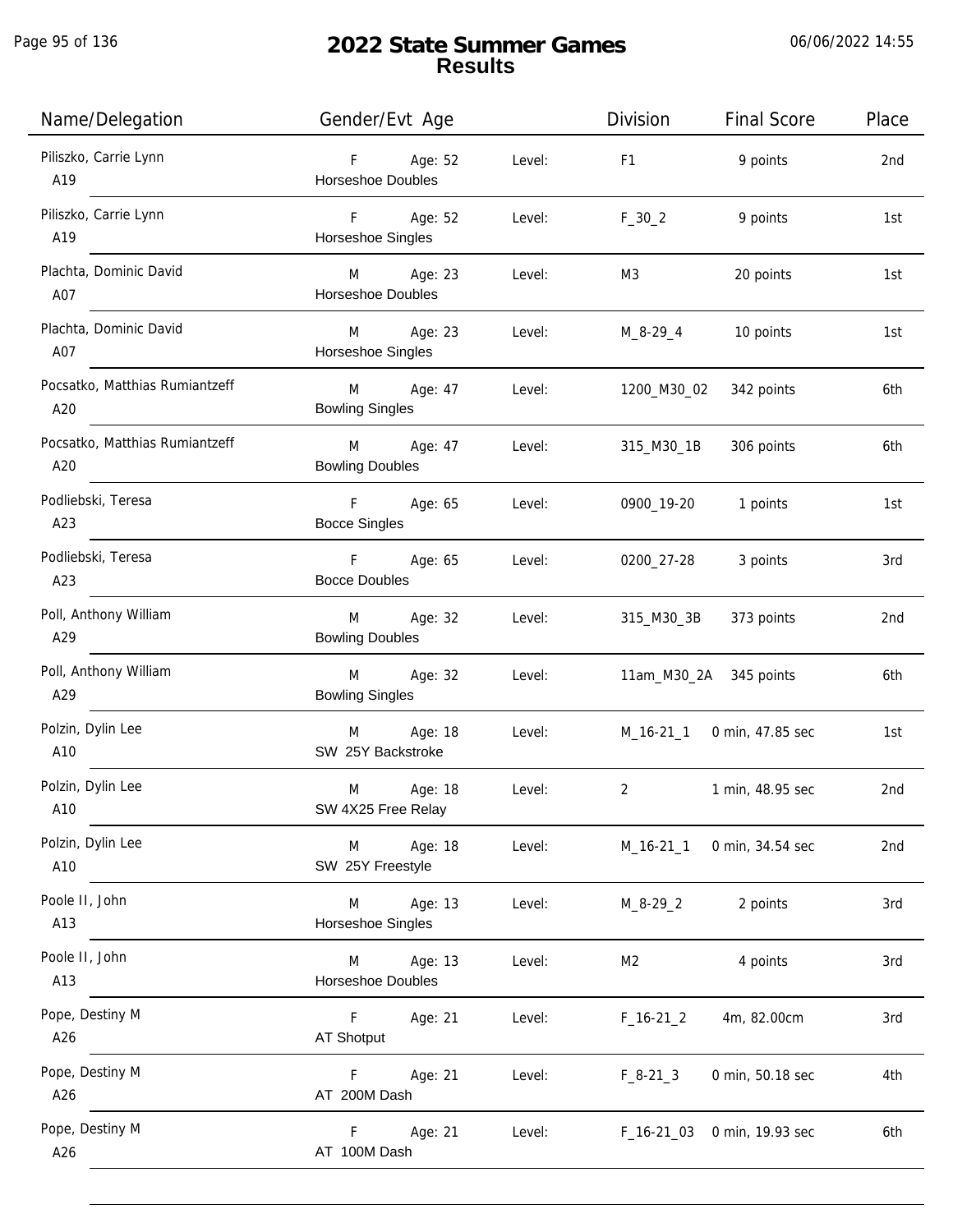# 2022 State Summer Games
## Results

| Name/Delegation | Gender/Evt Age | | Division | Final Score | Place |
|---|---|---|---|---|---|
| Piliszko, Carrie Lynn<br>A19 | F Age: 52<br>Horseshoe Doubles | Level: | F1 | 9 points | 2nd |
| Piliszko, Carrie Lynn<br>A19 | F Age: 52<br>Horseshoe Singles | Level: | F_30_2 | 9 points | 1st |
| Plachta, Dominic David<br>A07 | M Age: 23<br>Horseshoe Doubles | Level: | M3 | 20 points | 1st |
| Plachta, Dominic David<br>A07 | M Age: 23<br>Horseshoe Singles | Level: | M_8-29_4 | 10 points | 1st |
| Pocsatko, Matthias Rumiantzeff<br>A20 | M Age: 47<br>Bowling Singles | Level: | 1200_M30_02 | 342 points | 6th |
| Pocsatko, Matthias Rumiantzeff<br>A20 | M Age: 47<br>Bowling Doubles | Level: | 315_M30_1B | 306 points | 6th |
| Podliebski, Teresa<br>A23 | F Age: 65<br>Bocce Singles | Level: | 0900_19-20 | 1 points | 1st |
| Podliebski, Teresa<br>A23 | F Age: 65<br>Bocce Doubles | Level: | 0200_27-28 | 3 points | 3rd |
| Poll, Anthony William<br>A29 | M Age: 32<br>Bowling Doubles | Level: | 315_M30_3B | 373 points | 2nd |
| Poll, Anthony William<br>A29 | M Age: 32<br>Bowling Singles | Level: | 11am_M30_2A | 345 points | 6th |
| Polzin, Dylin Lee<br>A10 | M Age: 18<br>SW 25Y Backstroke | Level: | M_16-21_1 | 0 min, 47.85 sec | 1st |
| Polzin, Dylin Lee<br>A10 | M Age: 18<br>SW 4X25 Free Relay | Level: | 2 | 1 min, 48.95 sec | 2nd |
| Polzin, Dylin Lee<br>A10 | M Age: 18<br>SW 25Y Freestyle | Level: | M_16-21_1 | 0 min, 34.54 sec | 2nd |
| Poole II, John<br>A13 | M Age: 13<br>Horseshoe Singles | Level: | M_8-29_2 | 2 points | 3rd |
| Poole II, John<br>A13 | M Age: 13<br>Horseshoe Doubles | Level: | M2 | 4 points | 3rd |
| Pope, Destiny M<br>A26 | F Age: 21<br>AT Shotput | Level: | F_16-21_2 | 4m, 82.00cm | 3rd |
| Pope, Destiny M<br>A26 | F Age: 21<br>AT 200M Dash | Level: | F_8-21_3 | 0 min, 50.18 sec | 4th |
| Pope, Destiny M<br>A26 | F Age: 21<br>AT 100M Dash | Level: | F_16-21_03 | 0 min, 19.93 sec | 6th |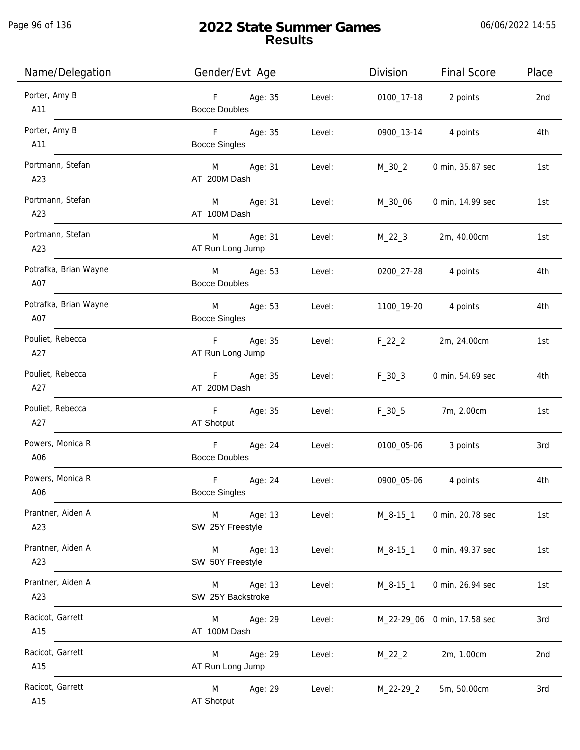# 2022 State Summer Games
## Results

06/06/2022 14:55

| Name/Delegation | Gender/Evt Age | | Level: | Division | Final Score | Place |
|---|---|---|---|---|---|---|
| Porter, Amy B<br>A11 | F<br>Bocce Doubles | Age: 35 | Level: | 0100_17-18 | 2 points | 2nd |
| Porter, Amy B<br>A11 | F<br>Bocce Singles | Age: 35 | Level: | 0900_13-14 | 4 points | 4th |
| Portmann, Stefan<br>A23 | M<br>AT 200M Dash | Age: 31 | Level: | M_30_2 | 0 min, 35.87 sec | 1st |
| Portmann, Stefan<br>A23 | M<br>AT 100M Dash | Age: 31 | Level: | M_30_06 | 0 min, 14.99 sec | 1st |
| Portmann, Stefan<br>A23 | M<br>AT Run Long Jump | Age: 31 | Level: | M_22_3 | 2m, 40.00cm | 1st |
| Potrafka, Brian Wayne<br>A07 | M<br>Bocce Doubles | Age: 53 | Level: | 0200_27-28 | 4 points | 4th |
| Potrafka, Brian Wayne<br>A07 | M<br>Bocce Singles | Age: 53 | Level: | 1100_19-20 | 4 points | 4th |
| Pouliet, Rebecca<br>A27 | F<br>AT Run Long Jump | Age: 35 | Level: | F_22_2 | 2m, 24.00cm | 1st |
| Pouliet, Rebecca<br>A27 | F<br>AT 200M Dash | Age: 35 | Level: | F_30_3 | 0 min, 54.69 sec | 4th |
| Pouliet, Rebecca<br>A27 | F<br>AT Shotput | Age: 35 | Level: | F_30_5 | 7m, 2.00cm | 1st |
| Powers, Monica R<br>A06 | F<br>Bocce Doubles | Age: 24 | Level: | 0100_05-06 | 3 points | 3rd |
| Powers, Monica R<br>A06 | F<br>Bocce Singles | Age: 24 | Level: | 0900_05-06 | 4 points | 4th |
| Prantner, Aiden A<br>A23 | M<br>SW 25Y Freestyle | Age: 13 | Level: | M_8-15_1 | 0 min, 20.78 sec | 1st |
| Prantner, Aiden A<br>A23 | M<br>SW 50Y Freestyle | Age: 13 | Level: | M_8-15_1 | 0 min, 49.37 sec | 1st |
| Prantner, Aiden A<br>A23 | M<br>SW 25Y Backstroke | Age: 13 | Level: | M_8-15_1 | 0 min, 26.94 sec | 1st |
| Racicot, Garrett<br>A15 | M<br>AT 100M Dash | Age: 29 | Level: | M_22-29_06 | 0 min, 17.58 sec | 3rd |
| Racicot, Garrett<br>A15 | M<br>AT Run Long Jump | Age: 29 | Level: | M_22_2 | 2m, 1.00cm | 2nd |
| Racicot, Garrett<br>A15 | M<br>AT Shotput | Age: 29 | Level: | M_22-29_2 | 5m, 50.00cm | 3rd |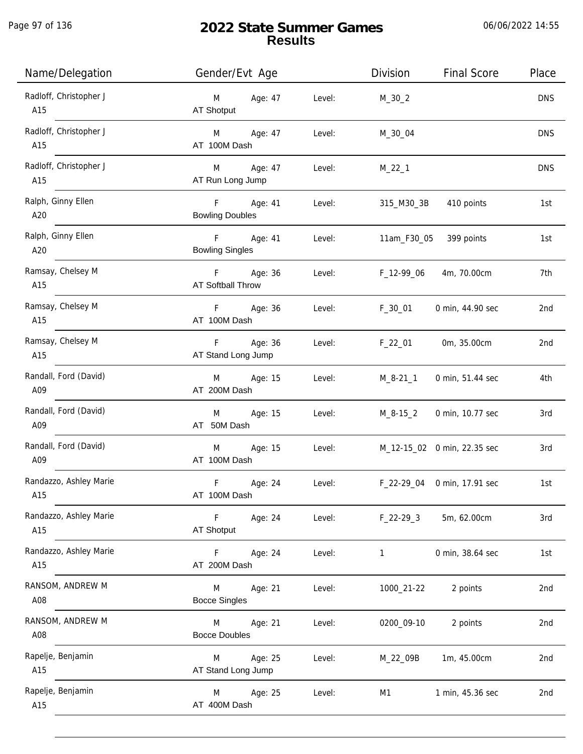# 2022 State Summer Games
## Results

| Name/Delegation | Gender/Evt Age | | Level: | Division | Final Score | Place |
|---|---|---|---|---|---|---|
| Radloff, Christopher J<br>A15 | M<br>AT Shotput | Age: 47 | Level: | M_30_2 | | DNS |
| Radloff, Christopher J<br>A15 | M<br>AT 100M Dash | Age: 47 | Level: | M_30_04 | | DNS |
| Radloff, Christopher J<br>A15 | M<br>AT Run Long Jump | Age: 47 | Level: | M_22_1 | | DNS |
| Ralph, Ginny Ellen<br>A20 | F<br>Bowling Doubles | Age: 41 | Level: | 315_M30_3B | 410 points | 1st |
| Ralph, Ginny Ellen<br>A20 | F<br>Bowling Singles | Age: 41 | Level: | 11am_F30_05 | 399 points | 1st |
| Ramsay, Chelsey M<br>A15 | F<br>AT Softball Throw | Age: 36 | Level: | F_12-99_06 | 4m, 70.00cm | 7th |
| Ramsay, Chelsey M<br>A15 | F<br>AT 100M Dash | Age: 36 | Level: | F_30_01 | 0 min, 44.90 sec | 2nd |
| Ramsay, Chelsey M<br>A15 | F<br>AT Stand Long Jump | Age: 36 | Level: | F_22_01 | 0m, 35.00cm | 2nd |
| Randall, Ford (David)<br>A09 | M<br>AT 200M Dash | Age: 15 | Level: | M_8-21_1 | 0 min, 51.44 sec | 4th |
| Randall, Ford (David)<br>A09 | M<br>AT 50M Dash | Age: 15 | Level: | M_8-15_2 | 0 min, 10.77 sec | 3rd |
| Randall, Ford (David)<br>A09 | M<br>AT 100M Dash | Age: 15 | Level: | M_12-15_02 | 0 min, 22.35 sec | 3rd |
| Randazzo, Ashley Marie<br>A15 | F<br>AT 100M Dash | Age: 24 | Level: | F_22-29_04 | 0 min, 17.91 sec | 1st |
| Randazzo, Ashley Marie<br>A15 | F<br>AT Shotput | Age: 24 | Level: | F_22-29_3 | 5m, 62.00cm | 3rd |
| Randazzo, Ashley Marie<br>A15 | F<br>AT 200M Dash | Age: 24 | Level: | 1 | 0 min, 38.64 sec | 1st |
| RANSOM, ANDREW M<br>A08 | M<br>Bocce Singles | Age: 21 | Level: | 1000_21-22 | 2 points | 2nd |
| RANSOM, ANDREW M<br>A08 | M<br>Bocce Doubles | Age: 21 | Level: | 0200_09-10 | 2 points | 2nd |
| Rapelje, Benjamin<br>A15 | M<br>AT Stand Long Jump | Age: 25 | Level: | M_22_09B | 1m, 45.00cm | 2nd |
| Rapelje, Benjamin<br>A15 | M<br>AT 400M Dash | Age: 25 | Level: | M1 | 1 min, 45.36 sec | 2nd |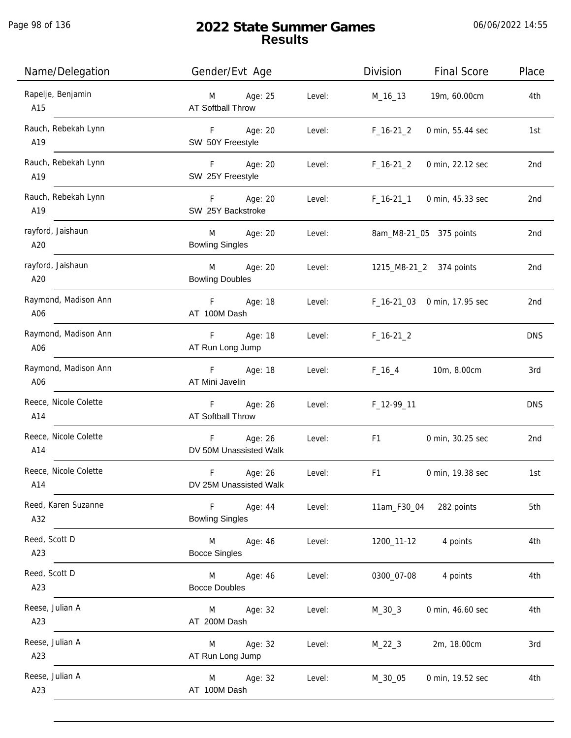# 2022 State Summer Games
## Results

06/06/2022 14:55

| Name/Delegation | Gender/Evt Age | | Level: | Division | Final Score | Place |
|---|---|---|---|---|---|---|
| Rapelje, Benjamin<br>A15 | M<br>AT Softball Throw | Age: 25 | Level: | M_16_13 | 19m, 60.00cm | 4th |
| Rauch, Rebekah Lynn<br>A19 | F<br>SW 50Y Freestyle | Age: 20 | Level: | F_16-21_2 | 0 min, 55.44 sec | 1st |
| Rauch, Rebekah Lynn<br>A19 | F<br>SW 25Y Freestyle | Age: 20 | Level: | F_16-21_2 | 0 min, 22.12 sec | 2nd |
| Rauch, Rebekah Lynn<br>A19 | F<br>SW 25Y Backstroke | Age: 20 | Level: | F_16-21_1 | 0 min, 45.33 sec | 2nd |
| rayford, Jaishaun<br>A20 | M<br>Bowling Singles | Age: 20 | Level: | 8am_M8-21_05 | 375 points | 2nd |
| rayford, Jaishaun<br>A20 | M<br>Bowling Doubles | Age: 20 | Level: | 1215_M8-21_2 | 374 points | 2nd |
| Raymond, Madison Ann<br>A06 | F<br>AT 100M Dash | Age: 18 | Level: | F_16-21_03 | 0 min, 17.95 sec | 2nd |
| Raymond, Madison Ann<br>A06 | F<br>AT Run Long Jump | Age: 18 | Level: | F_16-21_2 | | DNS |
| Raymond, Madison Ann<br>A06 | F<br>AT Mini Javelin | Age: 18 | Level: | F_16_4 | 10m, 8.00cm | 3rd |
| Reece, Nicole Colette<br>A14 | F<br>AT Softball Throw | Age: 26 | Level: | F_12-99_11 | | DNS |
| Reece, Nicole Colette<br>A14 | F<br>DV 50M Unassisted Walk | Age: 26 | Level: | F1 | 0 min, 30.25 sec | 2nd |
| Reece, Nicole Colette<br>A14 | F<br>DV 25M Unassisted Walk | Age: 26 | Level: | F1 | 0 min, 19.38 sec | 1st |
| Reed, Karen Suzanne<br>A32 | F<br>Bowling Singles | Age: 44 | Level: | 11am_F30_04 | 282 points | 5th |
| Reed, Scott D<br>A23 | M<br>Bocce Singles | Age: 46 | Level: | 1200_11-12 | 4 points | 4th |
| Reed, Scott D<br>A23 | M<br>Bocce Doubles | Age: 46 | Level: | 0300_07-08 | 4 points | 4th |
| Reese, Julian A<br>A23 | M<br>AT 200M Dash | Age: 32 | Level: | M_30_3 | 0 min, 46.60 sec | 4th |
| Reese, Julian A<br>A23 | M<br>AT Run Long Jump | Age: 32 | Level: | M_22_3 | 2m, 18.00cm | 3rd |
| Reese, Julian A<br>A23 | M<br>AT 100M Dash | Age: 32 | Level: | M_30_05 | 0 min, 19.52 sec | 4th |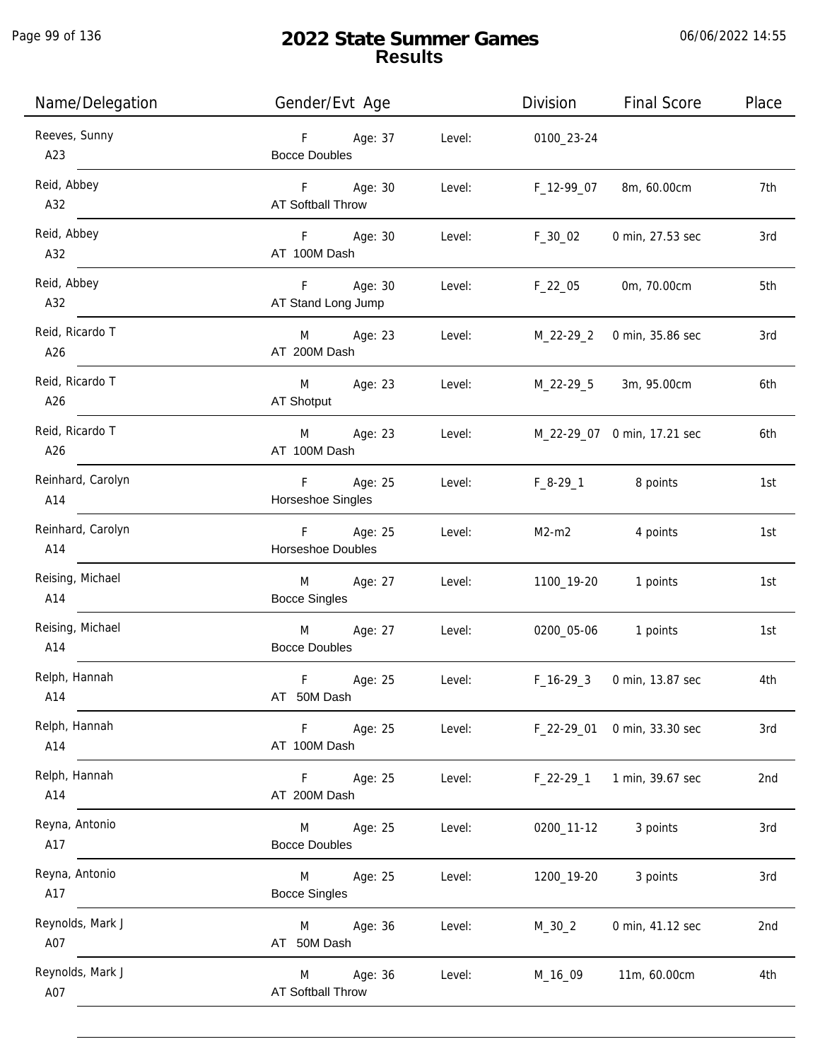# 2022 State Summer Games
## Results

06/06/2022 14:55

| Name/Delegation | Gender/Evt Age | | Division | Final Score | Place |
|---|---|---|---|---|---|
| Reeves, Sunny<br>A23 | F Age: 37<br>Bocce Doubles | Level: | 0100_23-24 | | |
| Reid, Abbey<br>A32 | F Age: 30<br>AT Softball Throw | Level: | F_12-99_07 | 8m, 60.00cm | 7th |
| Reid, Abbey<br>A32 | F Age: 30<br>AT 100M Dash | Level: | F_30_02 | 0 min, 27.53 sec | 3rd |
| Reid, Abbey<br>A32 | F Age: 30<br>AT Stand Long Jump | Level: | F_22_05 | 0m, 70.00cm | 5th |
| Reid, Ricardo T<br>A26 | M Age: 23<br>AT 200M Dash | Level: | M_22-29_2 | 0 min, 35.86 sec | 3rd |
| Reid, Ricardo T<br>A26 | M Age: 23<br>AT Shotput | Level: | M_22-29_5 | 3m, 95.00cm | 6th |
| Reid, Ricardo T<br>A26 | M Age: 23<br>AT 100M Dash | Level: | M_22-29_07 | 0 min, 17.21 sec | 6th |
| Reinhard, Carolyn<br>A14 | F Age: 25<br>Horseshoe Singles | Level: | F_8-29_1 | 8 points | 1st |
| Reinhard, Carolyn<br>A14 | F Age: 25<br>Horseshoe Doubles | Level: | M2-m2 | 4 points | 1st |
| Reising, Michael<br>A14 | M Age: 27<br>Bocce Singles | Level: | 1100_19-20 | 1 points | 1st |
| Reising, Michael<br>A14 | M Age: 27<br>Bocce Doubles | Level: | 0200_05-06 | 1 points | 1st |
| Relph, Hannah<br>A14 | F Age: 25<br>AT 50M Dash | Level: | F_16-29_3 | 0 min, 13.87 sec | 4th |
| Relph, Hannah<br>A14 | F Age: 25<br>AT 100M Dash | Level: | F_22-29_01 | 0 min, 33.30 sec | 3rd |
| Relph, Hannah<br>A14 | F Age: 25<br>AT 200M Dash | Level: | F_22-29_1 | 1 min, 39.67 sec | 2nd |
| Reyna, Antonio<br>A17 | M Age: 25<br>Bocce Doubles | Level: | 0200_11-12 | 3 points | 3rd |
| Reyna, Antonio<br>A17 | M Age: 25<br>Bocce Singles | Level: | 1200_19-20 | 3 points | 3rd |
| Reynolds, Mark J<br>A07 | M Age: 36<br>AT 50M Dash | Level: | M_30_2 | 0 min, 41.12 sec | 2nd |
| Reynolds, Mark J<br>A07 | M Age: 36<br>AT Softball Throw | Level: | M_16_09 | 11m, 60.00cm | 4th |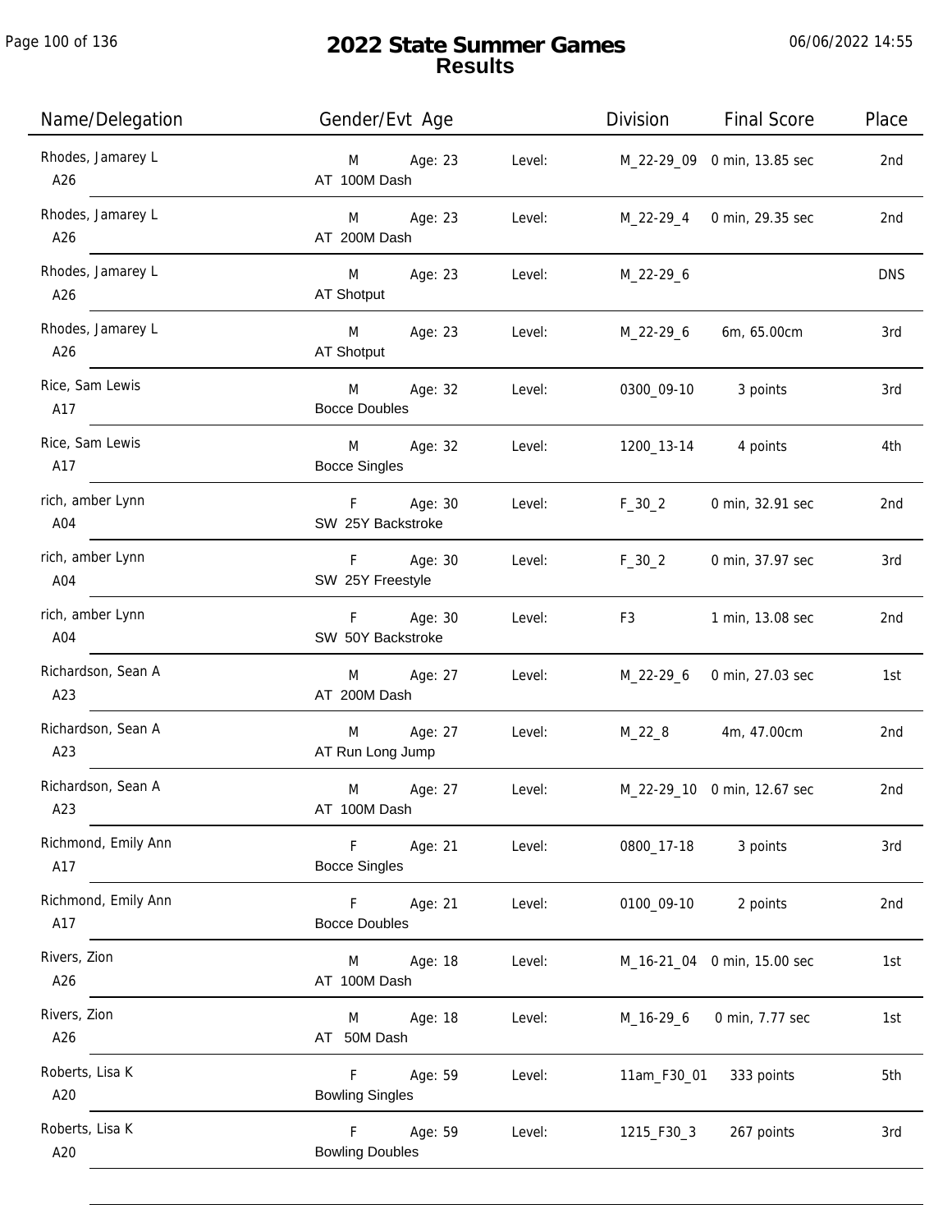# 2022 State Summer Games
## Results

| Name/Delegation | Gender/Evt Age | | Level: | Division | Final Score | Place |
|---|---|---|---|---|---|---|
| Rhodes, Jamarey L<br>A26 | M<br>AT 100M Dash | Age: 23 | Level: | M_22-29_09 | 0 min, 13.85 sec | 2nd |
| Rhodes, Jamarey L<br>A26 | M<br>AT 200M Dash | Age: 23 | Level: | M_22-29_4 | 0 min, 29.35 sec | 2nd |
| Rhodes, Jamarey L<br>A26 | M<br>AT Shotput | Age: 23 | Level: | M_22-29_6 | | DNS |
| Rhodes, Jamarey L<br>A26 | M<br>AT Shotput | Age: 23 | Level: | M_22-29_6 | 6m, 65.00cm | 3rd |
| Rice, Sam Lewis<br>A17 | M<br>Bocce Doubles | Age: 32 | Level: | 0300_09-10 | 3 points | 3rd |
| Rice, Sam Lewis<br>A17 | M<br>Bocce Singles | Age: 32 | Level: | 1200_13-14 | 4 points | 4th |
| rich, amber Lynn<br>A04 | F<br>SW 25Y Backstroke | Age: 30 | Level: | F_30_2 | 0 min, 32.91 sec | 2nd |
| rich, amber Lynn<br>A04 | F<br>SW 25Y Freestyle | Age: 30 | Level: | F_30_2 | 0 min, 37.97 sec | 3rd |
| rich, amber Lynn<br>A04 | F<br>SW 50Y Backstroke | Age: 30 | Level: | F3 | 1 min, 13.08 sec | 2nd |
| Richardson, Sean A<br>A23 | M<br>AT 200M Dash | Age: 27 | Level: | M_22-29_6 | 0 min, 27.03 sec | 1st |
| Richardson, Sean A<br>A23 | M<br>AT Run Long Jump | Age: 27 | Level: | M_22_8 | 4m, 47.00cm | 2nd |
| Richardson, Sean A<br>A23 | M<br>AT 100M Dash | Age: 27 | Level: | M_22-29_10 | 0 min, 12.67 sec | 2nd |
| Richmond, Emily Ann<br>A17 | F<br>Bocce Singles | Age: 21 | Level: | 0800_17-18 | 3 points | 3rd |
| Richmond, Emily Ann<br>A17 | F<br>Bocce Doubles | Age: 21 | Level: | 0100_09-10 | 2 points | 2nd |
| Rivers, Zion<br>A26 | M<br>AT 100M Dash | Age: 18 | Level: | M_16-21_04 | 0 min, 15.00 sec | 1st |
| Rivers, Zion<br>A26 | M<br>AT 50M Dash | Age: 18 | Level: | M_16-29_6 | 0 min, 7.77 sec | 1st |
| Roberts, Lisa K<br>A20 | F<br>Bowling Singles | Age: 59 | Level: | 11am_F30_01 | 333 points | 5th |
| Roberts, Lisa K<br>A20 | F<br>Bowling Doubles | Age: 59 | Level: | 1215_F30_3 | 267 points | 3rd |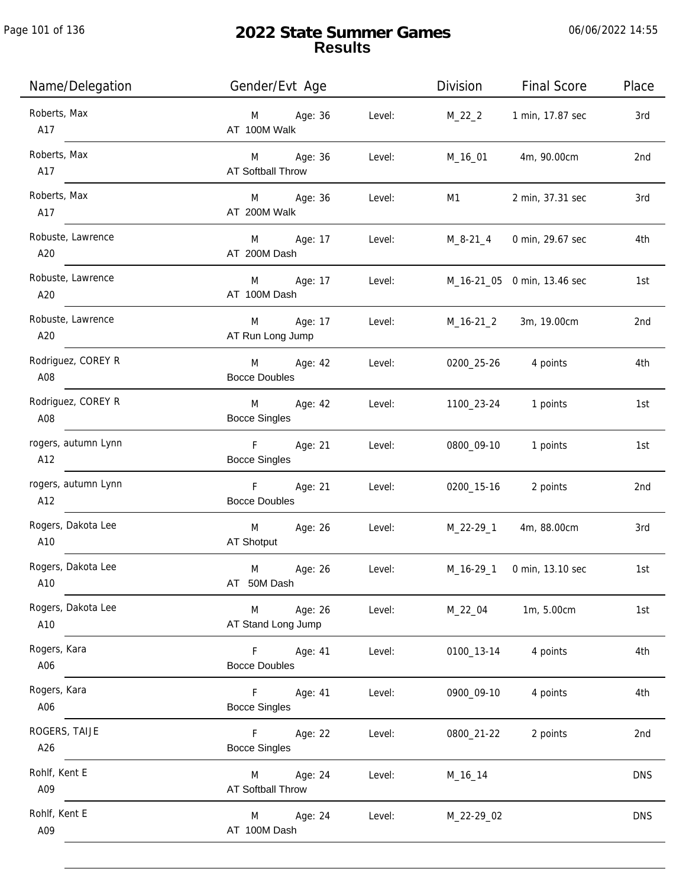# 2022 State Summer Games
## Results

06/06/2022 14:55

| Name/Delegation | Gender/Evt Age | | Level: | Division | Final Score | Place |
|---|---|---|---|---|---|---|
| Roberts, Max<br>A17 | M<br>AT 100M Walk | Age: 36 | Level: | M_22_2 | 1 min, 17.87 sec | 3rd |
| Roberts, Max<br>A17 | M<br>AT Softball Throw | Age: 36 | Level: | M_16_01 | 4m, 90.00cm | 2nd |
| Roberts, Max<br>A17 | M<br>AT 200M Walk | Age: 36 | Level: | M1 | 2 min, 37.31 sec | 3rd |
| Robuste, Lawrence<br>A20 | M<br>AT 200M Dash | Age: 17 | Level: | M_8-21_4 | 0 min, 29.67 sec | 4th |
| Robuste, Lawrence<br>A20 | M<br>AT 100M Dash | Age: 17 | Level: | M_16-21_05 | 0 min, 13.46 sec | 1st |
| Robuste, Lawrence<br>A20 | M<br>AT Run Long Jump | Age: 17 | Level: | M_16-21_2 | 3m, 19.00cm | 2nd |
| Rodriguez, COREY R<br>A08 | M<br>Bocce Doubles | Age: 42 | Level: | 0200_25-26 | 4 points | 4th |
| Rodriguez, COREY R<br>A08 | M<br>Bocce Singles | Age: 42 | Level: | 1100_23-24 | 1 points | 1st |
| rogers, autumn Lynn<br>A12 | F<br>Bocce Singles | Age: 21 | Level: | 0800_09-10 | 1 points | 1st |
| rogers, autumn Lynn<br>A12 | F<br>Bocce Doubles | Age: 21 | Level: | 0200_15-16 | 2 points | 2nd |
| Rogers, Dakota Lee<br>A10 | M<br>AT Shotput | Age: 26 | Level: | M_22-29_1 | 4m, 88.00cm | 3rd |
| Rogers, Dakota Lee<br>A10 | M<br>AT 50M Dash | Age: 26 | Level: | M_16-29_1 | 0 min, 13.10 sec | 1st |
| Rogers, Dakota Lee<br>A10 | M<br>AT Stand Long Jump | Age: 26 | Level: | M_22_04 | 1m, 5.00cm | 1st |
| Rogers, Kara<br>A06 | F<br>Bocce Doubles | Age: 41 | Level: | 0100_13-14 | 4 points | 4th |
| Rogers, Kara<br>A06 | F<br>Bocce Singles | Age: 41 | Level: | 0900_09-10 | 4 points | 4th |
| ROGERS, TAIJE<br>A26 | F<br>Bocce Singles | Age: 22 | Level: | 0800_21-22 | 2 points | 2nd |
| Rohlf, Kent E<br>A09 | M<br>AT Softball Throw | Age: 24 | Level: | M_16_14 | | DNS |
| Rohlf, Kent E<br>A09 | M<br>AT 100M Dash | Age: 24 | Level: | M_22-29_02 | | DNS |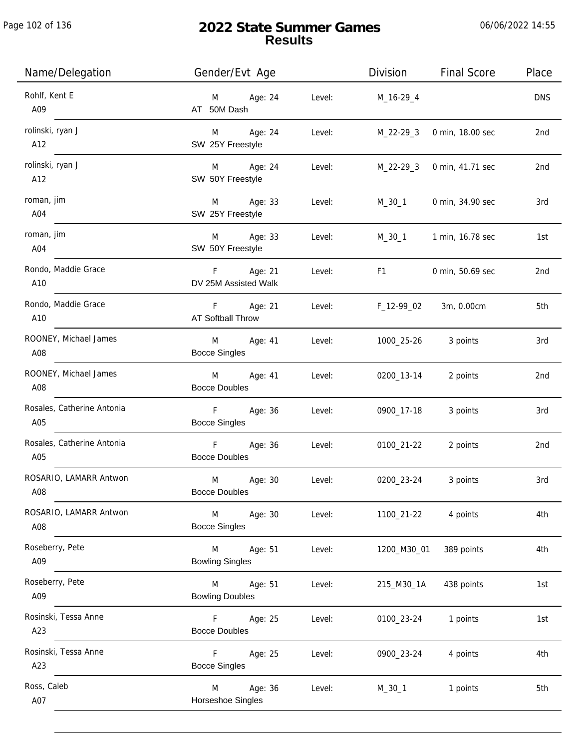# 2022 State Summer Games
## Results

06/06/2022 14:55

| Name/Delegation | Gender/Evt Age | | Level: | Division | Final Score | Place |
|---|---|---|---|---|---|---|
| Rohlf, Kent E<br>A09 | M<br>AT 50M Dash | Age: 24 | Level: | M_16-29_4 | | DNS |
| rolinski, ryan J<br>A12 | M<br>SW 25Y Freestyle | Age: 24 | Level: | M_22-29_3 | 0 min, 18.00 sec | 2nd |
| rolinski, ryan J<br>A12 | M<br>SW 50Y Freestyle | Age: 24 | Level: | M_22-29_3 | 0 min, 41.71 sec | 2nd |
| roman, jim<br>A04 | M<br>SW 25Y Freestyle | Age: 33 | Level: | M_30_1 | 0 min, 34.90 sec | 3rd |
| roman, jim<br>A04 | M<br>SW 50Y Freestyle | Age: 33 | Level: | M_30_1 | 1 min, 16.78 sec | 1st |
| Rondo, Maddie Grace<br>A10 | F<br>DV 25M Assisted Walk | Age: 21 | Level: | F1 | 0 min, 50.69 sec | 2nd |
| Rondo, Maddie Grace<br>A10 | F<br>AT Softball Throw | Age: 21 | Level: | F_12-99_02 | 3m, 0.00cm | 5th |
| ROONEY, Michael James<br>A08 | M<br>Bocce Singles | Age: 41 | Level: | 1000_25-26 | 3 points | 3rd |
| ROONEY, Michael James<br>A08 | M<br>Bocce Doubles | Age: 41 | Level: | 0200_13-14 | 2 points | 2nd |
| Rosales, Catherine Antonia<br>A05 | F<br>Bocce Singles | Age: 36 | Level: | 0900_17-18 | 3 points | 3rd |
| Rosales, Catherine Antonia<br>A05 | F<br>Bocce Doubles | Age: 36 | Level: | 0100_21-22 | 2 points | 2nd |
| ROSARIO, LAMARR Antwon<br>A08 | M<br>Bocce Doubles | Age: 30 | Level: | 0200_23-24 | 3 points | 3rd |
| ROSARIO, LAMARR Antwon<br>A08 | M<br>Bocce Singles | Age: 30 | Level: | 1100_21-22 | 4 points | 4th |
| Roseberry, Pete<br>A09 | M<br>Bowling Singles | Age: 51 | Level: | 1200_M30_01 | 389 points | 4th |
| Roseberry, Pete<br>A09 | M<br>Bowling Doubles | Age: 51 | Level: | 215_M30_1A | 438 points | 1st |
| Rosinski, Tessa Anne<br>A23 | F<br>Bocce Doubles | Age: 25 | Level: | 0100_23-24 | 1 points | 1st |
| Rosinski, Tessa Anne<br>A23 | F<br>Bocce Singles | Age: 25 | Level: | 0900_23-24 | 4 points | 4th |
| Ross, Caleb<br>A07 | M<br>Horseshoe Singles | Age: 36 | Level: | M_30_1 | 1 points | 5th |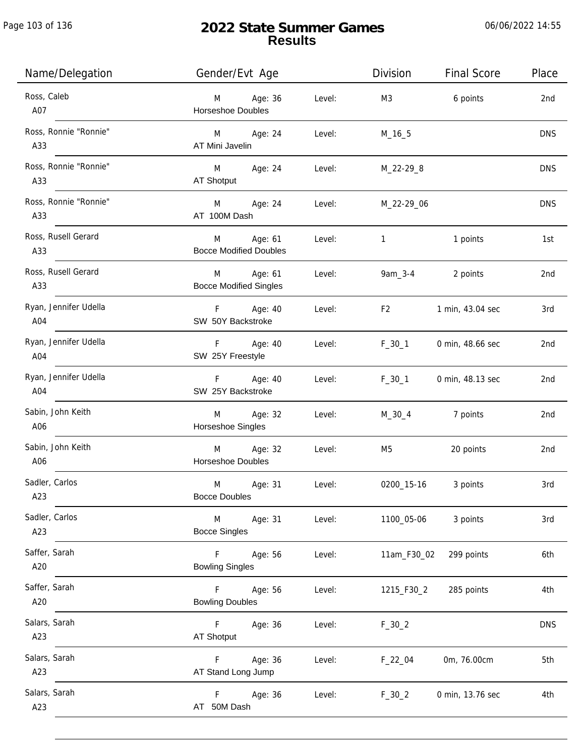# 2022 State Summer Games
## Results

06/06/2022 14:55

| Name/Delegation | Gender/Evt Age | | Level: | Division | Final Score | Place |
|---|---|---|---|---|---|---|
| Ross, Caleb<br>A07 | M<br>Horseshoe Doubles | Age: 36 | Level: | M3 | 6 points | 2nd |
| Ross, Ronnie "Ronnie"<br>A33 | M<br>AT Mini Javelin | Age: 24 | Level: | M_16_5 | | DNS |
| Ross, Ronnie "Ronnie"<br>A33 | M<br>AT Shotput | Age: 24 | Level: | M_22-29_8 | | DNS |
| Ross, Ronnie "Ronnie"<br>A33 | M<br>AT 100M Dash | Age: 24 | Level: | M_22-29_06 | | DNS |
| Ross, Rusell Gerard<br>A33 | M<br>Bocce Modified Doubles | Age: 61 | Level: | 1 | 1 points | 1st |
| Ross, Rusell Gerard<br>A33 | M<br>Bocce Modified Singles | Age: 61 | Level: | 9am_3-4 | 2 points | 2nd |
| Ryan, Jennifer Udella<br>A04 | F<br>SW 50Y Backstroke | Age: 40 | Level: | F2 | 1 min, 43.04 sec | 3rd |
| Ryan, Jennifer Udella<br>A04 | F<br>SW 25Y Freestyle | Age: 40 | Level: | F_30_1 | 0 min, 48.66 sec | 2nd |
| Ryan, Jennifer Udella<br>A04 | F<br>SW 25Y Backstroke | Age: 40 | Level: | F_30_1 | 0 min, 48.13 sec | 2nd |
| Sabin, John Keith<br>A06 | M<br>Horseshoe Singles | Age: 32 | Level: | M_30_4 | 7 points | 2nd |
| Sabin, John Keith<br>A06 | M<br>Horseshoe Doubles | Age: 32 | Level: | M5 | 20 points | 2nd |
| Sadler, Carlos<br>A23 | M<br>Bocce Doubles | Age: 31 | Level: | 0200_15-16 | 3 points | 3rd |
| Sadler, Carlos<br>A23 | M<br>Bocce Singles | Age: 31 | Level: | 1100_05-06 | 3 points | 3rd |
| Saffer, Sarah<br>A20 | F<br>Bowling Singles | Age: 56 | Level: | 11am_F30_02 | 299 points | 6th |
| Saffer, Sarah<br>A20 | F<br>Bowling Doubles | Age: 56 | Level: | 1215_F30_2 | 285 points | 4th |
| Salars, Sarah<br>A23 | F<br>AT Shotput | Age: 36 | Level: | F_30_2 | | DNS |
| Salars, Sarah<br>A23 | F<br>AT Stand Long Jump | Age: 36 | Level: | F_22_04 | 0m, 76.00cm | 5th |
| Salars, Sarah<br>A23 | F<br>AT 50M Dash | Age: 36 | Level: | F_30_2 | 0 min, 13.76 sec | 4th |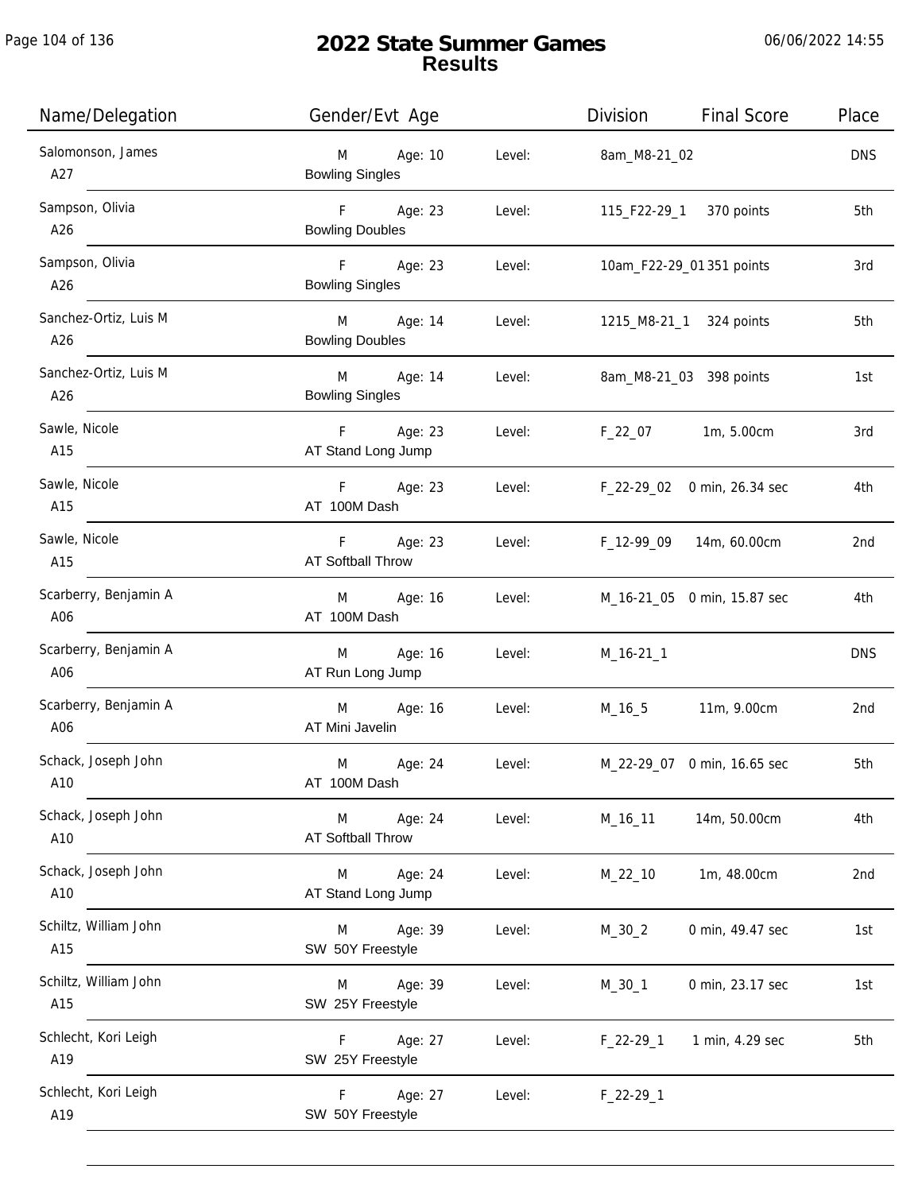# 2022 State Summer Games
## Results

06/06/2022 14:55

| Name/Delegation | Gender/Evt Age | | Level: | Division | Final Score | Place |
|---|---|---|---|---|---|---|
| Salomonson, James A27 | M Bowling Singles | Age: 10 | Level: | 8am_M8-21_02 | | DNS |
| Sampson, Olivia A26 | F Bowling Doubles | Age: 23 | Level: | 115_F22-29_1 | 370 points | 5th |
| Sampson, Olivia A26 | F Bowling Singles | Age: 23 | Level: | 10am_F22-29_01 | 351 points | 3rd |
| Sanchez-Ortiz, Luis M A26 | M Bowling Doubles | Age: 14 | Level: | 1215_M8-21_1 | 324 points | 5th |
| Sanchez-Ortiz, Luis M A26 | M Bowling Singles | Age: 14 | Level: | 8am_M8-21_03 | 398 points | 1st |
| Sawle, Nicole A15 | F AT Stand Long Jump | Age: 23 | Level: | F_22_07 | 1m, 5.00cm | 3rd |
| Sawle, Nicole A15 | F AT 100M Dash | Age: 23 | Level: | F_22-29_02 | 0 min, 26.34 sec | 4th |
| Sawle, Nicole A15 | F AT Softball Throw | Age: 23 | Level: | F_12-99_09 | 14m, 60.00cm | 2nd |
| Scarberry, Benjamin A A06 | M AT 100M Dash | Age: 16 | Level: | M_16-21_05 | 0 min, 15.87 sec | 4th |
| Scarberry, Benjamin A A06 | M AT Run Long Jump | Age: 16 | Level: | M_16-21_1 | | DNS |
| Scarberry, Benjamin A A06 | M AT Mini Javelin | Age: 16 | Level: | M_16_5 | 11m, 9.00cm | 2nd |
| Schack, Joseph John A10 | M AT 100M Dash | Age: 24 | Level: | M_22-29_07 | 0 min, 16.65 sec | 5th |
| Schack, Joseph John A10 | M AT Softball Throw | Age: 24 | Level: | M_16_11 | 14m, 50.00cm | 4th |
| Schack, Joseph John A10 | M AT Stand Long Jump | Age: 24 | Level: | M_22_10 | 1m, 48.00cm | 2nd |
| Schiltz, William John A15 | M SW 50Y Freestyle | Age: 39 | Level: | M_30_2 | 0 min, 49.47 sec | 1st |
| Schiltz, William John A15 | M SW 25Y Freestyle | Age: 39 | Level: | M_30_1 | 0 min, 23.17 sec | 1st |
| Schlecht, Kori Leigh A19 | F SW 25Y Freestyle | Age: 27 | Level: | F_22-29_1 | 1 min, 4.29 sec | 5th |
| Schlecht, Kori Leigh A19 | F SW 50Y Freestyle | Age: 27 | Level: | F_22-29_1 | | |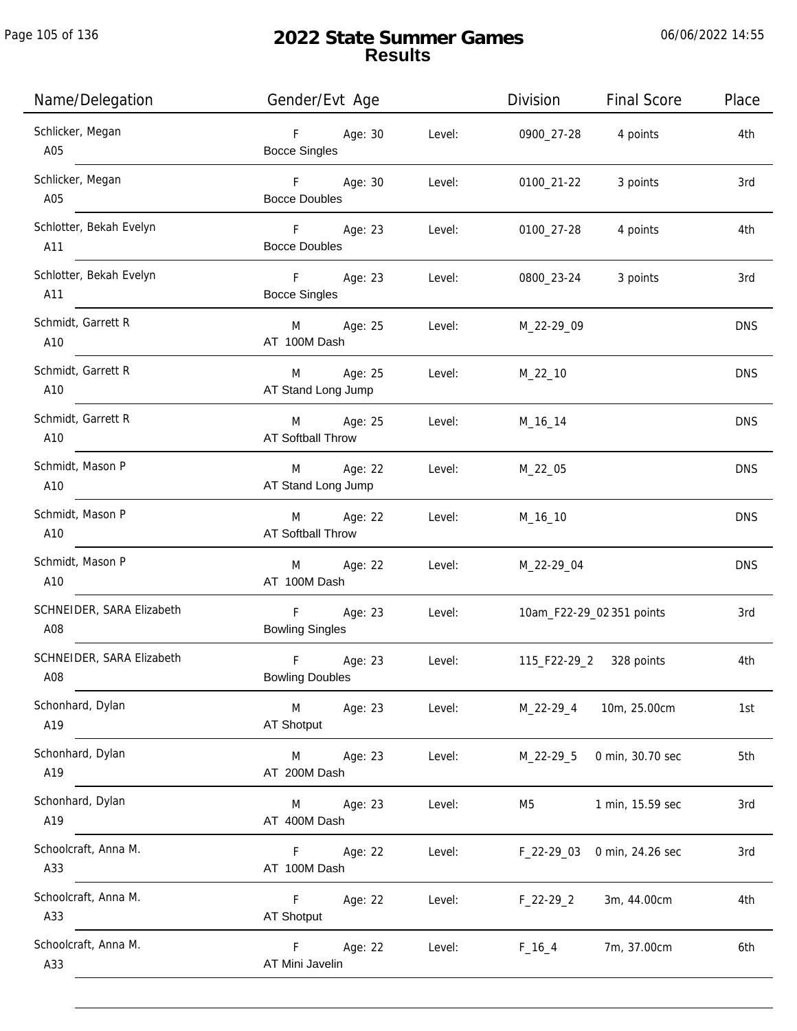# 2022 State Summer Games
## Results

06/06/2022 14:55

| Name/Delegation | Gender/Evt Age | | Level: | Division | Final Score | Place |
|---|---|---|---|---|---|---|
| Schlicker, Megan<br>A05 | F<br>Bocce Singles | Age: 30 | Level: | 0900_27-28 | 4 points | 4th |
| Schlicker, Megan<br>A05 | F<br>Bocce Doubles | Age: 30 | Level: | 0100_21-22 | 3 points | 3rd |
| Schlotter, Bekah Evelyn<br>A11 | F<br>Bocce Doubles | Age: 23 | Level: | 0100_27-28 | 4 points | 4th |
| Schlotter, Bekah Evelyn<br>A11 | F<br>Bocce Singles | Age: 23 | Level: | 0800_23-24 | 3 points | 3rd |
| Schmidt, Garrett R<br>A10 | M<br>AT 100M Dash | Age: 25 | Level: | M_22-29_09 | | DNS |
| Schmidt, Garrett R<br>A10 | M<br>AT Stand Long Jump | Age: 25 | Level: | M_22_10 | | DNS |
| Schmidt, Garrett R<br>A10 | M<br>AT Softball Throw | Age: 25 | Level: | M_16_14 | | DNS |
| Schmidt, Mason P<br>A10 | M<br>AT Stand Long Jump | Age: 22 | Level: | M_22_05 | | DNS |
| Schmidt, Mason P<br>A10 | M<br>AT Softball Throw | Age: 22 | Level: | M_16_10 | | DNS |
| Schmidt, Mason P<br>A10 | M<br>AT 100M Dash | Age: 22 | Level: | M_22-29_04 | | DNS |
| SCHNEIDER, SARA Elizabeth<br>A08 | F<br>Bowling Singles | Age: 23 | Level: | 10am_F22-29_02 | 351 points | 3rd |
| SCHNEIDER, SARA Elizabeth<br>A08 | F<br>Bowling Doubles | Age: 23 | Level: | 115_F22-29_2 | 328 points | 4th |
| Schonhard, Dylan<br>A19 | M<br>AT Shotput | Age: 23 | Level: | M_22-29_4 | 10m, 25.00cm | 1st |
| Schonhard, Dylan<br>A19 | M<br>AT 200M Dash | Age: 23 | Level: | M_22-29_5 | 0 min, 30.70 sec | 5th |
| Schonhard, Dylan<br>A19 | M<br>AT 400M Dash | Age: 23 | Level: | M5 | 1 min, 15.59 sec | 3rd |
| Schoolcraft, Anna M.<br>A33 | F<br>AT 100M Dash | Age: 22 | Level: | F_22-29_03 | 0 min, 24.26 sec | 3rd |
| Schoolcraft, Anna M.<br>A33 | F<br>AT Shotput | Age: 22 | Level: | F_22-29_2 | 3m, 44.00cm | 4th |
| Schoolcraft, Anna M.<br>A33 | F<br>AT Mini Javelin | Age: 22 | Level: | F_16_4 | 7m, 37.00cm | 6th |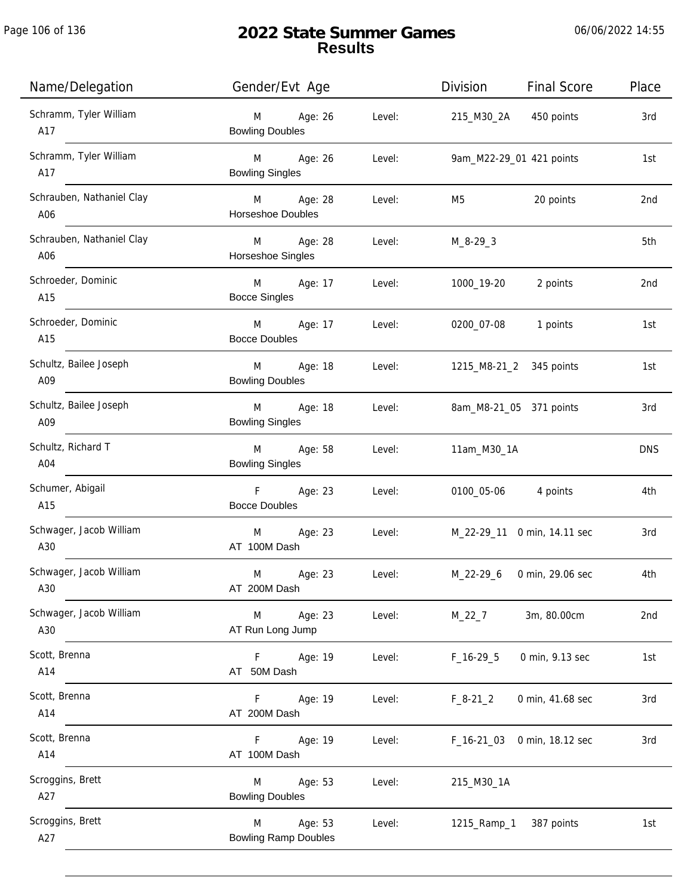# 2022 State Summer Games
## Results

| Name/Delegation | Gender/Evt Age | | Level: | Division | Final Score | Place |
|---|---|---|---|---|---|---|
| Schramm, Tyler William<br>A17 | M<br>Bowling Doubles | Age: 26 | Level: | 215_M30_2A | 450 points | 3rd |
| Schramm, Tyler William<br>A17 | M<br>Bowling Singles | Age: 26 | Level: | 9am_M22-29_01 | 421 points | 1st |
| Schrauben, Nathaniel Clay<br>A06 | M<br>Horseshoe Doubles | Age: 28 | Level: | M5 | 20 points | 2nd |
| Schrauben, Nathaniel Clay<br>A06 | M<br>Horseshoe Singles | Age: 28 | Level: | M_8-29_3 | | 5th |
| Schroeder, Dominic<br>A15 | M<br>Bocce Singles | Age: 17 | Level: | 1000_19-20 | 2 points | 2nd |
| Schroeder, Dominic<br>A15 | M<br>Bocce Doubles | Age: 17 | Level: | 0200_07-08 | 1 points | 1st |
| Schultz, Bailee Joseph<br>A09 | M<br>Bowling Doubles | Age: 18 | Level: | 1215_M8-21_2 | 345 points | 1st |
| Schultz, Bailee Joseph<br>A09 | M<br>Bowling Singles | Age: 18 | Level: | 8am_M8-21_05 | 371 points | 3rd |
| Schultz, Richard T<br>A04 | M<br>Bowling Singles | Age: 58 | Level: | 11am_M30_1A | | DNS |
| Schumer, Abigail<br>A15 | F<br>Bocce Doubles | Age: 23 | Level: | 0100_05-06 | 4 points | 4th |
| Schwager, Jacob William<br>A30 | M<br>AT 100M Dash | Age: 23 | Level: | M_22-29_11 | 0 min, 14.11 sec | 3rd |
| Schwager, Jacob William<br>A30 | M<br>AT 200M Dash | Age: 23 | Level: | M_22-29_6 | 0 min, 29.06 sec | 4th |
| Schwager, Jacob William<br>A30 | M<br>AT Run Long Jump | Age: 23 | Level: | M_22_7 | 3m, 80.00cm | 2nd |
| Scott, Brenna<br>A14 | F<br>AT 50M Dash | Age: 19 | Level: | F_16-29_5 | 0 min, 9.13 sec | 1st |
| Scott, Brenna<br>A14 | F<br>AT 200M Dash | Age: 19 | Level: | F_8-21_2 | 0 min, 41.68 sec | 3rd |
| Scott, Brenna<br>A14 | F<br>AT 100M Dash | Age: 19 | Level: | F_16-21_03 | 0 min, 18.12 sec | 3rd |
| Scroggins, Brett<br>A27 | M<br>Bowling Doubles | Age: 53 | Level: | 215_M30_1A | | |
| Scroggins, Brett<br>A27 | M<br>Bowling Ramp Doubles | Age: 53 | Level: | 1215_Ramp_1 | 387 points | 1st |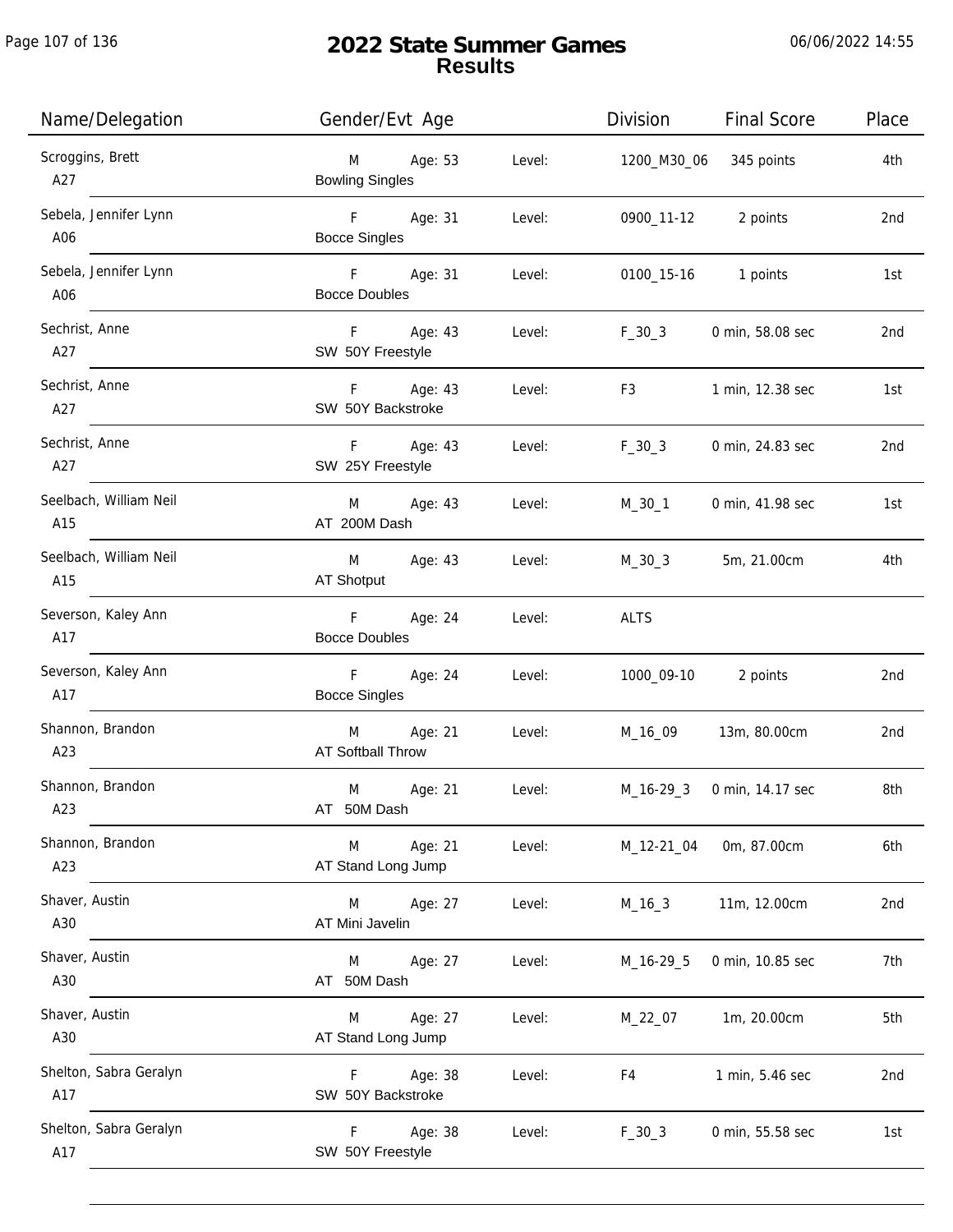# 2022 State Summer Games
## Results

06/06/2022 14:55

| Name/Delegation | Gender/Evt Age | | Level: | Division | Final Score | Place |
|---|---|---|---|---|---|---|
| Scroggins, Brett<br>A27 | M<br>Bowling Singles | Age: 53 | Level: | 1200_M30_06 | 345 points | 4th |
| Sebela, Jennifer Lynn<br>A06 | F<br>Bocce Singles | Age: 31 | Level: | 0900_11-12 | 2 points | 2nd |
| Sebela, Jennifer Lynn<br>A06 | F<br>Bocce Doubles | Age: 31 | Level: | 0100_15-16 | 1 points | 1st |
| Sechrist, Anne<br>A27 | F<br>SW 50Y Freestyle | Age: 43 | Level: | F_30_3 | 0 min, 58.08 sec | 2nd |
| Sechrist, Anne<br>A27 | F<br>SW 50Y Backstroke | Age: 43 | Level: | F3 | 1 min, 12.38 sec | 1st |
| Sechrist, Anne<br>A27 | F<br>SW 25Y Freestyle | Age: 43 | Level: | F_30_3 | 0 min, 24.83 sec | 2nd |
| Seelbach, William Neil<br>A15 | M<br>AT 200M Dash | Age: 43 | Level: | M_30_1 | 0 min, 41.98 sec | 1st |
| Seelbach, William Neil<br>A15 | M<br>AT Shotput | Age: 43 | Level: | M_30_3 | 5m, 21.00cm | 4th |
| Severson, Kaley Ann<br>A17 | F<br>Bocce Doubles | Age: 24 | Level: | ALTS | | |
| Severson, Kaley Ann<br>A17 | F<br>Bocce Singles | Age: 24 | Level: | 1000_09-10 | 2 points | 2nd |
| Shannon, Brandon<br>A23 | M<br>AT Softball Throw | Age: 21 | Level: | M_16_09 | 13m, 80.00cm | 2nd |
| Shannon, Brandon<br>A23 | M<br>AT 50M Dash | Age: 21 | Level: | M_16-29_3 | 0 min, 14.17 sec | 8th |
| Shannon, Brandon<br>A23 | M<br>AT Stand Long Jump | Age: 21 | Level: | M_12-21_04 | 0m, 87.00cm | 6th |
| Shaver, Austin<br>A30 | M<br>AT Mini Javelin | Age: 27 | Level: | M_16_3 | 11m, 12.00cm | 2nd |
| Shaver, Austin<br>A30 | M<br>AT 50M Dash | Age: 27 | Level: | M_16-29_5 | 0 min, 10.85 sec | 7th |
| Shaver, Austin<br>A30 | M<br>AT Stand Long Jump | Age: 27 | Level: | M_22_07 | 1m, 20.00cm | 5th |
| Shelton, Sabra Geralyn<br>A17 | F<br>SW 50Y Backstroke | Age: 38 | Level: | F4 | 1 min, 5.46 sec | 2nd |
| Shelton, Sabra Geralyn<br>A17 | F<br>SW 50Y Freestyle | Age: 38 | Level: | F_30_3 | 0 min, 55.58 sec | 1st |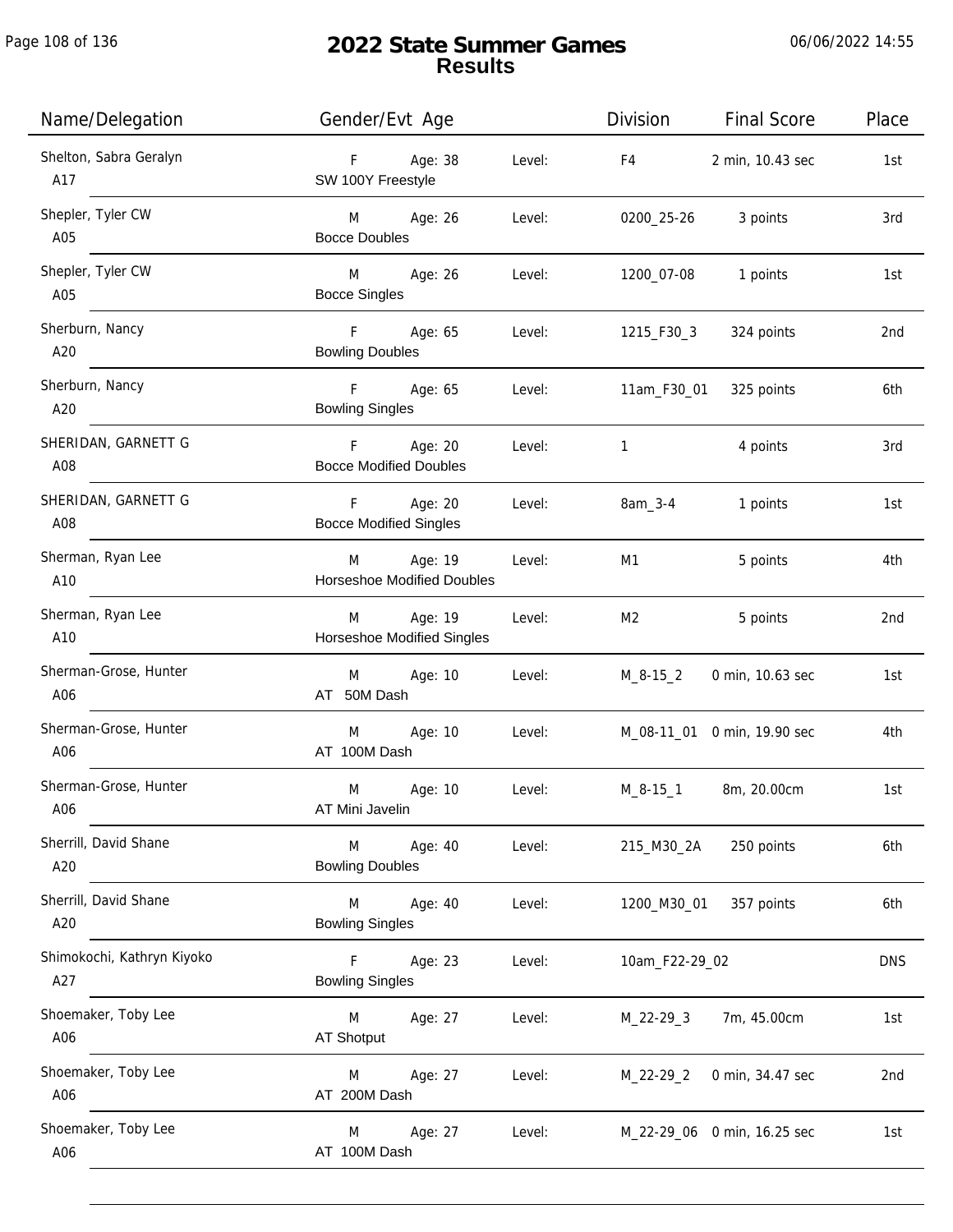# 2022 State Summer Games
## Results

06/06/2022 14:55

| Name/Delegation | Gender/Evt Age | | Level: | Division | Final Score | Place |
|---|---|---|---|---|---|---|
| Shelton, Sabra Geralyn<br>A17 | F<br>SW 100Y Freestyle | Age: 38 | Level: | F4 | 2 min, 10.43 sec | 1st |
| Shepler, Tyler CW<br>A05 | M<br>Bocce Doubles | Age: 26 | Level: | 0200_25-26 | 3 points | 3rd |
| Shepler, Tyler CW<br>A05 | M<br>Bocce Singles | Age: 26 | Level: | 1200_07-08 | 1 points | 1st |
| Sherburn, Nancy<br>A20 | F<br>Bowling Doubles | Age: 65 | Level: | 1215_F30_3 | 324 points | 2nd |
| Sherburn, Nancy<br>A20 | F<br>Bowling Singles | Age: 65 | Level: | 11am_F30_01 | 325 points | 6th |
| SHERIDAN, GARNETT G<br>A08 | F<br>Bocce Modified Doubles | Age: 20 | Level: | 1 | 4 points | 3rd |
| SHERIDAN, GARNETT G<br>A08 | F<br>Bocce Modified Singles | Age: 20 | Level: | 8am_3-4 | 1 points | 1st |
| Sherman, Ryan Lee<br>A10 | M<br>Horseshoe Modified Doubles | Age: 19 | Level: | M1 | 5 points | 4th |
| Sherman, Ryan Lee<br>A10 | M<br>Horseshoe Modified Singles | Age: 19 | Level: | M2 | 5 points | 2nd |
| Sherman-Grose, Hunter<br>A06 | M<br>AT 50M Dash | Age: 10 | Level: | M_8-15_2 | 0 min, 10.63 sec | 1st |
| Sherman-Grose, Hunter<br>A06 | M<br>AT 100M Dash | Age: 10 | Level: | M_08-11_01 | 0 min, 19.90 sec | 4th |
| Sherman-Grose, Hunter<br>A06 | M<br>AT Mini Javelin | Age: 10 | Level: | M_8-15_1 | 8m, 20.00cm | 1st |
| Sherrill, David Shane<br>A20 | M<br>Bowling Doubles | Age: 40 | Level: | 215_M30_2A | 250 points | 6th |
| Sherrill, David Shane<br>A20 | M<br>Bowling Singles | Age: 40 | Level: | 1200_M30_01 | 357 points | 6th |
| Shimokochi, Kathryn Kiyoko<br>A27 | F<br>Bowling Singles | Age: 23 | Level: | 10am_F22-29_02 | | DNS |
| Shoemaker, Toby Lee<br>A06 | M<br>AT Shotput | Age: 27 | Level: | M_22-29_3 | 7m, 45.00cm | 1st |
| Shoemaker, Toby Lee<br>A06 | M<br>AT 200M Dash | Age: 27 | Level: | M_22-29_2 | 0 min, 34.47 sec | 2nd |
| Shoemaker, Toby Lee<br>A06 | M<br>AT 100M Dash | Age: 27 | Level: | M_22-29_06 | 0 min, 16.25 sec | 1st |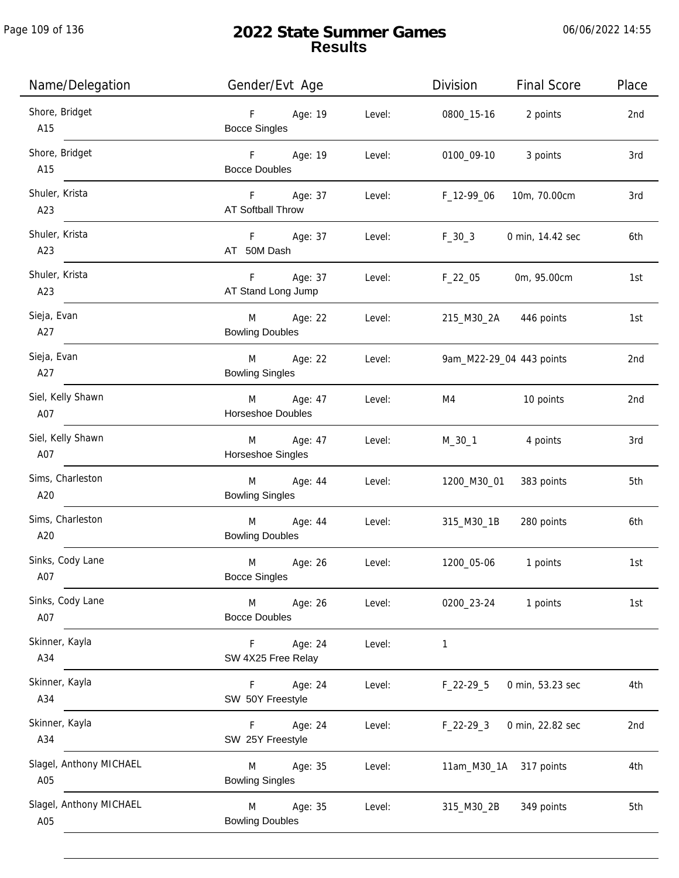# 2022 State Summer Games
## Results

| Name/Delegation | Gender/Evt Age | | Level: | Division | Final Score | Place |
|---|---|---|---|---|---|---|
| Shore, Bridget<br>A15 | F<br>Bocce Singles | Age: 19 | Level: | 0800_15-16 | 2 points | 2nd |
| Shore, Bridget<br>A15 | F<br>Bocce Doubles | Age: 19 | Level: | 0100_09-10 | 3 points | 3rd |
| Shuler, Krista<br>A23 | F<br>AT Softball Throw | Age: 37 | Level: | F_12-99_06 | 10m, 70.00cm | 3rd |
| Shuler, Krista<br>A23 | F<br>AT 50M Dash | Age: 37 | Level: | F_30_3 | 0 min, 14.42 sec | 6th |
| Shuler, Krista<br>A23 | F<br>AT Stand Long Jump | Age: 37 | Level: | F_22_05 | 0m, 95.00cm | 1st |
| Sieja, Evan<br>A27 | M<br>Bowling Doubles | Age: 22 | Level: | 215_M30_2A | 446 points | 1st |
| Sieja, Evan<br>A27 | M<br>Bowling Singles | Age: 22 | Level: | 9am_M22-29_04 | 443 points | 2nd |
| Siel, Kelly Shawn<br>A07 | M<br>Horseshoe Doubles | Age: 47 | Level: | M4 | 10 points | 2nd |
| Siel, Kelly Shawn<br>A07 | M<br>Horseshoe Singles | Age: 47 | Level: | M_30_1 | 4 points | 3rd |
| Sims, Charleston<br>A20 | M<br>Bowling Singles | Age: 44 | Level: | 1200_M30_01 | 383 points | 5th |
| Sims, Charleston<br>A20 | M<br>Bowling Doubles | Age: 44 | Level: | 315_M30_1B | 280 points | 6th |
| Sinks, Cody Lane<br>A07 | M<br>Bocce Singles | Age: 26 | Level: | 1200_05-06 | 1 points | 1st |
| Sinks, Cody Lane<br>A07 | M<br>Bocce Doubles | Age: 26 | Level: | 0200_23-24 | 1 points | 1st |
| Skinner, Kayla<br>A34 | F<br>SW 4X25 Free Relay | Age: 24 | Level: | 1 | | |
| Skinner, Kayla<br>A34 | F<br>SW 50Y Freestyle | Age: 24 | Level: | F_22-29_5 | 0 min, 53.23 sec | 4th |
| Skinner, Kayla<br>A34 | F<br>SW 25Y Freestyle | Age: 24 | Level: | F_22-29_3 | 0 min, 22.82 sec | 2nd |
| Slagel, Anthony MICHAEL<br>A05 | M<br>Bowling Singles | Age: 35 | Level: | 11am_M30_1A | 317 points | 4th |
| Slagel, Anthony MICHAEL<br>A05 | M<br>Bowling Doubles | Age: 35 | Level: | 315_M30_2B | 349 points | 5th |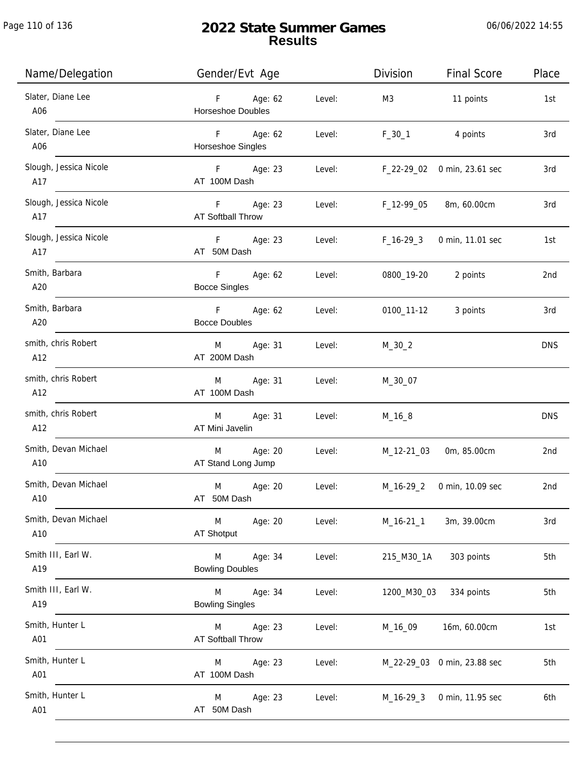# 2022 State Summer Games
## Results

06/06/2022 14:55

| Name/Delegation | Gender/Evt Age | | Level: | Division | Final Score | Place |
|---|---|---|---|---|---|---|
| Slater, Diane Lee A06 | F Horseshoe Doubles | Age: 62 | Level: | M3 | 11 points | 1st |
| Slater, Diane Lee A06 | F Horseshoe Singles | Age: 62 | Level: | F_30_1 | 4 points | 3rd |
| Slough, Jessica Nicole A17 | F AT 100M Dash | Age: 23 | Level: | F_22-29_02 | 0 min, 23.61 sec | 3rd |
| Slough, Jessica Nicole A17 | F AT Softball Throw | Age: 23 | Level: | F_12-99_05 | 8m, 60.00cm | 3rd |
| Slough, Jessica Nicole A17 | F AT 50M Dash | Age: 23 | Level: | F_16-29_3 | 0 min, 11.01 sec | 1st |
| Smith, Barbara A20 | F Bocce Singles | Age: 62 | Level: | 0800_19-20 | 2 points | 2nd |
| Smith, Barbara A20 | F Bocce Doubles | Age: 62 | Level: | 0100_11-12 | 3 points | 3rd |
| smith, chris Robert A12 | M AT 200M Dash | Age: 31 | Level: | M_30_2 | | DNS |
| smith, chris Robert A12 | M AT 100M Dash | Age: 31 | Level: | M_30_07 | | |
| smith, chris Robert A12 | M AT Mini Javelin | Age: 31 | Level: | M_16_8 | | DNS |
| Smith, Devan Michael A10 | M AT Stand Long Jump | Age: 20 | Level: | M_12-21_03 | 0m, 85.00cm | 2nd |
| Smith, Devan Michael A10 | M AT 50M Dash | Age: 20 | Level: | M_16-29_2 | 0 min, 10.09 sec | 2nd |
| Smith, Devan Michael A10 | M AT Shotput | Age: 20 | Level: | M_16-21_1 | 3m, 39.00cm | 3rd |
| Smith III, Earl W. A19 | M Bowling Doubles | Age: 34 | Level: | 215_M30_1A | 303 points | 5th |
| Smith III, Earl W. A19 | M Bowling Singles | Age: 34 | Level: | 1200_M30_03 | 334 points | 5th |
| Smith, Hunter L A01 | M AT Softball Throw | Age: 23 | Level: | M_16_09 | 16m, 60.00cm | 1st |
| Smith, Hunter L A01 | M AT 100M Dash | Age: 23 | Level: | M_22-29_03 | 0 min, 23.88 sec | 5th |
| Smith, Hunter L A01 | M AT 50M Dash | Age: 23 | Level: | M_16-29_3 | 0 min, 11.95 sec | 6th |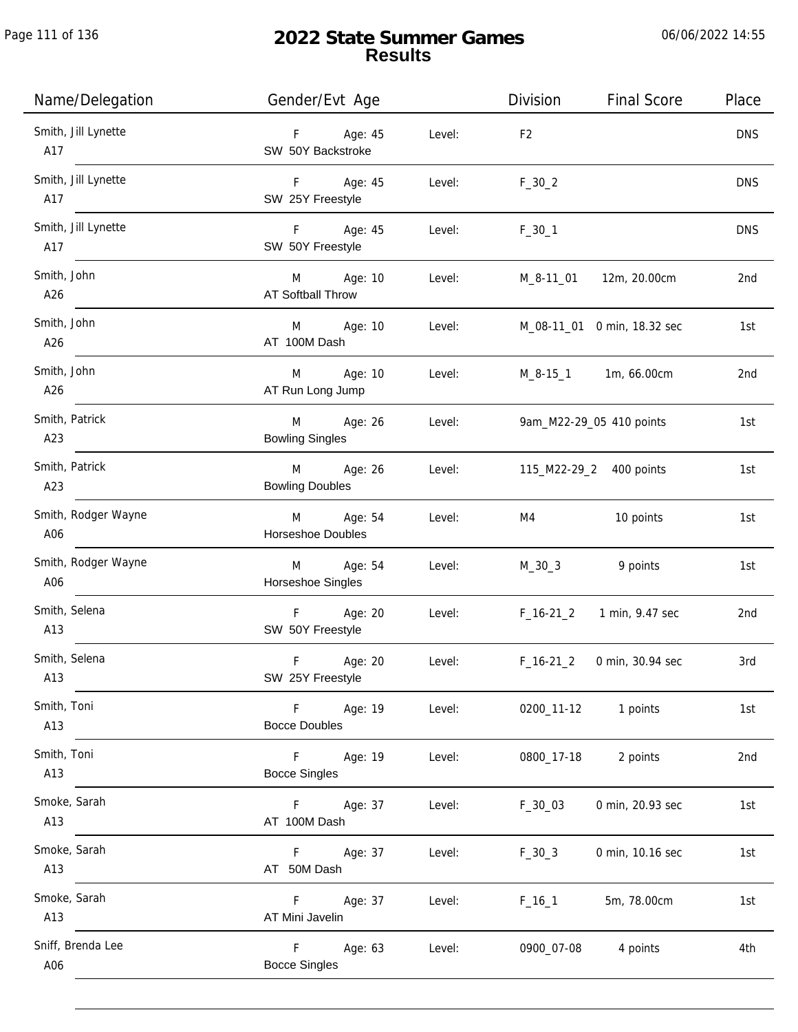# 2022 State Summer Games
## Results

06/06/2022 14:55

| Name/Delegation | Gender/Evt Age | | Division | Final Score | Place |
|---|---|---|---|---|---|
| Smith, Jill Lynette<br>A17 | F Age: 45<br>SW 50Y Backstroke | Level: | F2 | | DNS |
| Smith, Jill Lynette<br>A17 | F Age: 45<br>SW 25Y Freestyle | Level: | F_30_2 | | DNS |
| Smith, Jill Lynette<br>A17 | F Age: 45<br>SW 50Y Freestyle | Level: | F_30_1 | | DNS |
| Smith, John<br>A26 | M Age: 10<br>AT Softball Throw | Level: | M_8-11_01 | 12m, 20.00cm | 2nd |
| Smith, John<br>A26 | M Age: 10<br>AT 100M Dash | Level: | M_08-11_01 | 0 min, 18.32 sec | 1st |
| Smith, John<br>A26 | M Age: 10<br>AT Run Long Jump | Level: | M_8-15_1 | 1m, 66.00cm | 2nd |
| Smith, Patrick<br>A23 | M Age: 26<br>Bowling Singles | Level: | 9am_M22-29_05 | 410 points | 1st |
| Smith, Patrick<br>A23 | M Age: 26<br>Bowling Doubles | Level: | 115_M22-29_2 | 400 points | 1st |
| Smith, Rodger Wayne<br>A06 | M Age: 54<br>Horseshoe Doubles | Level: | M4 | 10 points | 1st |
| Smith, Rodger Wayne<br>A06 | M Age: 54<br>Horseshoe Singles | Level: | M_30_3 | 9 points | 1st |
| Smith, Selena<br>A13 | F Age: 20<br>SW 50Y Freestyle | Level: | F_16-21_2 | 1 min, 9.47 sec | 2nd |
| Smith, Selena<br>A13 | F Age: 20<br>SW 25Y Freestyle | Level: | F_16-21_2 | 0 min, 30.94 sec | 3rd |
| Smith, Toni<br>A13 | F Age: 19<br>Bocce Doubles | Level: | 0200_11-12 | 1 points | 1st |
| Smith, Toni<br>A13 | F Age: 19<br>Bocce Singles | Level: | 0800_17-18 | 2 points | 2nd |
| Smoke, Sarah<br>A13 | F Age: 37<br>AT 100M Dash | Level: | F_30_03 | 0 min, 20.93 sec | 1st |
| Smoke, Sarah<br>A13 | F Age: 37<br>AT 50M Dash | Level: | F_30_3 | 0 min, 10.16 sec | 1st |
| Smoke, Sarah<br>A13 | F Age: 37<br>AT Mini Javelin | Level: | F_16_1 | 5m, 78.00cm | 1st |
| Sniff, Brenda Lee<br>A06 | F Age: 63<br>Bocce Singles | Level: | 0900_07-08 | 4 points | 4th |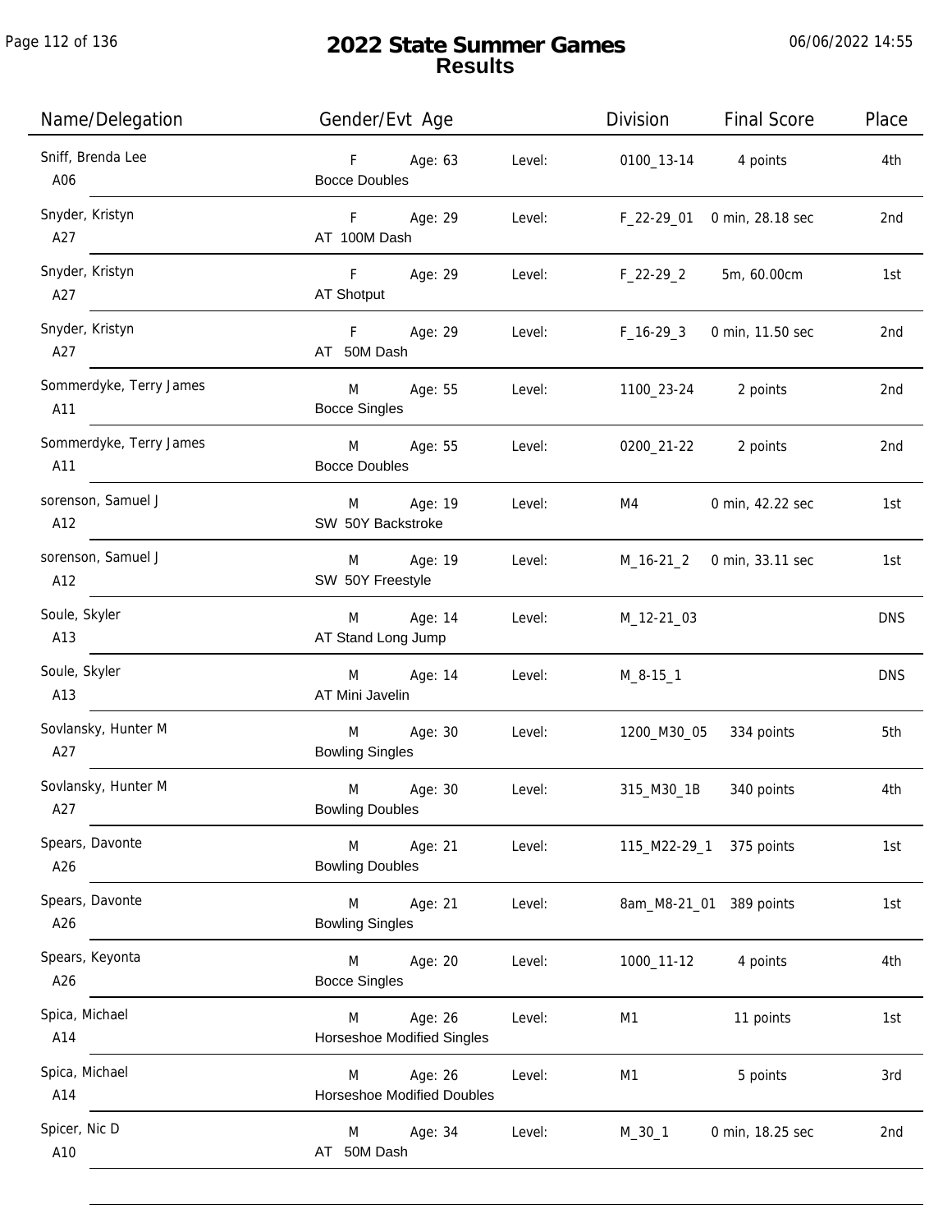# 2022 State Summer Games
## Results

06/06/2022 14:55

| Name/Delegation | Gender/Evt Age | | Level: | Division | Final Score | Place |
|---|---|---|---|---|---|---|
| Sniff, Brenda Lee<br>A06 | F<br>Bocce Doubles | Age: 63 | Level: | 0100_13-14 | 4 points | 4th |
| Snyder, Kristyn<br>A27 | F<br>AT 100M Dash | Age: 29 | Level: | F_22-29_01 | 0 min, 28.18 sec | 2nd |
| Snyder, Kristyn<br>A27 | F<br>AT Shotput | Age: 29 | Level: | F_22-29_2 | 5m, 60.00cm | 1st |
| Snyder, Kristyn<br>A27 | F<br>AT 50M Dash | Age: 29 | Level: | F_16-29_3 | 0 min, 11.50 sec | 2nd |
| Sommerdyke, Terry James<br>A11 | M<br>Bocce Singles | Age: 55 | Level: | 1100_23-24 | 2 points | 2nd |
| Sommerdyke, Terry James<br>A11 | M<br>Bocce Doubles | Age: 55 | Level: | 0200_21-22 | 2 points | 2nd |
| sorenson, Samuel J<br>A12 | M<br>SW 50Y Backstroke | Age: 19 | Level: | M4 | 0 min, 42.22 sec | 1st |
| sorenson, Samuel J<br>A12 | M<br>SW 50Y Freestyle | Age: 19 | Level: | M_16-21_2 | 0 min, 33.11 sec | 1st |
| Soule, Skyler<br>A13 | M<br>AT Stand Long Jump | Age: 14 | Level: | M_12-21_03 | | DNS |
| Soule, Skyler<br>A13 | M<br>AT Mini Javelin | Age: 14 | Level: | M_8-15_1 | | DNS |
| Sovlansky, Hunter M<br>A27 | M<br>Bowling Singles | Age: 30 | Level: | 1200_M30_05 | 334 points | 5th |
| Sovlansky, Hunter M<br>A27 | M<br>Bowling Doubles | Age: 30 | Level: | 315_M30_1B | 340 points | 4th |
| Spears, Davonte<br>A26 | M<br>Bowling Doubles | Age: 21 | Level: | 115_M22-29_1 | 375 points | 1st |
| Spears, Davonte<br>A26 | M<br>Bowling Singles | Age: 21 | Level: | 8am_M8-21_01 | 389 points | 1st |
| Spears, Keyonta<br>A26 | M<br>Bocce Singles | Age: 20 | Level: | 1000_11-12 | 4 points | 4th |
| Spica, Michael<br>A14 | M<br>Horseshoe Modified Singles | Age: 26 | Level: | M1 | 11 points | 1st |
| Spica, Michael<br>A14 | M<br>Horseshoe Modified Doubles | Age: 26 | Level: | M1 | 5 points | 3rd |
| Spicer, Nic D<br>A10 | M<br>AT 50M Dash | Age: 34 | Level: | M_30_1 | 0 min, 18.25 sec | 2nd |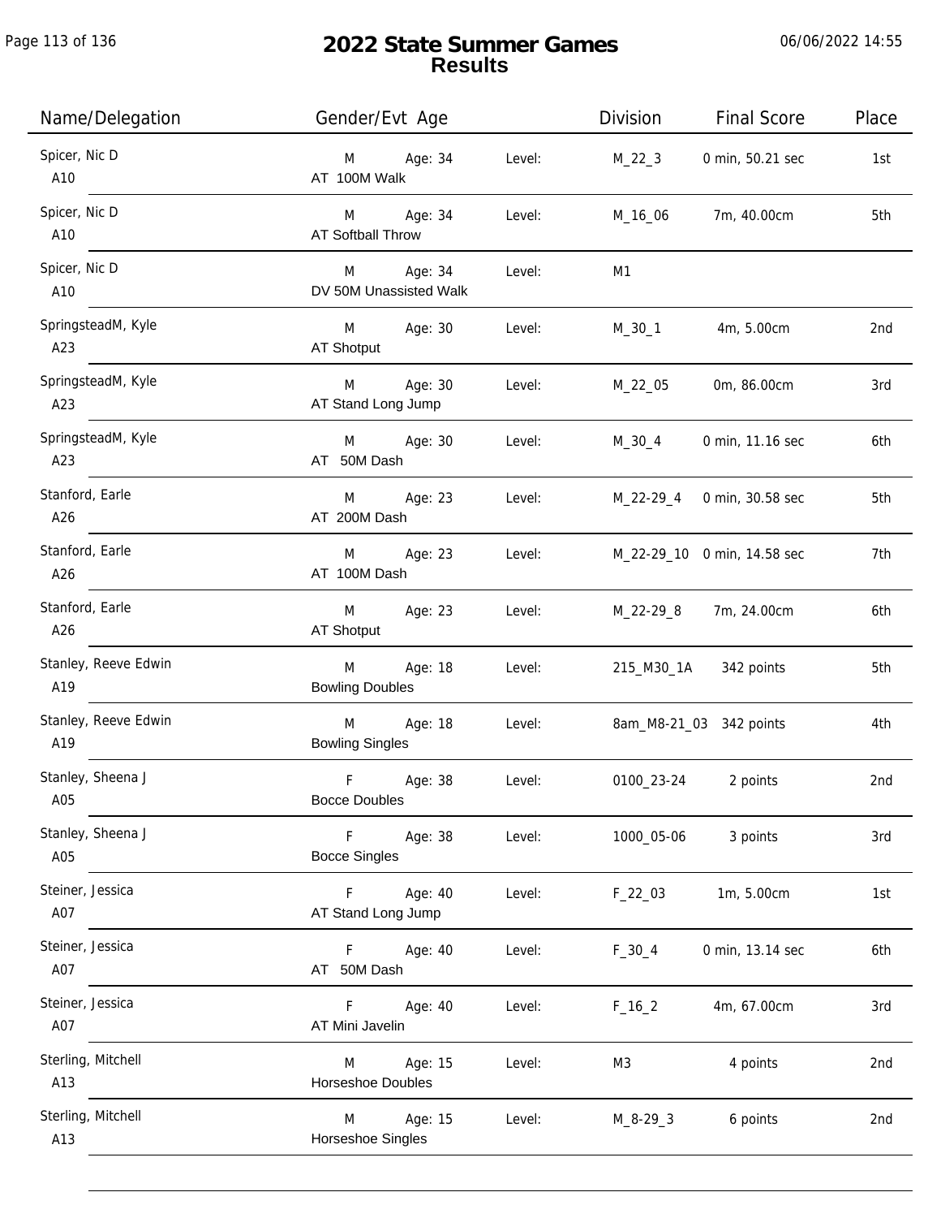# 2022 State Summer Games
## Results

| Name/Delegation | Gender/Evt Age | | Level: | Division | Final Score | Place |
|---|---|---|---|---|---|---|
| Spicer, Nic D<br>A10 | M<br>AT 100M Walk | Age: 34 | Level: | M_22_3 | 0 min, 50.21 sec | 1st |
| Spicer, Nic D<br>A10 | M<br>AT Softball Throw | Age: 34 | Level: | M_16_06 | 7m, 40.00cm | 5th |
| Spicer, Nic D<br>A10 | M<br>DV 50M Unassisted Walk | Age: 34 | Level: | M1 | | |
| SpringsteadM, Kyle<br>A23 | M<br>AT Shotput | Age: 30 | Level: | M_30_1 | 4m, 5.00cm | 2nd |
| SpringsteadM, Kyle<br>A23 | M<br>AT Stand Long Jump | Age: 30 | Level: | M_22_05 | 0m, 86.00cm | 3rd |
| SpringsteadM, Kyle<br>A23 | M<br>AT 50M Dash | Age: 30 | Level: | M_30_4 | 0 min, 11.16 sec | 6th |
| Stanford, Earle<br>A26 | M<br>AT 200M Dash | Age: 23 | Level: | M_22-29_4 | 0 min, 30.58 sec | 5th |
| Stanford, Earle<br>A26 | M<br>AT 100M Dash | Age: 23 | Level: | M_22-29_10 | 0 min, 14.58 sec | 7th |
| Stanford, Earle<br>A26 | M<br>AT Shotput | Age: 23 | Level: | M_22-29_8 | 7m, 24.00cm | 6th |
| Stanley, Reeve Edwin<br>A19 | M<br>Bowling Doubles | Age: 18 | Level: | 215_M30_1A | 342 points | 5th |
| Stanley, Reeve Edwin<br>A19 | M<br>Bowling Singles | Age: 18 | Level: | 8am_M8-21_03 | 342 points | 4th |
| Stanley, Sheena J<br>A05 | F<br>Bocce Doubles | Age: 38 | Level: | 0100_23-24 | 2 points | 2nd |
| Stanley, Sheena J<br>A05 | F<br>Bocce Singles | Age: 38 | Level: | 1000_05-06 | 3 points | 3rd |
| Steiner, Jessica<br>A07 | F<br>AT Stand Long Jump | Age: 40 | Level: | F_22_03 | 1m, 5.00cm | 1st |
| Steiner, Jessica<br>A07 | F<br>AT 50M Dash | Age: 40 | Level: | F_30_4 | 0 min, 13.14 sec | 6th |
| Steiner, Jessica<br>A07 | F<br>AT Mini Javelin | Age: 40 | Level: | F_16_2 | 4m, 67.00cm | 3rd |
| Sterling, Mitchell<br>A13 | M<br>Horseshoe Doubles | Age: 15 | Level: | M3 | 4 points | 2nd |
| Sterling, Mitchell<br>A13 | M<br>Horseshoe Singles | Age: 15 | Level: | M_8-29_3 | 6 points | 2nd |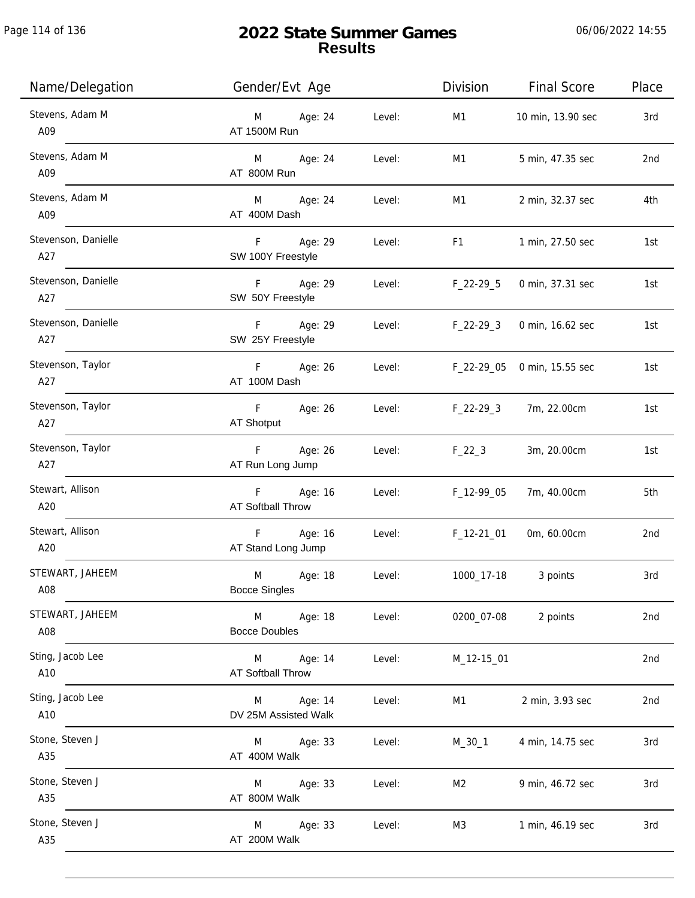# 2022 State Summer Games
## Results

| Name/Delegation | Gender/Evt Age | | Level: | Division | Final Score | Place |
|---|---|---|---|---|---|---|
| Stevens, Adam M<br>A09 | M<br>AT 1500M Run | Age: 24 | Level: | M1 | 10 min, 13.90 sec | 3rd |
| Stevens, Adam M<br>A09 | M<br>AT 800M Run | Age: 24 | Level: | M1 | 5 min, 47.35 sec | 2nd |
| Stevens, Adam M<br>A09 | M<br>AT 400M Dash | Age: 24 | Level: | M1 | 2 min, 32.37 sec | 4th |
| Stevenson, Danielle<br>A27 | F<br>SW 100Y Freestyle | Age: 29 | Level: | F1 | 1 min, 27.50 sec | 1st |
| Stevenson, Danielle<br>A27 | F<br>SW 50Y Freestyle | Age: 29 | Level: | F_22-29_5 | 0 min, 37.31 sec | 1st |
| Stevenson, Danielle<br>A27 | F<br>SW 25Y Freestyle | Age: 29 | Level: | F_22-29_3 | 0 min, 16.62 sec | 1st |
| Stevenson, Taylor<br>A27 | F<br>AT 100M Dash | Age: 26 | Level: | F_22-29_05 | 0 min, 15.55 sec | 1st |
| Stevenson, Taylor<br>A27 | F<br>AT Shotput | Age: 26 | Level: | F_22-29_3 | 7m, 22.00cm | 1st |
| Stevenson, Taylor<br>A27 | F<br>AT Run Long Jump | Age: 26 | Level: | F_22_3 | 3m, 20.00cm | 1st |
| Stewart, Allison<br>A20 | F<br>AT Softball Throw | Age: 16 | Level: | F_12-99_05 | 7m, 40.00cm | 5th |
| Stewart, Allison<br>A20 | F<br>AT Stand Long Jump | Age: 16 | Level: | F_12-21_01 | 0m, 60.00cm | 2nd |
| STEWART, JAHEEM<br>A08 | M<br>Bocce Singles | Age: 18 | Level: | 1000_17-18 | 3 points | 3rd |
| STEWART, JAHEEM<br>A08 | M<br>Bocce Doubles | Age: 18 | Level: | 0200_07-08 | 2 points | 2nd |
| Sting, Jacob Lee<br>A10 | M<br>AT Softball Throw | Age: 14 | Level: | M_12-15_01 | | 2nd |
| Sting, Jacob Lee<br>A10 | M<br>DV 25M Assisted Walk | Age: 14 | Level: | M1 | 2 min, 3.93 sec | 2nd |
| Stone, Steven J<br>A35 | M<br>AT 400M Walk | Age: 33 | Level: | M_30_1 | 4 min, 14.75 sec | 3rd |
| Stone, Steven J<br>A35 | M<br>AT 800M Walk | Age: 33 | Level: | M2 | 9 min, 46.72 sec | 3rd |
| Stone, Steven J<br>A35 | M<br>AT 200M Walk | Age: 33 | Level: | M3 | 1 min, 46.19 sec | 3rd |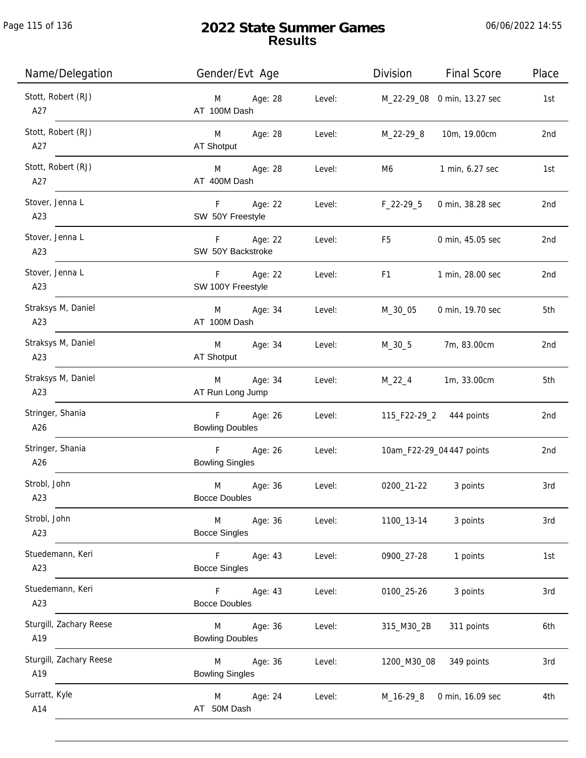# 2022 State Summer Games
## Results

06/06/2022 14:55

| Name/Delegation | Gender/Evt Age | | Level: | Division | Final Score | Place |
|---|---|---|---|---|---|---|
| Stott, Robert (RJ) A27 | M AT 100M Dash | Age: 28 | Level: | M_22-29_08 | 0 min, 13.27 sec | 1st |
| Stott, Robert (RJ) A27 | M AT Shotput | Age: 28 | Level: | M_22-29_8 | 10m, 19.00cm | 2nd |
| Stott, Robert (RJ) A27 | M AT 400M Dash | Age: 28 | Level: | M6 | 1 min, 6.27 sec | 1st |
| Stover, Jenna L A23 | F SW 50Y Freestyle | Age: 22 | Level: | F_22-29_5 | 0 min, 38.28 sec | 2nd |
| Stover, Jenna L A23 | F SW 50Y Backstroke | Age: 22 | Level: | F5 | 0 min, 45.05 sec | 2nd |
| Stover, Jenna L A23 | F SW 100Y Freestyle | Age: 22 | Level: | F1 | 1 min, 28.00 sec | 2nd |
| Straksys M, Daniel A23 | M AT 100M Dash | Age: 34 | Level: | M_30_05 | 0 min, 19.70 sec | 5th |
| Straksys M, Daniel A23 | M AT Shotput | Age: 34 | Level: | M_30_5 | 7m, 83.00cm | 2nd |
| Straksys M, Daniel A23 | M AT Run Long Jump | Age: 34 | Level: | M_22_4 | 1m, 33.00cm | 5th |
| Stringer, Shania A26 | F Bowling Doubles | Age: 26 | Level: | 115_F22-29_2 | 444 points | 2nd |
| Stringer, Shania A26 | F Bowling Singles | Age: 26 | Level: | 10am_F22-29_04 | 447 points | 2nd |
| Strobl, John A23 | M Bocce Doubles | Age: 36 | Level: | 0200_21-22 | 3 points | 3rd |
| Strobl, John A23 | M Bocce Singles | Age: 36 | Level: | 1100_13-14 | 3 points | 3rd |
| Stuedemann, Keri A23 | F Bocce Singles | Age: 43 | Level: | 0900_27-28 | 1 points | 1st |
| Stuedemann, Keri A23 | F Bocce Doubles | Age: 43 | Level: | 0100_25-26 | 3 points | 3rd |
| Sturgill, Zachary Reese A19 | M Bowling Doubles | Age: 36 | Level: | 315_M30_2B | 311 points | 6th |
| Sturgill, Zachary Reese A19 | M Bowling Singles | Age: 36 | Level: | 1200_M30_08 | 349 points | 3rd |
| Surratt, Kyle A14 | M AT 50M Dash | Age: 24 | Level: | M_16-29_8 | 0 min, 16.09 sec | 4th |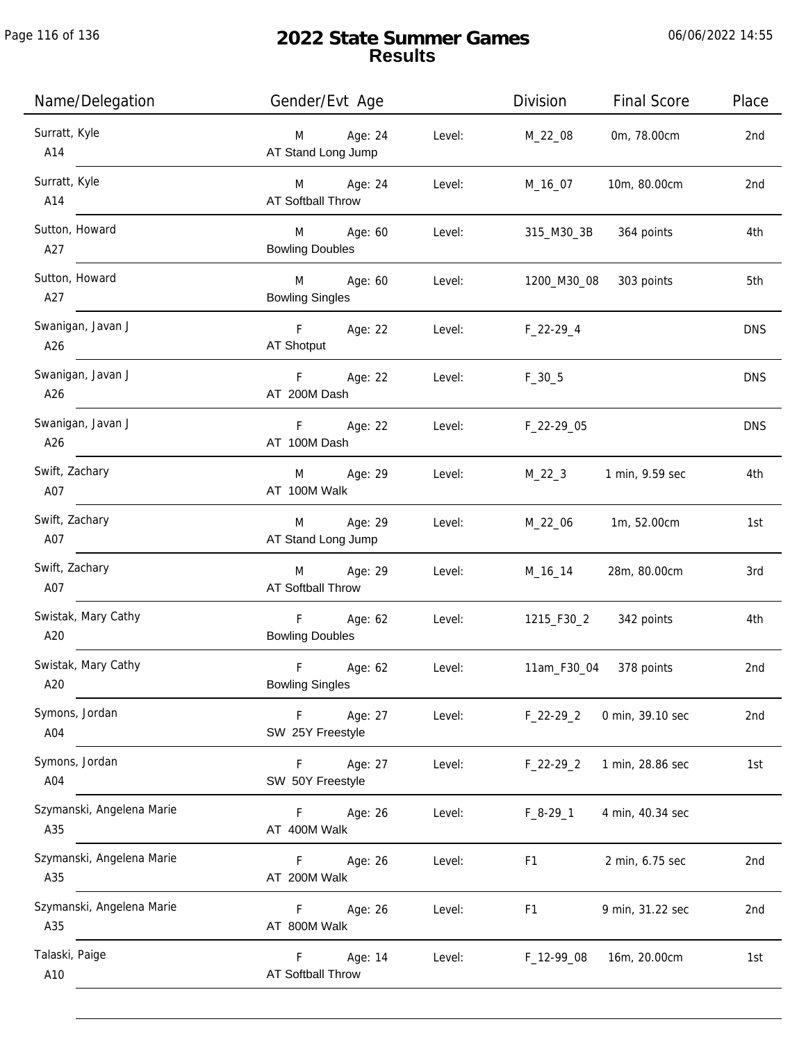# 2022 State Summer Games
## Results

06/06/2022 14:55

| Name/Delegation | Gender/Evt Age | | Division | Final Score | Place |
|---|---|---|---|---|---|
| Surratt, Kyle<br>A14 | M Age: 24<br>AT Stand Long Jump | Level: | M_22_08 | 0m, 78.00cm | 2nd |
| Surratt, Kyle<br>A14 | M Age: 24<br>AT Softball Throw | Level: | M_16_07 | 10m, 80.00cm | 2nd |
| Sutton, Howard<br>A27 | M Age: 60<br>Bowling Doubles | Level: | 315_M30_3B | 364 points | 4th |
| Sutton, Howard<br>A27 | M Age: 60<br>Bowling Singles | Level: | 1200_M30_08 | 303 points | 5th |
| Swanigan, Javan J<br>A26 | F Age: 22<br>AT Shotput | Level: | F_22-29_4 | | DNS |
| Swanigan, Javan J<br>A26 | F Age: 22<br>AT 200M Dash | Level: | F_30_5 | | DNS |
| Swanigan, Javan J<br>A26 | F Age: 22<br>AT 100M Dash | Level: | F_22-29_05 | | DNS |
| Swift, Zachary<br>A07 | M Age: 29<br>AT 100M Walk | Level: | M_22_3 | 1 min, 9.59 sec | 4th |
| Swift, Zachary<br>A07 | M Age: 29<br>AT Stand Long Jump | Level: | M_22_06 | 1m, 52.00cm | 1st |
| Swift, Zachary<br>A07 | M Age: 29<br>AT Softball Throw | Level: | M_16_14 | 28m, 80.00cm | 3rd |
| Swistak, Mary Cathy<br>A20 | F Age: 62<br>Bowling Doubles | Level: | 1215_F30_2 | 342 points | 4th |
| Swistak, Mary Cathy<br>A20 | F Age: 62<br>Bowling Singles | Level: | 11am_F30_04 | 378 points | 2nd |
| Symons, Jordan<br>A04 | F Age: 27<br>SW 25Y Freestyle | Level: | F_22-29_2 | 0 min, 39.10 sec | 2nd |
| Symons, Jordan<br>A04 | F Age: 27<br>SW 50Y Freestyle | Level: | F_22-29_2 | 1 min, 28.86 sec | 1st |
| Szymanski, Angelena Marie<br>A35 | F Age: 26<br>AT 400M Walk | Level: | F_8-29_1 | 4 min, 40.34 sec | |
| Szymanski, Angelena Marie<br>A35 | F Age: 26<br>AT 200M Walk | Level: | F1 | 2 min, 6.75 sec | 2nd |
| Szymanski, Angelena Marie<br>A35 | F Age: 26<br>AT 800M Walk | Level: | F1 | 9 min, 31.22 sec | 2nd |
| Talaski, Paige<br>A10 | F Age: 14<br>AT Softball Throw | Level: | F_12-99_08 | 16m, 20.00cm | 1st |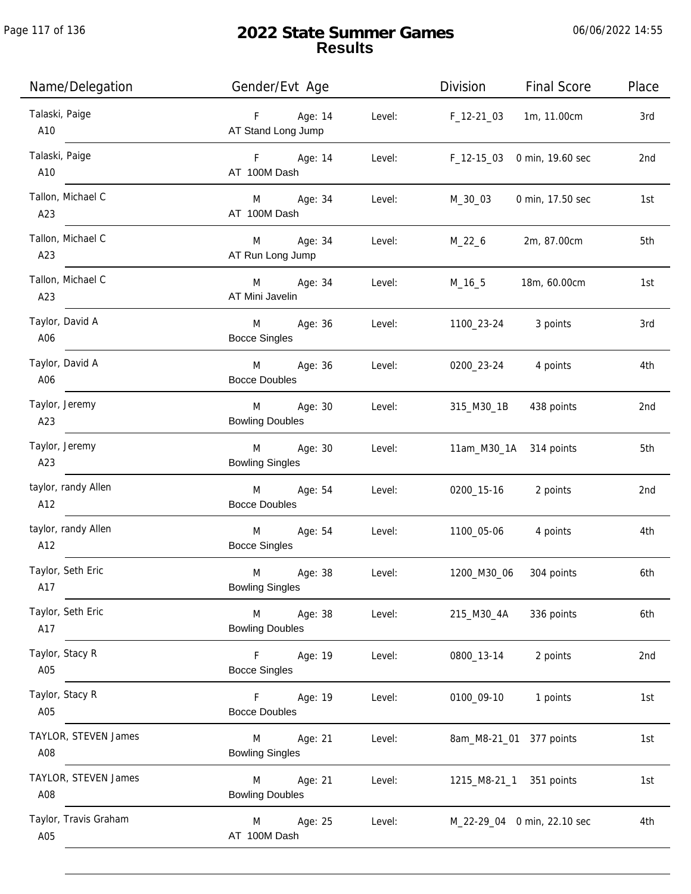# 2022 State Summer Games
## Results

06/06/2022 14:55

| Name/Delegation | Gender/Evt Age | | Level: | Division | Final Score | Place |
|---|---|---|---|---|---|---|
| Talaski, Paige<br>A10 | F<br>AT Stand Long Jump | Age: 14 | Level: | F_12-21_03 | 1m, 11.00cm | 3rd |
| Talaski, Paige<br>A10 | F<br>AT 100M Dash | Age: 14 | Level: | F_12-15_03 | 0 min, 19.60 sec | 2nd |
| Tallon, Michael C<br>A23 | M<br>AT 100M Dash | Age: 34 | Level: | M_30_03 | 0 min, 17.50 sec | 1st |
| Tallon, Michael C<br>A23 | M<br>AT Run Long Jump | Age: 34 | Level: | M_22_6 | 2m, 87.00cm | 5th |
| Tallon, Michael C<br>A23 | M<br>AT Mini Javelin | Age: 34 | Level: | M_16_5 | 18m, 60.00cm | 1st |
| Taylor, David A<br>A06 | M<br>Bocce Singles | Age: 36 | Level: | 1100_23-24 | 3 points | 3rd |
| Taylor, David A<br>A06 | M<br>Bocce Doubles | Age: 36 | Level: | 0200_23-24 | 4 points | 4th |
| Taylor, Jeremy<br>A23 | M<br>Bowling Doubles | Age: 30 | Level: | 315_M30_1B | 438 points | 2nd |
| Taylor, Jeremy<br>A23 | M<br>Bowling Singles | Age: 30 | Level: | 11am_M30_1A | 314 points | 5th |
| taylor, randy Allen<br>A12 | M<br>Bocce Doubles | Age: 54 | Level: | 0200_15-16 | 2 points | 2nd |
| taylor, randy Allen<br>A12 | M<br>Bocce Singles | Age: 54 | Level: | 1100_05-06 | 4 points | 4th |
| Taylor, Seth Eric<br>A17 | M<br>Bowling Singles | Age: 38 | Level: | 1200_M30_06 | 304 points | 6th |
| Taylor, Seth Eric<br>A17 | M<br>Bowling Doubles | Age: 38 | Level: | 215_M30_4A | 336 points | 6th |
| Taylor, Stacy R<br>A05 | F<br>Bocce Singles | Age: 19 | Level: | 0800_13-14 | 2 points | 2nd |
| Taylor, Stacy R<br>A05 | F<br>Bocce Doubles | Age: 19 | Level: | 0100_09-10 | 1 points | 1st |
| TAYLOR, STEVEN James<br>A08 | M<br>Bowling Singles | Age: 21 | Level: | 8am_M8-21_01 | 377 points | 1st |
| TAYLOR, STEVEN James<br>A08 | M<br>Bowling Doubles | Age: 21 | Level: | 1215_M8-21_1 | 351 points | 1st |
| Taylor, Travis Graham<br>A05 | M<br>AT 100M Dash | Age: 25 | Level: | M_22-29_04 | 0 min, 22.10 sec | 4th |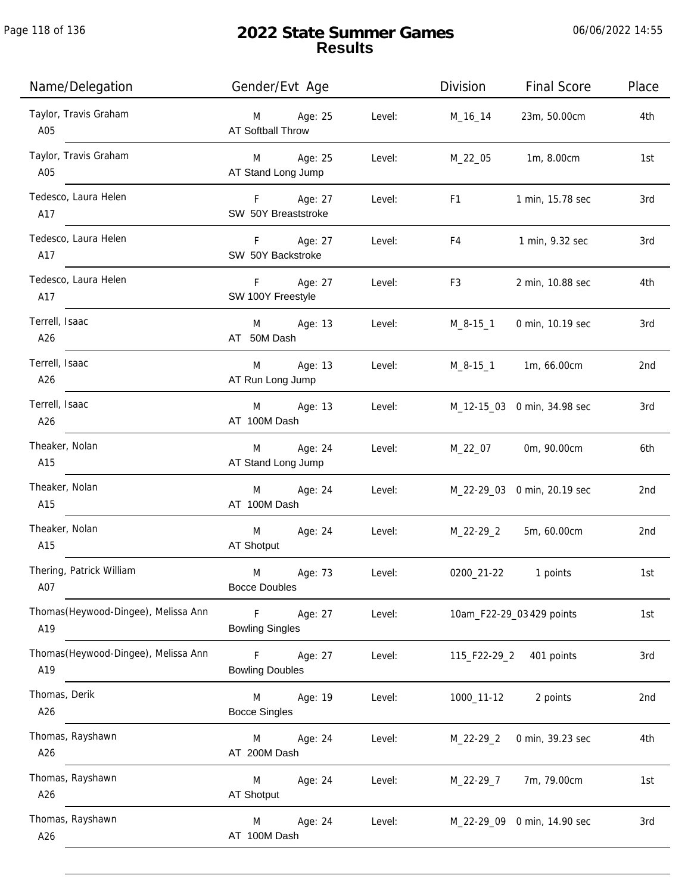# 2022 State Summer Games
## Results

| Name/Delegation | Gender/Evt Age | | Division | Final Score | Place |
|---|---|---|---|---|---|
| Taylor, Travis Graham<br>A05 | M Age: 25<br>AT Softball Throw | Level: | M_16_14 | 23m, 50.00cm | 4th |
| Taylor, Travis Graham<br>A05 | M Age: 25<br>AT Stand Long Jump | Level: | M_22_05 | 1m, 8.00cm | 1st |
| Tedesco, Laura Helen<br>A17 | F Age: 27<br>SW 50Y Breaststroke | Level: | F1 | 1 min, 15.78 sec | 3rd |
| Tedesco, Laura Helen<br>A17 | F Age: 27<br>SW 50Y Backstroke | Level: | F4 | 1 min, 9.32 sec | 3rd |
| Tedesco, Laura Helen<br>A17 | F Age: 27<br>SW 100Y Freestyle | Level: | F3 | 2 min, 10.88 sec | 4th |
| Terrell, Isaac<br>A26 | M Age: 13<br>AT 50M Dash | Level: | M_8-15_1 | 0 min, 10.19 sec | 3rd |
| Terrell, Isaac<br>A26 | M Age: 13<br>AT Run Long Jump | Level: | M_8-15_1 | 1m, 66.00cm | 2nd |
| Terrell, Isaac<br>A26 | M Age: 13<br>AT 100M Dash | Level: | M_12-15_03 | 0 min, 34.98 sec | 3rd |
| Theaker, Nolan<br>A15 | M Age: 24<br>AT Stand Long Jump | Level: | M_22_07 | 0m, 90.00cm | 6th |
| Theaker, Nolan<br>A15 | M Age: 24<br>AT 100M Dash | Level: | M_22-29_03 | 0 min, 20.19 sec | 2nd |
| Theaker, Nolan<br>A15 | M Age: 24<br>AT Shotput | Level: | M_22-29_2 | 5m, 60.00cm | 2nd |
| Thering, Patrick William<br>A07 | M Age: 73<br>Bocce Doubles | Level: | 0200_21-22 | 1 points | 1st |
| Thomas(Heywood-Dingee), Melissa Ann<br>A19 | F Age: 27<br>Bowling Singles | Level: | 10am_F22-29_03 | 429 points | 1st |
| Thomas(Heywood-Dingee), Melissa Ann<br>A19 | F Age: 27<br>Bowling Doubles | Level: | 115_F22-29_2 | 401 points | 3rd |
| Thomas, Derik<br>A26 | M Age: 19<br>Bocce Singles | Level: | 1000_11-12 | 2 points | 2nd |
| Thomas, Rayshawn<br>A26 | M Age: 24<br>AT 200M Dash | Level: | M_22-29_2 | 0 min, 39.23 sec | 4th |
| Thomas, Rayshawn<br>A26 | M Age: 24<br>AT Shotput | Level: | M_22-29_7 | 7m, 79.00cm | 1st |
| Thomas, Rayshawn<br>A26 | M Age: 24<br>AT 100M Dash | Level: | M_22-29_09 | 0 min, 14.90 sec | 3rd |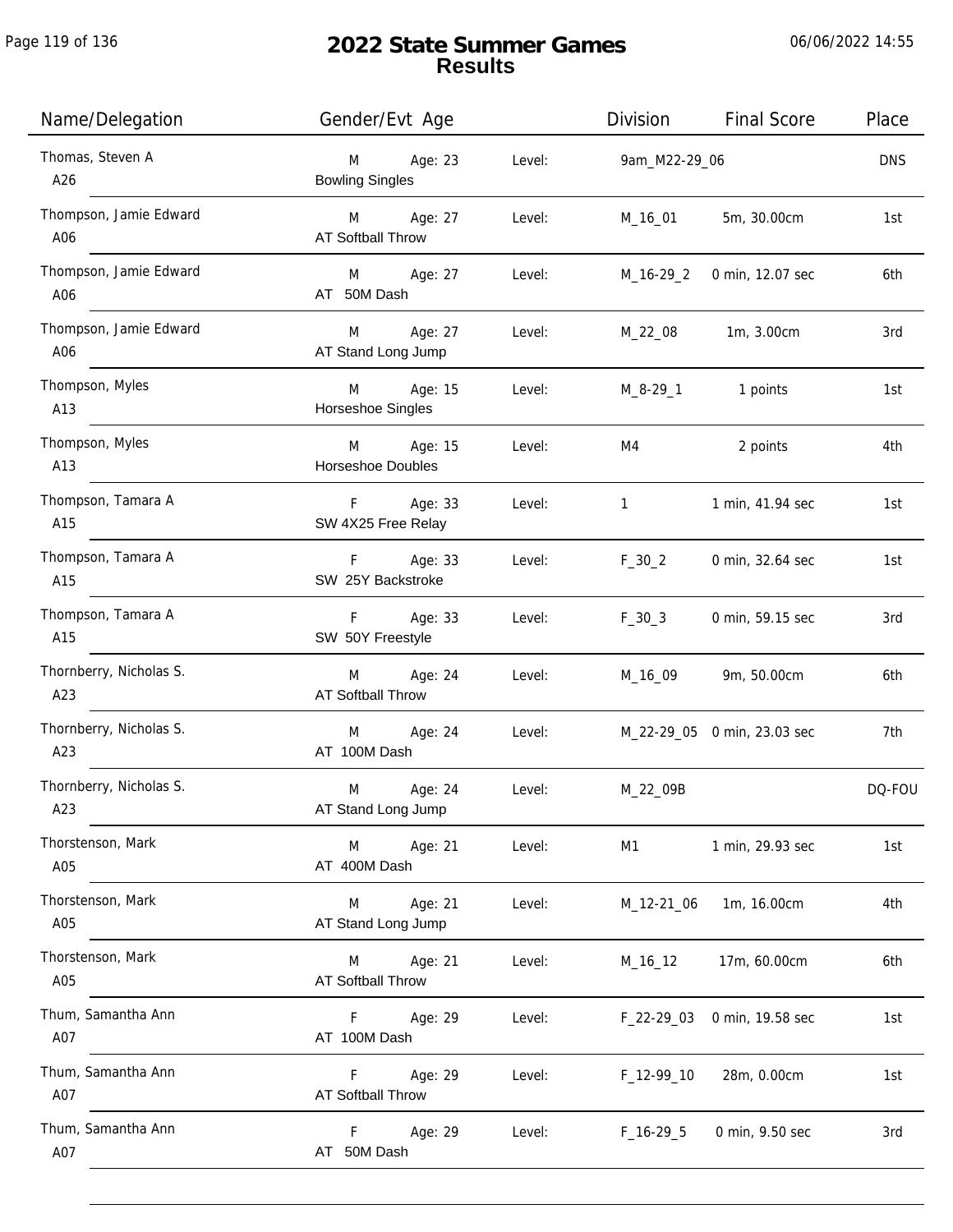# 2022 State Summer Games
## Results

| Name/Delegation | Gender/Evt Age | | Level: | Division | Final Score | Place |
|---|---|---|---|---|---|---|
| Thomas, Steven A<br>A26 | M<br>Bowling Singles | Age: 23 | Level: | 9am_M22-29_06 | | DNS |
| Thompson, Jamie Edward<br>A06 | M<br>AT Softball Throw | Age: 27 | Level: | M_16_01 | 5m, 30.00cm | 1st |
| Thompson, Jamie Edward<br>A06 | M<br>AT 50M Dash | Age: 27 | Level: | M_16-29_2 | 0 min, 12.07 sec | 6th |
| Thompson, Jamie Edward<br>A06 | M<br>AT Stand Long Jump | Age: 27 | Level: | M_22_08 | 1m, 3.00cm | 3rd |
| Thompson, Myles<br>A13 | M<br>Horseshoe Singles | Age: 15 | Level: | M_8-29_1 | 1 points | 1st |
| Thompson, Myles<br>A13 | M<br>Horseshoe Doubles | Age: 15 | Level: | M4 | 2 points | 4th |
| Thompson, Tamara A<br>A15 | F<br>SW 4X25 Free Relay | Age: 33 | Level: | 1 | 1 min, 41.94 sec | 1st |
| Thompson, Tamara A<br>A15 | F<br>SW 25Y Backstroke | Age: 33 | Level: | F_30_2 | 0 min, 32.64 sec | 1st |
| Thompson, Tamara A<br>A15 | F<br>SW 50Y Freestyle | Age: 33 | Level: | F_30_3 | 0 min, 59.15 sec | 3rd |
| Thornberry, Nicholas S.<br>A23 | M<br>AT Softball Throw | Age: 24 | Level: | M_16_09 | 9m, 50.00cm | 6th |
| Thornberry, Nicholas S.<br>A23 | M<br>AT 100M Dash | Age: 24 | Level: | M_22-29_05 | 0 min, 23.03 sec | 7th |
| Thornberry, Nicholas S.<br>A23 | M<br>AT Stand Long Jump | Age: 24 | Level: | M_22_09B | | DQ-FOU |
| Thorstenson, Mark<br>A05 | M<br>AT 400M Dash | Age: 21 | Level: | M1 | 1 min, 29.93 sec | 1st |
| Thorstenson, Mark<br>A05 | M<br>AT Stand Long Jump | Age: 21 | Level: | M_12-21_06 | 1m, 16.00cm | 4th |
| Thorstenson, Mark<br>A05 | M<br>AT Softball Throw | Age: 21 | Level: | M_16_12 | 17m, 60.00cm | 6th |
| Thum, Samantha Ann<br>A07 | F<br>AT 100M Dash | Age: 29 | Level: | F_22-29_03 | 0 min, 19.58 sec | 1st |
| Thum, Samantha Ann<br>A07 | F<br>AT Softball Throw | Age: 29 | Level: | F_12-99_10 | 28m, 0.00cm | 1st |
| Thum, Samantha Ann<br>A07 | F<br>AT 50M Dash | Age: 29 | Level: | F_16-29_5 | 0 min, 9.50 sec | 3rd |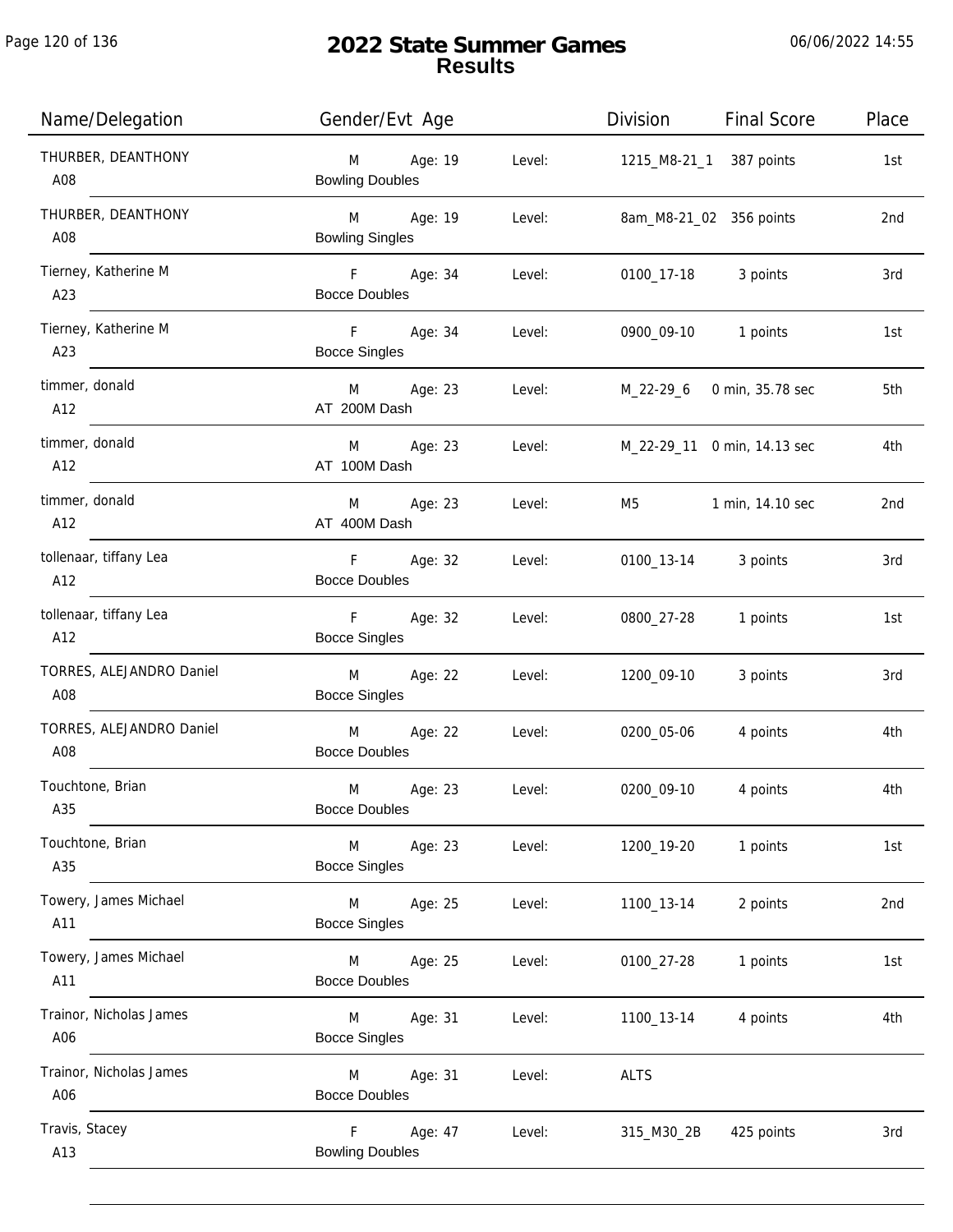# 2022 State Summer Games
## Results

| Name/Delegation | Gender/Evt Age | | Level: | Division | Final Score | Place |
|---|---|---|---|---|---|---|
| THURBER, DEANTHONY<br>A08 | M<br>Bowling Doubles | Age: 19 | Level: | 1215_M8-21_1 | 387 points | 1st |
| THURBER, DEANTHONY<br>A08 | M<br>Bowling Singles | Age: 19 | Level: | 8am_M8-21_02 | 356 points | 2nd |
| Tierney, Katherine M<br>A23 | F<br>Bocce Doubles | Age: 34 | Level: | 0100_17-18 | 3 points | 3rd |
| Tierney, Katherine M<br>A23 | F<br>Bocce Singles | Age: 34 | Level: | 0900_09-10 | 1 points | 1st |
| timmer, donald<br>A12 | M<br>AT 200M Dash | Age: 23 | Level: | M_22-29_6 | 0 min, 35.78 sec | 5th |
| timmer, donald<br>A12 | M<br>AT 100M Dash | Age: 23 | Level: | M_22-29_11 | 0 min, 14.13 sec | 4th |
| timmer, donald<br>A12 | M<br>AT 400M Dash | Age: 23 | Level: | M5 | 1 min, 14.10 sec | 2nd |
| tollenaar, tiffany Lea<br>A12 | F<br>Bocce Doubles | Age: 32 | Level: | 0100_13-14 | 3 points | 3rd |
| tollenaar, tiffany Lea<br>A12 | F<br>Bocce Singles | Age: 32 | Level: | 0800_27-28 | 1 points | 1st |
| TORRES, ALEJANDRO Daniel<br>A08 | M<br>Bocce Singles | Age: 22 | Level: | 1200_09-10 | 3 points | 3rd |
| TORRES, ALEJANDRO Daniel<br>A08 | M<br>Bocce Doubles | Age: 22 | Level: | 0200_05-06 | 4 points | 4th |
| Touchtone, Brian<br>A35 | M<br>Bocce Doubles | Age: 23 | Level: | 0200_09-10 | 4 points | 4th |
| Touchtone, Brian<br>A35 | M<br>Bocce Singles | Age: 23 | Level: | 1200_19-20 | 1 points | 1st |
| Towery, James Michael<br>A11 | M<br>Bocce Singles | Age: 25 | Level: | 1100_13-14 | 2 points | 2nd |
| Towery, James Michael<br>A11 | M<br>Bocce Doubles | Age: 25 | Level: | 0100_27-28 | 1 points | 1st |
| Trainor, Nicholas James<br>A06 | M<br>Bocce Singles | Age: 31 | Level: | 1100_13-14 | 4 points | 4th |
| Trainor, Nicholas James<br>A06 | M<br>Bocce Doubles | Age: 31 | Level: | ALTS | | |
| Travis, Stacey<br>A13 | F<br>Bowling Doubles | Age: 47 | Level: | 315_M30_2B | 425 points | 3rd |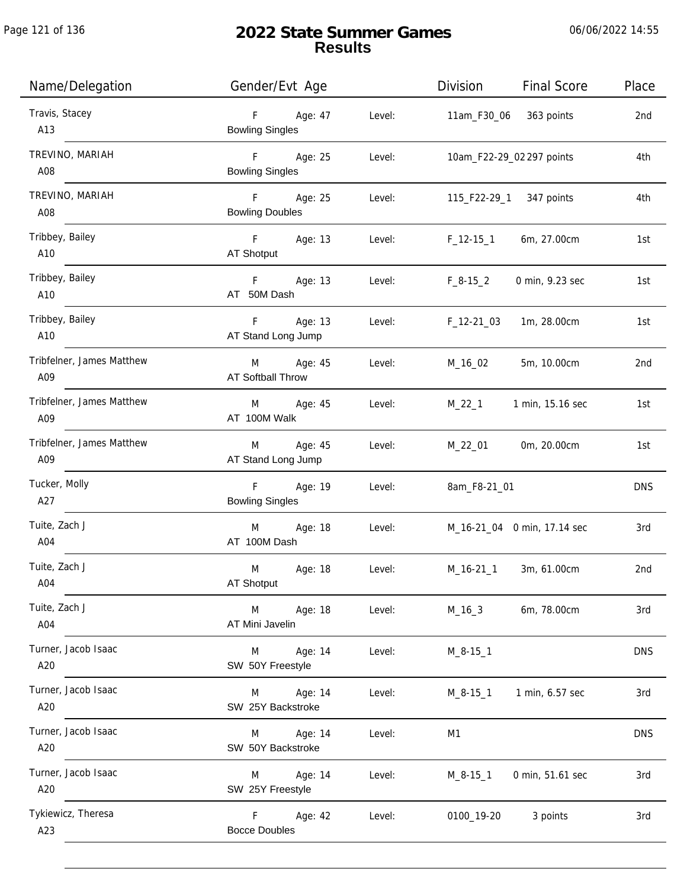# 2022 State Summer Games
## Results

06/06/2022 14:55

| Name/Delegation | Gender/Evt Age | | Level: | Division | Final Score | Place |
|---|---|---|---|---|---|---|
| Travis, Stacey<br>A13 | F<br>Bowling Singles | Age: 47 | Level: | 11am_F30_06 | 363 points | 2nd |
| TREVINO, MARIAH<br>A08 | F<br>Bowling Singles | Age: 25 | Level: | 10am_F22-29_02 | 297 points | 4th |
| TREVINO, MARIAH<br>A08 | F<br>Bowling Doubles | Age: 25 | Level: | 115_F22-29_1 | 347 points | 4th |
| Tribbey, Bailey<br>A10 | F<br>AT Shotput | Age: 13 | Level: | F_12-15_1 | 6m, 27.00cm | 1st |
| Tribbey, Bailey<br>A10 | F<br>AT 50M Dash | Age: 13 | Level: | F_8-15_2 | 0 min, 9.23 sec | 1st |
| Tribbey, Bailey<br>A10 | F<br>AT Stand Long Jump | Age: 13 | Level: | F_12-21_03 | 1m, 28.00cm | 1st |
| Tribfelner, James Matthew<br>A09 | M<br>AT Softball Throw | Age: 45 | Level: | M_16_02 | 5m, 10.00cm | 2nd |
| Tribfelner, James Matthew<br>A09 | M<br>AT 100M Walk | Age: 45 | Level: | M_22_1 | 1 min, 15.16 sec | 1st |
| Tribfelner, James Matthew<br>A09 | M<br>AT Stand Long Jump | Age: 45 | Level: | M_22_01 | 0m, 20.00cm | 1st |
| Tucker, Molly<br>A27 | F<br>Bowling Singles | Age: 19 | Level: | 8am_F8-21_01 | | DNS |
| Tuite, Zach J<br>A04 | M<br>AT 100M Dash | Age: 18 | Level: | M_16-21_04 | 0 min, 17.14 sec | 3rd |
| Tuite, Zach J<br>A04 | M<br>AT Shotput | Age: 18 | Level: | M_16-21_1 | 3m, 61.00cm | 2nd |
| Tuite, Zach J<br>A04 | M<br>AT Mini Javelin | Age: 18 | Level: | M_16_3 | 6m, 78.00cm | 3rd |
| Turner, Jacob Isaac<br>A20 | M<br>SW 50Y Freestyle | Age: 14 | Level: | M_8-15_1 | | DNS |
| Turner, Jacob Isaac<br>A20 | M<br>SW 25Y Backstroke | Age: 14 | Level: | M_8-15_1 | 1 min, 6.57 sec | 3rd |
| Turner, Jacob Isaac<br>A20 | M<br>SW 50Y Backstroke | Age: 14 | Level: | M1 | | DNS |
| Turner, Jacob Isaac<br>A20 | M<br>SW 25Y Freestyle | Age: 14 | Level: | M_8-15_1 | 0 min, 51.61 sec | 3rd |
| Tykiewicz, Theresa<br>A23 | F<br>Bocce Doubles | Age: 42 | Level: | 0100_19-20 | 3 points | 3rd |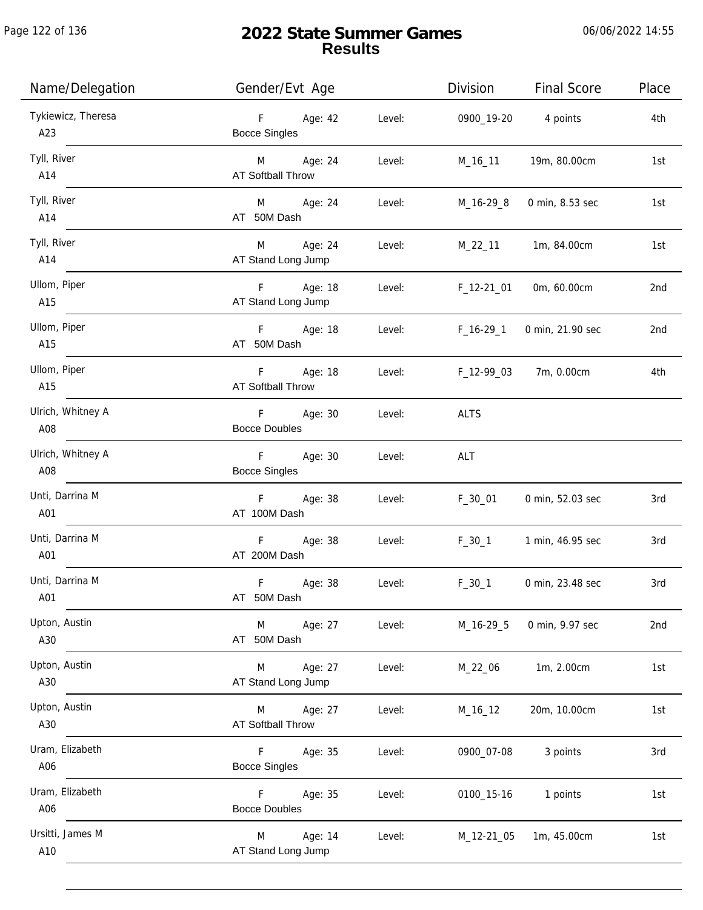# 2022 State Summer Games
## Results

06/06/2022 14:55

| Name/Delegation | Gender/Evt Age | | Division | Final Score | Place |
|---|---|---|---|---|---|
| Tykiewicz, Theresa<br>A23 | F Age: 42<br>Bocce Singles | Level: | 0900_19-20 | 4 points | 4th |
| Tyll, River<br>A14 | M Age: 24<br>AT Softball Throw | Level: | M_16_11 | 19m, 80.00cm | 1st |
| Tyll, River<br>A14 | M Age: 24<br>AT 50M Dash | Level: | M_16-29_8 | 0 min, 8.53 sec | 1st |
| Tyll, River<br>A14 | M Age: 24<br>AT Stand Long Jump | Level: | M_22_11 | 1m, 84.00cm | 1st |
| Ullom, Piper<br>A15 | F Age: 18<br>AT Stand Long Jump | Level: | F_12-21_01 | 0m, 60.00cm | 2nd |
| Ullom, Piper<br>A15 | F Age: 18<br>AT 50M Dash | Level: | F_16-29_1 | 0 min, 21.90 sec | 2nd |
| Ullom, Piper<br>A15 | F Age: 18<br>AT Softball Throw | Level: | F_12-99_03 | 7m, 0.00cm | 4th |
| Ulrich, Whitney A<br>A08 | F Age: 30<br>Bocce Doubles | Level: | ALTS | | |
| Ulrich, Whitney A<br>A08 | F Age: 30<br>Bocce Singles | Level: | ALT | | |
| Unti, Darrina M<br>A01 | F Age: 38<br>AT 100M Dash | Level: | F_30_01 | 0 min, 52.03 sec | 3rd |
| Unti, Darrina M<br>A01 | F Age: 38<br>AT 200M Dash | Level: | F_30_1 | 1 min, 46.95 sec | 3rd |
| Unti, Darrina M<br>A01 | F Age: 38<br>AT 50M Dash | Level: | F_30_1 | 0 min, 23.48 sec | 3rd |
| Upton, Austin<br>A30 | M Age: 27<br>AT 50M Dash | Level: | M_16-29_5 | 0 min, 9.97 sec | 2nd |
| Upton, Austin<br>A30 | M Age: 27<br>AT Stand Long Jump | Level: | M_22_06 | 1m, 2.00cm | 1st |
| Upton, Austin<br>A30 | M Age: 27<br>AT Softball Throw | Level: | M_16_12 | 20m, 10.00cm | 1st |
| Uram, Elizabeth<br>A06 | F Age: 35<br>Bocce Singles | Level: | 0900_07-08 | 3 points | 3rd |
| Uram, Elizabeth<br>A06 | F Age: 35<br>Bocce Doubles | Level: | 0100_15-16 | 1 points | 1st |
| Ursitti, James M<br>A10 | M Age: 14<br>AT Stand Long Jump | Level: | M_12-21_05 | 1m, 45.00cm | 1st |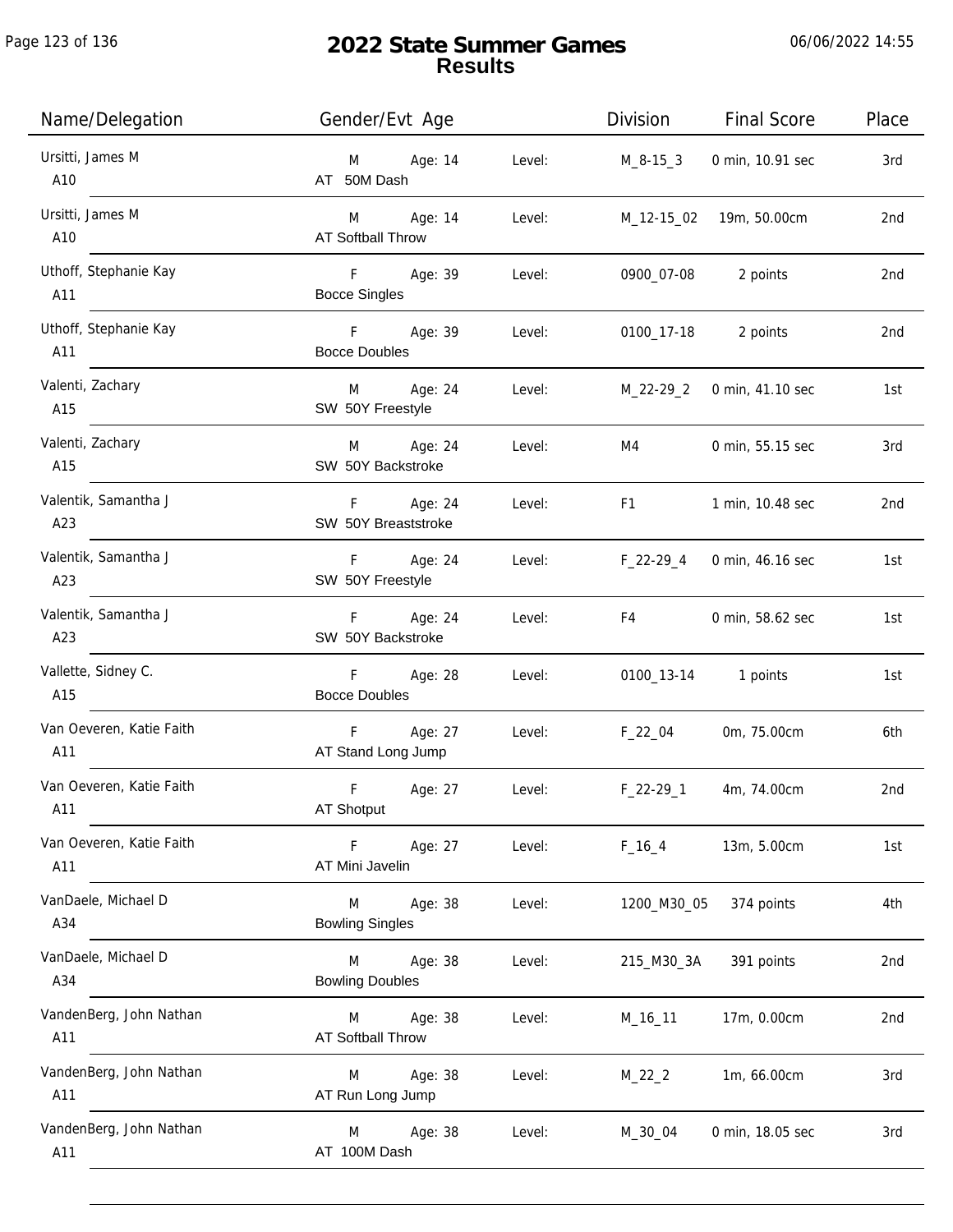# 2022 State Summer Games
## Results

06/06/2022 14:55

| Name/Delegation | Gender/Evt Age | | Level: | Division | Final Score | Place |
|---|---|---|---|---|---|---|
| Ursitti, James M<br>A10 | M<br>AT 50M Dash | Age: 14 | Level: | M_8-15_3 | 0 min, 10.91 sec | 3rd |
| Ursitti, James M<br>A10 | M<br>AT Softball Throw | Age: 14 | Level: | M_12-15_02 | 19m, 50.00cm | 2nd |
| Uthoff, Stephanie Kay<br>A11 | F<br>Bocce Singles | Age: 39 | Level: | 0900_07-08 | 2 points | 2nd |
| Uthoff, Stephanie Kay<br>A11 | F<br>Bocce Doubles | Age: 39 | Level: | 0100_17-18 | 2 points | 2nd |
| Valenti, Zachary<br>A15 | M<br>SW 50Y Freestyle | Age: 24 | Level: | M_22-29_2 | 0 min, 41.10 sec | 1st |
| Valenti, Zachary<br>A15 | M<br>SW 50Y Backstroke | Age: 24 | Level: | M4 | 0 min, 55.15 sec | 3rd |
| Valentik, Samantha J<br>A23 | F<br>SW 50Y Breaststroke | Age: 24 | Level: | F1 | 1 min, 10.48 sec | 2nd |
| Valentik, Samantha J<br>A23 | F<br>SW 50Y Freestyle | Age: 24 | Level: | F_22-29_4 | 0 min, 46.16 sec | 1st |
| Valentik, Samantha J<br>A23 | F<br>SW 50Y Backstroke | Age: 24 | Level: | F4 | 0 min, 58.62 sec | 1st |
| Vallette, Sidney C.<br>A15 | F<br>Bocce Doubles | Age: 28 | Level: | 0100_13-14 | 1 points | 1st |
| Van Oeveren, Katie Faith<br>A11 | F<br>AT Stand Long Jump | Age: 27 | Level: | F_22_04 | 0m, 75.00cm | 6th |
| Van Oeveren, Katie Faith<br>A11 | F<br>AT Shotput | Age: 27 | Level: | F_22-29_1 | 4m, 74.00cm | 2nd |
| Van Oeveren, Katie Faith<br>A11 | F<br>AT Mini Javelin | Age: 27 | Level: | F_16_4 | 13m, 5.00cm | 1st |
| VanDaele, Michael D<br>A34 | M<br>Bowling Singles | Age: 38 | Level: | 1200_M30_05 | 374 points | 4th |
| VanDaele, Michael D<br>A34 | M<br>Bowling Doubles | Age: 38 | Level: | 215_M30_3A | 391 points | 2nd |
| VandenBerg, John Nathan<br>A11 | M<br>AT Softball Throw | Age: 38 | Level: | M_16_11 | 17m, 0.00cm | 2nd |
| VandenBerg, John Nathan<br>A11 | M<br>AT Run Long Jump | Age: 38 | Level: | M_22_2 | 1m, 66.00cm | 3rd |
| VandenBerg, John Nathan<br>A11 | M<br>AT 100M Dash | Age: 38 | Level: | M_30_04 | 0 min, 18.05 sec | 3rd |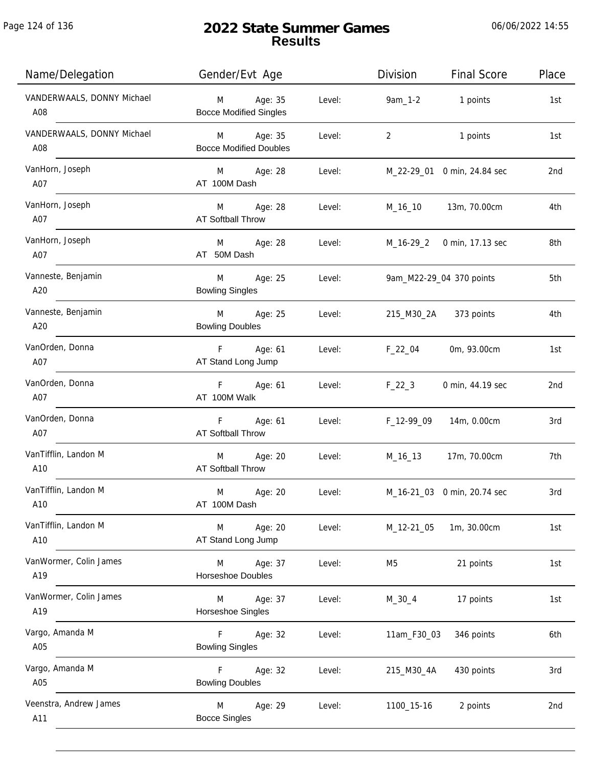# 2022 State Summer Games
## Results

06/06/2022 14:55

| Name/Delegation | Gender/Evt Age | | Division | Final Score | Place |
|---|---|---|---|---|---|
| VANDERWAALS, DONNY Michael<br>A08 | M Age: 35<br>Bocce Modified Singles | Level: | 9am_1-2 | 1 points | 1st |
| VANDERWAALS, DONNY Michael<br>A08 | M Age: 35<br>Bocce Modified Doubles | Level: | 2 | 1 points | 1st |
| VanHorn, Joseph<br>A07 | M Age: 28<br>AT 100M Dash | Level: | M_22-29_01 | 0 min, 24.84 sec | 2nd |
| VanHorn, Joseph<br>A07 | M Age: 28<br>AT Softball Throw | Level: | M_16_10 | 13m, 70.00cm | 4th |
| VanHorn, Joseph<br>A07 | M Age: 28<br>AT 50M Dash | Level: | M_16-29_2 | 0 min, 17.13 sec | 8th |
| Vanneste, Benjamin<br>A20 | M Age: 25<br>Bowling Singles | Level: | 9am_M22-29_04 | 370 points | 5th |
| Vanneste, Benjamin<br>A20 | M Age: 25<br>Bowling Doubles | Level: | 215_M30_2A | 373 points | 4th |
| VanOrden, Donna<br>A07 | F Age: 61<br>AT Stand Long Jump | Level: | F_22_04 | 0m, 93.00cm | 1st |
| VanOrden, Donna<br>A07 | F Age: 61<br>AT 100M Walk | Level: | F_22_3 | 0 min, 44.19 sec | 2nd |
| VanOrden, Donna<br>A07 | F Age: 61<br>AT Softball Throw | Level: | F_12-99_09 | 14m, 0.00cm | 3rd |
| VanTifflin, Landon M<br>A10 | M Age: 20<br>AT Softball Throw | Level: | M_16_13 | 17m, 70.00cm | 7th |
| VanTifflin, Landon M<br>A10 | M Age: 20<br>AT 100M Dash | Level: | M_16-21_03 | 0 min, 20.74 sec | 3rd |
| VanTifflin, Landon M<br>A10 | M Age: 20<br>AT Stand Long Jump | Level: | M_12-21_05 | 1m, 30.00cm | 1st |
| VanWormer, Colin James<br>A19 | M Age: 37<br>Horseshoe Doubles | Level: | M5 | 21 points | 1st |
| VanWormer, Colin James<br>A19 | M Age: 37<br>Horseshoe Singles | Level: | M_30_4 | 17 points | 1st |
| Vargo, Amanda M<br>A05 | F Age: 32<br>Bowling Singles | Level: | 11am_F30_03 | 346 points | 6th |
| Vargo, Amanda M<br>A05 | F Age: 32<br>Bowling Doubles | Level: | 215_M30_4A | 430 points | 3rd |
| Veenstra, Andrew James<br>A11 | M Age: 29<br>Bocce Singles | Level: | 1100_15-16 | 2 points | 2nd |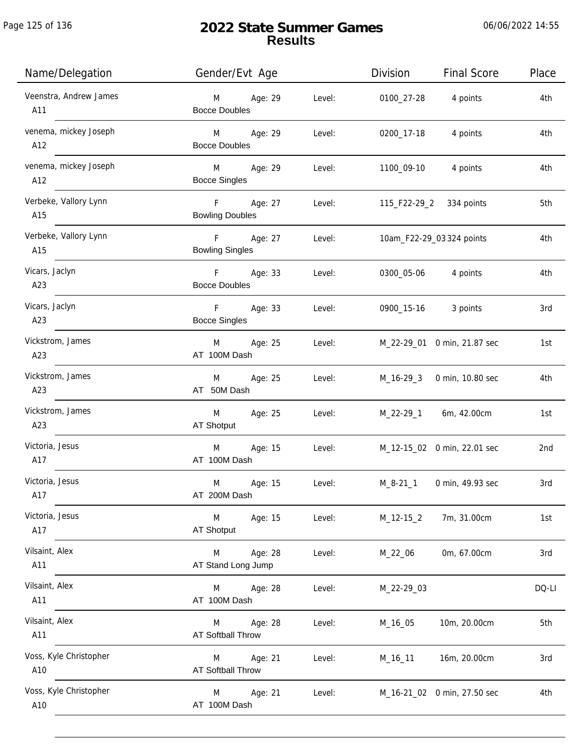# 2022 State Summer Games
## Results

06/06/2022 14:55

| Name/Delegation | Gender/Evt Age | | Division | Final Score | Place |
|---|---|---|---|---|---|
| Veenstra, Andrew James<br>A11 | M Age: 29<br>Bocce Doubles | Level: | 0100_27-28 | 4 points | 4th |
| venema, mickey Joseph<br>A12 | M Age: 29<br>Bocce Doubles | Level: | 0200_17-18 | 4 points | 4th |
| venema, mickey Joseph<br>A12 | M Age: 29<br>Bocce Singles | Level: | 1100_09-10 | 4 points | 4th |
| Verbeke, Vallory Lynn<br>A15 | F Age: 27<br>Bowling Doubles | Level: | 115_F22-29_2 | 334 points | 5th |
| Verbeke, Vallory Lynn<br>A15 | F Age: 27<br>Bowling Singles | Level: | 10am_F22-29_03 | 324 points | 4th |
| Vicars, Jaclyn<br>A23 | F Age: 33<br>Bocce Doubles | Level: | 0300_05-06 | 4 points | 4th |
| Vicars, Jaclyn<br>A23 | F Age: 33<br>Bocce Singles | Level: | 0900_15-16 | 3 points | 3rd |
| Vickstrom, James<br>A23 | M Age: 25<br>AT 100M Dash | Level: | M_22-29_01 | 0 min, 21.87 sec | 1st |
| Vickstrom, James<br>A23 | M Age: 25<br>AT 50M Dash | Level: | M_16-29_3 | 0 min, 10.80 sec | 4th |
| Vickstrom, James<br>A23 | M Age: 25<br>AT Shotput | Level: | M_22-29_1 | 6m, 42.00cm | 1st |
| Victoria, Jesus<br>A17 | M Age: 15<br>AT 100M Dash | Level: | M_12-15_02 | 0 min, 22.01 sec | 2nd |
| Victoria, Jesus<br>A17 | M Age: 15<br>AT 200M Dash | Level: | M_8-21_1 | 0 min, 49.93 sec | 3rd |
| Victoria, Jesus<br>A17 | M Age: 15<br>AT Shotput | Level: | M_12-15_2 | 7m, 31.00cm | 1st |
| Vilsaint, Alex<br>A11 | M Age: 28<br>AT Stand Long Jump | Level: | M_22_06 | 0m, 67.00cm | 3rd |
| Vilsaint, Alex<br>A11 | M Age: 28<br>AT 100M Dash | Level: | M_22-29_03 | | DQ-LI |
| Vilsaint, Alex<br>A11 | M Age: 28<br>AT Softball Throw | Level: | M_16_05 | 10m, 20.00cm | 5th |
| Voss, Kyle Christopher<br>A10 | M Age: 21<br>AT Softball Throw | Level: | M_16_11 | 16m, 20.00cm | 3rd |
| Voss, Kyle Christopher<br>A10 | M Age: 21<br>AT 100M Dash | Level: | M_16-21_02 | 0 min, 27.50 sec | 4th |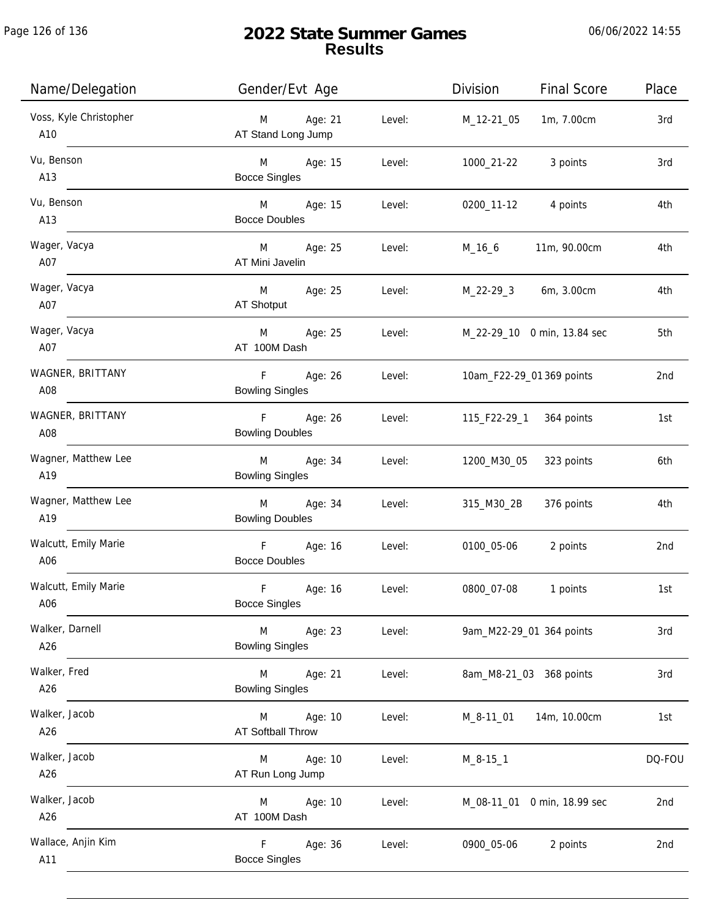# 2022 State Summer Games
## Results

06/06/2022 14:55

| Name/Delegation | Gender/Evt Age | | Division | Final Score | Place |
|---|---|---|---|---|---|
| Voss, Kyle Christopher<br>A10 | M Age: 21<br>AT Stand Long Jump | Level: | M_12-21_05 | 1m, 7.00cm | 3rd |
| Vu, Benson<br>A13 | M Age: 15<br>Bocce Singles | Level: | 1000_21-22 | 3 points | 3rd |
| Vu, Benson<br>A13 | M Age: 15<br>Bocce Doubles | Level: | 0200_11-12 | 4 points | 4th |
| Wager, Vacya<br>A07 | M Age: 25<br>AT Mini Javelin | Level: | M_16_6 | 11m, 90.00cm | 4th |
| Wager, Vacya<br>A07 | M Age: 25<br>AT Shotput | Level: | M_22-29_3 | 6m, 3.00cm | 4th |
| Wager, Vacya<br>A07 | M Age: 25<br>AT 100M Dash | Level: | M_22-29_10 | 0 min, 13.84 sec | 5th |
| WAGNER, BRITTANY<br>A08 | F Age: 26<br>Bowling Singles | Level: | 10am_F22-29_01 | 369 points | 2nd |
| WAGNER, BRITTANY<br>A08 | F Age: 26<br>Bowling Doubles | Level: | 115_F22-29_1 | 364 points | 1st |
| Wagner, Matthew Lee<br>A19 | M Age: 34<br>Bowling Singles | Level: | 1200_M30_05 | 323 points | 6th |
| Wagner, Matthew Lee<br>A19 | M Age: 34<br>Bowling Doubles | Level: | 315_M30_2B | 376 points | 4th |
| Walcutt, Emily Marie<br>A06 | F Age: 16<br>Bocce Doubles | Level: | 0100_05-06 | 2 points | 2nd |
| Walcutt, Emily Marie<br>A06 | F Age: 16<br>Bocce Singles | Level: | 0800_07-08 | 1 points | 1st |
| Walker, Darnell<br>A26 | M Age: 23<br>Bowling Singles | Level: | 9am_M22-29_01 | 364 points | 3rd |
| Walker, Fred<br>A26 | M Age: 21<br>Bowling Singles | Level: | 8am_M8-21_03 | 368 points | 3rd |
| Walker, Jacob<br>A26 | M Age: 10<br>AT Softball Throw | Level: | M_8-11_01 | 14m, 10.00cm | 1st |
| Walker, Jacob<br>A26 | M Age: 10<br>AT Run Long Jump | Level: | M_8-15_1 | | DQ-FOU |
| Walker, Jacob<br>A26 | M Age: 10<br>AT 100M Dash | Level: | M_08-11_01 | 0 min, 18.99 sec | 2nd |
| Wallace, Anjin Kim<br>A11 | F Age: 36<br>Bocce Singles | Level: | 0900_05-06 | 2 points | 2nd |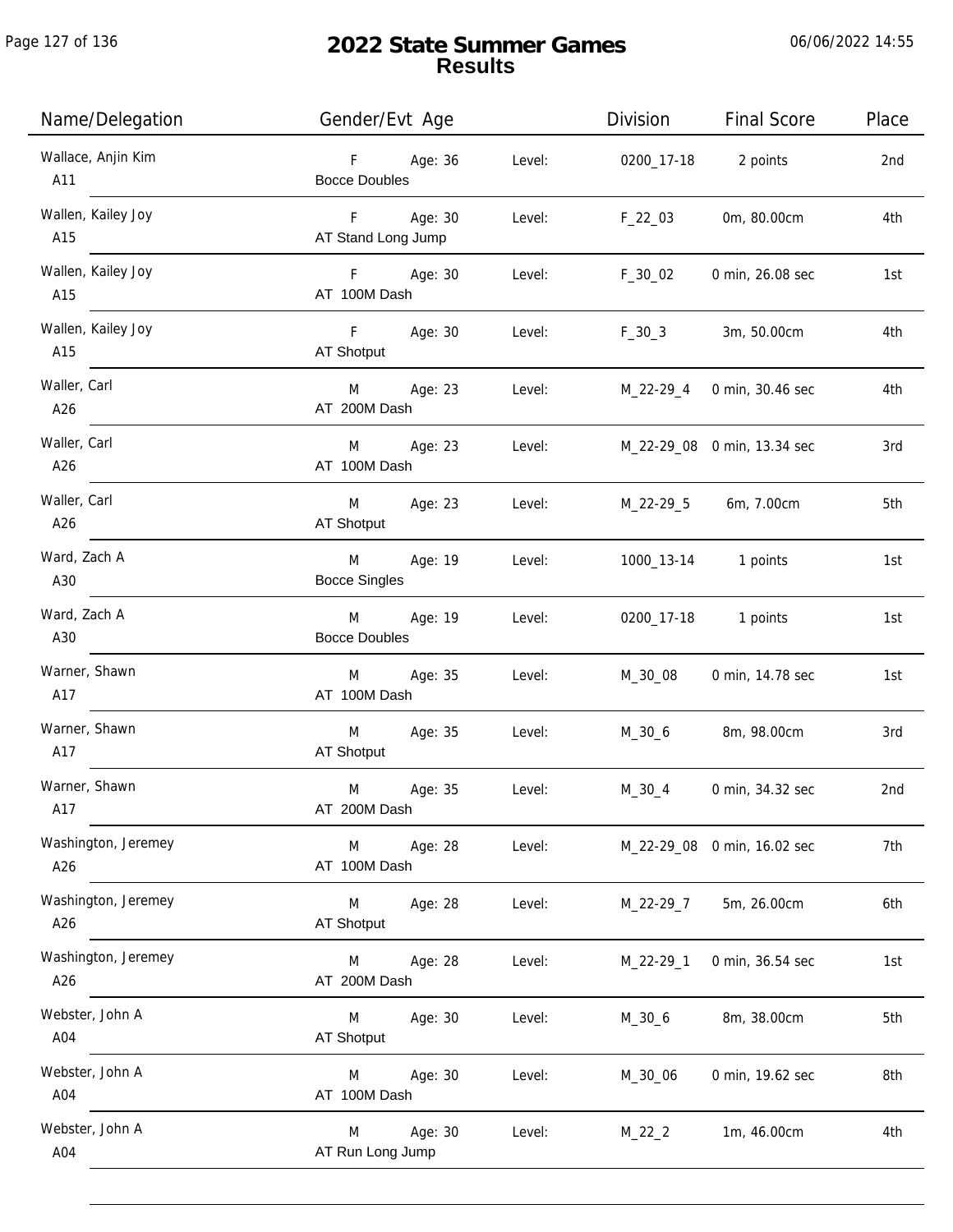# 2022 State Summer Games
## Results

06/06/2022 14:55

| Name/Delegation | Gender/Evt Age | | Level: | Division | Final Score | Place |
|---|---|---|---|---|---|---|
| Wallace, Anjin Kim<br>A11 | F<br>Bocce Doubles | Age: 36 | Level: | 0200_17-18 | 2 points | 2nd |
| Wallen, Kailey Joy<br>A15 | F<br>AT Stand Long Jump | Age: 30 | Level: | F_22_03 | 0m, 80.00cm | 4th |
| Wallen, Kailey Joy<br>A15 | F<br>AT 100M Dash | Age: 30 | Level: | F_30_02 | 0 min, 26.08 sec | 1st |
| Wallen, Kailey Joy<br>A15 | F<br>AT Shotput | Age: 30 | Level: | F_30_3 | 3m, 50.00cm | 4th |
| Waller, Carl<br>A26 | M<br>AT 200M Dash | Age: 23 | Level: | M_22-29_4 | 0 min, 30.46 sec | 4th |
| Waller, Carl<br>A26 | M<br>AT 100M Dash | Age: 23 | Level: | M_22-29_08 | 0 min, 13.34 sec | 3rd |
| Waller, Carl<br>A26 | M<br>AT Shotput | Age: 23 | Level: | M_22-29_5 | 6m, 7.00cm | 5th |
| Ward, Zach A<br>A30 | M<br>Bocce Singles | Age: 19 | Level: | 1000_13-14 | 1 points | 1st |
| Ward, Zach A<br>A30 | M<br>Bocce Doubles | Age: 19 | Level: | 0200_17-18 | 1 points | 1st |
| Warner, Shawn<br>A17 | M<br>AT 100M Dash | Age: 35 | Level: | M_30_08 | 0 min, 14.78 sec | 1st |
| Warner, Shawn<br>A17 | M<br>AT Shotput | Age: 35 | Level: | M_30_6 | 8m, 98.00cm | 3rd |
| Warner, Shawn<br>A17 | M<br>AT 200M Dash | Age: 35 | Level: | M_30_4 | 0 min, 34.32 sec | 2nd |
| Washington, Jeremey<br>A26 | M<br>AT 100M Dash | Age: 28 | Level: | M_22-29_08 | 0 min, 16.02 sec | 7th |
| Washington, Jeremey<br>A26 | M<br>AT Shotput | Age: 28 | Level: | M_22-29_7 | 5m, 26.00cm | 6th |
| Washington, Jeremey<br>A26 | M<br>AT 200M Dash | Age: 28 | Level: | M_22-29_1 | 0 min, 36.54 sec | 1st |
| Webster, John A<br>A04 | M<br>AT Shotput | Age: 30 | Level: | M_30_6 | 8m, 38.00cm | 5th |
| Webster, John A<br>A04 | M<br>AT 100M Dash | Age: 30 | Level: | M_30_06 | 0 min, 19.62 sec | 8th |
| Webster, John A<br>A04 | M<br>AT Run Long Jump | Age: 30 | Level: | M_22_2 | 1m, 46.00cm | 4th |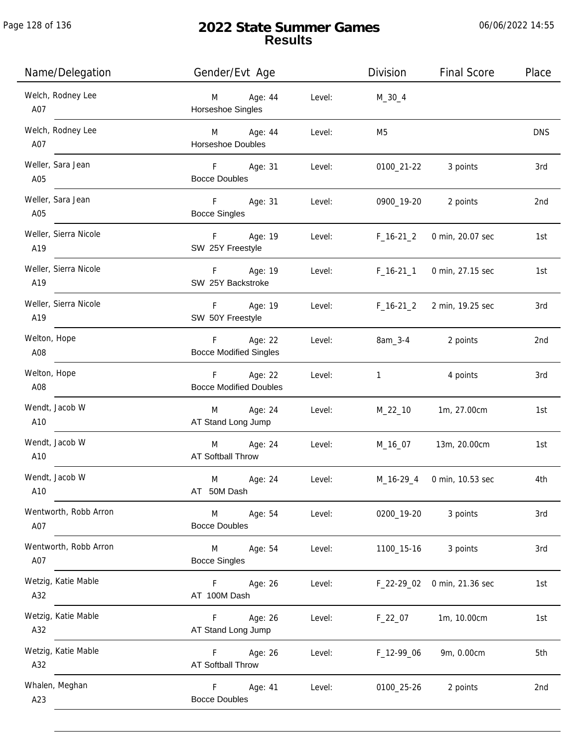# 2022 State Summer Games
## Results

06/06/2022 14:55

| Name/Delegation | Gender/Evt Age | | Level: | Division | Final Score | Place |
|---|---|---|---|---|---|---|
| Welch, Rodney Lee<br>A07 | M<br>Horseshoe Singles | Age: 44 | Level: | M_30_4 | | |
| Welch, Rodney Lee<br>A07 | M<br>Horseshoe Doubles | Age: 44 | Level: | M5 | | DNS |
| Weller, Sara Jean<br>A05 | F<br>Bocce Doubles | Age: 31 | Level: | 0100_21-22 | 3 points | 3rd |
| Weller, Sara Jean<br>A05 | F<br>Bocce Singles | Age: 31 | Level: | 0900_19-20 | 2 points | 2nd |
| Weller, Sierra Nicole<br>A19 | F<br>SW 25Y Freestyle | Age: 19 | Level: | F_16-21_2 | 0 min, 20.07 sec | 1st |
| Weller, Sierra Nicole<br>A19 | F<br>SW 25Y Backstroke | Age: 19 | Level: | F_16-21_1 | 0 min, 27.15 sec | 1st |
| Weller, Sierra Nicole<br>A19 | F<br>SW 50Y Freestyle | Age: 19 | Level: | F_16-21_2 | 2 min, 19.25 sec | 3rd |
| Welton, Hope<br>A08 | F<br>Bocce Modified Singles | Age: 22 | Level: | 8am_3-4 | 2 points | 2nd |
| Welton, Hope<br>A08 | F<br>Bocce Modified Doubles | Age: 22 | Level: | 1 | 4 points | 3rd |
| Wendt, Jacob W<br>A10 | M<br>AT Stand Long Jump | Age: 24 | Level: | M_22_10 | 1m, 27.00cm | 1st |
| Wendt, Jacob W<br>A10 | M<br>AT Softball Throw | Age: 24 | Level: | M_16_07 | 13m, 20.00cm | 1st |
| Wendt, Jacob W<br>A10 | M<br>AT 50M Dash | Age: 24 | Level: | M_16-29_4 | 0 min, 10.53 sec | 4th |
| Wentworth, Robb Arron<br>A07 | M<br>Bocce Doubles | Age: 54 | Level: | 0200_19-20 | 3 points | 3rd |
| Wentworth, Robb Arron<br>A07 | M<br>Bocce Singles | Age: 54 | Level: | 1100_15-16 | 3 points | 3rd |
| Wetzig, Katie Mable<br>A32 | F<br>AT 100M Dash | Age: 26 | Level: | F_22-29_02 | 0 min, 21.36 sec | 1st |
| Wetzig, Katie Mable<br>A32 | F<br>AT Stand Long Jump | Age: 26 | Level: | F_22_07 | 1m, 10.00cm | 1st |
| Wetzig, Katie Mable<br>A32 | F<br>AT Softball Throw | Age: 26 | Level: | F_12-99_06 | 9m, 0.00cm | 5th |
| Whalen, Meghan<br>A23 | F<br>Bocce Doubles | Age: 41 | Level: | 0100_25-26 | 2 points | 2nd |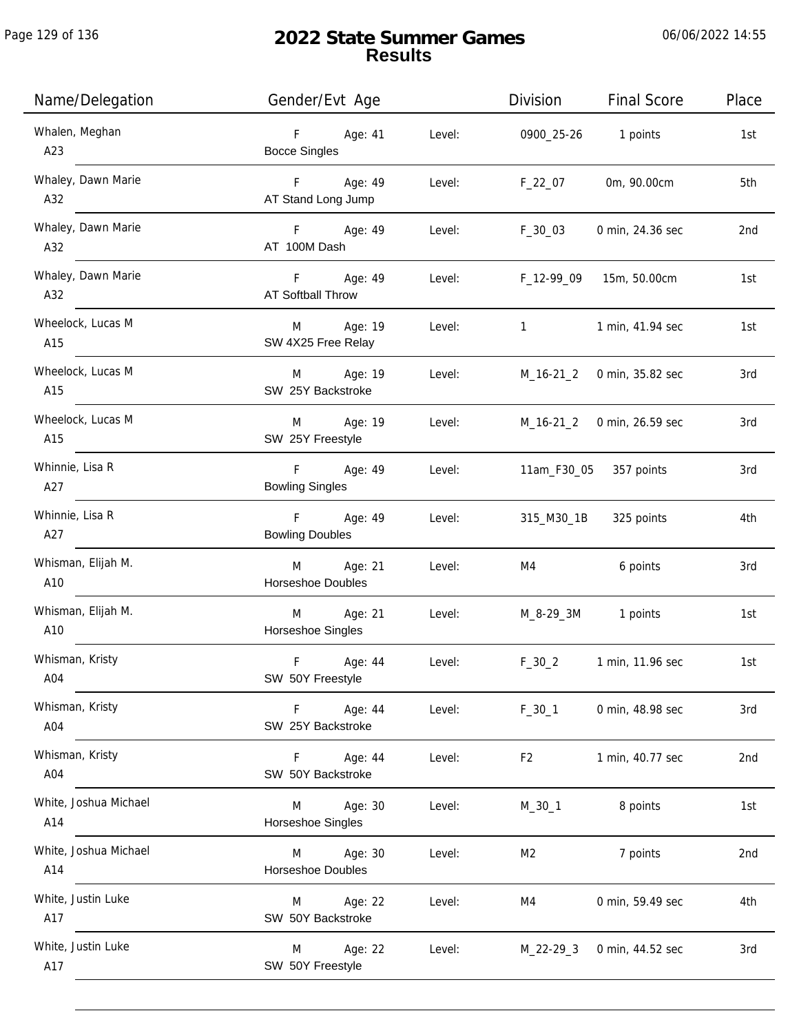# 2022 State Summer Games
## Results

06/06/2022 14:55

| Name/Delegation | Gender/Evt Age | | Level: | Division | Final Score | Place |
|---|---|---|---|---|---|---|
| Whalen, Meghan<br>A23 | F<br>Bocce Singles | Age: 41 | Level: | 0900_25-26 | 1 points | 1st |
| Whaley, Dawn Marie<br>A32 | F<br>AT Stand Long Jump | Age: 49 | Level: | F_22_07 | 0m, 90.00cm | 5th |
| Whaley, Dawn Marie<br>A32 | F<br>AT 100M Dash | Age: 49 | Level: | F_30_03 | 0 min, 24.36 sec | 2nd |
| Whaley, Dawn Marie<br>A32 | F<br>AT Softball Throw | Age: 49 | Level: | F_12-99_09 | 15m, 50.00cm | 1st |
| Wheelock, Lucas M<br>A15 | M<br>SW 4X25 Free Relay | Age: 19 | Level: | 1 | 1 min, 41.94 sec | 1st |
| Wheelock, Lucas M<br>A15 | M<br>SW 25Y Backstroke | Age: 19 | Level: | M_16-21_2 | 0 min, 35.82 sec | 3rd |
| Wheelock, Lucas M<br>A15 | M<br>SW 25Y Freestyle | Age: 19 | Level: | M_16-21_2 | 0 min, 26.59 sec | 3rd |
| Whinnie, Lisa R<br>A27 | F<br>Bowling Singles | Age: 49 | Level: | 11am_F30_05 | 357 points | 3rd |
| Whinnie, Lisa R<br>A27 | F<br>Bowling Doubles | Age: 49 | Level: | 315_M30_1B | 325 points | 4th |
| Whisman, Elijah M.<br>A10 | M<br>Horseshoe Doubles | Age: 21 | Level: | M4 | 6 points | 3rd |
| Whisman, Elijah M.<br>A10 | M<br>Horseshoe Singles | Age: 21 | Level: | M_8-29_3M | 1 points | 1st |
| Whisman, Kristy<br>A04 | F<br>SW 50Y Freestyle | Age: 44 | Level: | F_30_2 | 1 min, 11.96 sec | 1st |
| Whisman, Kristy<br>A04 | F<br>SW 25Y Backstroke | Age: 44 | Level: | F_30_1 | 0 min, 48.98 sec | 3rd |
| Whisman, Kristy<br>A04 | F<br>SW 50Y Backstroke | Age: 44 | Level: | F2 | 1 min, 40.77 sec | 2nd |
| White, Joshua Michael<br>A14 | M<br>Horseshoe Singles | Age: 30 | Level: | M_30_1 | 8 points | 1st |
| White, Joshua Michael<br>A14 | M<br>Horseshoe Doubles | Age: 30 | Level: | M2 | 7 points | 2nd |
| White, Justin Luke<br>A17 | M<br>SW 50Y Backstroke | Age: 22 | Level: | M4 | 0 min, 59.49 sec | 4th |
| White, Justin Luke<br>A17 | M<br>SW 50Y Freestyle | Age: 22 | Level: | M_22-29_3 | 0 min, 44.52 sec | 3rd |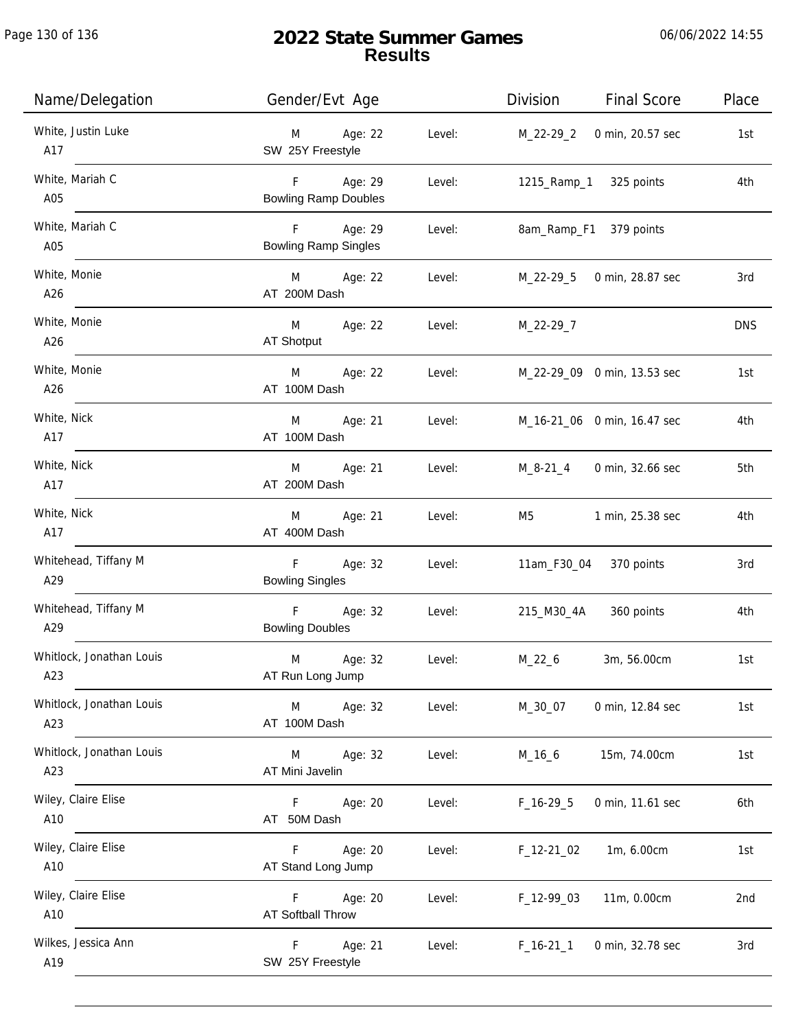# 2022 State Summer Games
## Results

06/06/2022 14:55

| Name/Delegation | Gender/Evt Age | | Division | Final Score | Place |
|---|---|---|---|---|---|
| White, Justin Luke<br>A17 | M Age: 22<br>SW 25Y Freestyle | Level: | M_22-29_2 | 0 min, 20.57 sec | 1st |
| White, Mariah C<br>A05 | F Age: 29<br>Bowling Ramp Doubles | Level: | 1215_Ramp_1 | 325 points | 4th |
| White, Mariah C<br>A05 | F Age: 29<br>Bowling Ramp Singles | Level: | 8am_Ramp_F1 | 379 points | |
| White, Monie<br>A26 | M Age: 22<br>AT 200M Dash | Level: | M_22-29_5 | 0 min, 28.87 sec | 3rd |
| White, Monie<br>A26 | M Age: 22<br>AT Shotput | Level: | M_22-29_7 | | DNS |
| White, Monie<br>A26 | M Age: 22<br>AT 100M Dash | Level: | M_22-29_09 | 0 min, 13.53 sec | 1st |
| White, Nick<br>A17 | M Age: 21<br>AT 100M Dash | Level: | M_16-21_06 | 0 min, 16.47 sec | 4th |
| White, Nick<br>A17 | M Age: 21<br>AT 200M Dash | Level: | M_8-21_4 | 0 min, 32.66 sec | 5th |
| White, Nick<br>A17 | M Age: 21<br>AT 400M Dash | Level: | M5 | 1 min, 25.38 sec | 4th |
| Whitehead, Tiffany M<br>A29 | F Age: 32<br>Bowling Singles | Level: | 11am_F30_04 | 370 points | 3rd |
| Whitehead, Tiffany M<br>A29 | F Age: 32<br>Bowling Doubles | Level: | 215_M30_4A | 360 points | 4th |
| Whitlock, Jonathan Louis<br>A23 | M Age: 32<br>AT Run Long Jump | Level: | M_22_6 | 3m, 56.00cm | 1st |
| Whitlock, Jonathan Louis<br>A23 | M Age: 32<br>AT 100M Dash | Level: | M_30_07 | 0 min, 12.84 sec | 1st |
| Whitlock, Jonathan Louis<br>A23 | M Age: 32<br>AT Mini Javelin | Level: | M_16_6 | 15m, 74.00cm | 1st |
| Wiley, Claire Elise<br>A10 | F Age: 20<br>AT 50M Dash | Level: | F_16-29_5 | 0 min, 11.61 sec | 6th |
| Wiley, Claire Elise<br>A10 | F Age: 20<br>AT Stand Long Jump | Level: | F_12-21_02 | 1m, 6.00cm | 1st |
| Wiley, Claire Elise<br>A10 | F Age: 20<br>AT Softball Throw | Level: | F_12-99_03 | 11m, 0.00cm | 2nd |
| Wilkes, Jessica Ann<br>A19 | F Age: 21<br>SW 25Y Freestyle | Level: | F_16-21_1 | 0 min, 32.78 sec | 3rd |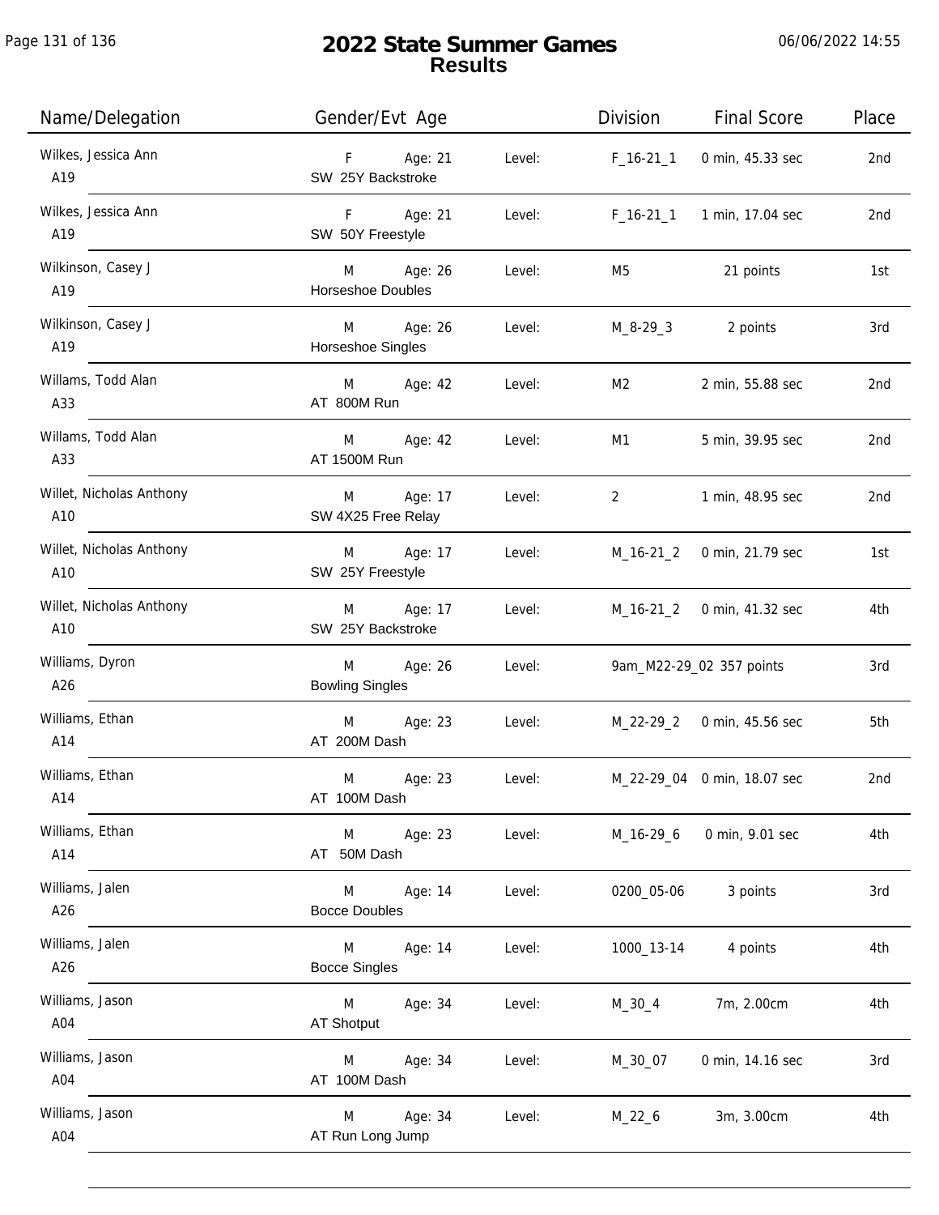# 2022 State Summer Games
## Results

06/06/2022 14:55

| Name/Delegation | Gender/Evt Age | | Division | Final Score | Place |
|---|---|---|---|---|---|
| Wilkes, Jessica Ann<br>A19 | F Age: 21<br>SW 25Y Backstroke | Level: | F_16-21_1 | 0 min, 45.33 sec | 2nd |
| Wilkes, Jessica Ann<br>A19 | F Age: 21<br>SW 50Y Freestyle | Level: | F_16-21_1 | 1 min, 17.04 sec | 2nd |
| Wilkinson, Casey J<br>A19 | M Age: 26<br>Horseshoe Doubles | Level: | M5 | 21 points | 1st |
| Wilkinson, Casey J<br>A19 | M Age: 26<br>Horseshoe Singles | Level: | M_8-29_3 | 2 points | 3rd |
| Willams, Todd Alan<br>A33 | M Age: 42<br>AT 800M Run | Level: | M2 | 2 min, 55.88 sec | 2nd |
| Willams, Todd Alan<br>A33 | M Age: 42<br>AT 1500M Run | Level: | M1 | 5 min, 39.95 sec | 2nd |
| Willet, Nicholas Anthony<br>A10 | M Age: 17<br>SW 4X25 Free Relay | Level: | 2 | 1 min, 48.95 sec | 2nd |
| Willet, Nicholas Anthony<br>A10 | M Age: 17<br>SW 25Y Freestyle | Level: | M_16-21_2 | 0 min, 21.79 sec | 1st |
| Willet, Nicholas Anthony<br>A10 | M Age: 17<br>SW 25Y Backstroke | Level: | M_16-21_2 | 0 min, 41.32 sec | 4th |
| Williams, Dyron<br>A26 | M Age: 26<br>Bowling Singles | Level: | 9am_M22-29_02 | 357 points | 3rd |
| Williams, Ethan<br>A14 | M Age: 23<br>AT 200M Dash | Level: | M_22-29_2 | 0 min, 45.56 sec | 5th |
| Williams, Ethan<br>A14 | M Age: 23<br>AT 100M Dash | Level: | M_22-29_04 | 0 min, 18.07 sec | 2nd |
| Williams, Ethan<br>A14 | M Age: 23<br>AT 50M Dash | Level: | M_16-29_6 | 0 min, 9.01 sec | 4th |
| Williams, Jalen<br>A26 | M Age: 14<br>Bocce Doubles | Level: | 0200_05-06 | 3 points | 3rd |
| Williams, Jalen<br>A26 | M Age: 14<br>Bocce Singles | Level: | 1000_13-14 | 4 points | 4th |
| Williams, Jason<br>A04 | M Age: 34<br>AT Shotput | Level: | M_30_4 | 7m, 2.00cm | 4th |
| Williams, Jason<br>A04 | M Age: 34<br>AT 100M Dash | Level: | M_30_07 | 0 min, 14.16 sec | 3rd |
| Williams, Jason<br>A04 | M Age: 34<br>AT Run Long Jump | Level: | M_22_6 | 3m, 3.00cm | 4th |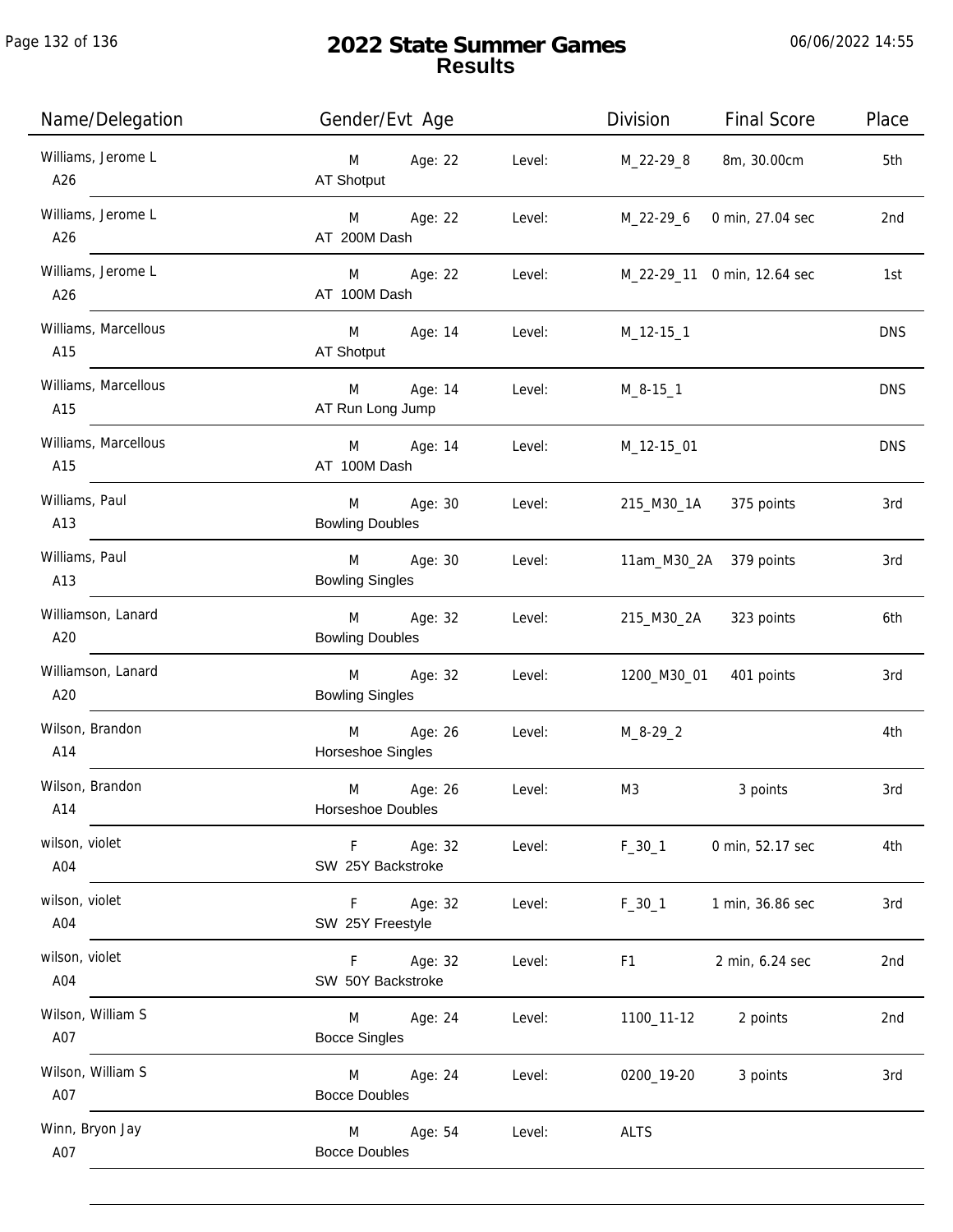# 2022 State Summer Games
## Results

06/06/2022 14:55

| Name/Delegation | Gender/Evt Age | | Level: | Division | Final Score | Place |
|---|---|---|---|---|---|---|
| Williams, Jerome L<br>A26 | M<br>AT Shotput | Age: 22 | Level: | M_22-29_8 | 8m, 30.00cm | 5th |
| Williams, Jerome L<br>A26 | M<br>AT 200M Dash | Age: 22 | Level: | M_22-29_6 | 0 min, 27.04 sec | 2nd |
| Williams, Jerome L<br>A26 | M<br>AT 100M Dash | Age: 22 | Level: | M_22-29_11 | 0 min, 12.64 sec | 1st |
| Williams, Marcellous<br>A15 | M<br>AT Shotput | Age: 14 | Level: | M_12-15_1 | | DNS |
| Williams, Marcellous<br>A15 | M<br>AT Run Long Jump | Age: 14 | Level: | M_8-15_1 | | DNS |
| Williams, Marcellous<br>A15 | M<br>AT 100M Dash | Age: 14 | Level: | M_12-15_01 | | DNS |
| Williams, Paul<br>A13 | M<br>Bowling Doubles | Age: 30 | Level: | 215_M30_1A | 375 points | 3rd |
| Williams, Paul<br>A13 | M<br>Bowling Singles | Age: 30 | Level: | 11am_M30_2A | 379 points | 3rd |
| Williamson, Lanard<br>A20 | M<br>Bowling Doubles | Age: 32 | Level: | 215_M30_2A | 323 points | 6th |
| Williamson, Lanard<br>A20 | M<br>Bowling Singles | Age: 32 | Level: | 1200_M30_01 | 401 points | 3rd |
| Wilson, Brandon<br>A14 | M<br>Horseshoe Singles | Age: 26 | Level: | M_8-29_2 | | 4th |
| Wilson, Brandon<br>A14 | M<br>Horseshoe Doubles | Age: 26 | Level: | M3 | 3 points | 3rd |
| wilson, violet<br>A04 | F<br>SW 25Y Backstroke | Age: 32 | Level: | F_30_1 | 0 min, 52.17 sec | 4th |
| wilson, violet<br>A04 | F<br>SW 25Y Freestyle | Age: 32 | Level: | F_30_1 | 1 min, 36.86 sec | 3rd |
| wilson, violet<br>A04 | F<br>SW 50Y Backstroke | Age: 32 | Level: | F1 | 2 min, 6.24 sec | 2nd |
| Wilson, William S<br>A07 | M<br>Bocce Singles | Age: 24 | Level: | 1100_11-12 | 2 points | 2nd |
| Wilson, William S<br>A07 | M<br>Bocce Doubles | Age: 24 | Level: | 0200_19-20 | 3 points | 3rd |
| Winn, Bryon Jay<br>A07 | M<br>Bocce Doubles | Age: 54 | Level: | ALTS | | |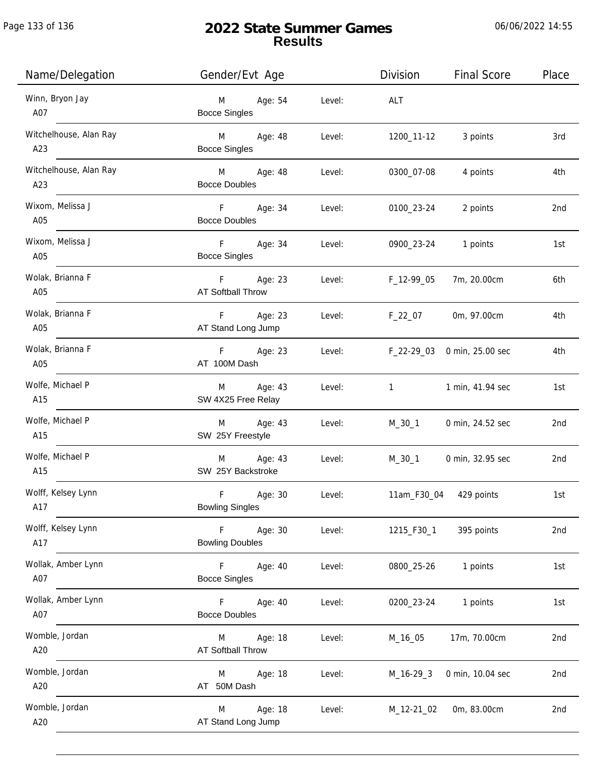# 2022 State Summer Games
## Results

06/06/2022 14:55

| Name/Delegation | Gender/Evt Age | | Level: | Division | Final Score | Place |
|---|---|---|---|---|---|---|
| Winn, Bryon Jay<br>A07 | M<br>Bocce Singles | Age: 54 | Level: | ALT | | |
| Witchelhouse, Alan Ray<br>A23 | M<br>Bocce Singles | Age: 48 | Level: | 1200_11-12 | 3 points | 3rd |
| Witchelhouse, Alan Ray<br>A23 | M<br>Bocce Doubles | Age: 48 | Level: | 0300_07-08 | 4 points | 4th |
| Wixom, Melissa J<br>A05 | F<br>Bocce Doubles | Age: 34 | Level: | 0100_23-24 | 2 points | 2nd |
| Wixom, Melissa J<br>A05 | F<br>Bocce Singles | Age: 34 | Level: | 0900_23-24 | 1 points | 1st |
| Wolak, Brianna F<br>A05 | F<br>AT Softball Throw | Age: 23 | Level: | F_12-99_05 | 7m, 20.00cm | 6th |
| Wolak, Brianna F<br>A05 | F<br>AT Stand Long Jump | Age: 23 | Level: | F_22_07 | 0m, 97.00cm | 4th |
| Wolak, Brianna F<br>A05 | F<br>AT 100M Dash | Age: 23 | Level: | F_22-29_03 | 0 min, 25.00 sec | 4th |
| Wolfe, Michael P<br>A15 | M<br>SW 4X25 Free Relay | Age: 43 | Level: | 1 | 1 min, 41.94 sec | 1st |
| Wolfe, Michael P<br>A15 | M<br>SW 25Y Freestyle | Age: 43 | Level: | M_30_1 | 0 min, 24.52 sec | 2nd |
| Wolfe, Michael P<br>A15 | M<br>SW 25Y Backstroke | Age: 43 | Level: | M_30_1 | 0 min, 32.95 sec | 2nd |
| Wolff, Kelsey Lynn<br>A17 | F<br>Bowling Singles | Age: 30 | Level: | 11am_F30_04 | 429 points | 1st |
| Wolff, Kelsey Lynn<br>A17 | F<br>Bowling Doubles | Age: 30 | Level: | 1215_F30_1 | 395 points | 2nd |
| Wollak, Amber Lynn<br>A07 | F<br>Bocce Singles | Age: 40 | Level: | 0800_25-26 | 1 points | 1st |
| Wollak, Amber Lynn<br>A07 | F<br>Bocce Doubles | Age: 40 | Level: | 0200_23-24 | 1 points | 1st |
| Womble, Jordan<br>A20 | M<br>AT Softball Throw | Age: 18 | Level: | M_16_05 | 17m, 70.00cm | 2nd |
| Womble, Jordan<br>A20 | M<br>AT 50M Dash | Age: 18 | Level: | M_16-29_3 | 0 min, 10.04 sec | 2nd |
| Womble, Jordan<br>A20 | M<br>AT Stand Long Jump | Age: 18 | Level: | M_12-21_02 | 0m, 83.00cm | 2nd |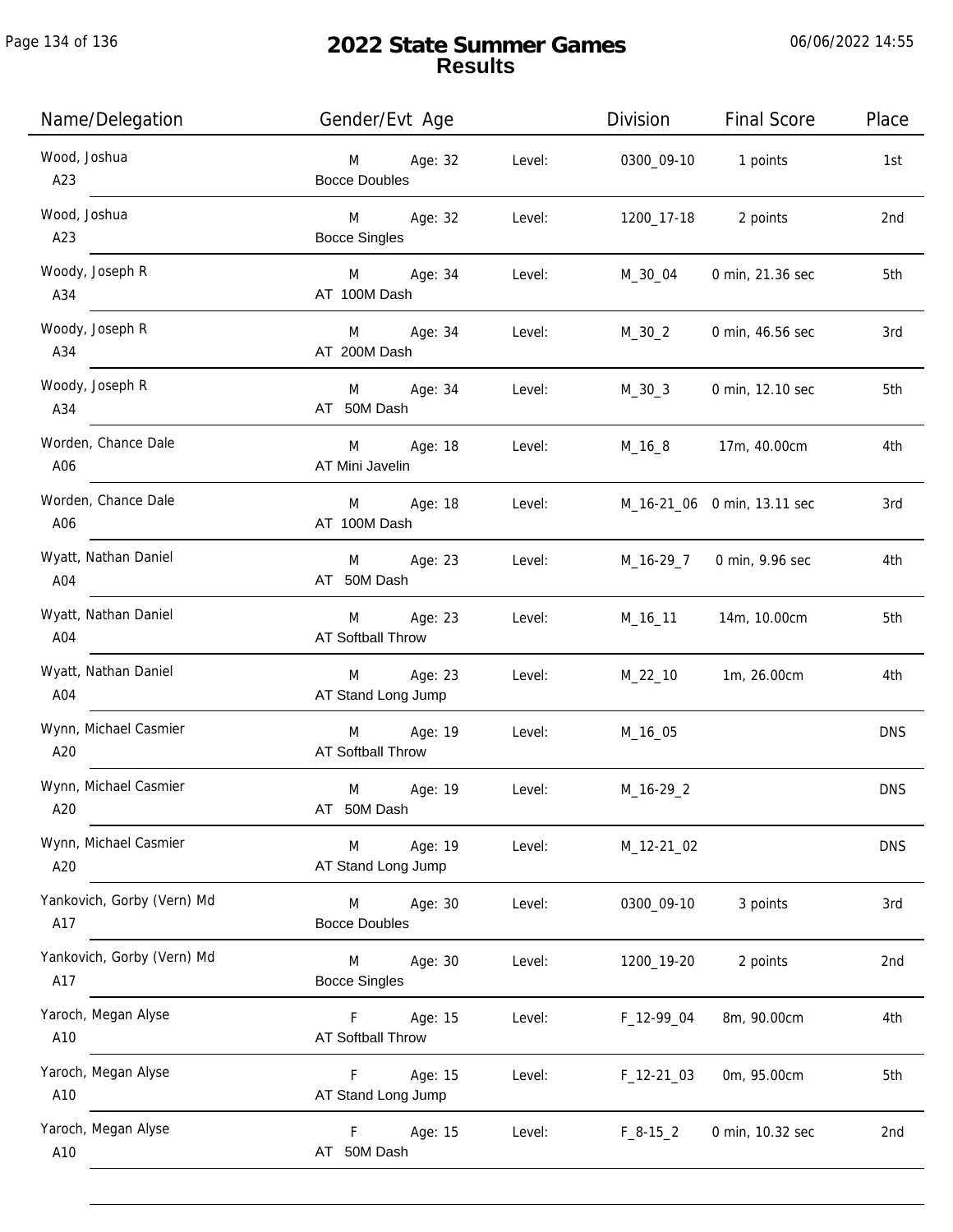# 2022 State Summer Games
## Results

06/06/2022 14:55

| Name/Delegation | Gender/Evt Age | | Level: | Division | Final Score | Place |
|---|---|---|---|---|---|---|
| Wood, Joshua<br>A23 | M<br>Bocce Doubles | Age: 32 | Level: | 0300_09-10 | 1 points | 1st |
| Wood, Joshua<br>A23 | M<br>Bocce Singles | Age: 32 | Level: | 1200_17-18 | 2 points | 2nd |
| Woody, Joseph R<br>A34 | M<br>AT 100M Dash | Age: 34 | Level: | M_30_04 | 0 min, 21.36 sec | 5th |
| Woody, Joseph R<br>A34 | M<br>AT 200M Dash | Age: 34 | Level: | M_30_2 | 0 min, 46.56 sec | 3rd |
| Woody, Joseph R<br>A34 | M<br>AT 50M Dash | Age: 34 | Level: | M_30_3 | 0 min, 12.10 sec | 5th |
| Worden, Chance Dale<br>A06 | M<br>AT Mini Javelin | Age: 18 | Level: | M_16_8 | 17m, 40.00cm | 4th |
| Worden, Chance Dale<br>A06 | M<br>AT 100M Dash | Age: 18 | Level: | M_16-21_06 | 0 min, 13.11 sec | 3rd |
| Wyatt, Nathan Daniel<br>A04 | M<br>AT 50M Dash | Age: 23 | Level: | M_16-29_7 | 0 min, 9.96 sec | 4th |
| Wyatt, Nathan Daniel<br>A04 | M<br>AT Softball Throw | Age: 23 | Level: | M_16_11 | 14m, 10.00cm | 5th |
| Wyatt, Nathan Daniel<br>A04 | M<br>AT Stand Long Jump | Age: 23 | Level: | M_22_10 | 1m, 26.00cm | 4th |
| Wynn, Michael Casmier<br>A20 | M<br>AT Softball Throw | Age: 19 | Level: | M_16_05 | | DNS |
| Wynn, Michael Casmier<br>A20 | M<br>AT 50M Dash | Age: 19 | Level: | M_16-29_2 | | DNS |
| Wynn, Michael Casmier<br>A20 | M<br>AT Stand Long Jump | Age: 19 | Level: | M_12-21_02 | | DNS |
| Yankovich, Gorby (Vern) Md<br>A17 | M<br>Bocce Doubles | Age: 30 | Level: | 0300_09-10 | 3 points | 3rd |
| Yankovich, Gorby (Vern) Md<br>A17 | M<br>Bocce Singles | Age: 30 | Level: | 1200_19-20 | 2 points | 2nd |
| Yaroch, Megan Alyse<br>A10 | F<br>AT Softball Throw | Age: 15 | Level: | F_12-99_04 | 8m, 90.00cm | 4th |
| Yaroch, Megan Alyse<br>A10 | F<br>AT Stand Long Jump | Age: 15 | Level: | F_12-21_03 | 0m, 95.00cm | 5th |
| Yaroch, Megan Alyse<br>A10 | F<br>AT 50M Dash | Age: 15 | Level: | F_8-15_2 | 0 min, 10.32 sec | 2nd |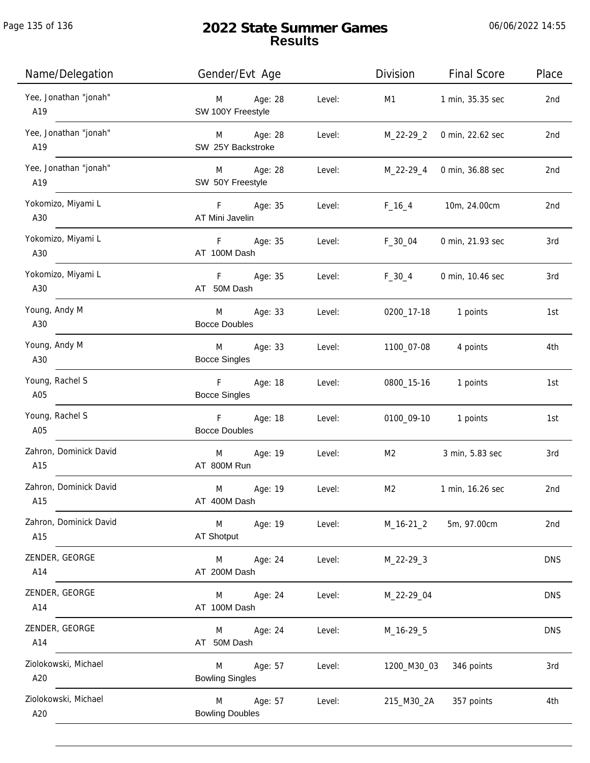# 2022 State Summer Games
## Results

| Name/Delegation | Gender/Evt Age | | Division | Final Score | Place |
|---|---|---|---|---|---|
| Yee, Jonathan "jonah" A19 | M Age: 28 SW 100Y Freestyle | Level: | M1 | 1 min, 35.35 sec | 2nd |
| Yee, Jonathan "jonah" A19 | M Age: 28 SW 25Y Backstroke | Level: | M_22-29_2 | 0 min, 22.62 sec | 2nd |
| Yee, Jonathan "jonah" A19 | M Age: 28 SW 50Y Freestyle | Level: | M_22-29_4 | 0 min, 36.88 sec | 2nd |
| Yokomizo, Miyami L A30 | F Age: 35 AT Mini Javelin | Level: | F_16_4 | 10m, 24.00cm | 2nd |
| Yokomizo, Miyami L A30 | F Age: 35 AT 100M Dash | Level: | F_30_04 | 0 min, 21.93 sec | 3rd |
| Yokomizo, Miyami L A30 | F Age: 35 AT 50M Dash | Level: | F_30_4 | 0 min, 10.46 sec | 3rd |
| Young, Andy M A30 | M Age: 33 Bocce Doubles | Level: | 0200_17-18 | 1 points | 1st |
| Young, Andy M A30 | M Age: 33 Bocce Singles | Level: | 1100_07-08 | 4 points | 4th |
| Young, Rachel S A05 | F Age: 18 Bocce Singles | Level: | 0800_15-16 | 1 points | 1st |
| Young, Rachel S A05 | F Age: 18 Bocce Doubles | Level: | 0100_09-10 | 1 points | 1st |
| Zahron, Dominick David A15 | M Age: 19 AT 800M Run | Level: | M2 | 3 min, 5.83 sec | 3rd |
| Zahron, Dominick David A15 | M Age: 19 AT 400M Dash | Level: | M2 | 1 min, 16.26 sec | 2nd |
| Zahron, Dominick David A15 | M Age: 19 AT Shotput | Level: | M_16-21_2 | 5m, 97.00cm | 2nd |
| ZENDER, GEORGE A14 | M Age: 24 AT 200M Dash | Level: | M_22-29_3 | | DNS |
| ZENDER, GEORGE A14 | M Age: 24 AT 100M Dash | Level: | M_22-29_04 | | DNS |
| ZENDER, GEORGE A14 | M Age: 24 AT 50M Dash | Level: | M_16-29_5 | | DNS |
| Ziolokowski, Michael A20 | M Age: 57 Bowling Singles | Level: | 1200_M30_03 | 346 points | 3rd |
| Ziolokowski, Michael A20 | M Age: 57 Bowling Doubles | Level: | 215_M30_2A | 357 points | 4th |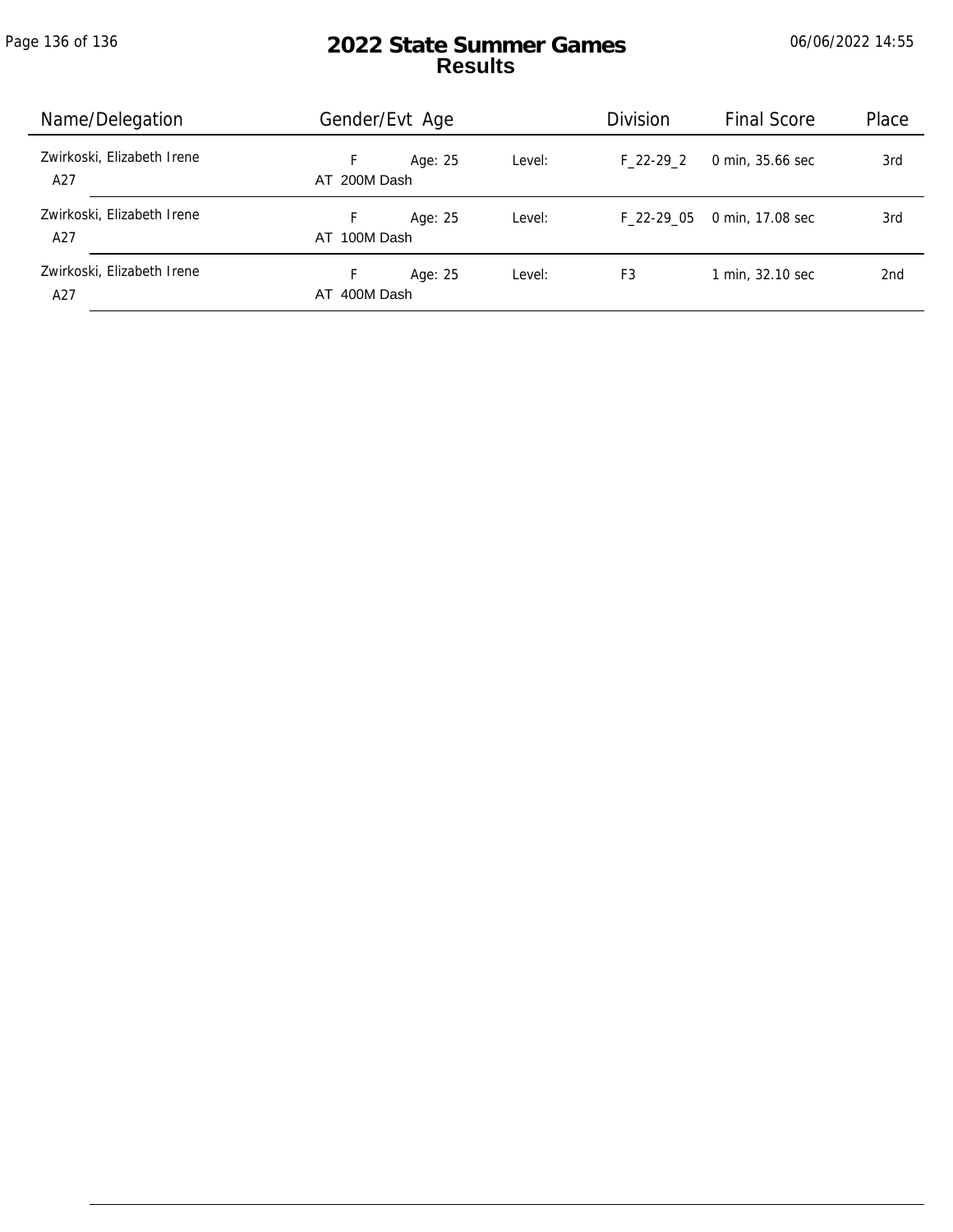# 2022 State Summer Games
## Results

| Name/Delegation | Gender/Evt Age | | Level | Division | Final Score | Place |
|---|---|---|---|---|---|---|
| Zwirkoski, Elizabeth Irene<br>A27 | F<br>AT 200M Dash | Age: 25 | Level: | F_22-29_2 | 0 min, 35.66 sec | 3rd |
| Zwirkoski, Elizabeth Irene<br>A27 | F<br>AT 100M Dash | Age: 25 | Level: | F_22-29_05 | 0 min, 17.08 sec | 3rd |
| Zwirkoski, Elizabeth Irene<br>A27 | F<br>AT 400M Dash | Age: 25 | Level: | F3 | 1 min, 32.10 sec | 2nd |